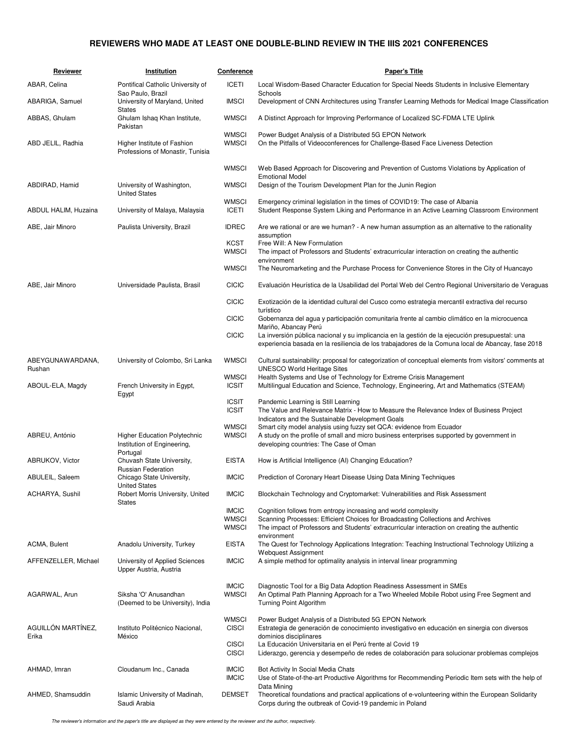# REVIEWERS WHO MADE AT LEAST ONE DOUBLE-BLIND REVIEW IN THE IIIS 2021 CONFERENCES

| Reviewer | Institution | Conference | Paper's Title |
|---|---|---|---|
| ABAR, Celina | Pontifical Catholic University of Sao Paulo, Brazil | ICETI | Local Wisdom-Based Character Education for Special Needs Students in Inclusive Elementary Schools |
| ABARIGA, Samuel | University of Maryland, United States | IMSCI | Development of CNN Architectures using Transfer Learning Methods for Medical Image Classification |
| ABBAS, Ghulam | Ghulam Ishaq Khan Institute, Pakistan | WMSCI | A Distinct Approach for Improving Performance of Localized SC-FDMA LTE Uplink |
| | | WMSCI | Power Budget Analysis of a Distributed 5G EPON Network |
| ABD JELIL, Radhia | Higher Institute of Fashion Professions of Monastir, Tunisia | WMSCI | On the Pitfalls of Videoconferences for Challenge-Based Face Liveness Detection |
| | | WMSCI | Web Based Approach for Discovering and Prevention of Customs Violations by Application of Emotional Model |
| ABDIRAD, Hamid | University of Washington, United States | WMSCI | Design of the Tourism Development Plan for the Junin Region |
| | | WMSCI | Emergency criminal legislation in the times of COVID19: The case of Albania |
| ABDUL HALIM, Huzaina | University of Malaya, Malaysia | ICETI | Student Response System Liking and Performance in an Active Learning Classroom Environment |
| ABE, Jair Minoro | Paulista University, Brazil | IDREC | Are we rational or are we human? - A new human assumption as an alternative to the rationality assumption |
| | | KCST | Free Will: A New Formulation |
| | | WMSCI | The impact of Professors and Students' extracurricular interaction on creating the authentic environment |
| | | WMSCI | The Neuromarketing and the Purchase Process for Convenience Stores in the City of Huancayo |
| ABE, Jair Minoro | Universidade Paulista, Brasil | CICIC | Evaluación Heurística de la Usabilidad del Portal Web del Centro Regional Universitario de Veraguas |
| | | CICIC | Exotización de la identidad cultural del Cusco como estrategia mercantil extractiva del recurso turístico |
| | | CICIC | Gobernanza del agua y participación comunitaria frente al cambio climático en la microcuenca Mariño, Abancay Perú |
| | | CICIC | La inversión pública nacional y su implicancia en la gestión de la ejecución presupuestal: una experiencia basada en la resiliencia de los trabajadores de la Comuna local de Abancay, fase 2018 |
| ABEYGUNAWARDANA, Rushan | University of Colombo, Sri Lanka | WMSCI | Cultural sustainability: proposal for categorization of conceptual elements from visitors' comments at UNESCO World Heritage Sites |
| | | WMSCI | Health Systems and Use of Technology for Extreme Crisis Management |
| ABOUL-ELA, Magdy | French University in Egypt, Egypt | ICSIT | Multilingual Education and Science, Technology, Engineering, Art and Mathematics (STEAM) |
| | | ICSIT | Pandemic Learning is Still Learning |
| | | ICSIT | The Value and Relevance Matrix - How to Measure the Relevance Index of Business Project Indicators and the Sustainable Development Goals |
| | | WMSCI | Smart city model analysis using fuzzy set QCA: evidence from Ecuador |
| ABREU, António | Higher Education Polytechnic Institution of Engineering, Portugal | WMSCI | A study on the profile of small and micro business enterprises supported by government in developing countries: The Case of Oman |
| ABRUKOV, Victor | Chuvash State University, Russian Federation | EISTA | How is Artificial Intelligence (AI) Changing Education? |
| ABULEIL, Saleem | Chicago State University, United States | IMCIC | Prediction of Coronary Heart Disease Using Data Mining Techniques |
| ACHARYA, Sushil | Robert Morris University, United States | IMCIC | Blockchain Technology and Cryptomarket: Vulnerabilities and Risk Assessment |
| | | IMCIC | Cognition follows from entropy increasing and world complexity |
| | | WMSCI | Scanning Processes: Efficient Choices for Broadcasting Collections and Archives |
| | | WMSCI | The impact of Professors and Students' extracurricular interaction on creating the authentic environment |
| ACMA, Bulent | Anadolu University, Turkey | EISTA | The Quest for Technology Applications Integration: Teaching Instructional Technology Utilizing a Webquest Assignment |
| AFFENZELLER, Michael | University of Applied Sciences Upper Austria, Austria | IMCIC | A simple method for optimality analysis in interval linear programming |
| | | IMCIC | Diagnostic Tool for a Big Data Adoption Readiness Assessment in SMEs |
| AGARWAL, Arun | Siksha 'O' Anusandhan (Deemed to be University), India | WMSCI | An Optimal Path Planning Approach for a Two Wheeled Mobile Robot using Free Segment and Turning Point Algorithm |
| | | WMSCI | Power Budget Analysis of a Distributed 5G EPON Network |
| AGUILLÓN MARTÍNEZ, Erika | Instituto Politécnico Nacional, México | CISCI | Estrategia de generación de conocimiento investigativo en educación en sinergia con diversos dominios disciplinares |
| | | CISCI | La Educación Universitaria en el Perú frente al Covid 19 |
| | | CISCI | Liderazgo, gerencia y desempeño de redes de colaboración para solucionar problemas complejos |
| AHMAD, Imran | Cloudanum Inc., Canada | IMCIC | Bot Activity In Social Media Chats |
| | | IMCIC | Use of State-of-the-art Productive Algorithms for Recommending Periodic Item sets with the help of Data Mining |
| AHMED, Shamsuddin | Islamic University of Madinah, Saudi Arabia | DEMSET | Theoretical foundations and practical applications of e-volunteering within the European Solidarity Corps during the outbreak of Covid-19 pandemic in Poland |

*The reviewer's information and the paper's title are displayed as they were entered by the reviewer and the author, respectively.*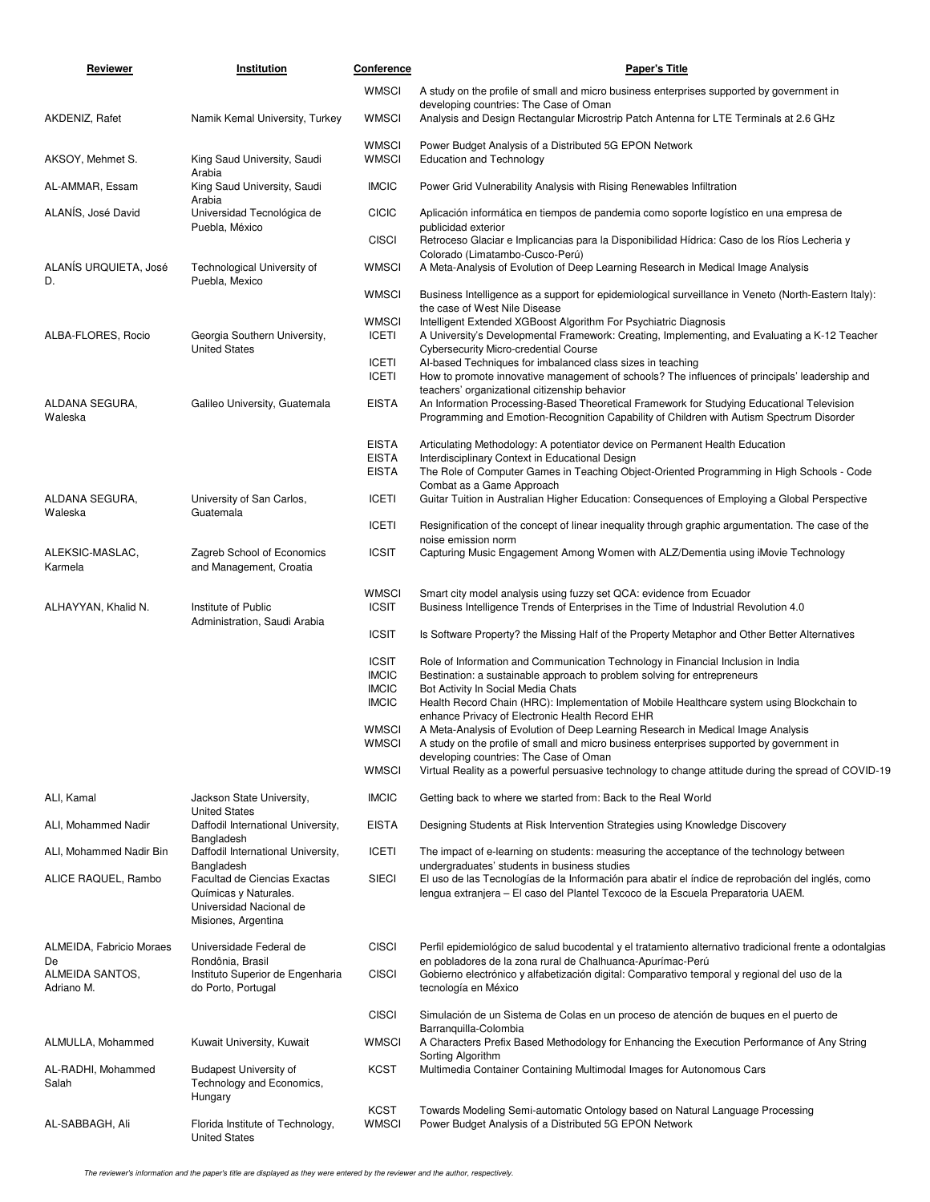| Reviewer | Institution | Conference | Paper's Title |
| --- | --- | --- | --- |
| | | WMSCI | A study on the profile of small and micro business enterprises supported by government in developing countries: The Case of Oman |
| AKDENIZ, Rafet | Namik Kemal University, Turkey | WMSCI | Analysis and Design Rectangular Microstrip Patch Antenna for LTE Terminals at 2.6 GHz |
| | | WMSCI | Power Budget Analysis of a Distributed 5G EPON Network |
| AKSOY, Mehmet S. | King Saud University, Saudi Arabia | WMSCI | Education and Technology |
| AL-AMMAR, Essam | King Saud University, Saudi Arabia | IMCIC | Power Grid Vulnerability Analysis with Rising Renewables Infiltration |
| ALANÍS, José David | Universidad Tecnológica de Puebla, México | CICIC | Aplicación informática en tiempos de pandemia como soporte logístico en una empresa de publicidad exterior |
| | | CISCI | Retroceso Glaciar e Implicancias para la Disponibilidad Hídrica: Caso de los Ríos Lecheria y Colorado (Limatambo-Cusco-Perú) |
| ALANÍS URQUIETA, José D. | Technological University of Puebla, Mexico | WMSCI | A Meta-Analysis of Evolution of Deep Learning Research in Medical Image Analysis |
| | | WMSCI | Business Intelligence as a support for epidemiological surveillance in Veneto (North-Eastern Italy): the case of West Nile Disease |
| | | WMSCI | Intelligent Extended XGBoost Algorithm For Psychiatric Diagnosis |
| ALBA-FLORES, Rocio | Georgia Southern University, United States | ICETI | A University's Developmental Framework: Creating, Implementing, and Evaluating a K-12 Teacher Cybersecurity Micro-credential Course |
| | | ICETI | AI-based Techniques for imbalanced class sizes in teaching |
| | | ICETI | How to promote innovative management of schools? The influences of principals' leadership and teachers' organizational citizenship behavior |
| ALDANA SEGURA, Waleska | Galileo University, Guatemala | EISTA | An Information Processing-Based Theoretical Framework for Studying Educational Television Programming and Emotion-Recognition Capability of Children with Autism Spectrum Disorder |
| | | EISTA | Articulating Methodology: A potentiator device on Permanent Health Education |
| | | EISTA | Interdisciplinary Context in Educational Design |
| | | EISTA | The Role of Computer Games in Teaching Object-Oriented Programming in High Schools - Code Combat as a Game Approach |
| ALDANA SEGURA, Waleska | University of San Carlos, Guatemala | ICETI | Guitar Tuition in Australian Higher Education: Consequences of Employing a Global Perspective |
| | | ICETI | Resignification of the concept of linear inequality through graphic argumentation. The case of the noise emission norm |
| ALEKSIC-MASLAC, Karmela | Zagreb School of Economics and Management, Croatia | ICSIT | Capturing Music Engagement Among Women with ALZ/Dementia using iMovie Technology |
| | | WMSCI | Smart city model analysis using fuzzy set QCA: evidence from Ecuador |
| ALHAYYAN, Khalid N. | Institute of Public Administration, Saudi Arabia | ICSIT | Business Intelligence Trends of Enterprises in the Time of Industrial Revolution 4.0 |
| | | ICSIT | Is Software Property? the Missing Half of the Property Metaphor and Other Better Alternatives |
| | | ICSIT | Role of Information and Communication Technology in Financial Inclusion in India |
| | | IMCIC | Bestination: a sustainable approach to problem solving for entrepreneurs |
| | | IMCIC | Bot Activity In Social Media Chats |
| | | IMCIC | Health Record Chain (HRC): Implementation of Mobile Healthcare system using Blockchain to enhance Privacy of Electronic Health Record EHR |
| | | WMSCI | A Meta-Analysis of Evolution of Deep Learning Research in Medical Image Analysis |
| | | WMSCI | A study on the profile of small and micro business enterprises supported by government in developing countries: The Case of Oman |
| | | WMSCI | Virtual Reality as a powerful persuasive technology to change attitude during the spread of COVID-19 |
| ALI, Kamal | Jackson State University, United States | IMCIC | Getting back to where we started from: Back to the Real World |
| ALI, Mohammed Nadir | Daffodil International University, Bangladesh | EISTA | Designing Students at Risk Intervention Strategies using Knowledge Discovery |
| ALI, Mohammed Nadir Bin | Daffodil International University, Bangladesh | ICETI | The impact of e-learning on students: measuring the acceptance of the technology between undergraduates' students in business studies |
| ALICE RAQUEL, Rambo | Facultad de Ciencias Exactas Químicas y Naturales. Universidad Nacional de Misiones, Argentina | SIECI | El uso de las Tecnologías de la Información para abatir el índice de reprobación del inglés, como lengua extranjera – El caso del Plantel Texcoco de la Escuela Preparatoria UAEM. |
| ALMEIDA, Fabricio Moraes De | Universidade Federal de Rondônia, Brasil | CISCI | Perfil epidemiológico de salud bucodental y el tratamiento alternativo tradicional frente a odontalgias en pobladores de la zona rural de Chalhuanca-Apurímac-Perú |
| ALMEIDA SANTOS, Adriano M. | Instituto Superior de Engenharia do Porto, Portugal | CISCI | Gobierno electrónico y alfabetización digital: Comparativo temporal y regional del uso de la tecnología en México |
| | | CISCI | Simulación de un Sistema de Colas en un proceso de atención de buques en el puerto de Barranquilla-Colombia |
| ALMULLA, Mohammed | Kuwait University, Kuwait | WMSCI | A Characters Prefix Based Methodology for Enhancing the Execution Performance of Any String Sorting Algorithm |
| AL-RADHI, Mohammed Salah | Budapest University of Technology and Economics, Hungary | KCST | Multimedia Container Containing Multimodal Images for Autonomous Cars |
| | | KCST | Towards Modeling Semi-automatic Ontology based on Natural Language Processing |
| AL-SABBAGH, Ali | Florida Institute of Technology, United States | WMSCI | Power Budget Analysis of a Distributed 5G EPON Network |

*The reviewer's information and the paper's title are displayed as they were entered by the reviewer and the author, respectively.*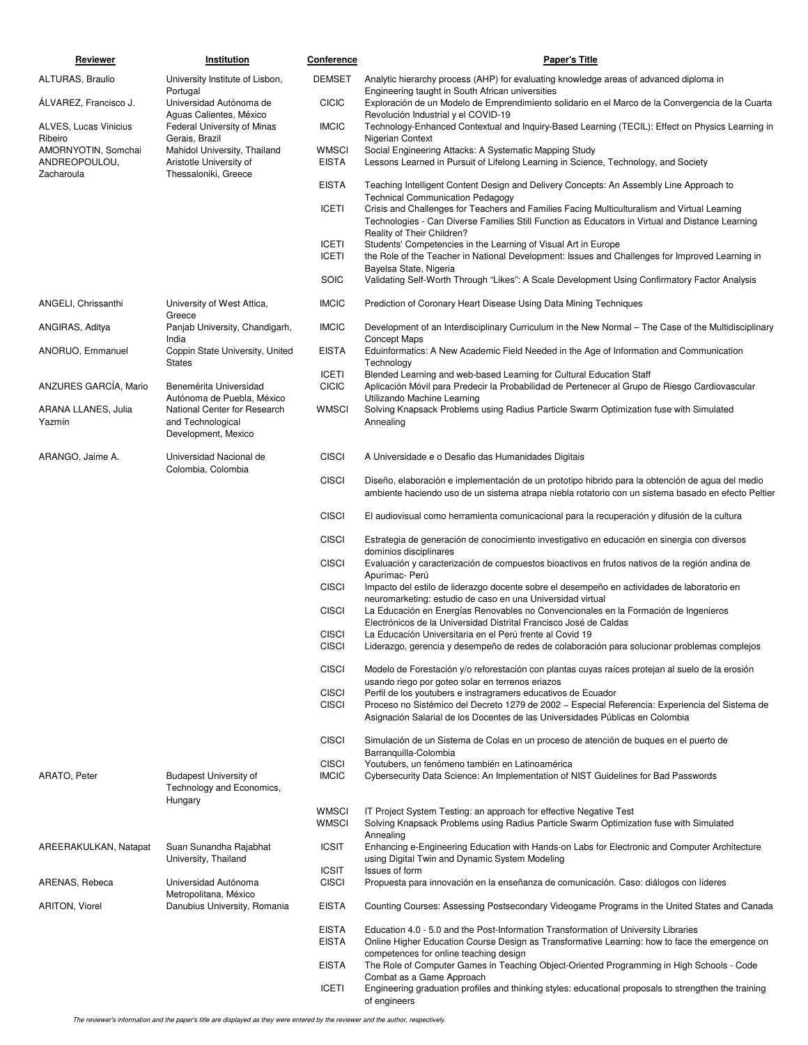| Reviewer | Institution | Conference | Paper's Title |
|---|---|---|---|
| ALTURAS, Braulio | University Institute of Lisbon, Portugal | DEMSET | Analytic hierarchy process (AHP) for evaluating knowledge areas of advanced diploma in Engineering taught in South African universities |
| ÁLVAREZ, Francisco J. | Universidad Autónoma de Aguas Calientes, México | CICIC | Exploración de un Modelo de Emprendimiento solidario en el Marco de la Convergencia de la Cuarta Revolución Industrial y el COVID-19 |
| ALVES, Lucas Vinicius Ribeiro | Federal University of Minas Gerais, Brazil | IMCIC | Technology-Enhanced Contextual and Inquiry-Based Learning (TECIL): Effect on Physics Learning in Nigerian Context |
| AMORNYOTIN, Somchai | Mahidol University, Thailand | WMSCI | Social Engineering Attacks: A Systematic Mapping Study |
| ANDREOPOULOU, Zacharoula | Aristotle University of Thessaloniki, Greece | EISTA | Lessons Learned in Pursuit of Lifelong Learning in Science, Technology, and Society |
| | | EISTA | Teaching Intelligent Content Design and Delivery Concepts: An Assembly Line Approach to Technical Communication Pedagogy |
| | | ICETI | Crisis and Challenges for Teachers and Families Facing Multiculturalism and Virtual Learning Technologies - Can Diverse Families Still Function as Educators in Virtual and Distance Learning Reality of Their Children? |
| | | ICETI | Students' Competencies in the Learning of Visual Art in Europe |
| | | ICETI | the Role of the Teacher in National Development: Issues and Challenges for Improved Learning in Bayelsa State, Nigeria |
| | | SOIC | Validating Self-Worth Through "Likes": A Scale Development Using Confirmatory Factor Analysis |
| ANGELI, Chrissanthi | University of West Attica, Greece | IMCIC | Prediction of Coronary Heart Disease Using Data Mining Techniques |
| ANGIRAS, Aditya | Panjab University, Chandigarh, India | IMCIC | Development of an Interdisciplinary Curriculum in the New Normal – The Case of the Multidisciplinary Concept Maps |
| ANORUO, Emmanuel | Coppin State University, United States | EISTA | Eduinformatics: A New Academic Field Needed in the Age of Information and Communication Technology |
| | | ICETI | Blended Learning and web-based Learning for Cultural Education Staff |
| ANZURES GARCÍA, Mario | Benemérita Universidad Autónoma de Puebla, México | CICIC | Aplicación Móvil para Predecir la Probabilidad de Pertenecer al Grupo de Riesgo Cardiovascular Utilizando Machine Learning |
| ARANA LLANES, Julia Yazmín | National Center for Research and Technological Development, Mexico | WMSCI | Solving Knapsack Problems using Radius Particle Swarm Optimization fuse with Simulated Annealing |
| ARANGO, Jaime A. | Universidad Nacional de Colombia, Colombia | CISCI | A Universidade e o Desafio das Humanidades Digitais |
| | | CISCI | Diseño, elaboración e implementación de un prototipo hibrido para la obtención de agua del medio ambiente haciendo uso de un sistema atrapa niebla rotatorio con un sistema basado en efecto Peltier |
| | | CISCI | El audiovisual como herramienta comunicacional para la recuperación y difusión de la cultura |
| | | CISCI | Estrategia de generación de conocimiento investigativo en educación en sinergia con diversos dominios disciplinares |
| | | CISCI | Evaluación y caracterización de compuestos bioactivos en frutos nativos de la región andina de Apurímac- Perú |
| | | CISCI | Impacto del estilo de liderazgo docente sobre el desempeño en actividades de laboratorio en neuromarketing: estudio de caso en una Universidad virtual |
| | | CISCI | La Educación en Energías Renovables no Convencionales en la Formación de Ingenieros Electrónicos de la Universidad Distrital Francisco José de Caldas |
| | | CISCI | La Educación Universitaria en el Perú frente al Covid 19 |
| | | CISCI | Liderazgo, gerencia y desempeño de redes de colaboración para solucionar problemas complejos |
| | | CISCI | Modelo de Forestación y/o reforestación con plantas cuyas raíces protejan al suelo de la erosión usando riego por goteo solar en terrenos eriazos |
| | | CISCI | Perfil de los youtubers e instragramers educativos de Ecuador |
| | | CISCI | Proceso no Sistémico del Decreto 1279 de 2002 – Especial Referencia: Experiencia del Sistema de Asignación Salarial de los Docentes de las Universidades Públicas en Colombia |
| | | CISCI | Simulación de un Sistema de Colas en un proceso de atención de buques en el puerto de Barranquilla-Colombia |
| | | CISCI | Youtubers, un fenómeno también en Latinoamérica |
| ARATO, Peter | Budapest University of Technology and Economics, Hungary | IMCIC | Cybersecurity Data Science: An Implementation of NIST Guidelines for Bad Passwords |
| | | WMSCI | IT Project System Testing: an approach for effective Negative Test |
| | | WMSCI | Solving Knapsack Problems using Radius Particle Swarm Optimization fuse with Simulated Annealing |
| AREERAKULKAN, Natapat | Suan Sunandha Rajabhat University, Thailand | ICSIT | Enhancing e-Engineering Education with Hands-on Labs for Electronic and Computer Architecture using Digital Twin and Dynamic System Modeling |
| | | ICSIT | Issues of form |
| ARENAS, Rebeca | Universidad Autónoma Metropolitana, México | CISCI | Propuesta para innovación en la enseñanza de comunicación. Caso: diálogos con líderes |
| ARITON, Viorel | Danubius University, Romania | EISTA | Counting Courses: Assessing Postsecondary Videogame Programs in the United States and Canada |
| | | EISTA | Education 4.0 - 5.0 and the Post-Information Transformation of University Libraries |
| | | EISTA | Online Higher Education Course Design as Transformative Learning: how to face the emergence on competences for online teaching design |
| | | EISTA | The Role of Computer Games in Teaching Object-Oriented Programming in High Schools - Code Combat as a Game Approach |
| | | ICETI | Engineering graduation profiles and thinking styles: educational proposals to strengthen the training of engineers |

*The reviewer's information and the paper's title are displayed as they were entered by the reviewer and the author, respectively.*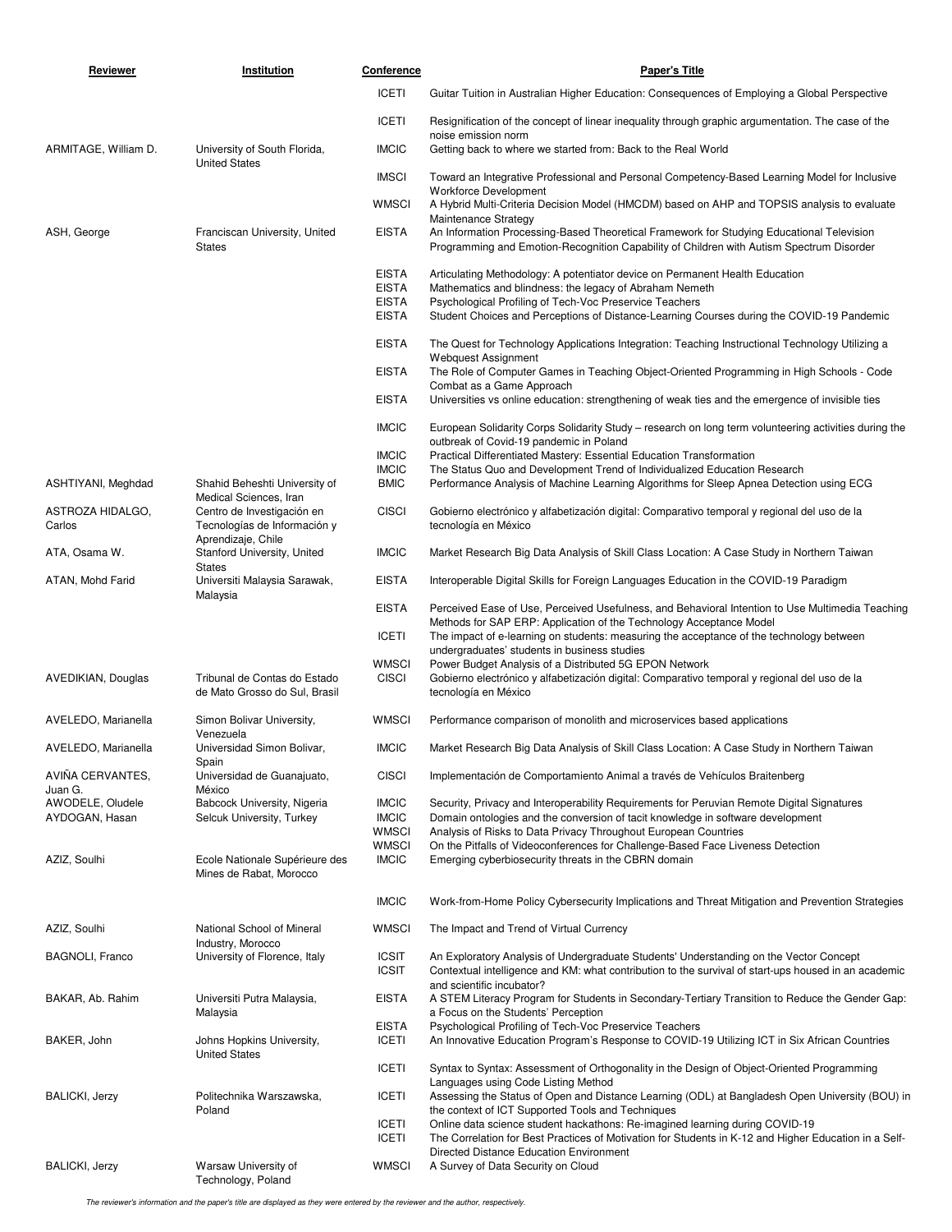| Reviewer | Institution | Conference | Paper's Title |
|---|---|---|---|
| | | ICETI | Guitar Tuition in Australian Higher Education: Consequences of Employing a Global Perspective |
| | | ICETI | Resignification of the concept of linear inequality through graphic argumentation. The case of the noise emission norm |
| ARMITAGE, William D. | University of South Florida, United States | IMCIC | Getting back to where we started from: Back to the Real World |
| | | IMSCI | Toward an Integrative Professional and Personal Competency-Based Learning Model for Inclusive Workforce Development |
| | | WMSCI | A Hybrid Multi-Criteria Decision Model (HMCDM) based on AHP and TOPSIS analysis to evaluate Maintenance Strategy |
| ASH, George | Franciscan University, United States | EISTA | An Information Processing-Based Theoretical Framework for Studying Educational Television Programming and Emotion-Recognition Capability of Children with Autism Spectrum Disorder |
| | | EISTA | Articulating Methodology: A potentiator device on Permanent Health Education |
| | | EISTA | Mathematics and blindness: the legacy of Abraham Nemeth |
| | | EISTA | Psychological Profiling of Tech-Voc Preservice Teachers |
| | | EISTA | Student Choices and Perceptions of Distance-Learning Courses during the COVID-19 Pandemic |
| | | EISTA | The Quest for Technology Applications Integration: Teaching Instructional Technology Utilizing a Webquest Assignment |
| | | EISTA | The Role of Computer Games in Teaching Object-Oriented Programming in High Schools - Code Combat as a Game Approach |
| | | EISTA | Universities vs online education: strengthening of weak ties and the emergence of invisible ties |
| | | IMCIC | European Solidarity Corps Solidarity Study – research on long term volunteering activities during the outbreak of Covid-19 pandemic in Poland |
| | | IMCIC | Practical Differentiated Mastery: Essential Education Transformation |
| | | IMCIC | The Status Quo and Development Trend of Individualized Education Research |
| ASHTIYANI, Meghdad | Shahid Beheshti University of Medical Sciences, Iran | BMIC | Performance Analysis of Machine Learning Algorithms for Sleep Apnea Detection using ECG |
| ASTROZA HIDALGO, Carlos | Centro de Investigación en Tecnologías de Información y Aprendizaje, Chile | CISCI | Gobierno electrónico y alfabetización digital: Comparativo temporal y regional del uso de la tecnología en México |
| ATA, Osama W. | Stanford University, United States | IMCIC | Market Research Big Data Analysis of Skill Class Location: A Case Study in Northern Taiwan |
| ATAN, Mohd Farid | Universiti Malaysia Sarawak, Malaysia | EISTA | Interoperable Digital Skills for Foreign Languages Education in the COVID-19 Paradigm |
| | | EISTA | Perceived Ease of Use, Perceived Usefulness, and Behavioral Intention to Use Multimedia Teaching Methods for SAP ERP: Application of the Technology Acceptance Model |
| | | ICETI | The impact of e-learning on students: measuring the acceptance of the technology between undergraduates' students in business studies |
| | | WMSCI | Power Budget Analysis of a Distributed 5G EPON Network |
| AVEDIKIAN, Douglas | Tribunal de Contas do Estado de Mato Grosso do Sul, Brasil | CISCI | Gobierno electrónico y alfabetización digital: Comparativo temporal y regional del uso de la tecnología en México |
| AVELEDO, Marianella | Simon Bolivar University, Venezuela | WMSCI | Performance comparison of monolith and microservices based applications |
| AVELEDO, Marianella | Universidad Simon Bolivar, Spain | IMCIC | Market Research Big Data Analysis of Skill Class Location: A Case Study in Northern Taiwan |
| AVIÑA CERVANTES, Juan G. | Universidad de Guanajuato, México | CISCI | Implementación de Comportamiento Animal a través de Vehículos Braitenberg |
| AWODELE, Oludele | Babcock University, Nigeria | IMCIC | Security, Privacy and Interoperability Requirements for Peruvian Remote Digital Signatures |
| AYDOGAN, Hasan | Selcuk University, Turkey | IMCIC | Domain ontologies and the conversion of tacit knowledge in software development |
| | | WMSCI | Analysis of Risks to Data Privacy Throughout European Countries |
| | | WMSCI | On the Pitfalls of Videoconferences for Challenge-Based Face Liveness Detection |
| AZIZ, Soulhi | Ecole Nationale Supérieure des Mines de Rabat, Morocco | IMCIC | Emerging cyberbiosecurity threats in the CBRN domain |
| | | IMCIC | Work-from-Home Policy Cybersecurity Implications and Threat Mitigation and Prevention Strategies |
| AZIZ, Soulhi | National School of Mineral Industry, Morocco | WMSCI | The Impact and Trend of Virtual Currency |
| BAGNOLI, Franco | University of Florence, Italy | ICSIT | An Exploratory Analysis of Undergraduate Students' Understanding on the Vector Concept |
| | | ICSIT | Contextual intelligence and KM: what contribution to the survival of start-ups housed in an academic and scientific incubator? |
| BAKAR, Ab. Rahim | Universiti Putra Malaysia, Malaysia | EISTA | A STEM Literacy Program for Students in Secondary-Tertiary Transition to Reduce the Gender Gap: a Focus on the Students' Perception |
| | | EISTA | Psychological Profiling of Tech-Voc Preservice Teachers |
| BAKER, John | Johns Hopkins University, United States | ICETI | An Innovative Education Program's Response to COVID-19 Utilizing ICT in Six African Countries |
| | | ICETI | Syntax to Syntax: Assessment of Orthogonality in the Design of Object-Oriented Programming Languages using Code Listing Method |
| BALICKI, Jerzy | Politechnika Warszawska, Poland | ICETI | Assessing the Status of Open and Distance Learning (ODL) at Bangladesh Open University (BOU) in the context of ICT Supported Tools and Techniques |
| | | ICETI | Online data science student hackathons: Re-imagined learning during COVID-19 |
| | | ICETI | The Correlation for Best Practices of Motivation for Students in K-12 and Higher Education in a Self-Directed Distance Education Environment |
| BALICKI, Jerzy | Warsaw University of Technology, Poland | WMSCI | A Survey of Data Security on Cloud |

*The reviewer's information and the paper's title are displayed as they were entered by the reviewer and the author, respectively.*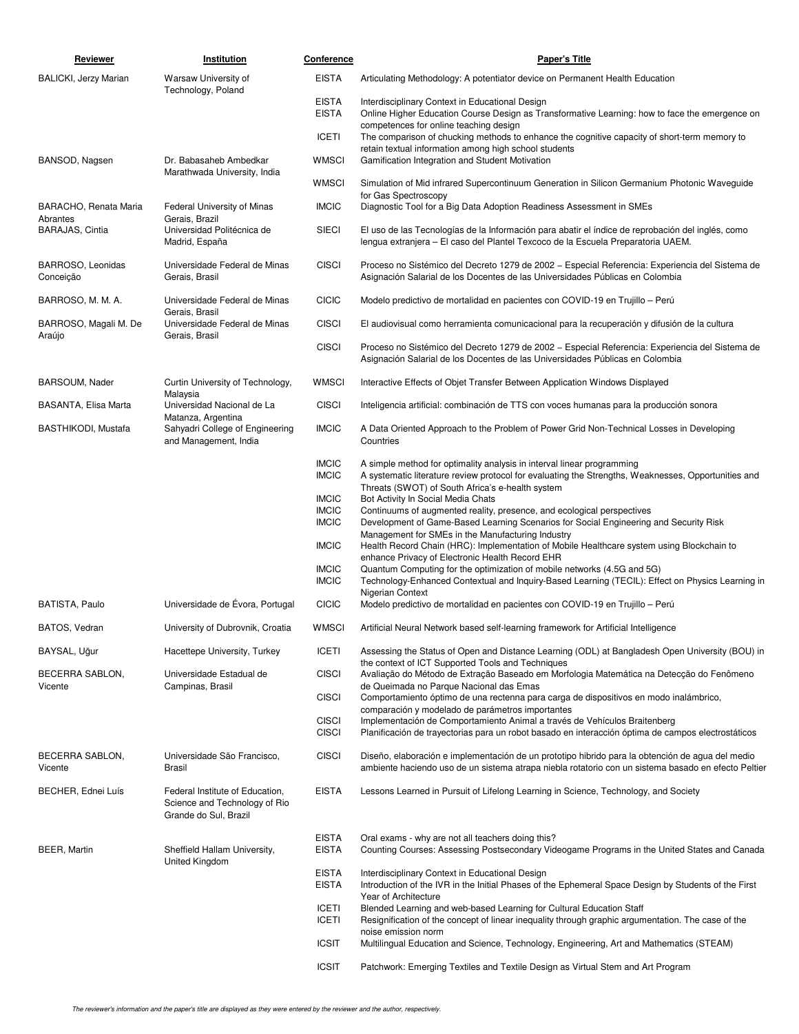| Reviewer | Institution | Conference | Paper's Title |
|---|---|---|---|
| BALICKI, Jerzy Marian | Warsaw University of Technology, Poland | EISTA | Articulating Methodology: A potentiator device on Permanent Health Education |
| | | EISTA | Interdisciplinary Context in Educational Design |
| | | EISTA | Online Higher Education Course Design as Transformative Learning: how to face the emergence on competences for online teaching design |
| | | ICETI | The comparison of chucking methods to enhance the cognitive capacity of short-term memory to retain textual information among high school students |
| BANSOD, Nagsen | Dr. Babasaheb Ambedkar Marathwada University, India | WMSCI | Gamification Integration and Student Motivation |
| | | WMSCI | Simulation of Mid infrared Supercontinuum Generation in Silicon Germanium Photonic Waveguide for Gas Spectroscopy |
| BARACHO, Renata Maria Abrantes | Federal University of Minas Gerais, Brazil | IMCIC | Diagnostic Tool for a Big Data Adoption Readiness Assessment in SMEs |
| BARAJAS, Cintia | Universidad Politécnica de Madrid, España | SIECI | El uso de las Tecnologías de la Información para abatir el índice de reprobación del inglés, como lengua extranjera – El caso del Plantel Texcoco de la Escuela Preparatoria UAEM. |
| BARROSO, Leonidas Conceição | Universidade Federal de Minas Gerais, Brasil | CISCI | Proceso no Sistémico del Decreto 1279 de 2002 – Especial Referencia: Experiencia del Sistema de Asignación Salarial de los Docentes de las Universidades Públicas en Colombia |
| BARROSO, M. M. A. | Universidade Federal de Minas Gerais, Brasil | CICIC | Modelo predictivo de mortalidad en pacientes con COVID-19 en Trujillo – Perú |
| BARROSO, Magali M. De Araújo | Universidade Federal de Minas Gerais, Brasil | CISCI | El audiovisual como herramienta comunicacional para la recuperación y difusión de la cultura |
| | | CISCI | Proceso no Sistémico del Decreto 1279 de 2002 – Especial Referencia: Experiencia del Sistema de Asignación Salarial de los Docentes de las Universidades Públicas en Colombia |
| BARSOUM, Nader | Curtin University of Technology, Malaysia | WMSCI | Interactive Effects of Objet Transfer Between Application Windows Displayed |
| BASANTA, Elisa Marta | Universidad Nacional de La Matanza, Argentina | CISCI | Inteligencia artificial: combinación de TTS con voces humanas para la producción sonora |
| BASTHIKODI, Mustafa | Sahyadri College of Engineering and Management, India | IMCIC | A Data Oriented Approach to the Problem of Power Grid Non-Technical Losses in Developing Countries |
| | | IMCIC | A simple method for optimality analysis in interval linear programming |
| | | IMCIC | A systematic literature review protocol for evaluating the Strengths, Weaknesses, Opportunities and Threats (SWOT) of South Africa's e-health system |
| | | IMCIC | Bot Activity In Social Media Chats |
| | | IMCIC | Continuums of augmented reality, presence, and ecological perspectives |
| | | IMCIC | Development of Game-Based Learning Scenarios for Social Engineering and Security Risk Management for SMEs in the Manufacturing Industry |
| | | IMCIC | Health Record Chain (HRC): Implementation of Mobile Healthcare system using Blockchain to enhance Privacy of Electronic Health Record EHR |
| | | IMCIC | Quantum Computing for the optimization of mobile networks (4.5G and 5G) |
| | | IMCIC | Technology-Enhanced Contextual and Inquiry-Based Learning (TECIL): Effect on Physics Learning in Nigerian Context |
| BATISTA, Paulo | Universidade de Évora, Portugal | CICIC | Modelo predictivo de mortalidad en pacientes con COVID-19 en Trujillo – Perú |
| BATOS, Vedran | University of Dubrovnik, Croatia | WMSCI | Artificial Neural Network based self-learning framework for Artificial Intelligence |
| BAYSAL, Uğur | Hacettepe University, Turkey | ICETI | Assessing the Status of Open and Distance Learning (ODL) at Bangladesh Open University (BOU) in the context of ICT Supported Tools and Techniques |
| BECERRA SABLON, Vicente | Universidade Estadual de Campinas, Brasil | CISCI | Avaliação do Método de Extração Baseado em Morfologia Matemática na Detecção do Fenômeno de Queimada no Parque Nacional das Emas |
| | | CISCI | Comportamiento óptimo de una rectenna para carga de dispositivos en modo inalámbrico, comparación y modelado de parámetros importantes |
| | | CISCI | Implementación de Comportamiento Animal a través de Vehículos Braitenberg |
| | | CISCI | Planificación de trayectorias para un robot basado en interacción óptima de campos electrostáticos |
| BECERRA SABLON, Vicente | Universidade São Francisco, Brasil | CISCI | Diseño, elaboración e implementación de un prototipo hibrido para la obtención de agua del medio ambiente haciendo uso de un sistema atrapa niebla rotatorio con un sistema basado en efecto Peltier |
| BECHER, Ednei Luís | Federal Institute of Education, Science and Technology of Rio Grande do Sul, Brazil | EISTA | Lessons Learned in Pursuit of Lifelong Learning in Science, Technology, and Society |
| | | EISTA | Oral exams - why are not all teachers doing this? |
| BEER, Martin | Sheffield Hallam University, United Kingdom | EISTA | Counting Courses: Assessing Postsecondary Videogame Programs in the United States and Canada |
| | | EISTA | Interdisciplinary Context in Educational Design |
| | | EISTA | Introduction of the IVR in the Initial Phases of the Ephemeral Space Design by Students of the First Year of Architecture |
| | | ICETI | Blended Learning and web-based Learning for Cultural Education Staff |
| | | ICETI | Resignification of the concept of linear inequality through graphic argumentation. The case of the noise emission norm |
| | | ICSIT | Multilingual Education and Science, Technology, Engineering, Art and Mathematics (STEAM) |
| | | ICSIT | Patchwork: Emerging Textiles and Textile Design as Virtual Stem and Art Program |

*The reviewer's information and the paper's title are displayed as they were entered by the reviewer and the author, respectively.*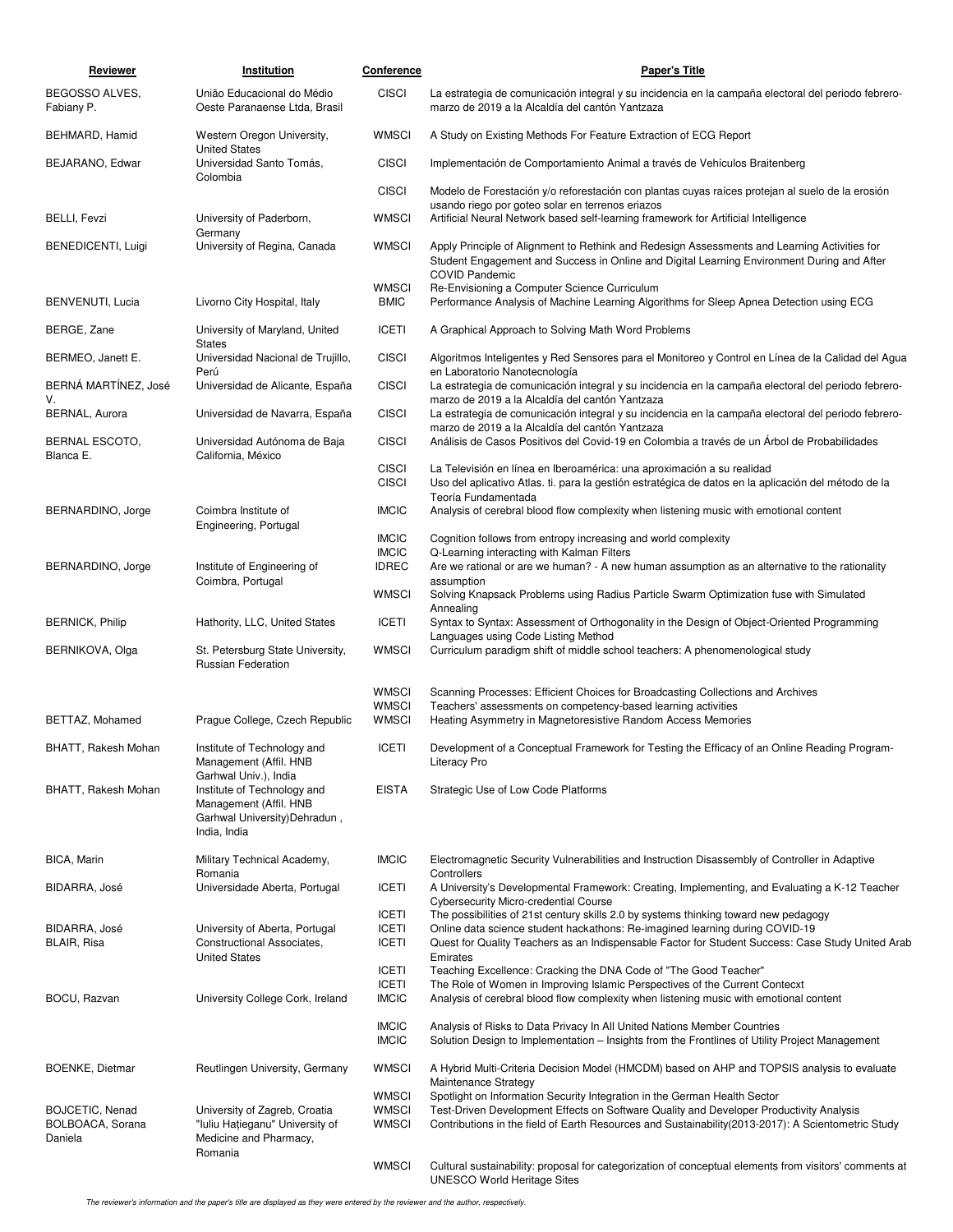| Reviewer | Institution | Conference | Paper's Title |
|---|---|---|---|
| BEGOSSO ALVES, Fabiany P. | União Educacional do Médio Oeste Paranaense Ltda, Brasil | CISCI | La estrategia de comunicación integral y su incidencia en la campaña electoral del periodo febrero-marzo de 2019 a la Alcaldía del cantón Yantzaza |
| BEHMARD, Hamid | Western Oregon University, United States | WMSCI | A Study on Existing Methods For Feature Extraction of ECG Report |
| BEJARANO, Edwar | Universidad Santo Tomás, Colombia | CISCI | Implementación de Comportamiento Animal a través de Vehículos Braitenberg |
| | | CISCI | Modelo de Forestación y/o reforestación con plantas cuyas raíces protejan al suelo de la erosión usando riego por goteo solar en terrenos eriazos |
| BELLI, Fevzi | University of Paderborn, Germany | WMSCI | Artificial Neural Network based self-learning framework for Artificial Intelligence |
| BENEDICENTI, Luigi | University of Regina, Canada | WMSCI | Apply Principle of Alignment to Rethink and Redesign Assessments and Learning Activities for Student Engagement and Success in Online and Digital Learning Environment During and After COVID Pandemic |
| | | WMSCI | Re-Envisioning a Computer Science Curriculum |
| BENVENUTI, Lucia | Livorno City Hospital, Italy | BMIC | Performance Analysis of Machine Learning Algorithms for Sleep Apnea Detection using ECG |
| BERGE, Zane | University of Maryland, United States | ICETI | A Graphical Approach to Solving Math Word Problems |
| BERMEO, Janett E. | Universidad Nacional de Trujillo, Perú | CISCI | Algoritmos Inteligentes y Red Sensores para el Monitoreo y Control en Línea de la Calidad del Agua en Laboratorio Nanotecnología |
| BERNÁ MARTÍNEZ, José V. | Universidad de Alicante, España | CISCI | La estrategia de comunicación integral y su incidencia en la campaña electoral del periodo febrero-marzo de 2019 a la Alcaldía del cantón Yantzaza |
| BERNAL, Aurora | Universidad de Navarra, España | CISCI | La estrategia de comunicación integral y su incidencia en la campaña electoral del periodo febrero-marzo de 2019 a la Alcaldía del cantón Yantzaza |
| BERNAL ESCOTO, Blanca E. | Universidad Autónoma de Baja California, México | CISCI | Análisis de Casos Positivos del Covid-19 en Colombia a través de un Árbol de Probabilidades |
| | | CISCI | La Televisión en línea en Iberoamérica: una aproximación a su realidad |
| | | CISCI | Uso del aplicativo Atlas. ti. para la gestión estratégica de datos en la aplicación del método de la Teoría Fundamentada |
| BERNARDINO, Jorge | Coimbra Institute of Engineering, Portugal | IMCIC | Analysis of cerebral blood flow complexity when listening music with emotional content |
| | | IMCIC | Cognition follows from entropy increasing and world complexity |
| | | IMCIC | Q-Learning interacting with Kalman Filters |
| BERNARDINO, Jorge | Institute of Engineering of Coimbra, Portugal | IDREC | Are we rational or are we human? - A new human assumption as an alternative to the rationality assumption |
| | | WMSCI | Solving Knapsack Problems using Radius Particle Swarm Optimization fuse with Simulated Annealing |
| BERNICK, Philip | Hathority, LLC, United States | ICETI | Syntax to Syntax: Assessment of Orthogonality in the Design of Object-Oriented Programming Languages using Code Listing Method |
| BERNIKOVA, Olga | St. Petersburg State University, Russian Federation | WMSCI | Curriculum paradigm shift of middle school teachers: A phenomenological study |
| | | WMSCI | Scanning Processes: Efficient Choices for Broadcasting Collections and Archives |
| | | WMSCI | Teachers' assessments on competency-based learning activities |
| BETTAZ, Mohamed | Prague College, Czech Republic | WMSCI | Heating Asymmetry in Magnetoresistive Random Access Memories |
| BHATT, Rakesh Mohan | Institute of Technology and Management (Affil. HNB Garhwal Univ.), India | ICETI | Development of a Conceptual Framework for Testing the Efficacy of an Online Reading Program-Literacy Pro |
| BHATT, Rakesh Mohan | Institute of Technology and Management (Affil. HNB Garhwal University)Dehradun , India, India | EISTA | Strategic Use of Low Code Platforms |
| BICA, Marin | Military Technical Academy, Romania | IMCIC | Electromagnetic Security Vulnerabilities and Instruction Disassembly of Controller in Adaptive Controllers |
| BIDARRA, José | Universidade Aberta, Portugal | ICETI | A University's Developmental Framework: Creating, Implementing, and Evaluating a K-12 Teacher Cybersecurity Micro-credential Course |
| | | ICETI | The possibilities of 21st century skills 2.0 by systems thinking toward new pedagogy |
| BIDARRA, José | University of Aberta, Portugal | ICETI | Online data science student hackathons: Re-imagined learning during COVID-19 |
| BLAIR, Risa | Constructional Associates, United States | ICETI | Quest for Quality Teachers as an Indispensable Factor for Student Success: Case Study United Arab Emirates |
| | | ICETI | Teaching Excellence: Cracking the DNA Code of "The Good Teacher" |
| | | ICETI | The Role of Women in Improving Islamic Perspectives of the Current Contecxt |
| BOCU, Razvan | University College Cork, Ireland | IMCIC | Analysis of cerebral blood flow complexity when listening music with emotional content |
| | | IMCIC | Analysis of Risks to Data Privacy In All United Nations Member Countries |
| | | IMCIC | Solution Design to Implementation – Insights from the Frontlines of Utility Project Management |
| BOENKE, Dietmar | Reutlingen University, Germany | WMSCI | A Hybrid Multi-Criteria Decision Model (HMCDM) based on AHP and TOPSIS analysis to evaluate Maintenance Strategy |
| | | WMSCI | Spotlight on Information Security Integration in the German Health Sector |
| BOJCETIC, Nenad | University of Zagreb, Croatia | WMSCI | Test-Driven Development Effects on Software Quality and Developer Productivity Analysis |
| BOLBOACA, Sorana Daniela | "Iuliu Hațieganu" University of Medicine and Pharmacy, Romania | WMSCI | Contributions in the field of Earth Resources and Sustainability(2013-2017): A Scientometric Study |
| | | WMSCI | Cultural sustainability: proposal for categorization of conceptual elements from visitors' comments at UNESCO World Heritage Sites |

*The reviewer's information and the paper's title are displayed as they were entered by the reviewer and the author, respectively.*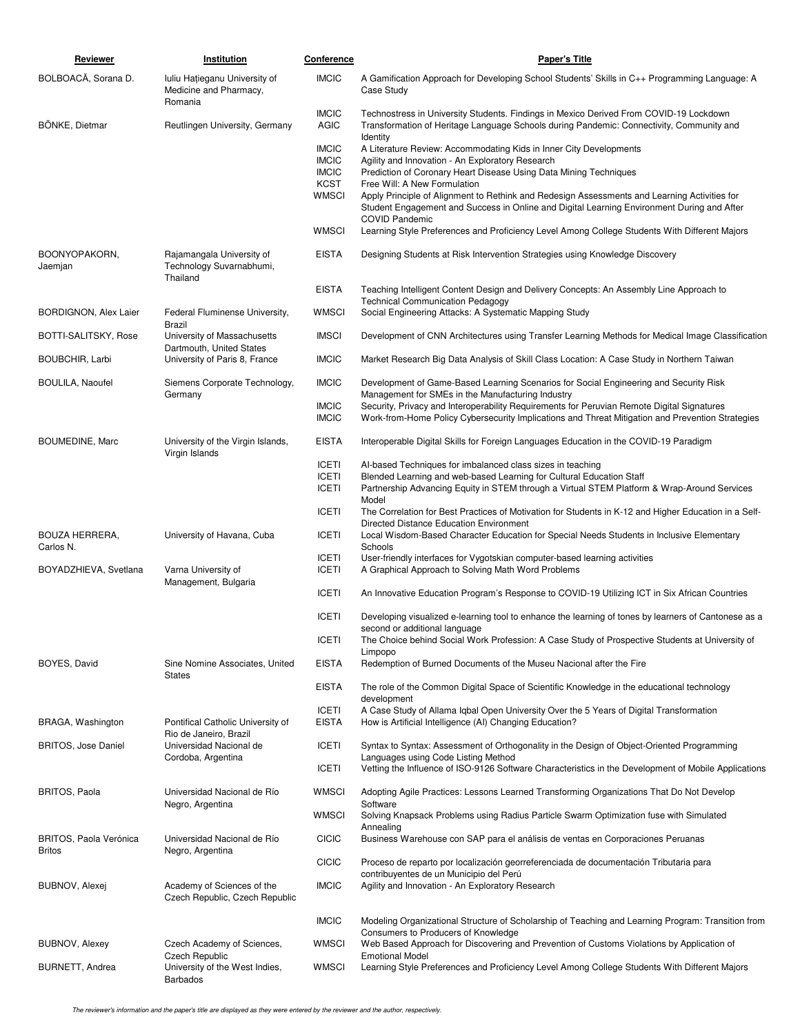| Reviewer | Institution | Conference | Paper's Title |
|---|---|---|---|
| BOLBOACĂ, Sorana D. | Iuliu Hațieganu University of Medicine and Pharmacy, Romania | IMCIC | A Gamification Approach for Developing School Students' Skills in C++ Programming Language: A Case Study |
| | | IMCIC | Technostress in University Students. Findings in Mexico Derived From COVID-19 Lockdown |
| BÖNKE, Dietmar | Reutlingen University, Germany | AGIC | Transformation of Heritage Language Schools during Pandemic: Connectivity, Community and Identity |
| | | IMCIC | A Literature Review: Accommodating Kids in Inner City Developments |
| | | IMCIC | Agility and Innovation - An Exploratory Research |
| | | IMCIC | Prediction of Coronary Heart Disease Using Data Mining Techniques |
| | | KCST | Free Will: A New Formulation |
| | | WMSCI | Apply Principle of Alignment to Rethink and Redesign Assessments and Learning Activities for Student Engagement and Success in Online and Digital Learning Environment During and After COVID Pandemic |
| | | WMSCI | Learning Style Preferences and Proficiency Level Among College Students With Different Majors |
| BOONYOPAKORN, Jaemjan | Rajamangala University of Technology Suvarnabhumi, Thailand | EISTA | Designing Students at Risk Intervention Strategies using Knowledge Discovery |
| | | EISTA | Teaching Intelligent Content Design and Delivery Concepts: An Assembly Line Approach to Technical Communication Pedagogy |
| BORDIGNON, Alex Laier | Federal Fluminense University, Brazil | WMSCI | Social Engineering Attacks: A Systematic Mapping Study |
| BOTTI-SALITSKY, Rose | University of Massachusetts Dartmouth, United States | IMSCI | Development of CNN Architectures using Transfer Learning Methods for Medical Image Classification |
| BOUBCHIR, Larbi | University of Paris 8, France | IMCIC | Market Research Big Data Analysis of Skill Class Location: A Case Study in Northern Taiwan |
| BOULILA, Naoufel | Siemens Corporate Technology, Germany | IMCIC | Development of Game-Based Learning Scenarios for Social Engineering and Security Risk Management for SMEs in the Manufacturing Industry |
| | | IMCIC | Security, Privacy and Interoperability Requirements for Peruvian Remote Digital Signatures |
| | | IMCIC | Work-from-Home Policy Cybersecurity Implications and Threat Mitigation and Prevention Strategies |
| BOUMEDINE, Marc | University of the Virgin Islands, Virgin Islands | EISTA | Interoperable Digital Skills for Foreign Languages Education in the COVID-19 Paradigm |
| | | ICETI | AI-based Techniques for imbalanced class sizes in teaching |
| | | ICETI | Blended Learning and web-based Learning for Cultural Education Staff |
| | | ICETI | Partnership Advancing Equity in STEM through a Virtual STEM Platform & Wrap-Around Services Model |
| | | ICETI | The Correlation for Best Practices of Motivation for Students in K-12 and Higher Education in a Self-Directed Distance Education Environment |
| BOUZA HERRERA, Carlos N. | University of Havana, Cuba | ICETI | Local Wisdom-Based Character Education for Special Needs Students in Inclusive Elementary Schools |
| | | ICETI | User-friendly interfaces for Vygotskian computer-based learning activities |
| BOYADZHIEVA, Svetlana | Varna University of Management, Bulgaria | ICETI | A Graphical Approach to Solving Math Word Problems |
| | | ICETI | An Innovative Education Program's Response to COVID-19 Utilizing ICT in Six African Countries |
| | | ICETI | Developing visualized e-learning tool to enhance the learning of tones by learners of Cantonese as a second or additional language |
| | | ICETI | The Choice behind Social Work Profession: A Case Study of Prospective Students at University of Limpopo |
| BOYES, David | Sine Nomine Associates, United States | EISTA | Redemption of Burned Documents of the Museu Nacional after the Fire |
| | | EISTA | The role of the Common Digital Space of Scientific Knowledge in the educational technology development |
| | | ICETI | A Case Study of Allama Iqbal Open University Over the 5 Years of Digital Transformation |
| BRAGA, Washington | Pontifical Catholic University of Rio de Janeiro, Brazil | EISTA | How is Artificial Intelligence (AI) Changing Education? |
| BRITOS, Jose Daniel | Universidad Nacional de Cordoba, Argentina | ICETI | Syntax to Syntax: Assessment of Orthogonality in the Design of Object-Oriented Programming Languages using Code Listing Method |
| | | ICETI | Vetting the Influence of ISO-9126 Software Characteristics in the Development of Mobile Applications |
| BRITOS, Paola | Universidad Nacional de Río Negro, Argentina | WMSCI | Adopting Agile Practices: Lessons Learned Transforming Organizations That Do Not Develop Software |
| | | WMSCI | Solving Knapsack Problems using Radius Particle Swarm Optimization fuse with Simulated Annealing |
| BRITOS, Paola Verónica Britos | Universidad Nacional de Río Negro, Argentina | CICIC | Business Warehouse con SAP para el análisis de ventas en Corporaciones Peruanas |
| | | CICIC | Proceso de reparto por localización georreferenciada de documentación Tributaria para contribuyentes de un Municipio del Perú |
| BUBNOV, Alexej | Academy of Sciences of the Czech Republic, Czech Republic | IMCIC | Agility and Innovation - An Exploratory Research |
| | | IMCIC | Modeling Organizational Structure of Scholarship of Teaching and Learning Program: Transition from Consumers to Producers of Knowledge |
| BUBNOV, Alexey | Czech Academy of Sciences, Czech Republic | WMSCI | Web Based Approach for Discovering and Prevention of Customs Violations by Application of Emotional Model |
| BURNETT, Andrea | University of the West Indies, Barbados | WMSCI | Learning Style Preferences and Proficiency Level Among College Students With Different Majors |

*The reviewer's information and the paper's title are displayed as they were entered by the reviewer and the author, respectively.*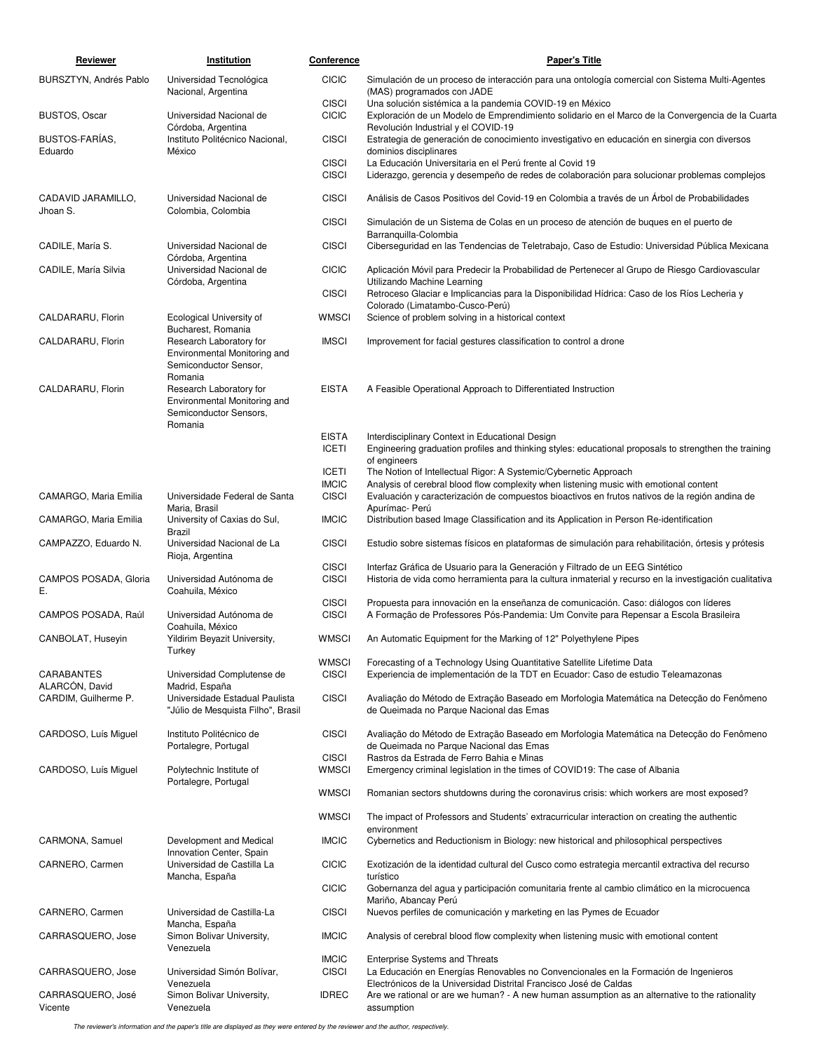| Reviewer | Institution | Conference | Paper's Title |
|---|---|---|---|
| BURSZTYN, Andrés Pablo | Universidad Tecnológica Nacional, Argentina | CICIC | Simulación de un proceso de interacción para una ontología comercial con Sistema Multi-Agentes (MAS) programados con JADE |
| | | CISCI | Una solución sistémica a la pandemia COVID-19 en México |
| BUSTOS, Oscar | Universidad Nacional de Córdoba, Argentina | CICIC | Exploración de un Modelo de Emprendimiento solidario en el Marco de la Convergencia de la Cuarta Revolución Industrial y el COVID-19 |
| BUSTOS-FARÍAS, Eduardo | Instituto Politécnico Nacional, México | CISCI | Estrategia de generación de conocimiento investigativo en educación en sinergia con diversos dominios disciplinares |
| | | CISCI | La Educación Universitaria en el Perú frente al Covid 19 |
| | | CISCI | Liderazgo, gerencia y desempeño de redes de colaboración para solucionar problemas complejos |
| CADAVID JARAMILLO, Jhoan S. | Universidad Nacional de Colombia, Colombia | CISCI | Análisis de Casos Positivos del Covid-19 en Colombia a través de un Árbol de Probabilidades |
| | | CISCI | Simulación de un Sistema de Colas en un proceso de atención de buques en el puerto de Barranquilla-Colombia |
| CADILE, María S. | Universidad Nacional de Córdoba, Argentina | CISCI | Ciberseguridad en las Tendencias de Teletrabajo, Caso de Estudio: Universidad Pública Mexicana |
| CADILE, María Silvia | Universidad Nacional de Córdoba, Argentina | CICIC | Aplicación Móvil para Predecir la Probabilidad de Pertenecer al Grupo de Riesgo Cardiovascular Utilizando Machine Learning |
| | | CISCI | Retroceso Glaciar e Implicancias para la Disponibilidad Hídrica: Caso de los Ríos Lecheria y Colorado (Limatambo-Cusco-Perú) |
| CALDARARU, Florin | Ecological University of Bucharest, Romania | WMSCI | Science of problem solving in a historical context |
| CALDARARU, Florin | Research Laboratory for Environmental Monitoring and Semiconductor Sensor, Romania | IMSCI | Improvement for facial gestures classification to control a drone |
| CALDARARU, Florin | Research Laboratory for Environmental Monitoring and Semiconductor Sensors, Romania | EISTA | A Feasible Operational Approach to Differentiated Instruction |
| | | EISTA | Interdisciplinary Context in Educational Design |
| | | ICETI | Engineering graduation profiles and thinking styles: educational proposals to strengthen the training of engineers |
| | | ICETI | The Notion of Intellectual Rigor: A Systemic/Cybernetic Approach |
| | | IMCIC | Analysis of cerebral blood flow complexity when listening music with emotional content |
| CAMARGO, Maria Emilia | Universidade Federal de Santa Maria, Brasil | CISCI | Evaluación y caracterización de compuestos bioactivos en frutos nativos de la región andina de Apurímac- Perú |
| CAMARGO, Maria Emilia | University of Caxias do Sul, Brazil | IMCIC | Distribution based Image Classification and its Application in Person Re-identification |
| CAMPAZZO, Eduardo N. | Universidad Nacional de La Rioja, Argentina | CISCI | Estudio sobre sistemas físicos en plataformas de simulación para rehabilitación, órtesis y prótesis |
| | | CISCI | Interfaz Gráfica de Usuario para la Generación y Filtrado de un EEG Sintético |
| CAMPOS POSADA, Gloria E. | Universidad Autónoma de Coahuila, México | CISCI | Historia de vida como herramienta para la cultura inmaterial y recurso en la investigación cualitativa |
| | | CISCI | Propuesta para innovación en la enseñanza de comunicación. Caso: diálogos con líderes |
| CAMPOS POSADA, Raúl | Universidad Autónoma de Coahuila, México | CISCI | A Formação de Professores Pós-Pandemia: Um Convite para Repensar a Escola Brasileira |
| CANBOLAT, Huseyin | Yildirim Beyazit University, Turkey | WMSCI | An Automatic Equipment for the Marking of 12" Polyethylene Pipes |
| | | WMSCI | Forecasting of a Technology Using Quantitative Satellite Lifetime Data |
| CARABANTES ALARCÓN, David | Universidad Complutense de Madrid, España | CISCI | Experiencia de implementación de la TDT en Ecuador: Caso de estudio Teleamazonas |
| CARDIM, Guilherme P. | Universidade Estadual Paulista "Júlio de Mesquita Filho", Brasil | CISCI | Avaliação do Método de Extração Baseado em Morfologia Matemática na Detecção do Fenômeno de Queimada no Parque Nacional das Emas |
| CARDOSO, Luís Miguel | Instituto Politécnico de Portalegre, Portugal | CISCI | Avaliação do Método de Extração Baseado em Morfologia Matemática na Detecção do Fenômeno de Queimada no Parque Nacional das Emas |
| | | CISCI | Rastros da Estrada de Ferro Bahia e Minas |
| CARDOSO, Luís Miguel | Polytechnic Institute of Portalegre, Portugal | WMSCI | Emergency criminal legislation in the times of COVID19: The case of Albania |
| | | WMSCI | Romanian sectors shutdowns during the coronavirus crisis: which workers are most exposed? |
| | | WMSCI | The impact of Professors and Students' extracurricular interaction on creating the authentic environment |
| CARMONA, Samuel | Development and Medical Innovation Center, Spain | IMCIC | Cybernetics and Reductionism in Biology: new historical and philosophical perspectives |
| CARNERO, Carmen | Universidad de Castilla La Mancha, España | CICIC | Exotización de la identidad cultural del Cusco como estrategia mercantil extractiva del recurso turístico |
| | | CICIC | Gobernanza del agua y participación comunitaria frente al cambio climático en la microcuenca Mariño, Abancay Perú |
| CARNERO, Carmen | Universidad de Castilla-La Mancha, España | CISCI | Nuevos perfiles de comunicación y marketing en las Pymes de Ecuador |
| CARRASQUERO, Jose | Simon Bolivar University, Venezuela | IMCIC | Analysis of cerebral blood flow complexity when listening music with emotional content |
| | | IMCIC | Enterprise Systems and Threats |
| CARRASQUERO, Jose | Universidad Simón Bolívar, Venezuela | CISCI | La Educación en Energías Renovables no Convencionales en la Formación de Ingenieros Electrónicos de la Universidad Distrital Francisco José de Caldas |
| CARRASQUERO, José Vicente | Simon Bolivar University, Venezuela | IDREC | Are we rational or are we human? - A new human assumption as an alternative to the rationality assumption |

*The reviewer's information and the paper's title are displayed as they were entered by the reviewer and the author, respectively.*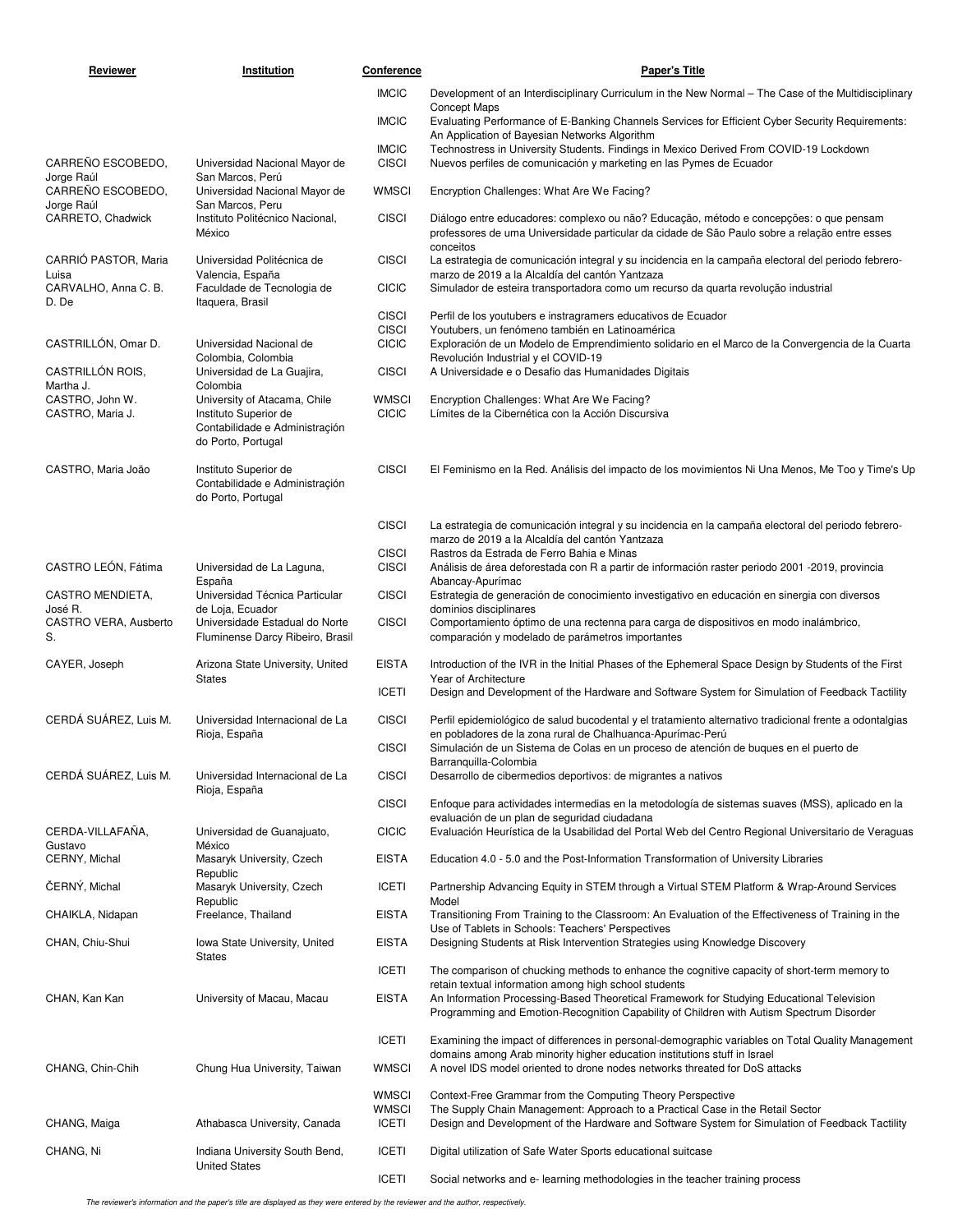| Reviewer | Institution | Conference | Paper's Title |
|---|---|---|---|
| | | IMCIC | Development of an Interdisciplinary Curriculum in the New Normal – The Case of the Multidisciplinary Concept Maps |
| | | IMCIC | Evaluating Performance of E-Banking Channels Services for Efficient Cyber Security Requirements: An Application of Bayesian Networks Algorithm |
| | | IMCIC | Technostress in University Students. Findings in Mexico Derived From COVID-19 Lockdown |
| CARREÑO ESCOBEDO, Jorge Raúl | Universidad Nacional Mayor de San Marcos, Perú | CISCI | Nuevos perfiles de comunicación y marketing en las Pymes de Ecuador |
| CARREÑO ESCOBEDO, Jorge Raúl | Universidad Nacional Mayor de San Marcos, Peru | WMSCI | Encryption Challenges: What Are We Facing? |
| CARRETO, Chadwick | Instituto Politécnico Nacional, México | CISCI | Diálogo entre educadores: complexo ou não? Educação, método e concepções: o que pensam professores de uma Universidade particular da cidade de São Paulo sobre a relação entre esses conceitos |
| CARRIÓ PASTOR, Maria Luisa | Universidad Politécnica de Valencia, España | CISCI | La estrategia de comunicación integral y su incidencia en la campaña electoral del periodo febrero-marzo de 2019 a la Alcaldía del cantón Yantzaza |
| CARVALHO, Anna C. B. D. De | Faculdade de Tecnologia de Itaquera, Brasil | CICIC | Simulador de esteira transportadora como um recurso da quarta revolução industrial |
| | | CISCI | Perfil de los youtubers e instragramers educativos de Ecuador |
| | | CISCI | Youtubers, un fenómeno también en Latinoamérica |
| CASTRILLÓN, Omar D. | Universidad Nacional de Colombia, Colombia | CICIC | Exploración de un Modelo de Emprendimiento solidario en el Marco de la Convergencia de la Cuarta Revolución Industrial y el COVID-19 |
| CASTRILLÓN ROIS, Martha J. | Universidad de La Guajira, Colombia | CISCI | A Universidade e o Desafio das Humanidades Digitais |
| CASTRO, John W. | University of Atacama, Chile | WMSCI | Encryption Challenges: What Are We Facing? |
| CASTRO, Maria J. | Instituto Superior de Contabilidade e Administração do Porto, Portugal | CICIC | Límites de la Cibernética con la Acción Discursiva |
| CASTRO, Maria João | Instituto Superior de Contabilidade e Administração do Porto, Portugal | CISCI | El Feminismo en la Red. Análisis del impacto de los movimientos Ni Una Menos, Me Too y Time's Up |
| | | CISCI | La estrategia de comunicación integral y su incidencia en la campaña electoral del periodo febrero-marzo de 2019 a la Alcaldía del cantón Yantzaza |
| | | CISCI | Rastros da Estrada de Ferro Bahia e Minas |
| CASTRO LEÓN, Fátima | Universidad de La Laguna, España | CISCI | Análisis de área deforestada con R a partir de información raster periodo 2001 -2019, provincia Abancay-Apurímac |
| CASTRO MENDIETA, José R. | Universidad Técnica Particular de Loja, Ecuador | CISCI | Estrategia de generación de conocimiento investigativo en educación en sinergia con diversos dominios disciplinares |
| CASTRO VERA, Ausberto S. | Universidade Estadual do Norte Fluminense Darcy Ribeiro, Brasil | CISCI | Comportamiento óptimo de una rectenna para carga de dispositivos en modo inalámbrico, comparación y modelado de parámetros importantes |
| CAYER, Joseph | Arizona State University, United States | EISTA | Introduction of the IVR in the Initial Phases of the Ephemeral Space Design by Students of the First Year of Architecture |
| | | ICETI | Design and Development of the Hardware and Software System for Simulation of Feedback Tactility |
| CERDÁ SUÁREZ, Luis M. | Universidad Internacional de La Rioja, España | CISCI | Perfil epidemiológico de salud bucodental y el tratamiento alternativo tradicional frente a odontalgias en pobladores de la zona rural de Chalhuanca-Apurímac-Perú |
| | | CISCI | Simulación de un Sistema de Colas en un proceso de atención de buques en el puerto de Barranquilla-Colombia |
| CERDÁ SUÁREZ, Luis M. | Universidad Internacional de La Rioja, España | CISCI | Desarrollo de cibermedios deportivos: de migrantes a nativos |
| | | CISCI | Enfoque para actividades intermedias en la metodología de sistemas suaves (MSS), aplicado en la evaluación de un plan de seguridad ciudadana |
| CERDA-VILLAFAÑA, Gustavo | Universidad de Guanajuato, México | CICIC | Evaluación Heurística de la Usabilidad del Portal Web del Centro Regional Universitario de Veraguas |
| CERNY, Michal | Masaryk University, Czech Republic | EISTA | Education 4.0 - 5.0 and the Post-Information Transformation of University Libraries |
| ČERNÝ, Michal | Masaryk University, Czech Republic | ICETI | Partnership Advancing Equity in STEM through a Virtual STEM Platform & Wrap-Around Services Model |
| CHAIKLA, Nidapan | Freelance, Thailand | EISTA | Transitioning From Training to the Classroom: An Evaluation of the Effectiveness of Training in the Use of Tablets in Schools: Teachers' Perspectives |
| CHAN, Chiu-Shui | Iowa State University, United States | EISTA | Designing Students at Risk Intervention Strategies using Knowledge Discovery |
| | | ICETI | The comparison of chucking methods to enhance the cognitive capacity of short-term memory to retain textual information among high school students |
| CHAN, Kan Kan | University of Macau, Macau | EISTA | An Information Processing-Based Theoretical Framework for Studying Educational Television Programming and Emotion-Recognition Capability of Children with Autism Spectrum Disorder |
| | | ICETI | Examining the impact of differences in personal-demographic variables on Total Quality Management domains among Arab minority higher education institutions stuff in Israel |
| CHANG, Chin-Chih | Chung Hua University, Taiwan | WMSCI | A novel IDS model oriented to drone nodes networks threated for DoS attacks |
| | | WMSCI | Context-Free Grammar from the Computing Theory Perspective |
| | | WMSCI | The Supply Chain Management: Approach to a Practical Case in the Retail Sector |
| CHANG, Maiga | Athabasca University, Canada | ICETI | Design and Development of the Hardware and Software System for Simulation of Feedback Tactility |
| CHANG, Ni | Indiana University South Bend, United States | ICETI | Digital utilization of Safe Water Sports educational suitcase |
| | | ICETI | Social networks and e- learning methodologies in the teacher training process |

*The reviewer's information and the paper's title are displayed as they were entered by the reviewer and the author, respectively.*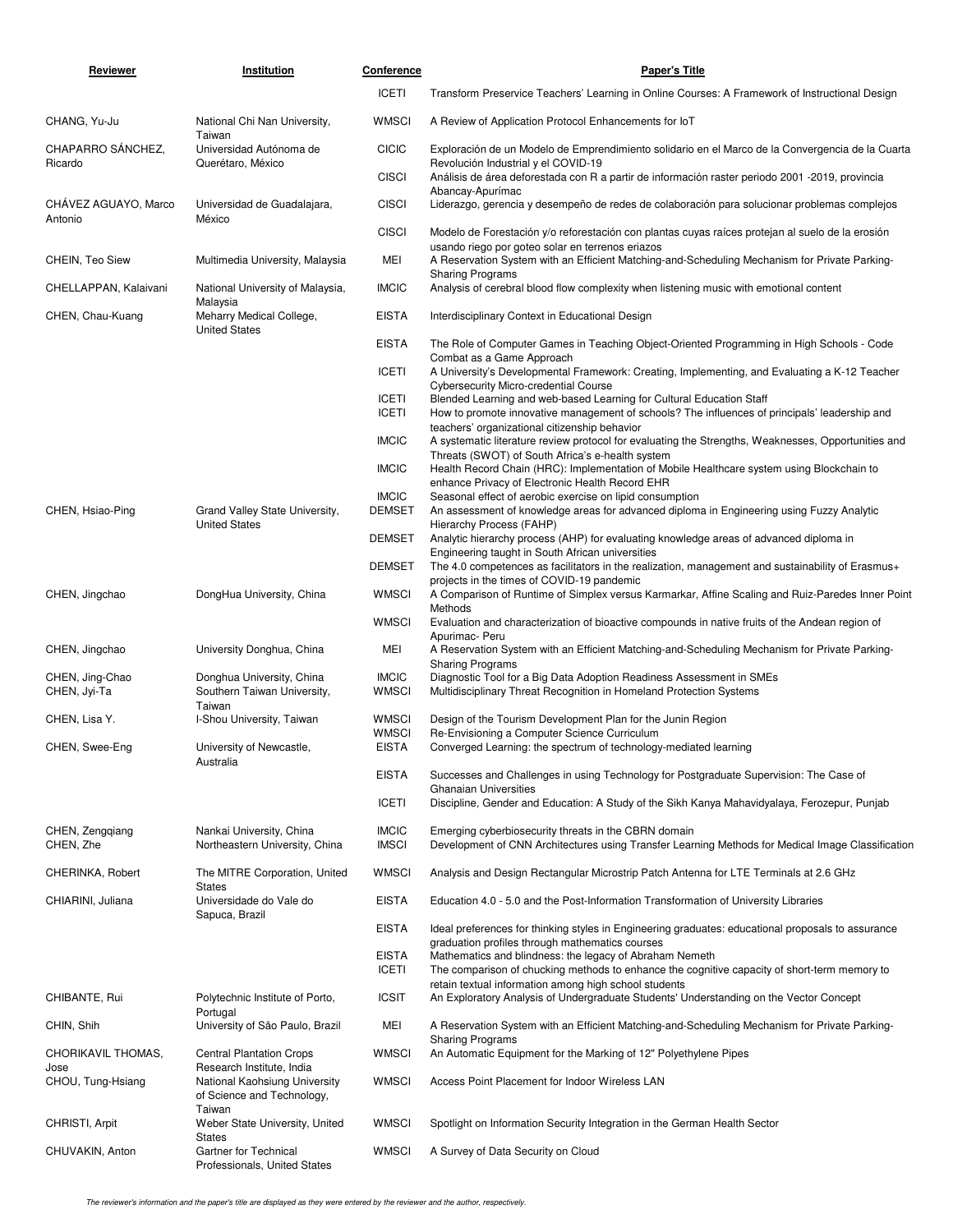| Reviewer | Institution | Conference | Paper's Title |
|---|---|---|---|
| | | ICETI | Transform Preservice Teachers' Learning in Online Courses: A Framework of Instructional Design |
| CHANG, Yu-Ju | National Chi Nan University, Taiwan | WMSCI | A Review of Application Protocol Enhancements for IoT |
| CHAPARRO SÁNCHEZ, Ricardo | Universidad Autónoma de Querétaro, México | CICIC | Exploración de un Modelo de Emprendimiento solidario en el Marco de la Convergencia de la Cuarta Revolución Industrial y el COVID-19 |
| | | CISCI | Análisis de área deforestada con R a partir de información raster periodo 2001 -2019, provincia Abancay-Apurímac |
| CHÁVEZ AGUAYO, Marco Antonio | Universidad de Guadalajara, México | CISCI | Liderazgo, gerencia y desempeño de redes de colaboración para solucionar problemas complejos |
| | | CISCI | Modelo de Forestación y/o reforestación con plantas cuyas raíces protejan al suelo de la erosión usando riego por goteo solar en terrenos eriazos |
| CHEIN, Teo Siew | Multimedia University, Malaysia | MEI | A Reservation System with an Efficient Matching-and-Scheduling Mechanism for Private Parking-Sharing Programs |
| CHELLAPPAN, Kalaivani | National University of Malaysia, Malaysia | IMCIC | Analysis of cerebral blood flow complexity when listening music with emotional content |
| CHEN, Chau-Kuang | Meharry Medical College, United States | EISTA | Interdisciplinary Context in Educational Design |
| | | EISTA | The Role of Computer Games in Teaching Object-Oriented Programming in High Schools - Code Combat as a Game Approach |
| | | ICETI | A University's Developmental Framework: Creating, Implementing, and Evaluating a K-12 Teacher Cybersecurity Micro-credential Course |
| | | ICETI | Blended Learning and web-based Learning for Cultural Education Staff |
| | | ICETI | How to promote innovative management of schools? The influences of principals' leadership and teachers' organizational citizenship behavior |
| | | IMCIC | A systematic literature review protocol for evaluating the Strengths, Weaknesses, Opportunities and Threats (SWOT) of South Africa's e-health system |
| | | IMCIC | Health Record Chain (HRC): Implementation of Mobile Healthcare system using Blockchain to enhance Privacy of Electronic Health Record EHR |
| | | IMCIC | Seasonal effect of aerobic exercise on lipid consumption |
| CHEN, Hsiao-Ping | Grand Valley State University, United States | DEMSET | An assessment of knowledge areas for advanced diploma in Engineering using Fuzzy Analytic Hierarchy Process (FAHP) |
| | | DEMSET | Analytic hierarchy process (AHP) for evaluating knowledge areas of advanced diploma in Engineering taught in South African universities |
| | | DEMSET | The 4.0 competences as facilitators in the realization, management and sustainability of Erasmus+ projects in the times of COVID-19 pandemic |
| CHEN, Jingchao | DongHua University, China | WMSCI | A Comparison of Runtime of Simplex versus Karmarkar, Affine Scaling and Ruiz-Paredes Inner Point Methods |
| | | WMSCI | Evaluation and characterization of bioactive compounds in native fruits of the Andean region of Apurimac- Peru |
| CHEN, Jingchao | University Donghua, China | MEI | A Reservation System with an Efficient Matching-and-Scheduling Mechanism for Private Parking-Sharing Programs |
| CHEN, Jing-Chao | Donghua University, China | IMCIC | Diagnostic Tool for a Big Data Adoption Readiness Assessment in SMEs |
| CHEN, Jyi-Ta | Southern Taiwan University, Taiwan | WMSCI | Multidisciplinary Threat Recognition in Homeland Protection Systems |
| CHEN, Lisa Y. | I-Shou University, Taiwan | WMSCI | Design of the Tourism Development Plan for the Junin Region |
| | | WMSCI | Re-Envisioning a Computer Science Curriculum |
| CHEN, Swee-Eng | University of Newcastle, Australia | EISTA | Converged Learning: the spectrum of technology-mediated learning |
| | | EISTA | Successes and Challenges in using Technology for Postgraduate Supervision: The Case of Ghanaian Universities |
| | | ICETI | Discipline, Gender and Education: A Study of the Sikh Kanya Mahavidyalaya, Ferozepur, Punjab |
| CHEN, Zengqiang | Nankai University, China | IMCIC | Emerging cyberbiosecurity threats in the CBRN domain |
| CHEN, Zhe | Northeastern University, China | IMSCI | Development of CNN Architectures using Transfer Learning Methods for Medical Image Classification |
| CHERINKA, Robert | The MITRE Corporation, United States | WMSCI | Analysis and Design Rectangular Microstrip Patch Antenna for LTE Terminals at 2.6 GHz |
| CHIARINI, Juliana | Universidade do Vale do Sapuca, Brazil | EISTA | Education 4.0 - 5.0 and the Post-Information Transformation of University Libraries |
| | | EISTA | Ideal preferences for thinking styles in Engineering graduates: educational proposals to assurance graduation profiles through mathematics courses |
| | | EISTA | Mathematics and blindness: the legacy of Abraham Nemeth |
| | | ICETI | The comparison of chucking methods to enhance the cognitive capacity of short-term memory to retain textual information among high school students |
| CHIBANTE, Rui | Polytechnic Institute of Porto, Portugal | ICSIT | An Exploratory Analysis of Undergraduate Students' Understanding on the Vector Concept |
| CHIN, Shih | University of São Paulo, Brazil | MEI | A Reservation System with an Efficient Matching-and-Scheduling Mechanism for Private Parking-Sharing Programs |
| CHORIKAVIL THOMAS, Jose | Central Plantation Crops Research Institute, India | WMSCI | An Automatic Equipment for the Marking of 12" Polyethylene Pipes |
| CHOU, Tung-Hsiang | National Kaohsiung University of Science and Technology, Taiwan | WMSCI | Access Point Placement for Indoor Wireless LAN |
| CHRISTI, Arpit | Weber State University, United States | WMSCI | Spotlight on Information Security Integration in the German Health Sector |
| CHUVAKIN, Anton | Gartner for Technical Professionals, United States | WMSCI | A Survey of Data Security on Cloud |

*The reviewer's information and the paper's title are displayed as they were entered by the reviewer and the author, respectively.*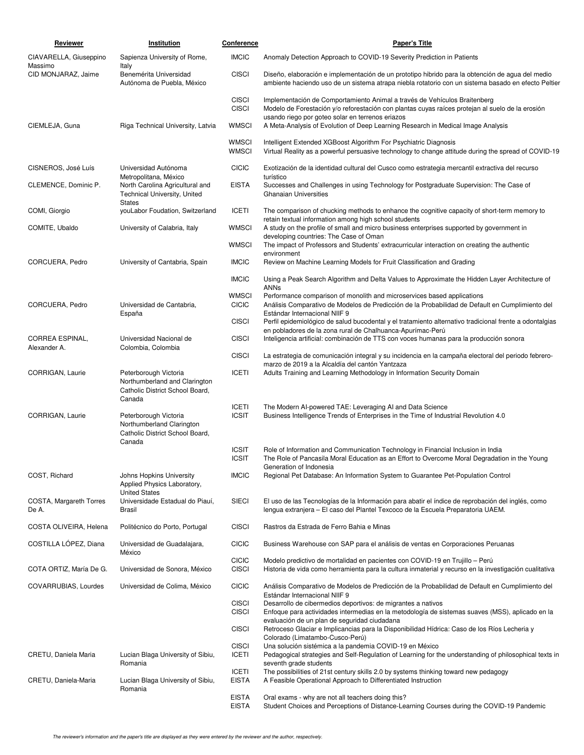| Reviewer | Institution | Conference | Paper's Title |
|---|---|---|---|
| CIAVARELLA, Giuseppino Massimo | Sapienza University of Rome, Italy | IMCIC | Anomaly Detection Approach to COVID-19 Severity Prediction in Patients |
| CID MONJARAZ, Jaime | Benemérita Universidad Autónoma de Puebla, México | CISCI | Diseño, elaboración e implementación de un prototipo hibrido para la obtención de agua del medio ambiente haciendo uso de un sistema atrapa niebla rotatorio con un sistema basado en efecto Peltier |
| | | CISCI | Implementación de Comportamiento Animal a través de Vehículos Braitenberg |
| | | CISCI | Modelo de Forestación y/o reforestación con plantas cuyas raíces protejan al suelo de la erosión usando riego por goteo solar en terrenos eriazos |
| CIEMLEJA, Guna | Riga Technical University, Latvia | WMSCI | A Meta-Analysis of Evolution of Deep Learning Research in Medical Image Analysis |
| | | WMSCI | Intelligent Extended XGBoost Algorithm For Psychiatric Diagnosis |
| | | WMSCI | Virtual Reality as a powerful persuasive technology to change attitude during the spread of COVID-19 |
| CISNEROS, José Luís | Universidad Autónoma Metropolitana, México | CICIC | Exotización de la identidad cultural del Cusco como estrategia mercantil extractiva del recurso turístico |
| CLEMENCE, Dominic P. | North Carolina Agricultural and Technical University, United States | EISTA | Successes and Challenges in using Technology for Postgraduate Supervision: The Case of Ghanaian Universities |
| COMI, Giorgio | youLabor Foudation, Switzerland | ICETI | The comparison of chucking methods to enhance the cognitive capacity of short-term memory to retain textual information among high school students |
| COMITE, Ubaldo | University of Calabria, Italy | WMSCI | A study on the profile of small and micro business enterprises supported by government in developing countries: The Case of Oman |
| | | WMSCI | The impact of Professors and Students' extracurricular interaction on creating the authentic environment |
| CORCUERA, Pedro | University of Cantabria, Spain | IMCIC | Review on Machine Learning Models for Fruit Classification and Grading |
| | | IMCIC | Using a Peak Search Algorithm and Delta Values to Approximate the Hidden Layer Architecture of ANNs |
| | | WMSCI | Performance comparison of monolith and microservices based applications |
| CORCUERA, Pedro | Universidad de Cantabria, España | CICIC | Análisis Comparativo de Modelos de Predicción de la Probabilidad de Default en Cumplimiento del Estándar Internacional NIIF 9 |
| | | CISCI | Perfil epidemiológico de salud bucodental y el tratamiento alternativo tradicional frente a odontalgias en pobladores de la zona rural de Chalhuanca-Apurímac-Perú |
| CORREA ESPINAL, Alexander A. | Universidad Nacional de Colombia, Colombia | CISCI | Inteligencia artificial: combinación de TTS con voces humanas para la producción sonora |
| | | CISCI | La estrategia de comunicación integral y su incidencia en la campaña electoral del periodo febrero-marzo de 2019 a la Alcaldía del cantón Yantzaza |
| CORRIGAN, Laurie | Peterborough Victoria Northumberland and Clarington Catholic District School Board, Canada | ICETI | Adults Training and Learning Methodology in Information Security Domain |
| | | ICETI | The Modern AI-powered TAE: Leveraging AI and Data Science |
| CORRIGAN, Laurie | Peterborough Victoria Northumberland Clarington Catholic District School Board, Canada | ICSIT | Business Intelligence Trends of Enterprises in the Time of Industrial Revolution 4.0 |
| | | ICSIT | Role of Information and Communication Technology in Financial Inclusion in India |
| | | ICSIT | The Role of Pancasila Moral Education as an Effort to Overcome Moral Degradation in the Young Generation of Indonesia |
| COST, Richard | Johns Hopkins University Applied Physics Laboratory, United States | IMCIC | Regional Pet Database: An Information System to Guarantee Pet-Population Control |
| COSTA, Margareth Torres De A. | Universidade Estadual do Piauí, Brasil | SIECI | El uso de las Tecnologías de la Información para abatir el índice de reprobación del inglés, como lengua extranjera – El caso del Plantel Texcoco de la Escuela Preparatoria UAEM. |
| COSTA OLIVEIRA, Helena | Politécnico do Porto, Portugal | CISCI | Rastros da Estrada de Ferro Bahia e Minas |
| COSTILLA LÓPEZ, Diana | Universidad de Guadalajara, México | CICIC | Business Warehouse con SAP para el análisis de ventas en Corporaciones Peruanas |
| | | CICIC | Modelo predictivo de mortalidad en pacientes con COVID-19 en Trujillo – Perú |
| COTA ORTIZ, María De G. | Universidad de Sonora, México | CISCI | Historia de vida como herramienta para la cultura inmaterial y recurso en la investigación cualitativa |
| COVARRUBIAS, Lourdes | Universidad de Colima, México | CICIC | Análisis Comparativo de Modelos de Predicción de la Probabilidad de Default en Cumplimiento del Estándar Internacional NIIF 9 |
| | | CISCI | Desarrollo de cibermedios deportivos: de migrantes a nativos |
| | | CISCI | Enfoque para actividades intermedias en la metodología de sistemas suaves (MSS), aplicado en la evaluación de un plan de seguridad ciudadana |
| | | CISCI | Retroceso Glaciar e Implicancias para la Disponibilidad Hídrica: Caso de los Ríos Lechería y Colorado (Limatambo-Cusco-Perú) |
| | | CISCI | Una solución sistémica a la pandemia COVID-19 en México |
| CRETU, Daniela Maria | Lucian Blaga University of Sibiu, Romania | ICETI | Pedagogical strategies and Self-Regulation of Learning for the understanding of philosophical texts in seventh grade students |
| | | ICETI | The possibilities of 21st century skills 2.0 by systems thinking toward new pedagogy |
| CRETU, Daniela-Maria | Lucian Blaga University of Sibiu, Romania | EISTA | A Feasible Operational Approach to Differentiated Instruction |
| | | EISTA | Oral exams - why are not all teachers doing this? |
| | | EISTA | Student Choices and Perceptions of Distance-Learning Courses during the COVID-19 Pandemic |

*The reviewer's information and the paper's title are displayed as they were entered by the reviewer and the author, respectively.*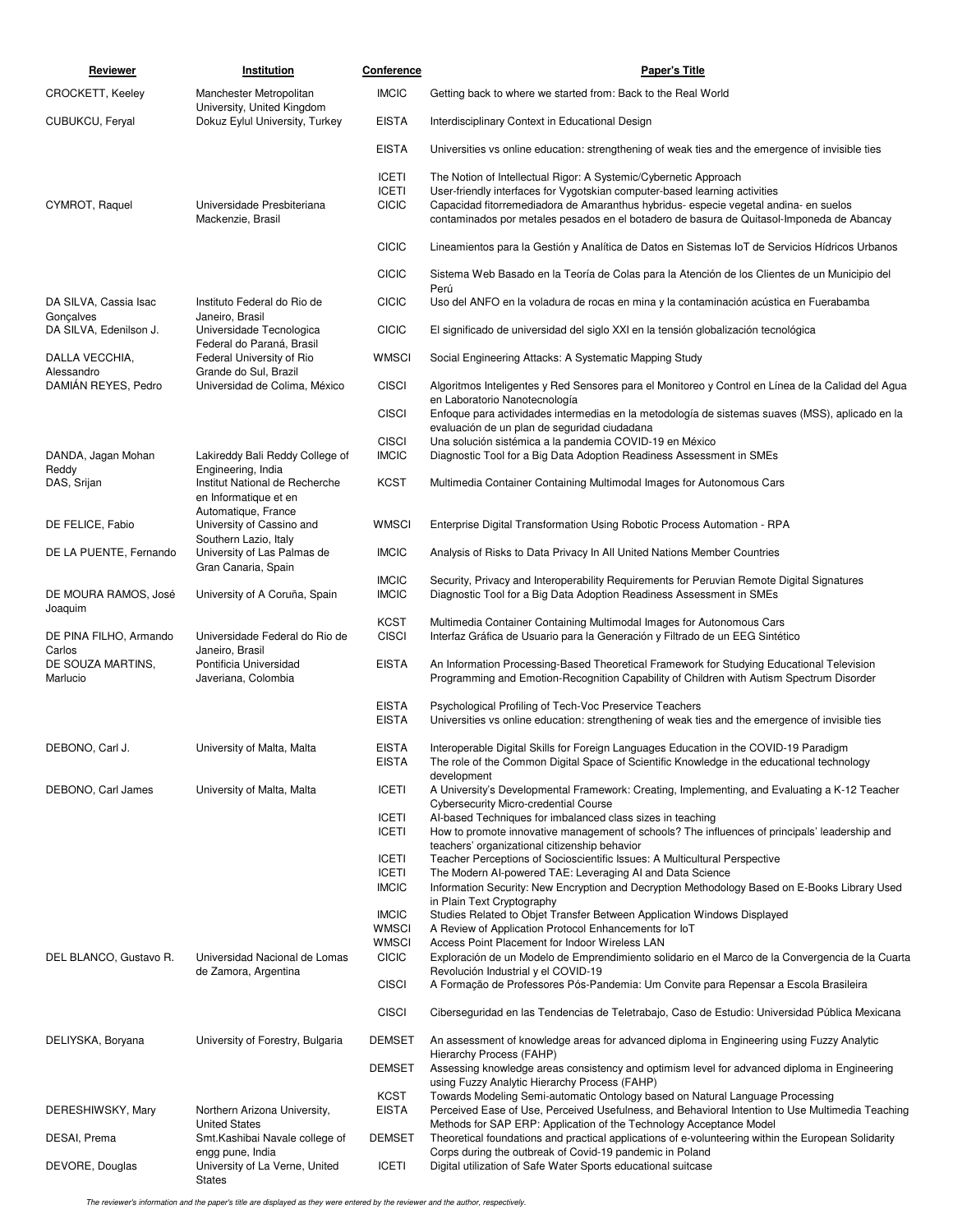| Reviewer | Institution | Conference | Paper's Title |
|---|---|---|---|
| CROCKETT, Keeley | Manchester Metropolitan University, United Kingdom | IMCIC | Getting back to where we started from: Back to the Real World |
| CUBUKCU, Feryal | Dokuz Eylul University, Turkey | EISTA | Interdisciplinary Context in Educational Design |
| | | EISTA | Universities vs online education: strengthening of weak ties and the emergence of invisible ties |
| | | ICETI | The Notion of Intellectual Rigor: A Systemic/Cybernetic Approach |
| | | ICETI | User-friendly interfaces for Vygotskian computer-based learning activities |
| CYMROT, Raquel | Universidade Presbiteriana Mackenzie, Brasil | CICIC | Capacidad fitorremediadora de Amaranthus hybridus- especie vegetal andina- en suelos contaminados por metales pesados en el botadero de basura de Quitasol-Imponeda de Abancay |
| | | CICIC | Lineamientos para la Gestión y Analítica de Datos en Sistemas IoT de Servicios Hídricos Urbanos |
| | | CICIC | Sistema Web Basado en la Teoría de Colas para la Atención de los Clientes de un Municipio del Perú |
| DA SILVA, Cassia Isac Gonçalves | Instituto Federal do Rio de Janeiro, Brasil | CICIC | Uso del ANFO en la voladura de rocas en mina y la contaminación acústica en Fuerabamba |
| DA SILVA, Edenilson J. | Universidade Tecnologica Federal do Paraná, Brasil | CICIC | El significado de universidad del siglo XXI en la tensión globalización tecnológica |
| DALLA VECCHIA, Alessandro | Federal University of Rio Grande do Sul, Brazil | WMSCI | Social Engineering Attacks: A Systematic Mapping Study |
| DAMIÁN REYES, Pedro | Universidad de Colima, México | CISCI | Algoritmos Inteligentes y Red Sensores para el Monitoreo y Control en Línea de la Calidad del Agua en Laboratorio Nanotecnología |
| | | CISCI | Enfoque para actividades intermedias en la metodología de sistemas suaves (MSS), aplicado en la evaluación de un plan de seguridad ciudadana |
| | | CISCI | Una solución sistémica a la pandemia COVID-19 en México |
| DANDA, Jagan Mohan Reddy | Lakireddy Bali Reddy College of Engineering, India | IMCIC | Diagnostic Tool for a Big Data Adoption Readiness Assessment in SMEs |
| DAS, Srijan | Institut National de Recherche en Informatique et en Automatique, France | KCST | Multimedia Container Containing Multimodal Images for Autonomous Cars |
| DE FELICE, Fabio | University of Cassino and Southern Lazio, Italy | WMSCI | Enterprise Digital Transformation Using Robotic Process Automation - RPA |
| DE LA PUENTE, Fernando | University of Las Palmas de Gran Canaria, Spain | IMCIC | Analysis of Risks to Data Privacy In All United Nations Member Countries |
| | | IMCIC | Security, Privacy and Interoperability Requirements for Peruvian Remote Digital Signatures |
| DE MOURA RAMOS, José Joaquim | University of A Coruña, Spain | IMCIC | Diagnostic Tool for a Big Data Adoption Readiness Assessment in SMEs |
| | | KCST | Multimedia Container Containing Multimodal Images for Autonomous Cars |
| DE PINA FILHO, Armando Carlos | Universidade Federal do Rio de Janeiro, Brasil | CISCI | Interfaz Gráfica de Usuario para la Generación y Filtrado de un EEG Sintético |
| DE SOUZA MARTINS, Marlucio | Pontificia Universidad Javeriana, Colombia | EISTA | An Information Processing-Based Theoretical Framework for Studying Educational Television Programming and Emotion-Recognition Capability of Children with Autism Spectrum Disorder |
| | | EISTA | Psychological Profiling of Tech-Voc Preservice Teachers |
| | | EISTA | Universities vs online education: strengthening of weak ties and the emergence of invisible ties |
| DEBONO, Carl J. | University of Malta, Malta | EISTA | Interoperable Digital Skills for Foreign Languages Education in the COVID-19 Paradigm |
| | | EISTA | The role of the Common Digital Space of Scientific Knowledge in the educational technology development |
| DEBONO, Carl James | University of Malta, Malta | ICETI | A University's Developmental Framework: Creating, Implementing, and Evaluating a K-12 Teacher Cybersecurity Micro-credential Course |
| | | ICETI | AI-based Techniques for imbalanced class sizes in teaching |
| | | ICETI | How to promote innovative management of schools? The influences of principals' leadership and teachers' organizational citizenship behavior |
| | | ICETI | Teacher Perceptions of Socioscientific Issues: A Multicultural Perspective |
| | | ICETI | The Modern AI-powered TAE: Leveraging AI and Data Science |
| | | IMCIC | Information Security: New Encryption and Decryption Methodology Based on E-Books Library Used in Plain Text Cryptography |
| | | IMCIC | Studies Related to Objet Transfer Between Application Windows Displayed |
| | | WMSCI | A Review of Application Protocol Enhancements for IoT |
| | | WMSCI | Access Point Placement for Indoor Wireless LAN |
| DEL BLANCO, Gustavo R. | Universidad Nacional de Lomas de Zamora, Argentina | CICIC | Exploración de un Modelo de Emprendimiento solidario en el Marco de la Convergencia de la Cuarta Revolución Industrial y el COVID-19 |
| | | CISCI | A Formação de Professores Pós-Pandemia: Um Convite para Repensar a Escola Brasileira |
| | | CISCI | Ciberseguridad en las Tendencias de Teletrabajo, Caso de Estudio: Universidad Pública Mexicana |
| DELIYSKA, Boryana | University of Forestry, Bulgaria | DEMSET | An assessment of knowledge areas for advanced diploma in Engineering using Fuzzy Analytic Hierarchy Process (FAHP) |
| | | DEMSET | Assessing knowledge areas consistency and optimism level for advanced diploma in Engineering using Fuzzy Analytic Hierarchy Process (FAHP) |
| | | KCST | Towards Modeling Semi-automatic Ontology based on Natural Language Processing |
| DERESHIWSKY, Mary | Northern Arizona University, United States | EISTA | Perceived Ease of Use, Perceived Usefulness, and Behavioral Intention to Use Multimedia Teaching Methods for SAP ERP: Application of the Technology Acceptance Model |
| DESAI, Prema | Smt.Kashibai Navale college of engg pune, India | DEMSET | Theoretical foundations and practical applications of e-volunteering within the European Solidarity Corps during the outbreak of Covid-19 pandemic in Poland |
| DEVORE, Douglas | University of La Verne, United States | ICETI | Digital utilization of Safe Water Sports educational suitcase |

*The reviewer's information and the paper's title are displayed as they were entered by the reviewer and the author, respectively.*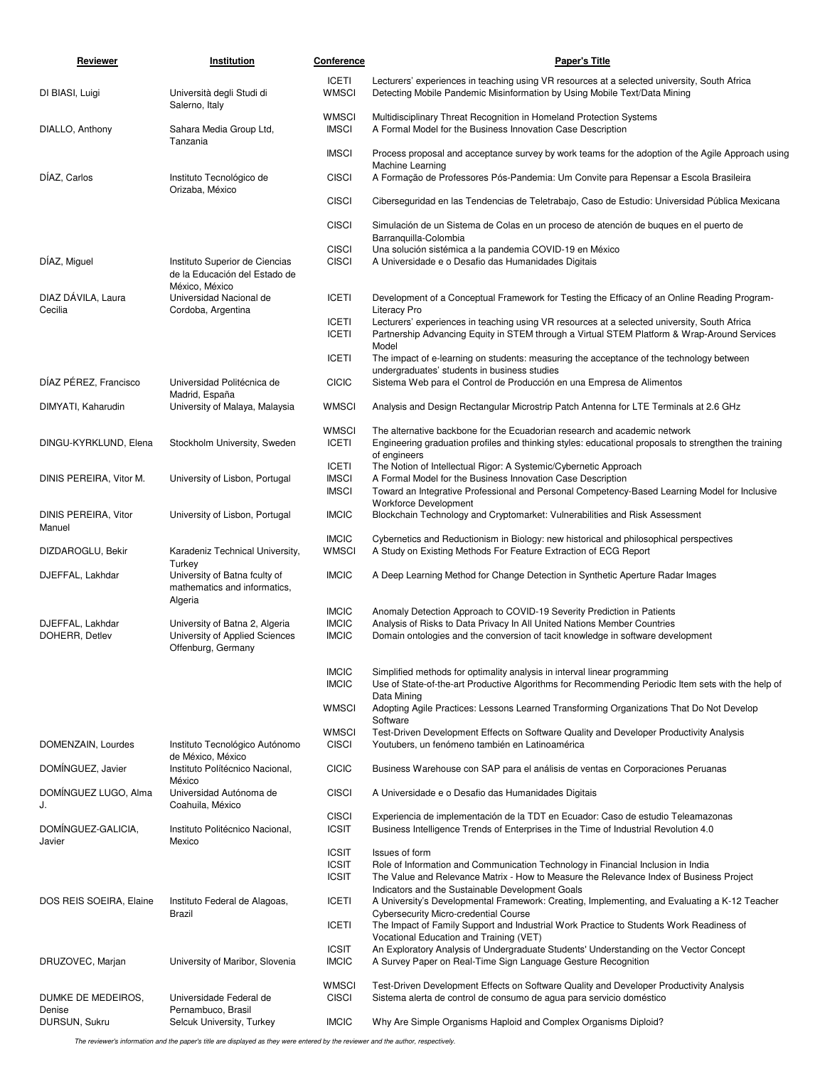| Reviewer | Institution | Conference | Paper's Title |
|---|---|---|---|
| | | ICETI | Lecturers' experiences in teaching using VR resources at a selected university, South Africa |
| DI BIASI, Luigi | Università degli Studi di Salerno, Italy | WMSCI | Detecting Mobile Pandemic Misinformation by Using Mobile Text/Data Mining |
| | | WMSCI | Multidisciplinary Threat Recognition in Homeland Protection Systems |
| DIALLO, Anthony | Sahara Media Group Ltd, Tanzania | IMSCI | A Formal Model for the Business Innovation Case Description |
| | | IMSCI | Process proposal and acceptance survey by work teams for the adoption of the Agile Approach using Machine Learning |
| DÍAZ, Carlos | Instituto Tecnológico de Orizaba, México | CISCI | A Formação de Professores Pós-Pandemia: Um Convite para Repensar a Escola Brasileira |
| | | CISCI | Ciberseguridad en las Tendencias de Teletrabajo, Caso de Estudio: Universidad Pública Mexicana |
| | | CISCI | Simulación de un Sistema de Colas en un proceso de atención de buques en el puerto de Barranquilla-Colombia |
| | | CISCI | Una solución sistémica a la pandemia COVID-19 en México |
| DÍAZ, Miguel | Instituto Superior de Ciencias de la Educación del Estado de México, México | CISCI | A Universidade e o Desafio das Humanidades Digitais |
| DIAZ DÁVILA, Laura Cecilia | Universidad Nacional de Cordoba, Argentina | ICETI | Development of a Conceptual Framework for Testing the Efficacy of an Online Reading Program-Literacy Pro |
| | | ICETI | Lecturers' experiences in teaching using VR resources at a selected university, South Africa |
| | | ICETI | Partnership Advancing Equity in STEM through a Virtual STEM Platform & Wrap-Around Services Model |
| | | ICETI | The impact of e-learning on students: measuring the acceptance of the technology between undergraduates' students in business studies |
| DÍAZ PÉREZ, Francisco | Universidad Politécnica de Madrid, España | CICIC | Sistema Web para el Control de Producción en una Empresa de Alimentos |
| DIMYATI, Kaharudin | University of Malaya, Malaysia | WMSCI | Analysis and Design Rectangular Microstrip Patch Antenna for LTE Terminals at 2.6 GHz |
| | | WMSCI | The alternative backbone for the Ecuadorian research and academic network |
| DINGU-KYRKLUND, Elena | Stockholm University, Sweden | ICETI | Engineering graduation profiles and thinking styles: educational proposals to strengthen the training of engineers |
| | | ICETI | The Notion of Intellectual Rigor: A Systemic/Cybernetic Approach |
| DINIS PEREIRA, Vitor M. | University of Lisbon, Portugal | IMSCI | A Formal Model for the Business Innovation Case Description |
| | | IMSCI | Toward an Integrative Professional and Personal Competency-Based Learning Model for Inclusive Workforce Development |
| DINIS PEREIRA, Vitor Manuel | University of Lisbon, Portugal | IMCIC | Blockchain Technology and Cryptomarket: Vulnerabilities and Risk Assessment |
| | | IMCIC | Cybernetics and Reductionism in Biology: new historical and philosophical perspectives |
| DIZDAROGLU, Bekir | Karadeniz Technical University, Turkey | WMSCI | A Study on Existing Methods For Feature Extraction of ECG Report |
| DJEFFAL, Lakhdar | University of Batna fculty of mathematics and informatics, Algeria | IMCIC | A Deep Learning Method for Change Detection in Synthetic Aperture Radar Images |
| | | IMCIC | Anomaly Detection Approach to COVID-19 Severity Prediction in Patients |
| DJEFFAL, Lakhdar | University of Batna 2, Algeria | IMCIC | Analysis of Risks to Data Privacy In All United Nations Member Countries |
| DOHERR, Detlev | University of Applied Sciences Offenburg, Germany | IMCIC | Domain ontologies and the conversion of tacit knowledge in software development |
| | | IMCIC | Simplified methods for optimality analysis in interval linear programming |
| | | IMCIC | Use of State-of-the-art Productive Algorithms for Recommending Periodic Item sets with the help of Data Mining |
| | | WMSCI | Adopting Agile Practices: Lessons Learned Transforming Organizations That Do Not Develop Software |
| | | WMSCI | Test-Driven Development Effects on Software Quality and Developer Productivity Analysis |
| DOMENZAIN, Lourdes | Instituto Tecnológico Autónomo de México, México | CISCI | Youtubers, un fenómeno también en Latinoamérica |
| DOMÍNGUEZ, Javier | Instituto Politécnico Nacional, México | CICIC | Business Warehouse con SAP para el análisis de ventas en Corporaciones Peruanas |
| DOMÍNGUEZ LUGO, Alma J. | Universidad Autónoma de Coahuila, México | CISCI | A Universidade e o Desafio das Humanidades Digitais |
| | | CISCI | Experiencia de implementación de la TDT en Ecuador: Caso de estudio Teleamazonas |
| DOMÍNGUEZ-GALICIA, Javier | Instituto Politécnico Nacional, Mexico | ICSIT | Business Intelligence Trends of Enterprises in the Time of Industrial Revolution 4.0 |
| | | ICSIT | Issues of form |
| | | ICSIT | Role of Information and Communication Technology in Financial Inclusion in India |
| | | ICSIT | The Value and Relevance Matrix - How to Measure the Relevance Index of Business Project Indicators and the Sustainable Development Goals |
| DOS REIS SOEIRA, Elaine | Instituto Federal de Alagoas, Brazil | ICETI | A University's Developmental Framework: Creating, Implementing, and Evaluating a K-12 Teacher Cybersecurity Micro-credential Course |
| | | ICETI | The Impact of Family Support and Industrial Work Practice to Students Work Readiness of Vocational Education and Training (VET) |
| | | ICSIT | An Exploratory Analysis of Undergraduate Students' Understanding on the Vector Concept |
| DRUZOVEC, Marjan | University of Maribor, Slovenia | IMCIC | A Survey Paper on Real-Time Sign Language Gesture Recognition |
| | | WMSCI | Test-Driven Development Effects on Software Quality and Developer Productivity Analysis |
| DUMKE DE MEDEIROS, Denise | Universidade Federal de Pernambuco, Brasil | CISCI | Sistema alerta de control de consumo de agua para servicio doméstico |
| DURSUN, Sukru | Selcuk University, Turkey | IMCIC | Why Are Simple Organisms Haploid and Complex Organisms Diploid? |

*The reviewer's information and the paper's title are displayed as they were entered by the reviewer and the author, respectively.*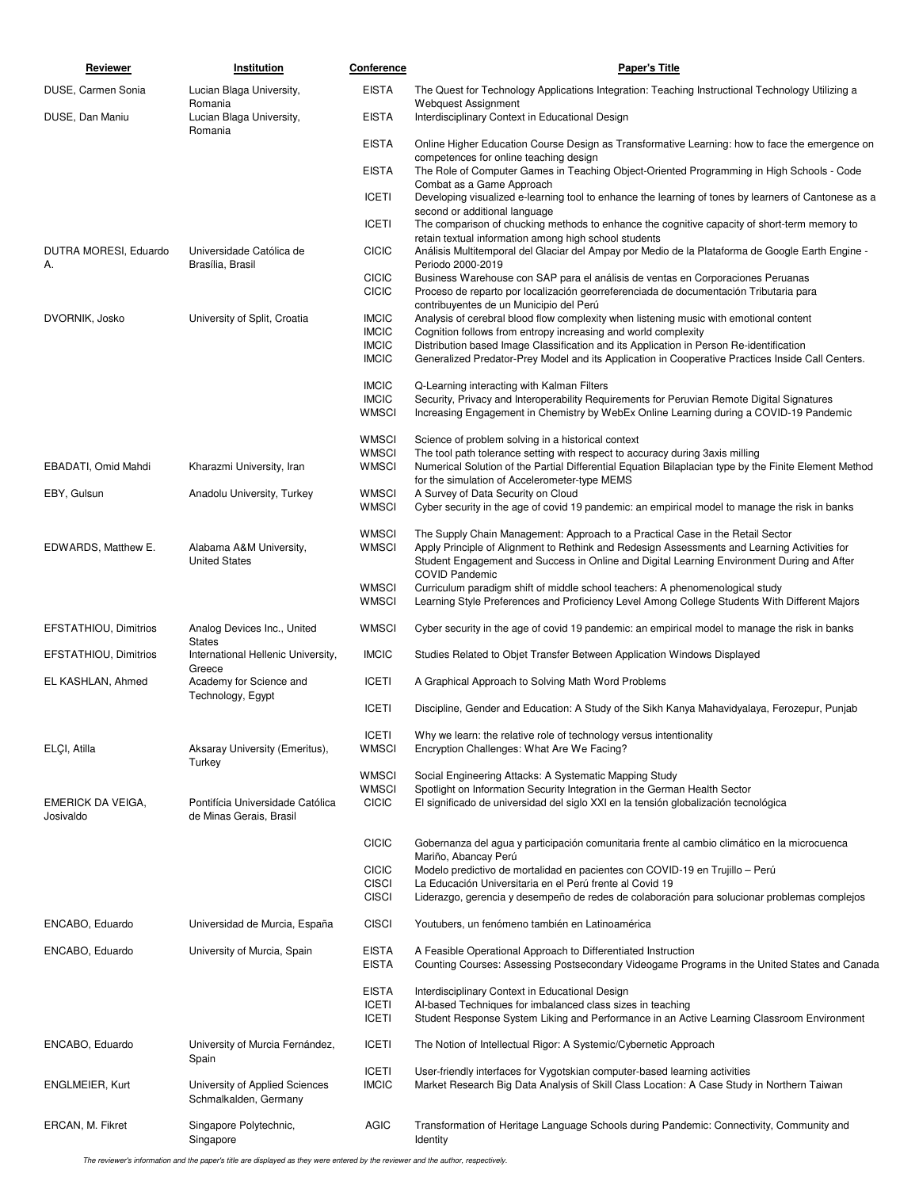| Reviewer | Institution | Conference | Paper's Title |
|---|---|---|---|
| DUSE, Carmen Sonia | Lucian Blaga University, Romania | EISTA | The Quest for Technology Applications Integration: Teaching Instructional Technology Utilizing a Webquest Assignment |
| DUSE, Dan Maniu | Lucian Blaga University, Romania | EISTA | Interdisciplinary Context in Educational Design |
| | | EISTA | Online Higher Education Course Design as Transformative Learning: how to face the emergence on competences for online teaching design |
| | | EISTA | The Role of Computer Games in Teaching Object-Oriented Programming in High Schools - Code Combat as a Game Approach |
| | | ICETI | Developing visualized e-learning tool to enhance the learning of tones by learners of Cantonese as a second or additional language |
| | | ICETI | The comparison of chucking methods to enhance the cognitive capacity of short-term memory to retain textual information among high school students |
| DUTRA MORESI, Eduardo A. | Universidade Católica de Brasília, Brasil | CICIC | Análisis Multitemporal del Glaciar del Ampay por Medio de la Plataforma de Google Earth Engine - Periodo 2000-2019 |
| | | CICIC | Business Warehouse con SAP para el análisis de ventas en Corporaciones Peruanas |
| | | CICIC | Proceso de reparto por localización georreferenciada de documentación Tributaria para contribuyentes de un Municipio del Perú |
| DVORNIK, Josko | University of Split, Croatia | IMCIC | Analysis of cerebral blood flow complexity when listening music with emotional content |
| | | IMCIC | Cognition follows from entropy increasing and world complexity |
| | | IMCIC | Distribution based Image Classification and its Application in Person Re-identification |
| | | IMCIC | Generalized Predator-Prey Model and its Application in Cooperative Practices Inside Call Centers. |
| | | IMCIC | Q-Learning interacting with Kalman Filters |
| | | IMCIC | Security, Privacy and Interoperability Requirements for Peruvian Remote Digital Signatures |
| | | WMSCI | Increasing Engagement in Chemistry by WebEx Online Learning during a COVID-19 Pandemic |
| | | WMSCI | Science of problem solving in a historical context |
| | | WMSCI | The tool path tolerance setting with respect to accuracy during 3axis milling |
| EBADATI, Omid Mahdi | Kharazmi University, Iran | WMSCI | Numerical Solution of the Partial Differential Equation Bilaplacian type by the Finite Element Method for the simulation of Accelerometer-type MEMS |
| EBY, Gulsun | Anadolu University, Turkey | WMSCI | A Survey of Data Security on Cloud |
| | | WMSCI | Cyber security in the age of covid 19 pandemic: an empirical model to manage the risk in banks |
| | | WMSCI | The Supply Chain Management: Approach to a Practical Case in the Retail Sector |
| EDWARDS, Matthew E. | Alabama A&M University, United States | WMSCI | Apply Principle of Alignment to Rethink and Redesign Assessments and Learning Activities for Student Engagement and Success in Online and Digital Learning Environment During and After COVID Pandemic |
| | | WMSCI | Curriculum paradigm shift of middle school teachers: A phenomenological study |
| | | WMSCI | Learning Style Preferences and Proficiency Level Among College Students With Different Majors |
| EFSTATHIOU, Dimitrios | Analog Devices Inc., United States | WMSCI | Cyber security in the age of covid 19 pandemic: an empirical model to manage the risk in banks |
| EFSTATHIOU, Dimitrios | International Hellenic University, Greece | IMCIC | Studies Related to Objet Transfer Between Application Windows Displayed |
| EL KASHLAN, Ahmed | Academy for Science and Technology, Egypt | ICETI | A Graphical Approach to Solving Math Word Problems |
| | | ICETI | Discipline, Gender and Education: A Study of the Sikh Kanya Mahavidyalaya, Ferozepur, Punjab |
| | | ICETI | Why we learn: the relative role of technology versus intentionality |
| ELÇI, Atilla | Aksaray University (Emeritus), Turkey | WMSCI | Encryption Challenges: What Are We Facing? |
| | | WMSCI | Social Engineering Attacks: A Systematic Mapping Study |
| | | WMSCI | Spotlight on Information Security Integration in the German Health Sector |
| EMERICK DA VEIGA, Josivaldo | Pontifícia Universidade Católica de Minas Gerais, Brasil | CICIC | El significado de universidad del siglo XXI en la tensión globalización tecnológica |
| | | CICIC | Gobernanza del agua y participación comunitaria frente al cambio climático en la microcuenca Mariño, Abancay Perú |
| | | CICIC | Modelo predictivo de mortalidad en pacientes con COVID-19 en Trujillo – Perú |
| | | CISCI | La Educación Universitaria en el Perú frente al Covid 19 |
| | | CISCI | Liderazgo, gerencia y desempeño de redes de colaboración para solucionar problemas complejos |
| ENCABO, Eduardo | Universidad de Murcia, España | CISCI | Youtubers, un fenómeno también en Latinoamérica |
| ENCABO, Eduardo | University of Murcia, Spain | EISTA | A Feasible Operational Approach to Differentiated Instruction |
| | | EISTA | Counting Courses: Assessing Postsecondary Videogame Programs in the United States and Canada |
| | | EISTA | Interdisciplinary Context in Educational Design |
| | | ICETI | AI-based Techniques for imbalanced class sizes in teaching |
| | | ICETI | Student Response System Liking and Performance in an Active Learning Classroom Environment |
| ENCABO, Eduardo | University of Murcia Fernández, Spain | ICETI | The Notion of Intellectual Rigor: A Systemic/Cybernetic Approach |
| | | ICETI | User-friendly interfaces for Vygotskian computer-based learning activities |
| ENGLMEIER, Kurt | University of Applied Sciences Schmalkalden, Germany | IMCIC | Market Research Big Data Analysis of Skill Class Location: A Case Study in Northern Taiwan |
| ERCAN, M. Fikret | Singapore Polytechnic, Singapore | AGIC | Transformation of Heritage Language Schools during Pandemic: Connectivity, Community and Identity |

*The reviewer's information and the paper's title are displayed as they were entered by the reviewer and the author, respectively.*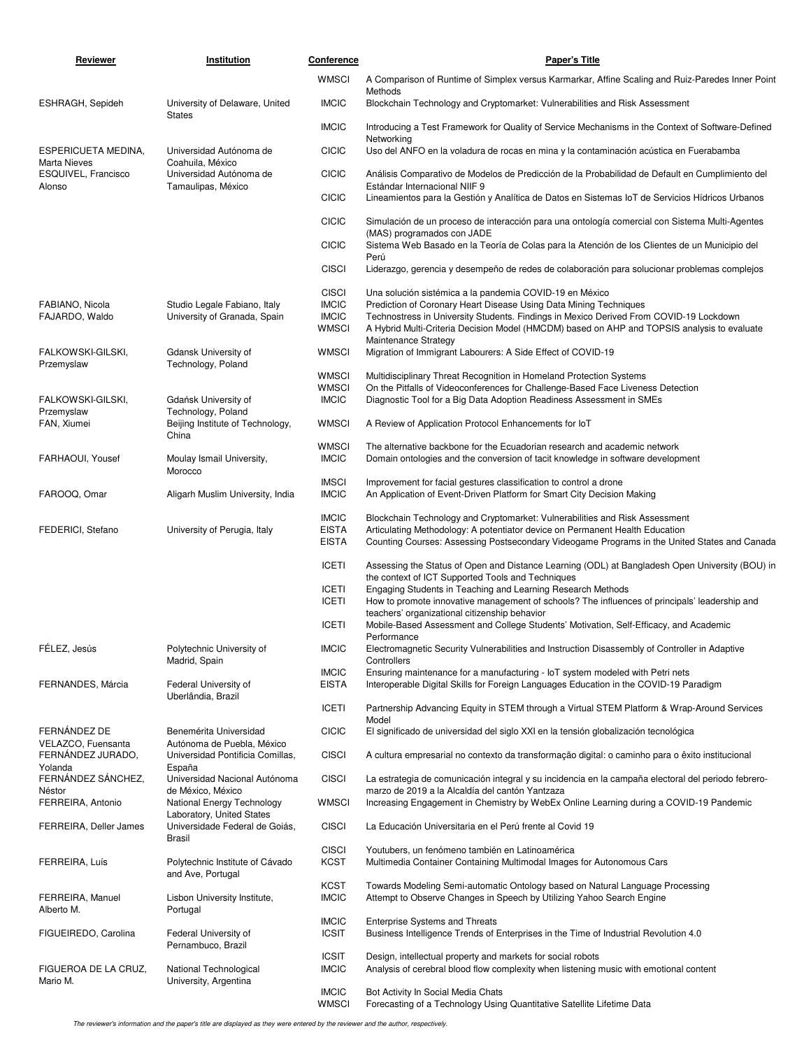| Reviewer | Institution | Conference | Paper's Title |
|---|---|---|---|
| | | WMSCI | A Comparison of Runtime of Simplex versus Karmarkar, Affine Scaling and Ruiz-Paredes Inner Point Methods |
| ESHRAGH, Sepideh | University of Delaware, United States | IMCIC | Blockchain Technology and Cryptomarket: Vulnerabilities and Risk Assessment |
| | | IMCIC | Introducing a Test Framework for Quality of Service Mechanisms in the Context of Software-Defined Networking |
| ESPERICUETA MEDINA, Marta Nieves | Universidad Autónoma de Coahuila, México | CICIC | Uso del ANFO en la voladura de rocas en mina y la contaminación acústica en Fuerabamba |
| ESQUIVEL, Francisco Alonso | Universidad Autónoma de Tamaulipas, México | CICIC | Análisis Comparativo de Modelos de Predicción de la Probabilidad de Default en Cumplimiento del Estándar Internacional NIIF 9 |
| | | CICIC | Lineamientos para la Gestión y Analítica de Datos en Sistemas IoT de Servicios Hídricos Urbanos |
| | | CICIC | Simulación de un proceso de interacción para una ontología comercial con Sistema Multi-Agentes (MAS) programados con JADE |
| | | CICIC | Sistema Web Basado en la Teoría de Colas para la Atención de los Clientes de un Municipio del Perú |
| | | CISCI | Liderazgo, gerencia y desempeño de redes de colaboración para solucionar problemas complejos |
| | | CISCI | Una solución sistémica a la pandemia COVID-19 en México |
| FABIANO, Nicola | Studio Legale Fabiano, Italy | IMCIC | Prediction of Coronary Heart Disease Using Data Mining Techniques |
| FAJARDO, Waldo | University of Granada, Spain | IMCIC | Technostress in University Students. Findings in Mexico Derived From COVID-19 Lockdown |
| | | WMSCI | A Hybrid Multi-Criteria Decision Model (HMCDM) based on AHP and TOPSIS analysis to evaluate Maintenance Strategy |
| FALKOWSKI-GILSKI, Przemyslaw | Gdansk University of Technology, Poland | WMSCI | Migration of Immigrant Labourers: A Side Effect of COVID-19 |
| | | WMSCI | Multidisciplinary Threat Recognition in Homeland Protection Systems |
| | | WMSCI | On the Pitfalls of Videoconferences for Challenge-Based Face Liveness Detection |
| FALKOWSKI-GILSKI, Przemyslaw | Gdańsk University of Technology, Poland | IMCIC | Diagnostic Tool for a Big Data Adoption Readiness Assessment in SMEs |
| FAN, Xiumei | Beijing Institute of Technology, China | WMSCI | A Review of Application Protocol Enhancements for IoT |
| | | WMSCI | The alternative backbone for the Ecuadorian research and academic network |
| FARHAOUI, Yousef | Moulay Ismail University, Morocco | IMCIC | Domain ontologies and the conversion of tacit knowledge in software development |
| | | IMSCI | Improvement for facial gestures classification to control a drone |
| FAROOQ, Omar | Aligarh Muslim University, India | IMCIC | An Application of Event-Driven Platform for Smart City Decision Making |
| | | IMCIC | Blockchain Technology and Cryptomarket: Vulnerabilities and Risk Assessment |
| FEDERICI, Stefano | University of Perugia, Italy | EISTA | Articulating Methodology: A potentiator device on Permanent Health Education |
| | | EISTA | Counting Courses: Assessing Postsecondary Videogame Programs in the United States and Canada |
| | | ICETI | Assessing the Status of Open and Distance Learning (ODL) at Bangladesh Open University (BOU) in the context of ICT Supported Tools and Techniques |
| | | ICETI | Engaging Students in Teaching and Learning Research Methods |
| | | ICETI | How to promote innovative management of schools? The influences of principals' leadership and teachers' organizational citizenship behavior |
| | | ICETI | Mobile-Based Assessment and College Students' Motivation, Self-Efficacy, and Academic Performance |
| FÉLEZ, Jesús | Polytechnic University of Madrid, Spain | IMCIC | Electromagnetic Security Vulnerabilities and Instruction Disassembly of Controller in Adaptive Controllers |
| | | IMCIC | Ensuring maintenance for a manufacturing - IoT system modeled with Petri nets |
| FERNANDES, Márcia | Federal University of Uberlândia, Brazil | EISTA | Interoperable Digital Skills for Foreign Languages Education in the COVID-19 Paradigm |
| | | ICETI | Partnership Advancing Equity in STEM through a Virtual STEM Platform & Wrap-Around Services Model |
| FERNÁNDEZ DE VELAZCO, Fuensanta | Benemérita Universidad Autónoma de Puebla, México | CICIC | El significado de universidad del siglo XXI en la tensión globalización tecnológica |
| FERNÁNDEZ JURADO, Yolanda | Universidad Pontificia Comillas, España | CISCI | A cultura empresarial no contexto da transformação digital: o caminho para o êxito institucional |
| FERNÁNDEZ SÁNCHEZ, Néstor | Universidad Nacional Autónoma de México, México | CISCI | La estrategia de comunicación integral y su incidencia en la campaña electoral del periodo febrero-marzo de 2019 a la Alcaldía del cantón Yantzaza |
| FERREIRA, Antonio | National Energy Technology Laboratory, United States | WMSCI | Increasing Engagement in Chemistry by WebEx Online Learning during a COVID-19 Pandemic |
| FERREIRA, Deller James | Universidade Federal de Goiás, Brasil | CISCI | La Educación Universitaria en el Perú frente al Covid 19 |
| | | CISCI | Youtubers, un fenómeno también en Latinoamérica |
| FERREIRA, Luís | Polytechnic Institute of Cávado and Ave, Portugal | KCST | Multimedia Container Containing Multimodal Images for Autonomous Cars |
| | | KCST | Towards Modeling Semi-automatic Ontology based on Natural Language Processing |
| FERREIRA, Manuel Alberto M. | Lisbon University Institute, Portugal | IMCIC | Attempt to Observe Changes in Speech by Utilizing Yahoo Search Engine |
| | | IMCIC | Enterprise Systems and Threats |
| FIGUEIREDO, Carolina | Federal University of Pernambuco, Brazil | ICSIT | Business Intelligence Trends of Enterprises in the Time of Industrial Revolution 4.0 |
| | | ICSIT | Design, intellectual property and markets for social robots |
| FIGUEROA DE LA CRUZ, Mario M. | National Technological University, Argentina | IMCIC | Analysis of cerebral blood flow complexity when listening music with emotional content |
| | | IMCIC | Bot Activity In Social Media Chats |
| | | WMSCI | Forecasting of a Technology Using Quantitative Satellite Lifetime Data |

*The reviewer's information and the paper's title are displayed as they were entered by the reviewer and the author, respectively.*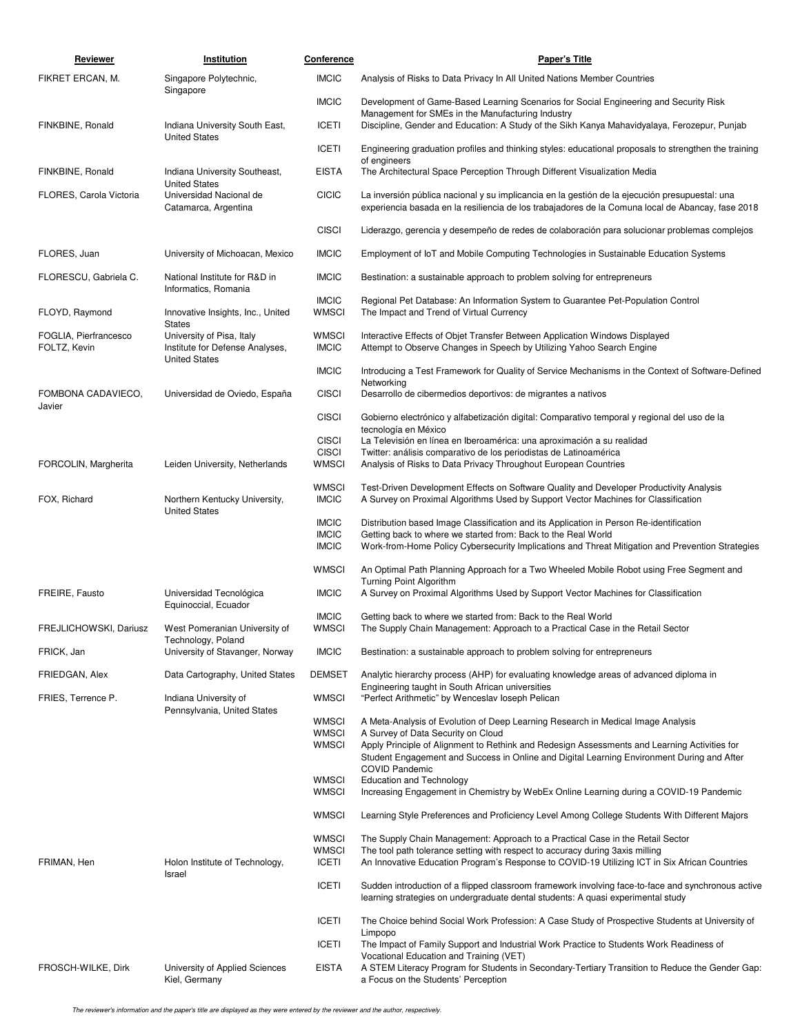| Reviewer | Institution | Conference | Paper's Title |
|---|---|---|---|
| FIKRET ERCAN, M. | Singapore Polytechnic, Singapore | IMCIC | Analysis of Risks to Data Privacy In All United Nations Member Countries |
| | | IMCIC | Development of Game-Based Learning Scenarios for Social Engineering and Security Risk Management for SMEs in the Manufacturing Industry |
| FINKBINE, Ronald | Indiana University South East, United States | ICETI | Discipline, Gender and Education: A Study of the Sikh Kanya Mahavidyalaya, Ferozepur, Punjab |
| | | ICETI | Engineering graduation profiles and thinking styles: educational proposals to strengthen the training of engineers |
| FINKBINE, Ronald | Indiana University Southeast, United States | EISTA | The Architectural Space Perception Through Different Visualization Media |
| FLORES, Carola Victoria | Universidad Nacional de Catamarca, Argentina | CICIC | La inversión pública nacional y su implicancia en la gestión de la ejecución presupuestal: una experiencia basada en la resiliencia de los trabajadores de la Comuna local de Abancay, fase 2018 |
| | | CISCI | Liderazgo, gerencia y desempeño de redes de colaboración para solucionar problemas complejos |
| FLORES, Juan | University of Michoacan, Mexico | IMCIC | Employment of IoT and Mobile Computing Technologies in Sustainable Education Systems |
| FLORESCU, Gabriela C. | National Institute for R&D in Informatics, Romania | IMCIC | Bestination: a sustainable approach to problem solving for entrepreneurs |
| | | IMCIC | Regional Pet Database: An Information System to Guarantee Pet-Population Control |
| FLOYD, Raymond | Innovative Insights, Inc., United States | WMSCI | The Impact and Trend of Virtual Currency |
| FOGLIA, Pierfrancesco | University of Pisa, Italy | WMSCI | Interactive Effects of Objet Transfer Between Application Windows Displayed |
| FOLTZ, Kevin | Institute for Defense Analyses, United States | IMCIC | Attempt to Observe Changes in Speech by Utilizing Yahoo Search Engine |
| | | IMCIC | Introducing a Test Framework for Quality of Service Mechanisms in the Context of Software-Defined Networking |
| FOMBONA CADAVIECO, Javier | Universidad de Oviedo, España | CISCI | Desarrollo de cibermedios deportivos: de migrantes a nativos |
| | | CISCI | Gobierno electrónico y alfabetización digital: Comparativo temporal y regional del uso de la tecnología en México |
| | | CISCI | La Televisión en línea en Iberoamérica: una aproximación a su realidad |
| | | CISCI | Twitter: análisis comparativo de los periodistas de Latinoamérica |
| FORCOLIN, Margherita | Leiden University, Netherlands | WMSCI | Analysis of Risks to Data Privacy Throughout European Countries |
| | | WMSCI | Test-Driven Development Effects on Software Quality and Developer Productivity Analysis |
| FOX, Richard | Northern Kentucky University, United States | IMCIC | A Survey on Proximal Algorithms Used by Support Vector Machines for Classification |
| | | IMCIC | Distribution based Image Classification and its Application in Person Re-identification |
| | | IMCIC | Getting back to where we started from: Back to the Real World |
| | | IMCIC | Work-from-Home Policy Cybersecurity Implications and Threat Mitigation and Prevention Strategies |
| | | WMSCI | An Optimal Path Planning Approach for a Two Wheeled Mobile Robot using Free Segment and Turning Point Algorithm |
| FREIRE, Fausto | Universidad Tecnológica Equinoccial, Ecuador | IMCIC | A Survey on Proximal Algorithms Used by Support Vector Machines for Classification |
| | | IMCIC | Getting back to where we started from: Back to the Real World |
| FREJLICHOWSKI, Dariusz | West Pomeranian University of Technology, Poland | WMSCI | The Supply Chain Management: Approach to a Practical Case in the Retail Sector |
| FRICK, Jan | University of Stavanger, Norway | IMCIC | Bestination: a sustainable approach to problem solving for entrepreneurs |
| FRIEDGAN, Alex | Data Cartography, United States | DEMSET | Analytic hierarchy process (AHP) for evaluating knowledge areas of advanced diploma in Engineering taught in South African universities |
| FRIES, Terrence P. | Indiana University of Pennsylvania, United States | WMSCI | "Perfect Arithmetic" by Wenceslav Ioseph Pelican |
| | | WMSCI | A Meta-Analysis of Evolution of Deep Learning Research in Medical Image Analysis |
| | | WMSCI | A Survey of Data Security on Cloud |
| | | WMSCI | Apply Principle of Alignment to Rethink and Redesign Assessments and Learning Activities for Student Engagement and Success in Online and Digital Learning Environment During and After COVID Pandemic |
| | | WMSCI | Education and Technology |
| | | WMSCI | Increasing Engagement in Chemistry by WebEx Online Learning during a COVID-19 Pandemic |
| | | WMSCI | Learning Style Preferences and Proficiency Level Among College Students With Different Majors |
| | | WMSCI | The Supply Chain Management: Approach to a Practical Case in the Retail Sector |
| | | WMSCI | The tool path tolerance setting with respect to accuracy during 3axis milling |
| FRIMAN, Hen | Holon Institute of Technology, Israel | ICETI | An Innovative Education Program's Response to COVID-19 Utilizing ICT in Six African Countries |
| | | ICETI | Sudden introduction of a flipped classroom framework involving face-to-face and synchronous active learning strategies on undergraduate dental students: A quasi experimental study |
| | | ICETI | The Choice behind Social Work Profession: A Case Study of Prospective Students at University of Limpopo |
| | | ICETI | The Impact of Family Support and Industrial Work Practice to Students Work Readiness of Vocational Education and Training (VET) |
| FROSCH-WILKE, Dirk | University of Applied Sciences Kiel, Germany | EISTA | A STEM Literacy Program for Students in Secondary-Tertiary Transition to Reduce the Gender Gap: a Focus on the Students' Perception |

*The reviewer's information and the paper's title are displayed as they were entered by the reviewer and the author, respectively.*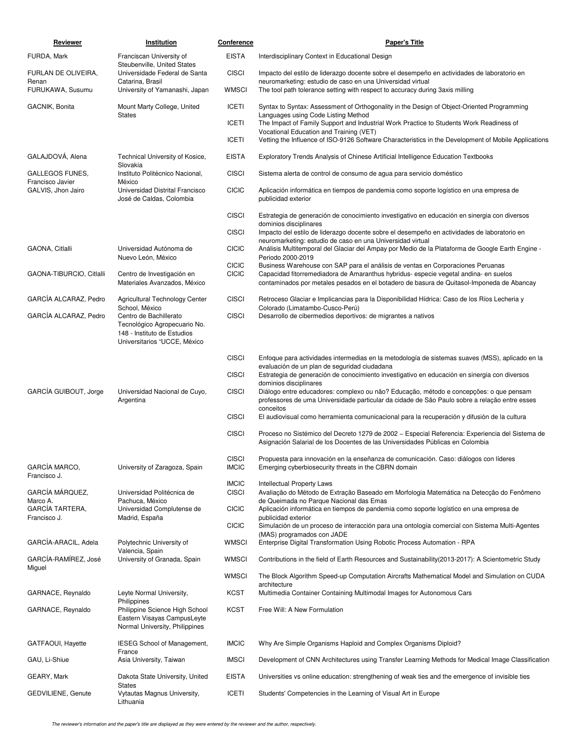| Reviewer | Institution | Conference | Paper's Title |
|---|---|---|---|
| FURDA, Mark | Franciscan University of Steubenville, United States | EISTA | Interdisciplinary Context in Educational Design |
| FURLAN DE OLIVEIRA, Renan | Universidade Federal de Santa Catarina, Brasil | CISCI | Impacto del estilo de liderazgo docente sobre el desempeño en actividades de laboratorio en neuromarketing: estudio de caso en una Universidad virtual |
| FURUKAWA, Susumu | University of Yamanashi, Japan | WMSCI | The tool path tolerance setting with respect to accuracy during 3axis milling |
| GACNIK, Bonita | Mount Marty College, United States | ICETI | Syntax to Syntax: Assessment of Orthogonality in the Design of Object-Oriented Programming Languages using Code Listing Method |
| | | ICETI | The Impact of Family Support and Industrial Work Practice to Students Work Readiness of Vocational Education and Training (VET) |
| | | ICETI | Vetting the Influence of ISO-9126 Software Characteristics in the Development of Mobile Applications |
| GALAJDOVÁ, Alena | Technical University of Kosice, Slovakia | EISTA | Exploratory Trends Analysis of Chinese Artificial Intelligence Education Textbooks |
| GALLEGOS FUNES, Francisco Javier | Instituto Politécnico Nacional, México | CISCI | Sistema alerta de control de consumo de agua para servicio doméstico |
| GALVIS, Jhon Jairo | Universidad Distrital Francisco José de Caldas, Colombia | CICIC | Aplicación informática en tiempos de pandemia como soporte logístico en una empresa de publicidad exterior |
| | | CISCI | Estrategia de generación de conocimiento investigativo en educación en sinergia con diversos dominios disciplinares |
| | | CISCI | Impacto del estilo de liderazgo docente sobre el desempeño en actividades de laboratorio en neuromarketing: estudio de caso en una Universidad virtual |
| GAONA, Citlalli | Universidad Autónoma de Nuevo León, México | CICIC | Análisis Multitemporal del Glaciar del Ampay por Medio de la Plataforma de Google Earth Engine - Periodo 2000-2019 |
| | | CICIC | Business Warehouse con SAP para el análisis de ventas en Corporaciones Peruanas |
| GAONA-TIBURCIO, Citlalli | Centro de Investigación en Materiales Avanzados, México | CICIC | Capacidad fitorremediadora de Amaranthus hybridus- especie vegetal andina- en suelos contaminados por metales pesados en el botadero de basura de Quitasol-Imponeda de Abancay |
| GARCÍA ALCARAZ, Pedro | Agricultural Technology Center School, México | CISCI | Retroceso Glaciar e Implicancias para la Disponibilidad Hídrica: Caso de los Ríos Lecheria y Colorado (Limatambo-Cusco-Perú) |
| GARCÍA ALCARAZ, Pedro | Centro de Bachillerato Tecnológico Agropecuario No. 148 - Instituto de Estudios Universitarios "UCCE, México | CISCI | Desarrollo de cibermedios deportivos: de migrantes a nativos |
| | | CISCI | Enfoque para actividades intermedias en la metodología de sistemas suaves (MSS), aplicado en la evaluación de un plan de seguridad ciudadana |
| | | CISCI | Estrategia de generación de conocimiento investigativo en educación en sinergia con diversos dominios disciplinares |
| GARCÍA GUIBOUT, Jorge | Universidad Nacional de Cuyo, Argentina | CISCI | Diálogo entre educadores: complexo ou não? Educação, método e concepções: o que pensam professores de uma Universidade particular da cidade de São Paulo sobre a relação entre esses conceitos |
| | | CISCI | El audiovisual como herramienta comunicacional para la recuperación y difusión de la cultura |
| | | CISCI | Proceso no Sistémico del Decreto 1279 de 2002 – Especial Referencia: Experiencia del Sistema de Asignación Salarial de los Docentes de las Universidades Públicas en Colombia |
| | | CISCI | Propuesta para innovación en la enseñanza de comunicación. Caso: diálogos con líderes |
| GARCÍA MARCO, Francisco J. | University of Zaragoza, Spain | IMCIC | Emerging cyberbiosecurity threats in the CBRN domain |
| | | IMCIC | Intellectual Property Laws |
| GARCÍA MÁRQUEZ, Marco A. | Universidad Politécnica de Pachuca, México | CISCI | Avaliação do Método de Extração Baseado em Morfologia Matemática na Detecção do Fenômeno de Queimada no Parque Nacional das Emas |
| GARCÍA TARTERA, Francisco J. | Universidad Complutense de Madrid, España | CICIC | Aplicación informática en tiempos de pandemia como soporte logístico en una empresa de publicidad exterior |
| | | CICIC | Simulación de un proceso de interacción para una ontología comercial con Sistema Multi-Agentes (MAS) programados con JADE |
| GARCÍA-ARACIL, Adela | Polytechnic University of Valencia, Spain | WMSCI | Enterprise Digital Transformation Using Robotic Process Automation - RPA |
| GARCÍA-RAMÍREZ, José Miguel | University of Granada, Spain | WMSCI | Contributions in the field of Earth Resources and Sustainability(2013-2017): A Scientometric Study |
| | | WMSCI | The Block Algorithm Speed-up Computation Aircrafts Mathematical Model and Simulation on CUDA architecture |
| GARNACE, Reynaldo | Leyte Normal University, Philippines | KCST | Multimedia Container Containing Multimodal Images for Autonomous Cars |
| GARNACE, Reynaldo | Philippine Science High School Eastern Visayas CampusLeyte Normal University, Philippines | KCST | Free Will: A New Formulation |
| GATFAOUI, Hayette | IESEG School of Management, France | IMCIC | Why Are Simple Organisms Haploid and Complex Organisms Diploid? |
| GAU, Li-Shiue | Asia University, Taiwan | IMSCI | Development of CNN Architectures using Transfer Learning Methods for Medical Image Classification |
| GEARY, Mark | Dakota State University, United States | EISTA | Universities vs online education: strengthening of weak ties and the emergence of invisible ties |
| GEDVILIENE, Genute | Vytautas Magnus University, Lithuania | ICETI | Students' Competencies in the Learning of Visual Art in Europe |

*The reviewer's information and the paper's title are displayed as they were entered by the reviewer and the author, respectively.*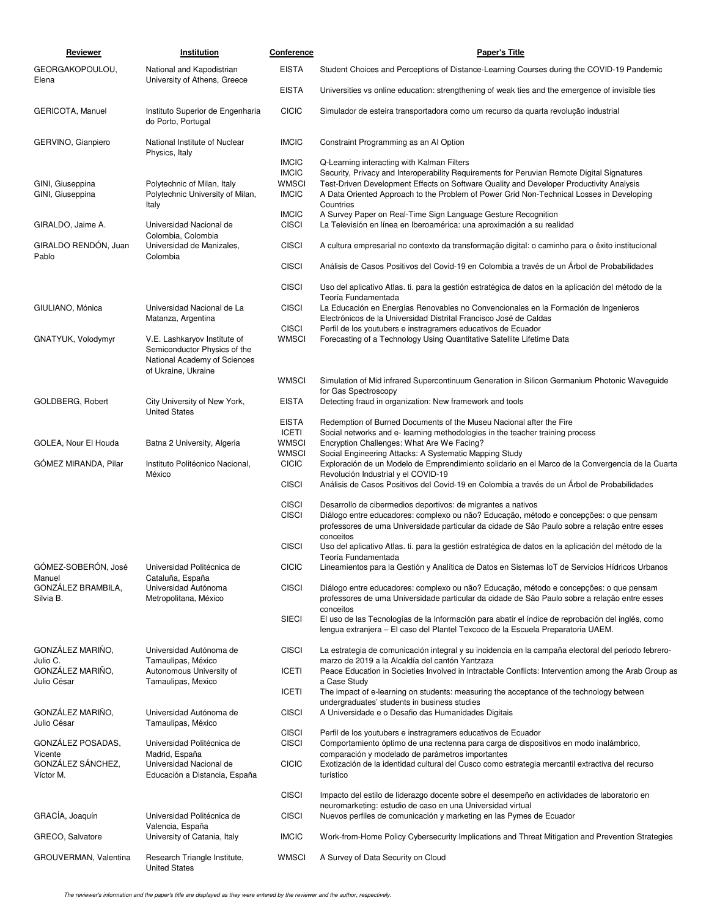| Reviewer | Institution | Conference | Paper's Title |
|---|---|---|---|
| GEORGAKOPOULOU, Elena | National and Kapodistrian University of Athens, Greece | EISTA | Student Choices and Perceptions of Distance-Learning Courses during the COVID-19 Pandemic |
| | | EISTA | Universities vs online education: strengthening of weak ties and the emergence of invisible ties |
| GERICOTA, Manuel | Instituto Superior de Engenharia do Porto, Portugal | CICIC | Simulador de esteira transportadora como um recurso da quarta revolução industrial |
| GERVINO, Gianpiero | National Institute of Nuclear Physics, Italy | IMCIC | Constraint Programming as an AI Option |
| | | IMCIC | Q-Learning interacting with Kalman Filters |
| | | IMCIC | Security, Privacy and Interoperability Requirements for Peruvian Remote Digital Signatures |
| GINI, Giuseppina | Polytechnic of Milan, Italy | WMSCI | Test-Driven Development Effects on Software Quality and Developer Productivity Analysis |
| GINI, Giuseppina | Polytechnic University of Milan, Italy | IMCIC | A Data Oriented Approach to the Problem of Power Grid Non-Technical Losses in Developing Countries |
| | | IMCIC | A Survey Paper on Real-Time Sign Language Gesture Recognition |
| GIRALDO, Jaime A. | Universidad Nacional de Colombia, Colombia | CISCI | La Televisión en línea en Iberoamérica: una aproximación a su realidad |
| GIRALDO RENDÓN, Juan Pablo | Universidad de Manizales, Colombia | CISCI | A cultura empresarial no contexto da transformação digital: o caminho para o êxito institucional |
| | | CISCI | Análisis de Casos Positivos del Covid-19 en Colombia a través de un Árbol de Probabilidades |
| | | CISCI | Uso del aplicativo Atlas. ti. para la gestión estratégica de datos en la aplicación del método de la Teoría Fundamentada |
| GIULIANO, Mónica | Universidad Nacional de La Matanza, Argentina | CISCI | La Educación en Energías Renovables no Convencionales en la Formación de Ingenieros Electrónicos de la Universidad Distrital Francisco José de Caldas |
| | | CISCI | Perfil de los youtubers e instragramers educativos de Ecuador |
| GNATYUK, Volodymyr | V.E. Lashkaryov Institute of Semiconductor Physics of the National Academy of Sciences of Ukraine, Ukraine | WMSCI | Forecasting of a Technology Using Quantitative Satellite Lifetime Data |
| | | WMSCI | Simulation of Mid infrared Supercontinuum Generation in Silicon Germanium Photonic Waveguide for Gas Spectroscopy |
| GOLDBERG, Robert | City University of New York, United States | EISTA | Detecting fraud in organization: New framework and tools |
| | | EISTA | Redemption of Burned Documents of the Museu Nacional after the Fire |
| | | ICETI | Social networks and e- learning methodologies in the teacher training process |
| GOLEA, Nour El Houda | Batna 2 University, Algeria | WMSCI | Encryption Challenges: What Are We Facing? |
| | | WMSCI | Social Engineering Attacks: A Systematic Mapping Study |
| GÓMEZ MIRANDA, Pilar | Instituto Politécnico Nacional, México | CICIC | Exploración de un Modelo de Emprendimiento solidario en el Marco de la Convergencia de la Cuarta Revolución Industrial y el COVID-19 |
| | | CISCI | Análisis de Casos Positivos del Covid-19 en Colombia a través de un Árbol de Probabilidades |
| | | CISCI | Desarrollo de cibermedios deportivos: de migrantes a nativos |
| | | CISCI | Diálogo entre educadores: complexo ou não? Educação, método e concepções: o que pensam professores de uma Universidade particular da cidade de São Paulo sobre a relação entre esses conceitos |
| | | CISCI | Uso del aplicativo Atlas. ti. para la gestión estratégica de datos en la aplicación del método de la Teoría Fundamentada |
| GÓMEZ-SOBERÓN, José Manuel | Universidad Politécnica de Cataluña, España | CICIC | Lineamientos para la Gestión y Analítica de Datos en Sistemas IoT de Servicios Hídricos Urbanos |
| GONZÁLEZ BRAMBILA, Silvia B. | Universidad Autónoma Metropolitana, México | CISCI | Diálogo entre educadores: complexo ou não? Educação, método e concepções: o que pensam professores de uma Universidade particular da cidade de São Paulo sobre a relação entre esses conceitos |
| | | SIECI | El uso de las Tecnologías de la Información para abatir el índice de reprobación del inglés, como lengua extranjera – El caso del Plantel Texcoco de la Escuela Preparatoria UAEM. |
| GONZÁLEZ MARIÑO, Julio C. | Universidad Autónoma de Tamaulipas, México | CISCI | La estrategia de comunicación integral y su incidencia en la campaña electoral del periodo febrero-marzo de 2019 a la Alcaldía del cantón Yantzaza |
| GONZÁLEZ MARIÑO, Julio César | Autonomous University of Tamaulipas, Mexico | ICETI | Peace Education in Societies Involved in Intractable Conflicts: Intervention among the Arab Group as a Case Study |
| | | ICETI | The impact of e-learning on students: measuring the acceptance of the technology between undergraduates' students in business studies |
| GONZÁLEZ MARIÑO, Julio César | Universidad Autónoma de Tamaulipas, México | CISCI | A Universidade e o Desafio das Humanidades Digitais |
| | | CISCI | Perfil de los youtubers e instragramers educativos de Ecuador |
| GONZÁLEZ POSADAS, Vicente | Universidad Politécnica de Madrid, España | CISCI | Comportamiento óptimo de una rectenna para carga de dispositivos en modo inalámbrico, comparación y modelado de parámetros importantes |
| GONZÁLEZ SÁNCHEZ, Víctor M. | Universidad Nacional de Educación a Distancia, España | CICIC | Exotización de la identidad cultural del Cusco como estrategia mercantil extractiva del recurso turístico |
| | | CISCI | Impacto del estilo de liderazgo docente sobre el desempeño en actividades de laboratorio en neuromarketing: estudio de caso en una Universidad virtual |
| GRACÍA, Joaquín | Universidad Politécnica de Valencia, España | CISCI | Nuevos perfiles de comunicación y marketing en las Pymes de Ecuador |
| GRECO, Salvatore | University of Catania, Italy | IMCIC | Work-from-Home Policy Cybersecurity Implications and Threat Mitigation and Prevention Strategies |
| GROUVERMAN, Valentina | Research Triangle Institute, United States | WMSCI | A Survey of Data Security on Cloud |

*The reviewer's information and the paper's title are displayed as they were entered by the reviewer and the author, respectively.*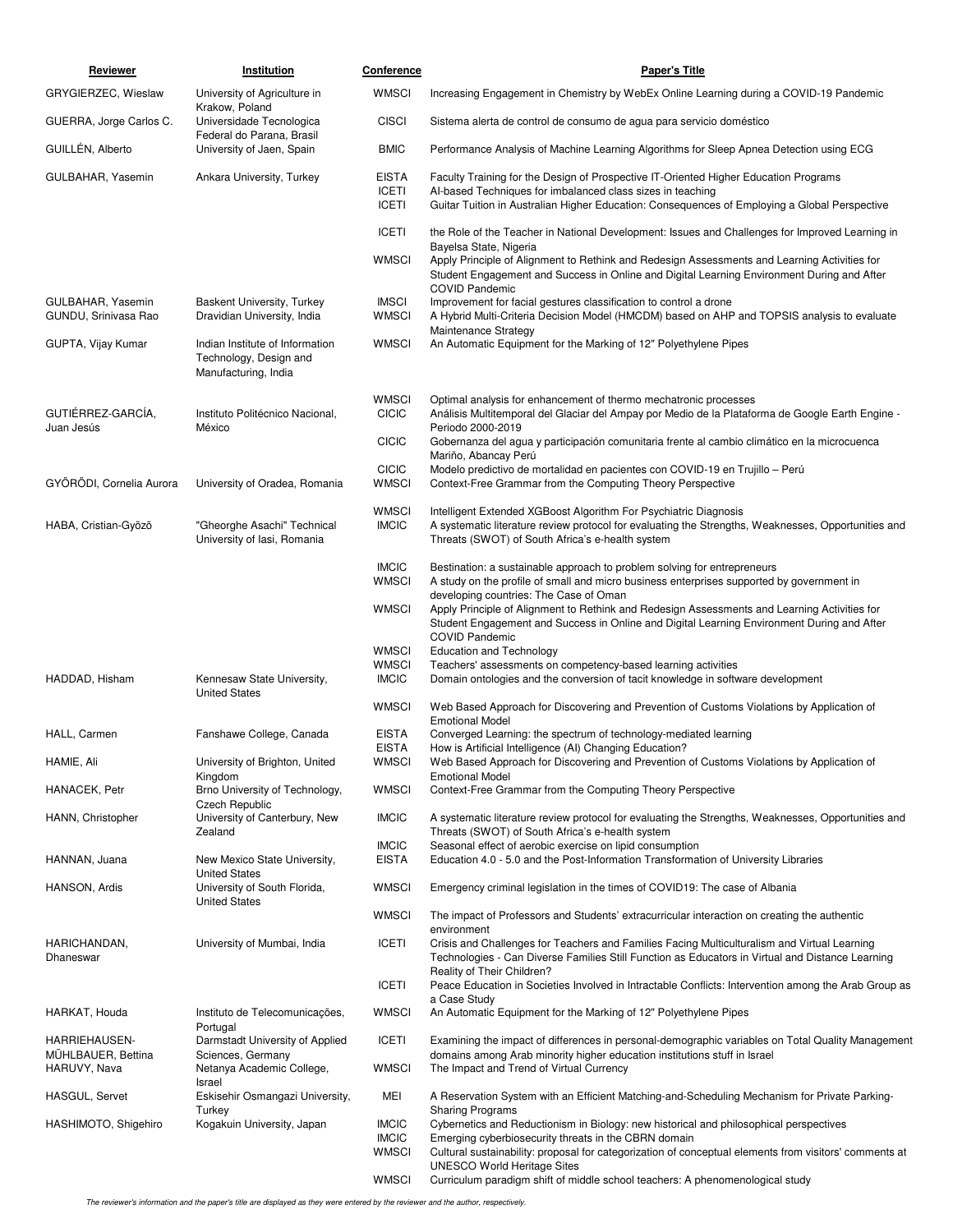| Reviewer | Institution | Conference | Paper's Title |
|---|---|---|---|
| GRYGIERZEC, Wieslaw | University of Agriculture in Krakow, Poland | WMSCI | Increasing Engagement in Chemistry by WebEx Online Learning during a COVID-19 Pandemic |
| GUERRA, Jorge Carlos C. | Universidade Tecnologica Federal do Parana, Brasil | CISCI | Sistema alerta de control de consumo de agua para servicio doméstico |
| GUILLÉN, Alberto | University of Jaen, Spain | BMIC | Performance Analysis of Machine Learning Algorithms for Sleep Apnea Detection using ECG |
| GULBAHAR, Yasemin | Ankara University, Turkey | EISTA | Faculty Training for the Design of Prospective IT-Oriented Higher Education Programs |
| | | ICETI | AI-based Techniques for imbalanced class sizes in teaching |
| | | ICETI | Guitar Tuition in Australian Higher Education: Consequences of Employing a Global Perspective |
| | | ICETI | the Role of the Teacher in National Development: Issues and Challenges for Improved Learning in Bayelsa State, Nigeria |
| | | WMSCI | Apply Principle of Alignment to Rethink and Redesign Assessments and Learning Activities for Student Engagement and Success in Online and Digital Learning Environment During and After COVID Pandemic |
| GULBAHAR, Yasemin | Baskent University, Turkey | IMSCI | Improvement for facial gestures classification to control a drone |
| GUNDU, Srinivasa Rao | Dravidian University, India | WMSCI | A Hybrid Multi-Criteria Decision Model (HMCDM) based on AHP and TOPSIS analysis to evaluate Maintenance Strategy |
| GUPTA, Vijay Kumar | Indian Institute of Information Technology, Design and Manufacturing, India | WMSCI | An Automatic Equipment for the Marking of 12" Polyethylene Pipes |
| | | WMSCI | Optimal analysis for enhancement of thermo mechatronic processes |
| GUTIÉRREZ-GARCÍA, Juan Jesús | Instituto Politécnico Nacional, México | CICIC | Análisis Multitemporal del Glaciar del Ampay por Medio de la Plataforma de Google Earth Engine - Periodo 2000-2019 |
| | | CICIC | Gobernanza del agua y participación comunitaria frente al cambio climático en la microcuenca Mariño, Abancay Perú |
| | | CICIC | Modelo predictivo de mortalidad en pacientes con COVID-19 en Trujillo – Perú |
| GYÖRÖDI, Cornelia Aurora | University of Oradea, Romania | WMSCI | Context-Free Grammar from the Computing Theory Perspective |
| | | WMSCI | Intelligent Extended XGBoost Algorithm For Psychiatric Diagnosis |
| HABA, Cristian-Győző | "Gheorghe Asachi" Technical University of Iasi, Romania | IMCIC | A systematic literature review protocol for evaluating the Strengths, Weaknesses, Opportunities and Threats (SWOT) of South Africa's e-health system |
| | | IMCIC | Bestination: a sustainable approach to problem solving for entrepreneurs |
| | | WMSCI | A study on the profile of small and micro business enterprises supported by government in developing countries: The Case of Oman |
| | | WMSCI | Apply Principle of Alignment to Rethink and Redesign Assessments and Learning Activities for Student Engagement and Success in Online and Digital Learning Environment During and After COVID Pandemic |
| | | WMSCI | Education and Technology |
| | | WMSCI | Teachers' assessments on competency-based learning activities |
| HADDAD, Hisham | Kennesaw State University, United States | IMCIC | Domain ontologies and the conversion of tacit knowledge in software development |
| | | WMSCI | Web Based Approach for Discovering and Prevention of Customs Violations by Application of Emotional Model |
| HALL, Carmen | Fanshawe College, Canada | EISTA | Converged Learning: the spectrum of technology-mediated learning |
| | | EISTA | How is Artificial Intelligence (AI) Changing Education? |
| HAMIE, Ali | University of Brighton, United Kingdom | WMSCI | Web Based Approach for Discovering and Prevention of Customs Violations by Application of Emotional Model |
| HANACEK, Petr | Brno University of Technology, Czech Republic | WMSCI | Context-Free Grammar from the Computing Theory Perspective |
| HANN, Christopher | University of Canterbury, New Zealand | IMCIC | A systematic literature review protocol for evaluating the Strengths, Weaknesses, Opportunities and Threats (SWOT) of South Africa's e-health system |
| | | IMCIC | Seasonal effect of aerobic exercise on lipid consumption |
| HANNAN, Juana | New Mexico State University, United States | EISTA | Education 4.0 - 5.0 and the Post-Information Transformation of University Libraries |
| HANSON, Ardis | University of South Florida, United States | WMSCI | Emergency criminal legislation in the times of COVID19: The case of Albania |
| | | WMSCI | The impact of Professors and Students' extracurricular interaction on creating the authentic environment |
| HARICHANDAN, Dhaneswar | University of Mumbai, India | ICETI | Crisis and Challenges for Teachers and Families Facing Multiculturalism and Virtual Learning Technologies - Can Diverse Families Still Function as Educators in Virtual and Distance Learning Reality of Their Children? |
| | | ICETI | Peace Education in Societies Involved in Intractable Conflicts: Intervention among the Arab Group as a Case Study |
| HARKAT, Houda | Instituto de Telecomunicações, Portugal | WMSCI | An Automatic Equipment for the Marking of 12" Polyethylene Pipes |
| HARRIEHAUSEN-MÜHLBAUER, Bettina | Darmstadt University of Applied Sciences, Germany | ICETI | Examining the impact of differences in personal-demographic variables on Total Quality Management domains among Arab minority higher education institutions stuff in Israel |
| HARUVY, Nava | Netanya Academic College, Israel | WMSCI | The Impact and Trend of Virtual Currency |
| HASGUL, Servet | Eskisehir Osmangazi University, Turkey | MEI | A Reservation System with an Efficient Matching-and-Scheduling Mechanism for Private Parking-Sharing Programs |
| HASHIMOTO, Shigehiro | Kogakuin University, Japan | IMCIC | Cybernetics and Reductionism in Biology: new historical and philosophical perspectives |
| | | IMCIC | Emerging cyberbiosecurity threats in the CBRN domain |
| | | WMSCI | Cultural sustainability: proposal for categorization of conceptual elements from visitors' comments at UNESCO World Heritage Sites |
| | | WMSCI | Curriculum paradigm shift of middle school teachers: A phenomenological study |

*The reviewer's information and the paper's title are displayed as they were entered by the reviewer and the author, respectively.*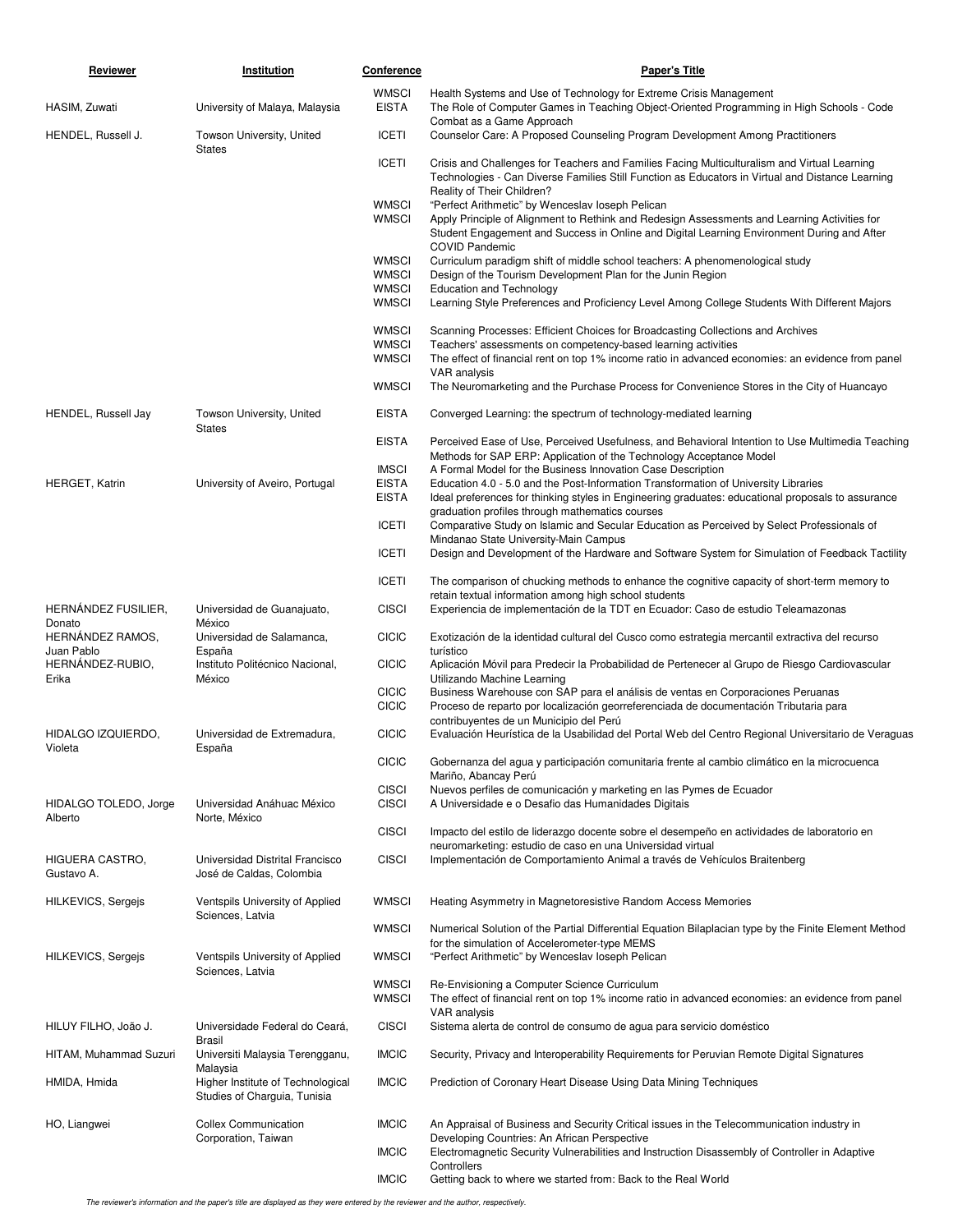| Reviewer | Institution | Conference | Paper's Title |
|---|---|---|---|
| | | WMSCI | Health Systems and Use of Technology for Extreme Crisis Management |
| HASIM, Zuwati | University of Malaya, Malaysia | EISTA | The Role of Computer Games in Teaching Object-Oriented Programming in High Schools - Code Combat as a Game Approach |
| HENDEL, Russell J. | Towson University, United States | ICETI | Counselor Care: A Proposed Counseling Program Development Among Practitioners |
| | | ICETI | Crisis and Challenges for Teachers and Families Facing Multiculturalism and Virtual Learning Technologies - Can Diverse Families Still Function as Educators in Virtual and Distance Learning Reality of Their Children? |
| | | WMSCI | "Perfect Arithmetic" by Wenceslav Ioseph Pelican |
| | | WMSCI | Apply Principle of Alignment to Rethink and Redesign Assessments and Learning Activities for Student Engagement and Success in Online and Digital Learning Environment During and After COVID Pandemic |
| | | WMSCI | Curriculum paradigm shift of middle school teachers: A phenomenological study |
| | | WMSCI | Design of the Tourism Development Plan for the Junin Region |
| | | WMSCI | Education and Technology |
| | | WMSCI | Learning Style Preferences and Proficiency Level Among College Students With Different Majors |
| | | WMSCI | Scanning Processes: Efficient Choices for Broadcasting Collections and Archives |
| | | WMSCI | Teachers' assessments on competency-based learning activities |
| | | WMSCI | The effect of financial rent on top 1% income ratio in advanced economies: an evidence from panel VAR analysis |
| | | WMSCI | The Neuromarketing and the Purchase Process for Convenience Stores in the City of Huancayo |
| HENDEL, Russell Jay | Towson University, United States | EISTA | Converged Learning: the spectrum of technology-mediated learning |
| | | EISTA | Perceived Ease of Use, Perceived Usefulness, and Behavioral Intention to Use Multimedia Teaching Methods for SAP ERP: Application of the Technology Acceptance Model |
| | | IMSCI | A Formal Model for the Business Innovation Case Description |
| HERGET, Katrin | University of Aveiro, Portugal | EISTA | Education 4.0 - 5.0 and the Post-Information Transformation of University Libraries |
| | | EISTA | Ideal preferences for thinking styles in Engineering graduates: educational proposals to assurance graduation profiles through mathematics courses |
| | | ICETI | Comparative Study on Islamic and Secular Education as Perceived by Select Professionals of Mindanao State University-Main Campus |
| | | ICETI | Design and Development of the Hardware and Software System for Simulation of Feedback Tactility |
| | | ICETI | The comparison of chucking methods to enhance the cognitive capacity of short-term memory to retain textual information among high school students |
| HERNÁNDEZ FUSILIER, Donato | Universidad de Guanajuato, México | CISCI | Experiencia de implementación de la TDT en Ecuador: Caso de estudio Teleamazonas |
| HERNÁNDEZ RAMOS, Juan Pablo | Universidad de Salamanca, España | CICIC | Exotización de la identidad cultural del Cusco como estrategia mercantil extractiva del recurso turístico |
| HERNÁNDEZ-RUBIO, Erika | Instituto Politécnico Nacional, México | CICIC | Aplicación Móvil para Predecir la Probabilidad de Pertenecer al Grupo de Riesgo Cardiovascular Utilizando Machine Learning |
| | | CICIC | Business Warehouse con SAP para el análisis de ventas en Corporaciones Peruanas |
| | | CICIC | Proceso de reparto por localización georreferenciada de documentación Tributaria para contribuyentes de un Municipio del Perú |
| HIDALGO IZQUIERDO, Violeta | Universidad de Extremadura, España | CICIC | Evaluación Heurística de la Usabilidad del Portal Web del Centro Regional Universitario de Veraguas |
| | | CICIC | Gobernanza del agua y participación comunitaria frente al cambio climático en la microcuenca Mariño, Abancay Perú |
| | | CISCI | Nuevos perfiles de comunicación y marketing en las Pymes de Ecuador |
| HIDALGO TOLEDO, Jorge Alberto | Universidad Anáhuac México Norte, México | CISCI | A Universidade e o Desafio das Humanidades Digitais |
| | | CISCI | Impacto del estilo de liderazgo docente sobre el desempeño en actividades de laboratorio en neuromarketing: estudio de caso en una Universidad virtual |
| HIGUERA CASTRO, Gustavo A. | Universidad Distrital Francisco José de Caldas, Colombia | CISCI | Implementación de Comportamiento Animal a través de Vehículos Braitenberg |
| HILKEVICS, Sergejs | Ventspils University of Applied Sciences, Latvia | WMSCI | Heating Asymmetry in Magnetoresistive Random Access Memories |
| | | WMSCI | Numerical Solution of the Partial Differential Equation Bilaplacian type by the Finite Element Method for the simulation of Accelerometer-type MEMS |
| HILKEVICS, Sergejs | Ventspils University of Applied Sciences, Latvia | WMSCI | "Perfect Arithmetic" by Wenceslav Ioseph Pelican |
| | | WMSCI | Re-Envisioning a Computer Science Curriculum |
| | | WMSCI | The effect of financial rent on top 1% income ratio in advanced economies: an evidence from panel VAR analysis |
| HILUY FILHO, João J. | Universidade Federal do Ceará, Brasil | CISCI | Sistema alerta de control de consumo de agua para servicio doméstico |
| HITAM, Muhammad Suzuri | Universiti Malaysia Terengganu, Malaysia | IMCIC | Security, Privacy and Interoperability Requirements for Peruvian Remote Digital Signatures |
| HMIDA, Hmida | Higher Institute of Technological Studies of Charguia, Tunisia | IMCIC | Prediction of Coronary Heart Disease Using Data Mining Techniques |
| HO, Liangwei | Collex Communication Corporation, Taiwan | IMCIC | An Appraisal of Business and Security Critical issues in the Telecommunication industry in Developing Countries: An African Perspective |
| | | IMCIC | Electromagnetic Security Vulnerabilities and Instruction Disassembly of Controller in Adaptive Controllers |
| | | IMCIC | Getting back to where we started from: Back to the Real World |

*The reviewer's information and the paper's title are displayed as they were entered by the reviewer and the author, respectively.*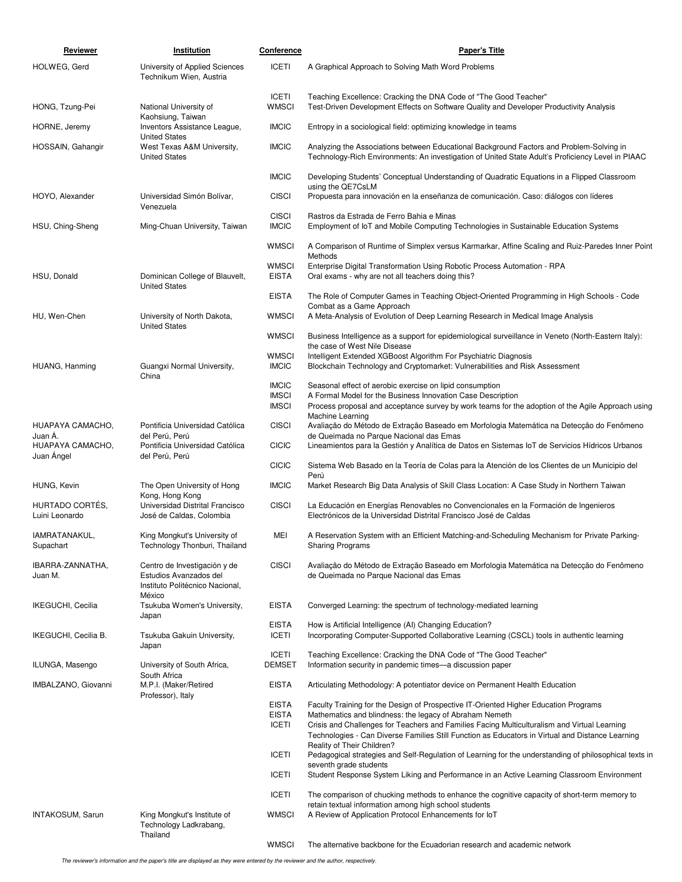| Reviewer | Institution | Conference | Paper's Title |
|---|---|---|---|
| HOLWEG, Gerd | University of Applied Sciences Technikum Wien, Austria | ICETI | A Graphical Approach to Solving Math Word Problems |
| | | ICETI | Teaching Excellence: Cracking the DNA Code of "The Good Teacher" |
| HONG, Tzung-Pei | National University of Kaohsiung, Taiwan | WMSCI | Test-Driven Development Effects on Software Quality and Developer Productivity Analysis |
| HORNE, Jeremy | Inventors Assistance League, United States | IMCIC | Entropy in a sociological field: optimizing knowledge in teams |
| HOSSAIN, Gahangir | West Texas A&M University, United States | IMCIC | Analyzing the Associations between Educational Background Factors and Problem-Solving in Technology-Rich Environments: An investigation of United State Adult's Proficiency Level in PIAAC |
| | | IMCIC | Developing Students' Conceptual Understanding of Quadratic Equations in a Flipped Classroom using the QE7CsLM |
| HOYO, Alexander | Universidad Simón Bolívar, Venezuela | CISCI | Propuesta para innovación en la enseñanza de comunicación. Caso: diálogos con líderes |
| | | CISCI | Rastros da Estrada de Ferro Bahia e Minas |
| HSU, Ching-Sheng | Ming-Chuan University, Taiwan | IMCIC | Employment of IoT and Mobile Computing Technologies in Sustainable Education Systems |
| | | WMSCI | A Comparison of Runtime of Simplex versus Karmarkar, Affine Scaling and Ruiz-Paredes Inner Point Methods |
| | | WMSCI | Enterprise Digital Transformation Using Robotic Process Automation - RPA |
| HSU, Donald | Dominican College of Blauvelt, United States | EISTA | Oral exams - why are not all teachers doing this? |
| | | EISTA | The Role of Computer Games in Teaching Object-Oriented Programming in High Schools - Code Combat as a Game Approach |
| HU, Wen-Chen | University of North Dakota, United States | WMSCI | A Meta-Analysis of Evolution of Deep Learning Research in Medical Image Analysis |
| | | WMSCI | Business Intelligence as a support for epidemiological surveillance in Veneto (North-Eastern Italy): the case of West Nile Disease |
| | | WMSCI | Intelligent Extended XGBoost Algorithm For Psychiatric Diagnosis |
| HUANG, Hanming | Guangxi Normal University, China | IMCIC | Blockchain Technology and Cryptomarket: Vulnerabilities and Risk Assessment |
| | | IMCIC | Seasonal effect of aerobic exercise on lipid consumption |
| | | IMSCI | A Formal Model for the Business Innovation Case Description |
| | | IMSCI | Process proposal and acceptance survey by work teams for the adoption of the Agile Approach using Machine Learning |
| HUAPAYA CAMACHO, Juan Á. | Pontificia Universidad Católica del Perú, Perú | CISCI | Avaliação do Método de Extração Baseado em Morfologia Matemática na Detecção do Fenômeno de Queimada no Parque Nacional das Emas |
| HUAPAYA CAMACHO, Juan Ángel | Pontificia Universidad Católica del Perú, Perú | CICIC | Lineamientos para la Gestión y Analítica de Datos en Sistemas IoT de Servicios Hídricos Urbanos |
| | | CICIC | Sistema Web Basado en la Teoría de Colas para la Atención de los Clientes de un Municipio del Perú |
| HUNG, Kevin | The Open University of Hong Kong, Hong Kong | IMCIC | Market Research Big Data Analysis of Skill Class Location: A Case Study in Northern Taiwan |
| HURTADO CORTÉS, Luini Leonardo | Universidad Distrital Francisco José de Caldas, Colombia | CISCI | La Educación en Energías Renovables no Convencionales en la Formación de Ingenieros Electrónicos de la Universidad Distrital Francisco José de Caldas |
| IAMRATANAKUL, Supachart | King Mongkut's University of Technology Thonburi, Thailand | MEI | A Reservation System with an Efficient Matching-and-Scheduling Mechanism for Private Parking-Sharing Programs |
| IBARRA-ZANNATHA, Juan M. | Centro de Investigación y de Estudios Avanzados del Instituto Politécnico Nacional, México | CISCI | Avaliação do Método de Extração Baseado em Morfologia Matemática na Detecção do Fenômeno de Queimada no Parque Nacional das Emas |
| IKEGUCHI, Cecilia | Tsukuba Women's University, Japan | EISTA | Converged Learning: the spectrum of technology-mediated learning |
| | | EISTA | How is Artificial Intelligence (AI) Changing Education? |
| IKEGUCHI, Cecilia B. | Tsukuba Gakuin University, Japan | ICETI | Incorporating Computer-Supported Collaborative Learning (CSCL) tools in authentic learning |
| | | ICETI | Teaching Excellence: Cracking the DNA Code of "The Good Teacher" |
| ILUNGA, Masengo | University of South Africa, South Africa | DEMSET | Information security in pandemic times—a discussion paper |
| IMBALZANO, Giovanni | M.P.I. (Maker/Retired Professor), Italy | EISTA | Articulating Methodology: A potentiator device on Permanent Health Education |
| | | EISTA | Faculty Training for the Design of Prospective IT-Oriented Higher Education Programs |
| | | EISTA | Mathematics and blindness: the legacy of Abraham Nemeth |
| | | ICETI | Crisis and Challenges for Teachers and Families Facing Multiculturalism and Virtual Learning Technologies - Can Diverse Families Still Function as Educators in Virtual and Distance Learning Reality of Their Children? |
| | | ICETI | Pedagogical strategies and Self-Regulation of Learning for the understanding of philosophical texts in seventh grade students |
| | | ICETI | Student Response System Liking and Performance in an Active Learning Classroom Environment |
| | | ICETI | The comparison of chucking methods to enhance the cognitive capacity of short-term memory to retain textual information among high school students |
| INTAKOSUM, Sarun | King Mongkut's Institute of Technology Ladkrabang, Thailand | WMSCI | A Review of Application Protocol Enhancements for IoT |
| | | WMSCI | The alternative backbone for the Ecuadorian research and academic network |

*The reviewer's information and the paper's title are displayed as they were entered by the reviewer and the author, respectively.*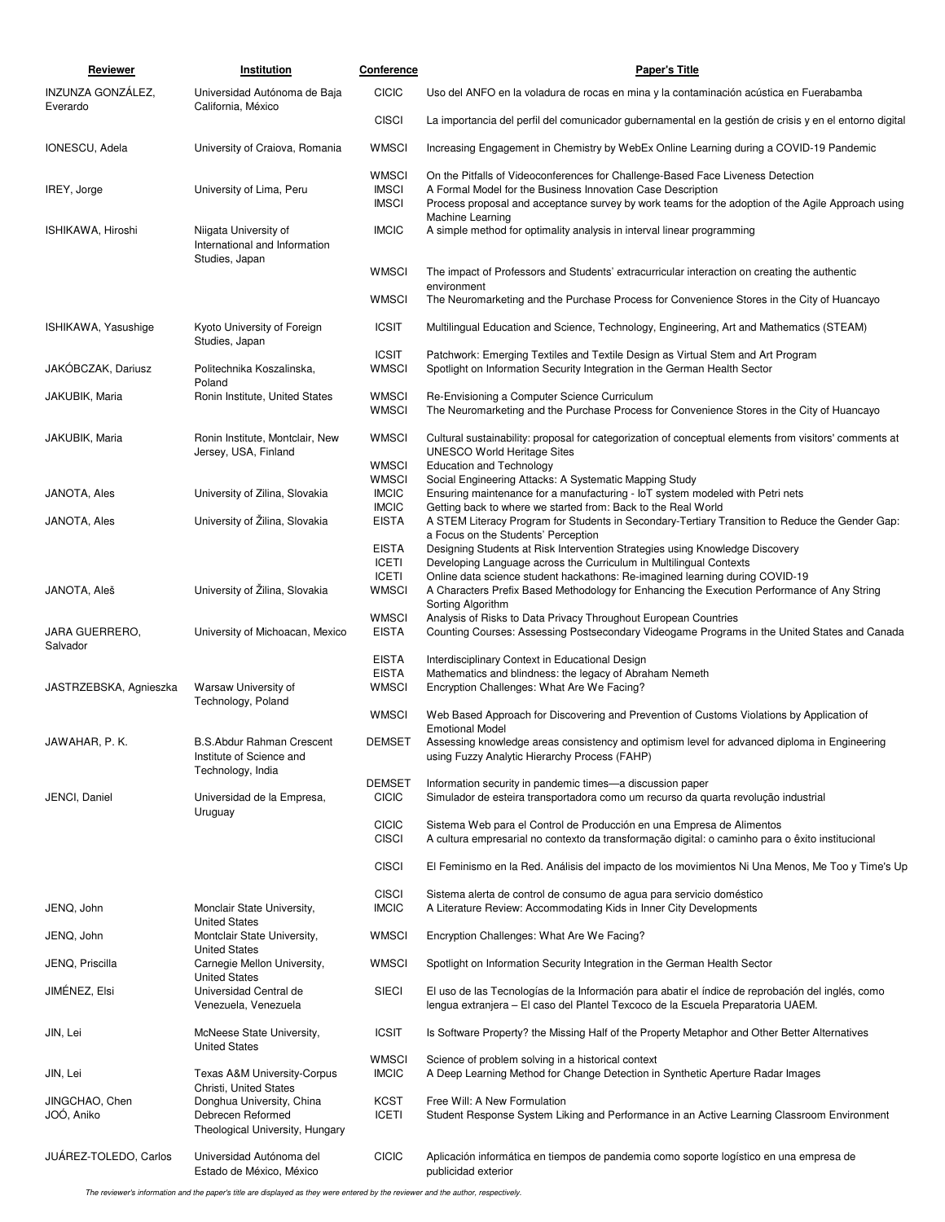| Reviewer | Institution | Conference | Paper's Title |
|---|---|---|---|
| INZUNZA GONZÁLEZ, Everardo | Universidad Autónoma de Baja California, México | CICIC | Uso del ANFO en la voladura de rocas en mina y la contaminación acústica en Fuerabamba |
| | | CISCI | La importancia del perfil del comunicador gubernamental en la gestión de crisis y en el entorno digital |
| IONESCU, Adela | University of Craiova, Romania | WMSCI | Increasing Engagement in Chemistry by WebEx Online Learning during a COVID-19 Pandemic |
| | | WMSCI | On the Pitfalls of Videoconferences for Challenge-Based Face Liveness Detection |
| IREY, Jorge | University of Lima, Peru | IMSCI | A Formal Model for the Business Innovation Case Description |
| | | IMSCI | Process proposal and acceptance survey by work teams for the adoption of the Agile Approach using Machine Learning |
| ISHIKAWA, Hiroshi | Niigata University of International and Information Studies, Japan | IMCIC | A simple method for optimality analysis in interval linear programming |
| | | WMSCI | The impact of Professors and Students' extracurricular interaction on creating the authentic environment |
| | | WMSCI | The Neuromarketing and the Purchase Process for Convenience Stores in the City of Huancayo |
| ISHIKAWA, Yasushige | Kyoto University of Foreign Studies, Japan | ICSIT | Multilingual Education and Science, Technology, Engineering, Art and Mathematics (STEAM) |
| | | ICSIT | Patchwork: Emerging Textiles and Textile Design as Virtual Stem and Art Program |
| JAKÓBCZAK, Dariusz | Politechnika Koszalinska, Poland | WMSCI | Spotlight on Information Security Integration in the German Health Sector |
| JAKUBIK, Maria | Ronin Institute, United States | WMSCI | Re-Envisioning a Computer Science Curriculum |
| | | WMSCI | The Neuromarketing and the Purchase Process for Convenience Stores in the City of Huancayo |
| JAKUBIK, Maria | Ronin Institute, Montclair, New Jersey, USA, Finland | WMSCI | Cultural sustainability: proposal for categorization of conceptual elements from visitors' comments at UNESCO World Heritage Sites |
| | | WMSCI | Education and Technology |
| | | WMSCI | Social Engineering Attacks: A Systematic Mapping Study |
| JANOTA, Ales | University of Zilina, Slovakia | IMCIC | Ensuring maintenance for a manufacturing - IoT system modeled with Petri nets |
| | | IMCIC | Getting back to where we started from: Back to the Real World |
| JANOTA, Ales | University of Žilina, Slovakia | EISTA | A STEM Literacy Program for Students in Secondary-Tertiary Transition to Reduce the Gender Gap: a Focus on the Students' Perception |
| | | EISTA | Designing Students at Risk Intervention Strategies using Knowledge Discovery |
| | | ICETI | Developing Language across the Curriculum in Multilingual Contexts |
| | | ICETI | Online data science student hackathons: Re-imagined learning during COVID-19 |
| JANOTA, Aleš | University of Žilina, Slovakia | WMSCI | A Characters Prefix Based Methodology for Enhancing the Execution Performance of Any String Sorting Algorithm |
| | | WMSCI | Analysis of Risks to Data Privacy Throughout European Countries |
| JARA GUERRERO, Salvador | University of Michoacan, Mexico | EISTA | Counting Courses: Assessing Postsecondary Videogame Programs in the United States and Canada |
| | | EISTA | Interdisciplinary Context in Educational Design |
| | | EISTA | Mathematics and blindness: the legacy of Abraham Nemeth |
| JASTRZEBSKA, Agnieszka | Warsaw University of Technology, Poland | WMSCI | Encryption Challenges: What Are We Facing? |
| | | WMSCI | Web Based Approach for Discovering and Prevention of Customs Violations by Application of Emotional Model |
| JAWAHAR, P. K. | B.S.Abdur Rahman Crescent Institute of Science and Technology, India | DEMSET | Assessing knowledge areas consistency and optimism level for advanced diploma in Engineering using Fuzzy Analytic Hierarchy Process (FAHP) |
| | | DEMSET | Information security in pandemic times—a discussion paper |
| JENCI, Daniel | Universidad de la Empresa, Uruguay | CICIC | Simulador de esteira transportadora como um recurso da quarta revolução industrial |
| | | CICIC | Sistema Web para el Control de Producción en una Empresa de Alimentos |
| | | CISCI | A cultura empresarial no contexto da transformação digital: o caminho para o êxito institucional |
| | | CISCI | El Feminismo en la Red. Análisis del impacto de los movimientos Ni Una Menos, Me Too y Time's Up |
| | | CISCI | Sistema alerta de control de consumo de agua para servicio doméstico |
| JENQ, John | Monclair State University, United States | IMCIC | A Literature Review: Accommodating Kids in Inner City Developments |
| JENQ, John | Montclair State University, United States | WMSCI | Encryption Challenges: What Are We Facing? |
| JENQ, Priscilla | Carnegie Mellon University, United States | WMSCI | Spotlight on Information Security Integration in the German Health Sector |
| JIMÉNEZ, Elsi | Universidad Central de Venezuela, Venezuela | SIECI | El uso de las Tecnologías de la Información para abatir el índice de reprobación del inglés, como lengua extranjera – El caso del Plantel Texcoco de la Escuela Preparatoria UAEM. |
| JIN, Lei | McNeese State University, United States | ICSIT | Is Software Property? the Missing Half of the Property Metaphor and Other Better Alternatives |
| | | WMSCI | Science of problem solving in a historical context |
| JIN, Lei | Texas A&M University-Corpus Christi, United States | IMCIC | A Deep Learning Method for Change Detection in Synthetic Aperture Radar Images |
| JINGCHAO, Chen | Donghua University, China | KCST | Free Will: A New Formulation |
| JOÓ, Aniko | Debrecen Reformed Theological University, Hungary | ICETI | Student Response System Liking and Performance in an Active Learning Classroom Environment |
| JUÁREZ-TOLEDO, Carlos | Universidad Autónoma del Estado de México, México | CICIC | Aplicación informática en tiempos de pandemia como soporte logístico en una empresa de publicidad exterior |

*The reviewer's information and the paper's title are displayed as they were entered by the reviewer and the author, respectively.*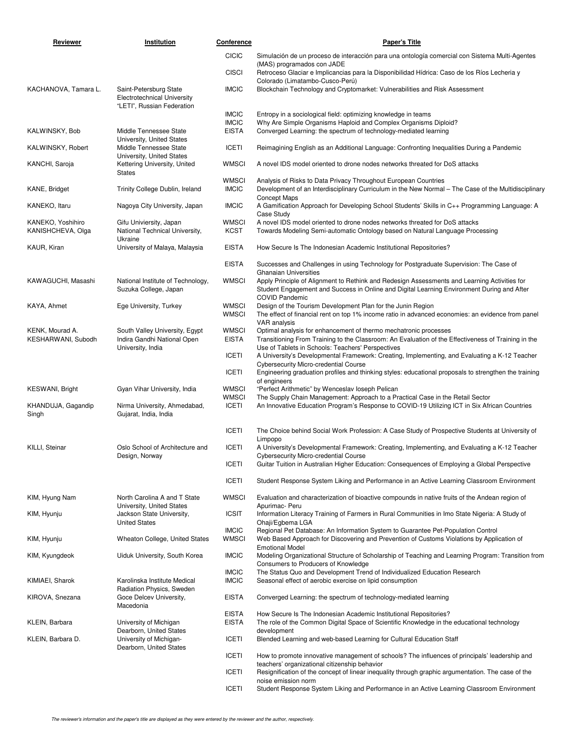| Reviewer | Institution | Conference | Paper's Title |
|---|---|---|---|
| | | CICIC | Simulación de un proceso de interacción para una ontología comercial con Sistema Multi-Agentes (MAS) programados con JADE |
| | | CISCI | Retroceso Glaciar e Implicancias para la Disponibilidad Hídrica: Caso de los Ríos Lecheria y Colorado (Limatambo-Cusco-Perú) |
| KACHANOVA, Tamara L. | Saint-Petersburg State Electrotechnical University "LETI", Russian Federation | IMCIC | Blockchain Technology and Cryptomarket: Vulnerabilities and Risk Assessment |
| | | IMCIC | Entropy in a sociological field: optimizing knowledge in teams |
| | | IMCIC | Why Are Simple Organisms Haploid and Complex Organisms Diploid? |
| KALWINSKY, Bob | Middle Tennessee State University, United States | EISTA | Converged Learning: the spectrum of technology-mediated learning |
| KALWINSKY, Robert | Middle Tennessee State University, United States | ICETI | Reimagining English as an Additional Language: Confronting Inequalities During a Pandemic |
| KANCHI, Saroja | Kettering University, United States | WMSCI | A novel IDS model oriented to drone nodes networks threated for DoS attacks |
| | | WMSCI | Analysis of Risks to Data Privacy Throughout European Countries |
| KANE, Bridget | Trinity College Dublin, Ireland | IMCIC | Development of an Interdisciplinary Curriculum in the New Normal – The Case of the Multidisciplinary Concept Maps |
| KANEKO, Itaru | Nagoya City University, Japan | IMCIC | A Gamification Approach for Developing School Students' Skills in C++ Programming Language: A Case Study |
| KANEKO, Yoshihiro | Gifu Univiersity, Japan | WMSCI | A novel IDS model oriented to drone nodes networks threated for DoS attacks |
| KANISHCHEVA, Olga | National Technical University, Ukraine | KCST | Towards Modeling Semi-automatic Ontology based on Natural Language Processing |
| KAUR, Kiran | University of Malaya, Malaysia | EISTA | How Secure Is The Indonesian Academic Institutional Repositories? |
| | | EISTA | Successes and Challenges in using Technology for Postgraduate Supervision: The Case of Ghanaian Universities |
| KAWAGUCHI, Masashi | National Institute of Technology, Suzuka College, Japan | WMSCI | Apply Principle of Alignment to Rethink and Redesign Assessments and Learning Activities for Student Engagement and Success in Online and Digital Learning Environment During and After COVID Pandemic |
| KAYA, Ahmet | Ege University, Turkey | WMSCI | Design of the Tourism Development Plan for the Junin Region |
| | | WMSCI | The effect of financial rent on top 1% income ratio in advanced economies: an evidence from panel VAR analysis |
| KENK, Mourad A. | South Valley University, Egypt | WMSCI | Optimal analysis for enhancement of thermo mechatronic processes |
| KESHARWANI, Subodh | Indira Gandhi National Open University, India | EISTA | Transitioning From Training to the Classroom: An Evaluation of the Effectiveness of Training in the Use of Tablets in Schools: Teachers' Perspectives |
| | | ICETI | A University's Developmental Framework: Creating, Implementing, and Evaluating a K-12 Teacher Cybersecurity Micro-credential Course |
| | | ICETI | Engineering graduation profiles and thinking styles: educational proposals to strengthen the training of engineers |
| KESWANI, Bright | Gyan Vihar University, India | WMSCI | "Perfect Arithmetic" by Wenceslav Ioseph Pelican |
| | | WMSCI | The Supply Chain Management: Approach to a Practical Case in the Retail Sector |
| KHANDUJA, Gagandip Singh | Nirma University, Ahmedabad, Gujarat, India, India | ICETI | An Innovative Education Program's Response to COVID-19 Utilizing ICT in Six African Countries |
| | | ICETI | The Choice behind Social Work Profession: A Case Study of Prospective Students at University of Limpopo |
| KILLI, Steinar | Oslo School of Architecture and Design, Norway | ICETI | A University's Developmental Framework: Creating, Implementing, and Evaluating a K-12 Teacher Cybersecurity Micro-credential Course |
| | | ICETI | Guitar Tuition in Australian Higher Education: Consequences of Employing a Global Perspective |
| | | ICETI | Student Response System Liking and Performance in an Active Learning Classroom Environment |
| KIM, Hyung Nam | North Carolina A and T State University, United States | WMSCI | Evaluation and characterization of bioactive compounds in native fruits of the Andean region of Apurimac- Peru |
| KIM, Hyunju | Jackson State University, United States | ICSIT | Information Literacy Training of Farmers in Rural Communities in Imo State Nigeria: A Study of Ohaji/Egbema LGA |
| | | IMCIC | Regional Pet Database: An Information System to Guarantee Pet-Population Control |
| KIM, Hyunju | Wheaton College, United States | WMSCI | Web Based Approach for Discovering and Prevention of Customs Violations by Application of Emotional Model |
| KIM, Kyungdeok | Uiduk University, South Korea | IMCIC | Modeling Organizational Structure of Scholarship of Teaching and Learning Program: Transition from Consumers to Producers of Knowledge |
| | | IMCIC | The Status Quo and Development Trend of Individualized Education Research |
| KIMIAEI, Sharok | Karolinska Institute Medical Radiation Physics, Sweden | IMCIC | Seasonal effect of aerobic exercise on lipid consumption |
| KIROVA, Snezana | Goce Delcev University, Macedonia | EISTA | Converged Learning: the spectrum of technology-mediated learning |
| | | EISTA | How Secure Is The Indonesian Academic Institutional Repositories? |
| KLEIN, Barbara | University of Michigan Dearborn, United States | EISTA | The role of the Common Digital Space of Scientific Knowledge in the educational technology development |
| KLEIN, Barbara D. | University of Michigan-Dearborn, United States | ICETI | Blended Learning and web-based Learning for Cultural Education Staff |
| | | ICETI | How to promote innovative management of schools? The influences of principals' leadership and teachers' organizational citizenship behavior |
| | | ICETI | Resignification of the concept of linear inequality through graphic argumentation. The case of the noise emission norm |
| | | ICETI | Student Response System Liking and Performance in an Active Learning Classroom Environment |

*The reviewer's information and the paper's title are displayed as they were entered by the reviewer and the author, respectively.*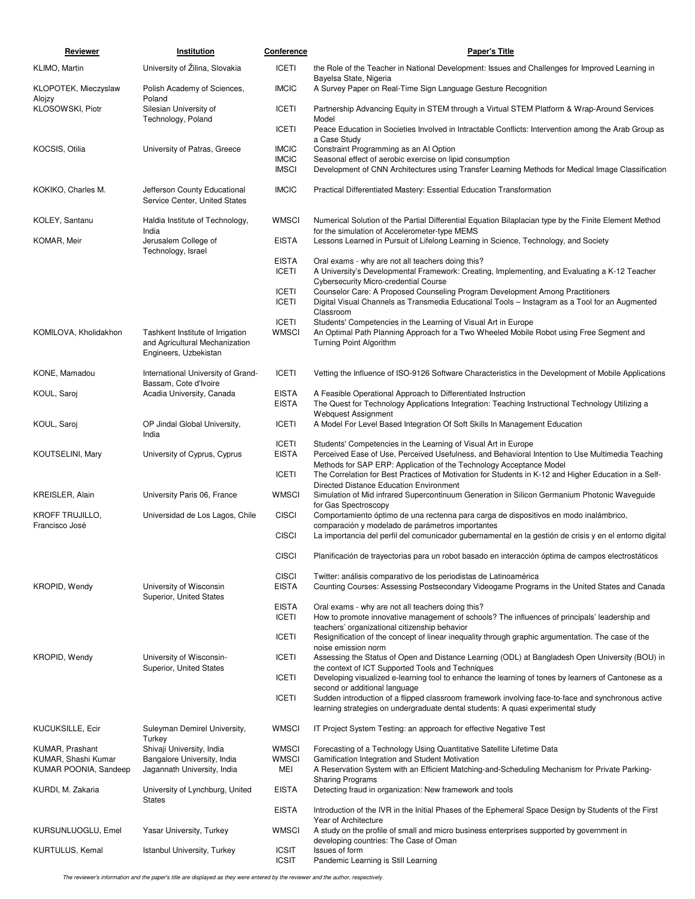| Reviewer | Institution | Conference | Paper's Title |
|---|---|---|---|
| KLIMO, Martin | University of Žilina, Slovakia | ICETI | the Role of the Teacher in National Development: Issues and Challenges for Improved Learning in Bayelsa State, Nigeria |
| KLOPOTEK, Mieczyslaw Alojzy | Polish Academy of Sciences, Poland | IMCIC | A Survey Paper on Real-Time Sign Language Gesture Recognition |
| KLOSOWSKI, Piotr | Silesian University of Technology, Poland | ICETI | Partnership Advancing Equity in STEM through a Virtual STEM Platform & Wrap-Around Services Model |
| | | ICETI | Peace Education in Societies Involved in Intractable Conflicts: Intervention among the Arab Group as a Case Study |
| KOCSIS, Otilia | University of Patras, Greece | IMCIC | Constraint Programming as an AI Option |
| | | IMCIC | Seasonal effect of aerobic exercise on lipid consumption |
| | | IMSCI | Development of CNN Architectures using Transfer Learning Methods for Medical Image Classification |
| KOKIKO, Charles M. | Jefferson County Educational Service Center, United States | IMCIC | Practical Differentiated Mastery: Essential Education Transformation |
| KOLEY, Santanu | Haldia Institute of Technology, India | WMSCI | Numerical Solution of the Partial Differential Equation Bilaplacian type by the Finite Element Method for the simulation of Accelerometer-type MEMS |
| KOMAR, Meir | Jerusalem College of Technology, Israel | EISTA | Lessons Learned in Pursuit of Lifelong Learning in Science, Technology, and Society |
| | | EISTA | Oral exams - why are not all teachers doing this? |
| | | ICETI | A University's Developmental Framework: Creating, Implementing, and Evaluating a K-12 Teacher Cybersecurity Micro-credential Course |
| | | ICETI | Counselor Care: A Proposed Counseling Program Development Among Practitioners |
| | | ICETI | Digital Visual Channels as Transmedia Educational Tools – Instagram as a Tool for an Augmented Classroom |
| | | ICETI | Students' Competencies in the Learning of Visual Art in Europe |
| KOMILOVA, Kholidakhon | Tashkent Institute of Irrigation and Agricultural Mechanization Engineers, Uzbekistan | WMSCI | An Optimal Path Planning Approach for a Two Wheeled Mobile Robot using Free Segment and Turning Point Algorithm |
| KONE, Mamadou | International University of Grand-Bassam, Cote d'Ivoire | ICETI | Vetting the Influence of ISO-9126 Software Characteristics in the Development of Mobile Applications |
| KOUL, Saroj | Acadia University, Canada | EISTA | A Feasible Operational Approach to Differentiated Instruction |
| | | EISTA | The Quest for Technology Applications Integration: Teaching Instructional Technology Utilizing a Webquest Assignment |
| KOUL, Saroj | OP Jindal Global University, India | ICETI | A Model For Level Based Integration Of Soft Skills In Management Education |
| | | ICETI | Students' Competencies in the Learning of Visual Art in Europe |
| KOUTSELINI, Mary | University of Cyprus, Cyprus | EISTA | Perceived Ease of Use, Perceived Usefulness, and Behavioral Intention to Use Multimedia Teaching Methods for SAP ERP: Application of the Technology Acceptance Model |
| | | ICETI | The Correlation for Best Practices of Motivation for Students in K-12 and Higher Education in a Self-Directed Distance Education Environment |
| KREISLER, Alain | University Paris 06, France | WMSCI | Simulation of Mid infrared Supercontinuum Generation in Silicon Germanium Photonic Waveguide for Gas Spectroscopy |
| KROFF TRUJILLO, Francisco José | Universidad de Los Lagos, Chile | CISCI | Comportamiento óptimo de una rectenna para carga de dispositivos en modo inalámbrico, comparación y modelado de parámetros importantes |
| | | CISCI | La importancia del perfil del comunicador gubernamental en la gestión de crisis y en el entorno digital |
| | | CISCI | Planificación de trayectorias para un robot basado en interacción óptima de campos electrostáticos |
| | | CISCI | Twitter: análisis comparativo de los periodistas de Latinoamérica |
| KROPID, Wendy | University of Wisconsin Superior, United States | EISTA | Counting Courses: Assessing Postsecondary Videogame Programs in the United States and Canada |
| | | EISTA | Oral exams - why are not all teachers doing this? |
| | | ICETI | How to promote innovative management of schools? The influences of principals' leadership and teachers' organizational citizenship behavior |
| | | ICETI | Resignification of the concept of linear inequality through graphic argumentation. The case of the noise emission norm |
| KROPID, Wendy | University of Wisconsin-Superior, United States | ICETI | Assessing the Status of Open and Distance Learning (ODL) at Bangladesh Open University (BOU) in the context of ICT Supported Tools and Techniques |
| | | ICETI | Developing visualized e-learning tool to enhance the learning of tones by learners of Cantonese as a second or additional language |
| | | ICETI | Sudden introduction of a flipped classroom framework involving face-to-face and synchronous active learning strategies on undergraduate dental students: A quasi experimental study |
| KUCUKSILLE, Ecir | Suleyman Demirel University, Turkey | WMSCI | IT Project System Testing: an approach for effective Negative Test |
| KUMAR, Prashant | Shivaji University, India | WMSCI | Forecasting of a Technology Using Quantitative Satellite Lifetime Data |
| KUMAR, Shashi Kumar | Bangalore University, India | WMSCI | Gamification Integration and Student Motivation |
| KUMAR POONIA, Sandeep | Jagannath University, India | MEI | A Reservation System with an Efficient Matching-and-Scheduling Mechanism for Private Parking-Sharing Programs |
| KURDI, M. Zakaria | University of Lynchburg, United States | EISTA | Detecting fraud in organization: New framework and tools |
| | | EISTA | Introduction of the IVR in the Initial Phases of the Ephemeral Space Design by Students of the First Year of Architecture |
| KURSUNLUOGLU, Emel | Yasar University, Turkey | WMSCI | A study on the profile of small and micro business enterprises supported by government in developing countries: The Case of Oman |
| KURTULUS, Kemal | Istanbul University, Turkey | ICSIT | Issues of form |
| | | ICSIT | Pandemic Learning is Still Learning |

*The reviewer's information and the paper's title are displayed as they were entered by the reviewer and the author, respectively.*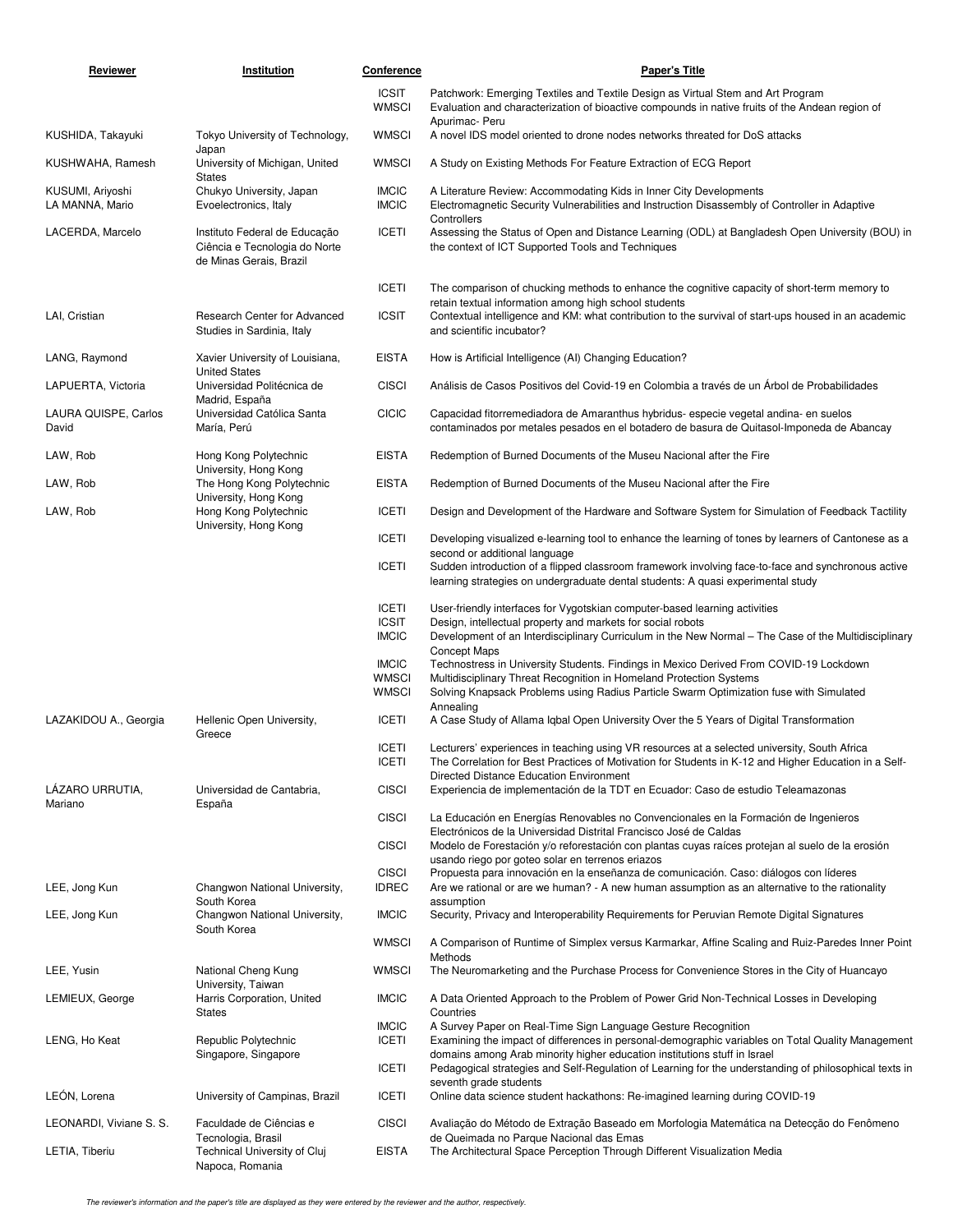| Reviewer | Institution | Conference | Paper's Title |
|---|---|---|---|
| | | ICSIT | Patchwork: Emerging Textiles and Textile Design as Virtual Stem and Art Program |
| | | WMSCI | Evaluation and characterization of bioactive compounds in native fruits of the Andean region of Apurimac- Peru |
| KUSHIDA, Takayuki | Tokyo University of Technology, Japan | WMSCI | A novel IDS model oriented to drone nodes networks threated for DoS attacks |
| KUSHWAHA, Ramesh | University of Michigan, United States | WMSCI | A Study on Existing Methods For Feature Extraction of ECG Report |
| KUSUMI, Ariyoshi | Chukyo University, Japan | IMCIC | A Literature Review: Accommodating Kids in Inner City Developments |
| LA MANNA, Mario | Evoelectronics, Italy | IMCIC | Electromagnetic Security Vulnerabilities and Instruction Disassembly of Controller in Adaptive Controllers |
| LACERDA, Marcelo | Instituto Federal de Educação Ciência e Tecnologia do Norte de Minas Gerais, Brazil | ICETI | Assessing the Status of Open and Distance Learning (ODL) at Bangladesh Open University (BOU) in the context of ICT Supported Tools and Techniques |
| | | ICETI | The comparison of chucking methods to enhance the cognitive capacity of short-term memory to retain textual information among high school students |
| LAI, Cristian | Research Center for Advanced Studies in Sardinia, Italy | ICSIT | Contextual intelligence and KM: what contribution to the survival of start-ups housed in an academic and scientific incubator? |
| LANG, Raymond | Xavier University of Louisiana, United States | EISTA | How is Artificial Intelligence (AI) Changing Education? |
| LAPUERTA, Victoria | Universidad Politécnica de Madrid, España | CISCI | Análisis de Casos Positivos del Covid-19 en Colombia a través de un Árbol de Probabilidades |
| LAURA QUISPE, Carlos David | Universidad Católica Santa María, Perú | CICIC | Capacidad fitorremediadora de Amaranthus hybridus- especie vegetal andina- en suelos contaminados por metales pesados en el botadero de basura de Quitasol-Imponeda de Abancay |
| LAW, Rob | Hong Kong Polytechnic University, Hong Kong | EISTA | Redemption of Burned Documents of the Museu Nacional after the Fire |
| LAW, Rob | The Hong Kong Polytechnic University, Hong Kong | EISTA | Redemption of Burned Documents of the Museu Nacional after the Fire |
| LAW, Rob | Hong Kong Polytechnic University, Hong Kong | ICETI | Design and Development of the Hardware and Software System for Simulation of Feedback Tactility |
| | | ICETI | Developing visualized e-learning tool to enhance the learning of tones by learners of Cantonese as a second or additional language |
| | | ICETI | Sudden introduction of a flipped classroom framework involving face-to-face and synchronous active learning strategies on undergraduate dental students: A quasi experimental study |
| | | ICETI | User-friendly interfaces for Vygotskian computer-based learning activities |
| | | ICSIT | Design, intellectual property and markets for social robots |
| | | IMCIC | Development of an Interdisciplinary Curriculum in the New Normal – The Case of the Multidisciplinary Concept Maps |
| | | IMCIC | Technostress in University Students. Findings in Mexico Derived From COVID-19 Lockdown |
| | | WMSCI | Multidisciplinary Threat Recognition in Homeland Protection Systems |
| | | WMSCI | Solving Knapsack Problems using Radius Particle Swarm Optimization fuse with Simulated Annealing |
| LAZAKIDOU A., Georgia | Hellenic Open University, Greece | ICETI | A Case Study of Allama Iqbal Open University Over the 5 Years of Digital Transformation |
| | | ICETI | Lecturers' experiences in teaching using VR resources at a selected university, South Africa |
| | | ICETI | The Correlation for Best Practices of Motivation for Students in K-12 and Higher Education in a Self-Directed Distance Education Environment |
| LÁZARO URRUTIA, Mariano | Universidad de Cantabria, España | CISCI | Experiencia de implementación de la TDT en Ecuador: Caso de estudio Teleamazonas |
| | | CISCI | La Educación en Energías Renovables no Convencionales en la Formación de Ingenieros Electrónicos de la Universidad Distrital Francisco José de Caldas |
| | | CISCI | Modelo de Forestación y/o reforestación con plantas cuyas raíces protejan al suelo de la erosión usando riego por goteo solar en terrenos eriazos |
| | | CISCI | Propuesta para innovación en la enseñanza de comunicación. Caso: diálogos con líderes |
| LEE, Jong Kun | Changwon National University, South Korea | IDREC | Are we rational or are we human? - A new human assumption as an alternative to the rationality assumption |
| LEE, Jong Kun | Changwon National University, South Korea | IMCIC | Security, Privacy and Interoperability Requirements for Peruvian Remote Digital Signatures |
| | | WMSCI | A Comparison of Runtime of Simplex versus Karmarkar, Affine Scaling and Ruiz-Paredes Inner Point Methods |
| LEE, Yusin | National Cheng Kung University, Taiwan | WMSCI | The Neuromarketing and the Purchase Process for Convenience Stores in the City of Huancayo |
| LEMIEUX, George | Harris Corporation, United States | IMCIC | A Data Oriented Approach to the Problem of Power Grid Non-Technical Losses in Developing Countries |
| | | IMCIC | A Survey Paper on Real-Time Sign Language Gesture Recognition |
| LENG, Ho Keat | Republic Polytechnic Singapore, Singapore | ICETI | Examining the impact of differences in personal-demographic variables on Total Quality Management domains among Arab minority higher education institutions stuff in Israel |
| | | ICETI | Pedagogical strategies and Self-Regulation of Learning for the understanding of philosophical texts in seventh grade students |
| LEÓN, Lorena | University of Campinas, Brazil | ICETI | Online data science student hackathons: Re-imagined learning during COVID-19 |
| LEONARDI, Viviane S. S. | Faculdade de Ciências e Tecnologia, Brasil | CISCI | Avaliação do Método de Extração Baseado em Morfologia Matemática na Detecção do Fenômeno de Queimada no Parque Nacional das Emas |
| LETIA, Tiberiu | Technical University of Cluj Napoca, Romania | EISTA | The Architectural Space Perception Through Different Visualization Media |

*The reviewer's information and the paper's title are displayed as they were entered by the reviewer and the author, respectively.*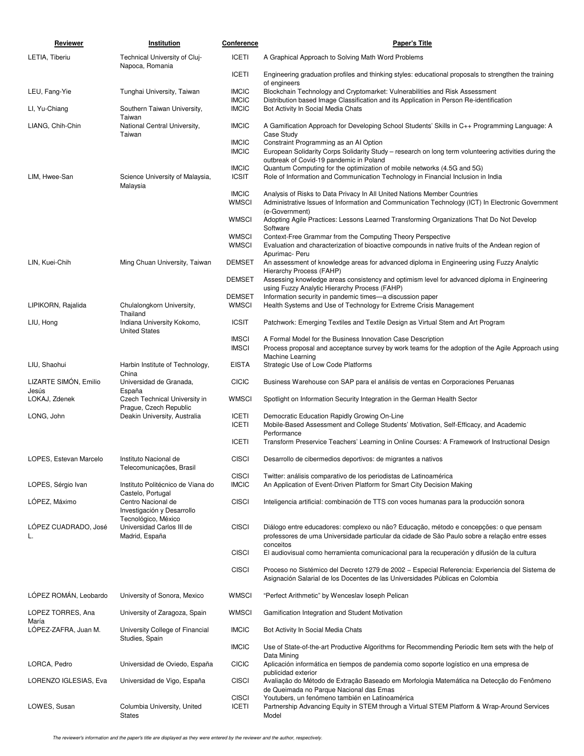| Reviewer | Institution | Conference | Paper's Title |
|---|---|---|---|
| LETIA, Tiberiu | Technical University of Cluj-Napoca, Romania | ICETI | A Graphical Approach to Solving Math Word Problems |
| | | ICETI | Engineering graduation profiles and thinking styles: educational proposals to strengthen the training of engineers |
| LEU, Fang-Yie | Tunghai University, Taiwan | IMCIC | Blockchain Technology and Cryptomarket: Vulnerabilities and Risk Assessment |
| | | IMCIC | Distribution based Image Classification and its Application in Person Re-identification |
| LI, Yu-Chiang | Southern Taiwan University, Taiwan | IMCIC | Bot Activity In Social Media Chats |
| LIANG, Chih-Chin | National Central University, Taiwan | IMCIC | A Gamification Approach for Developing School Students' Skills in C++ Programming Language: A Case Study |
| | | IMCIC | Constraint Programming as an AI Option |
| | | IMCIC | European Solidarity Corps Solidarity Study – research on long term volunteering activities during the outbreak of Covid-19 pandemic in Poland |
| | | IMCIC | Quantum Computing for the optimization of mobile networks (4.5G and 5G) |
| LIM, Hwee-San | Science University of Malaysia, Malaysia | ICSIT | Role of Information and Communication Technology in Financial Inclusion in India |
| | | IMCIC | Analysis of Risks to Data Privacy In All United Nations Member Countries |
| | | WMSCI | Administrative Issues of Information and Communication Technology (ICT) In Electronic Government (e-Government) |
| | | WMSCI | Adopting Agile Practices: Lessons Learned Transforming Organizations That Do Not Develop Software |
| | | WMSCI | Context-Free Grammar from the Computing Theory Perspective |
| | | WMSCI | Evaluation and characterization of bioactive compounds in native fruits of the Andean region of Apurimac- Peru |
| LIN, Kuei-Chih | Ming Chuan University, Taiwan | DEMSET | An assessment of knowledge areas for advanced diploma in Engineering using Fuzzy Analytic Hierarchy Process (FAHP) |
| | | DEMSET | Assessing knowledge areas consistency and optimism level for advanced diploma in Engineering using Fuzzy Analytic Hierarchy Process (FAHP) |
| | | DEMSET | Information security in pandemic times—a discussion paper |
| LIPIKORN, Rajalida | Chulalongkorn University, Thailand | WMSCI | Health Systems and Use of Technology for Extreme Crisis Management |
| LIU, Hong | Indiana University Kokomo, United States | ICSIT | Patchwork: Emerging Textiles and Textile Design as Virtual Stem and Art Program |
| | | IMSCI | A Formal Model for the Business Innovation Case Description |
| | | IMSCI | Process proposal and acceptance survey by work teams for the adoption of the Agile Approach using Machine Learning |
| LIU, Shaohui | Harbin Institute of Technology, China | EISTA | Strategic Use of Low Code Platforms |
| LIZARTE SIMÓN, Emilio Jesús | Universidad de Granada, España | CICIC | Business Warehouse con SAP para el análisis de ventas en Corporaciones Peruanas |
| LOKAJ, Zdenek | Czech Technical University in Prague, Czech Republic | WMSCI | Spotlight on Information Security Integration in the German Health Sector |
| LONG, John | Deakin University, Australia | ICETI | Democratic Education Rapidly Growing On-Line |
| | | ICETI | Mobile-Based Assessment and College Students' Motivation, Self-Efficacy, and Academic Performance |
| | | ICETI | Transform Preservice Teachers' Learning in Online Courses: A Framework of Instructional Design |
| LOPES, Estevan Marcelo | Instituto Nacional de Telecomunicações, Brasil | CISCI | Desarrollo de cibermedios deportivos: de migrantes a nativos |
| | | CISCI | Twitter: análisis comparativo de los periodistas de Latinoamérica |
| LOPES, Sérgio Ivan | Instituto Politécnico de Viana do Castelo, Portugal | IMCIC | An Application of Event-Driven Platform for Smart City Decision Making |
| LÓPEZ, Máximo | Centro Nacional de Investigación y Desarrollo Tecnológico, México | CISCI | Inteligencia artificial: combinación de TTS con voces humanas para la producción sonora |
| LÓPEZ CUADRADO, José L. | Universidad Carlos III de Madrid, España | CISCI | Diálogo entre educadores: complexo ou não? Educação, método e concepções: o que pensam professores de uma Universidade particular da cidade de São Paulo sobre a relação entre esses conceitos |
| | | CISCI | El audiovisual como herramienta comunicacional para la recuperación y difusión de la cultura |
| | | CISCI | Proceso no Sistémico del Decreto 1279 de 2002 – Especial Referencia: Experiencia del Sistema de Asignación Salarial de los Docentes de las Universidades Públicas en Colombia |
| LÓPEZ ROMÁN, Leobardo | University of Sonora, Mexico | WMSCI | "Perfect Arithmetic" by Wenceslav Ioseph Pelican |
| LOPEZ TORRES, Ana María | University of Zaragoza, Spain | WMSCI | Gamification Integration and Student Motivation |
| LÓPEZ-ZAFRA, Juan M. | University College of Financial Studies, Spain | IMCIC | Bot Activity In Social Media Chats |
| | | IMCIC | Use of State-of-the-art Productive Algorithms for Recommending Periodic Item sets with the help of Data Mining |
| LORCA, Pedro | Universidad de Oviedo, España | CICIC | Aplicación informática en tiempos de pandemia como soporte logístico en una empresa de publicidad exterior |
| LORENZO IGLESIAS, Eva | Universidad de Vigo, España | CISCI | Avaliação do Método de Extração Baseado em Morfologia Matemática na Detecção do Fenômeno de Queimada no Parque Nacional das Emas |
| | | CISCI | Youtubers, un fenómeno también en Latinoamérica |
| LOWES, Susan | Columbia University, United States | ICETI | Partnership Advancing Equity in STEM through a Virtual STEM Platform & Wrap-Around Services Model |

*The reviewer's information and the paper's title are displayed as they were entered by the reviewer and the author, respectively.*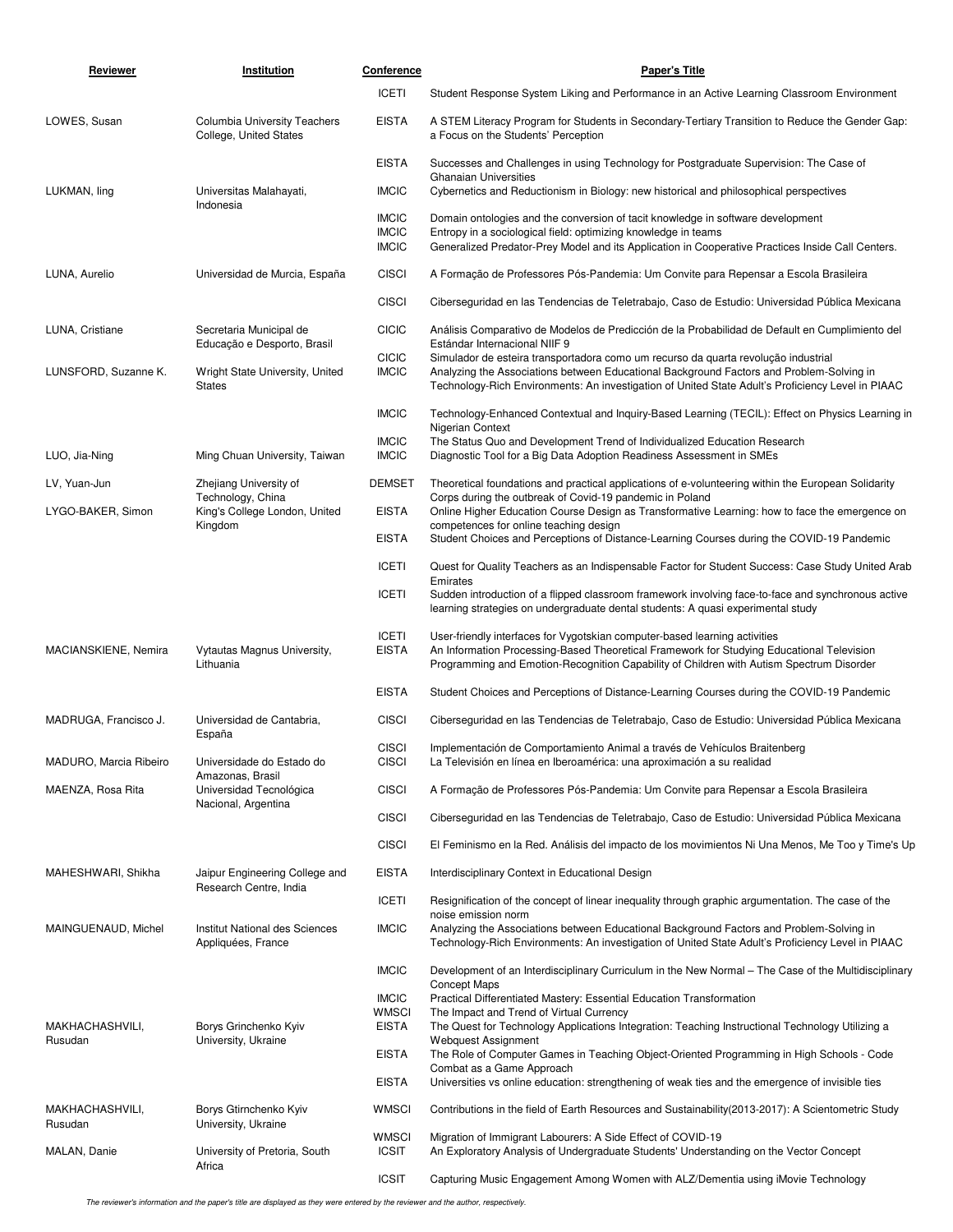| Reviewer | Institution | Conference | Paper's Title |
|---|---|---|---|
| | | ICETI | Student Response System Liking and Performance in an Active Learning Classroom Environment |
| LOWES, Susan | Columbia University Teachers College, United States | EISTA | A STEM Literacy Program for Students in Secondary-Tertiary Transition to Reduce the Gender Gap: a Focus on the Students' Perception |
| | | EISTA | Successes and Challenges in using Technology for Postgraduate Supervision: The Case of Ghanaian Universities |
| LUKMAN, Iing | Universitas Malahayati, Indonesia | IMCIC | Cybernetics and Reductionism in Biology: new historical and philosophical perspectives |
| | | IMCIC | Domain ontologies and the conversion of tacit knowledge in software development |
| | | IMCIC | Entropy in a sociological field: optimizing knowledge in teams |
| | | IMCIC | Generalized Predator-Prey Model and its Application in Cooperative Practices Inside Call Centers. |
| LUNA, Aurelio | Universidad de Murcia, España | CISCI | A Formação de Professores Pós-Pandemia: Um Convite para Repensar a Escola Brasileira |
| | | CISCI | Ciberseguridad en las Tendencias de Teletrabajo, Caso de Estudio: Universidad Pública Mexicana |
| LUNA, Cristiane | Secretaria Municipal de Educação e Desporto, Brasil | CICIC | Análisis Comparativo de Modelos de Predicción de la Probabilidad de Default en Cumplimiento del Estándar Internacional NIIF 9 |
| | | CICIC | Simulador de esteira transportadora como um recurso da quarta revolução industrial |
| LUNSFORD, Suzanne K. | Wright State University, United States | IMCIC | Analyzing the Associations between Educational Background Factors and Problem-Solving in Technology-Rich Environments: An investigation of United State Adult's Proficiency Level in PIAAC |
| | | IMCIC | Technology-Enhanced Contextual and Inquiry-Based Learning (TECIL): Effect on Physics Learning in Nigerian Context |
| | | IMCIC | The Status Quo and Development Trend of Individualized Education Research |
| LUO, Jia-Ning | Ming Chuan University, Taiwan | IMCIC | Diagnostic Tool for a Big Data Adoption Readiness Assessment in SMEs |
| LV, Yuan-Jun | Zhejiang University of Technology, China | DEMSET | Theoretical foundations and practical applications of e-volunteering within the European Solidarity Corps during the outbreak of Covid-19 pandemic in Poland |
| LYGO-BAKER, Simon | King's College London, United Kingdom | EISTA | Online Higher Education Course Design as Transformative Learning: how to face the emergence on competences for online teaching design |
| | | EISTA | Student Choices and Perceptions of Distance-Learning Courses during the COVID-19 Pandemic |
| | | ICETI | Quest for Quality Teachers as an Indispensable Factor for Student Success: Case Study United Arab Emirates |
| | | ICETI | Sudden introduction of a flipped classroom framework involving face-to-face and synchronous active learning strategies on undergraduate dental students: A quasi experimental study |
| | | ICETI | User-friendly interfaces for Vygotskian computer-based learning activities |
| MACIANSKIENE, Nemira | Vytautas Magnus University, Lithuania | EISTA | An Information Processing-Based Theoretical Framework for Studying Educational Television Programming and Emotion-Recognition Capability of Children with Autism Spectrum Disorder |
| | | EISTA | Student Choices and Perceptions of Distance-Learning Courses during the COVID-19 Pandemic |
| MADRUGA, Francisco J. | Universidad de Cantabria, España | CISCI | Ciberseguridad en las Tendencias de Teletrabajo, Caso de Estudio: Universidad Pública Mexicana |
| | | CISCI | Implementación de Comportamiento Animal a través de Vehículos Braitenberg |
| MADURO, Marcia Ribeiro | Universidade do Estado do Amazonas, Brasil | CISCI | La Televisión en línea en Iberoamérica: una aproximación a su realidad |
| MAENZA, Rosa Rita | Universidad Tecnológica Nacional, Argentina | CISCI | A Formação de Professores Pós-Pandemia: Um Convite para Repensar a Escola Brasileira |
| | | CISCI | Ciberseguridad en las Tendencias de Teletrabajo, Caso de Estudio: Universidad Pública Mexicana |
| | | CISCI | El Feminismo en la Red. Análisis del impacto de los movimientos Ni Una Menos, Me Too y Time's Up |
| MAHESHWARI, Shikha | Jaipur Engineering College and Research Centre, India | EISTA | Interdisciplinary Context in Educational Design |
| | | ICETI | Resignification of the concept of linear inequality through graphic argumentation. The case of the noise emission norm |
| MAINGUENAUD, Michel | Institut National des Sciences Appliquées, France | IMCIC | Analyzing the Associations between Educational Background Factors and Problem-Solving in Technology-Rich Environments: An investigation of United State Adult's Proficiency Level in PIAAC |
| | | IMCIC | Development of an Interdisciplinary Curriculum in the New Normal – The Case of the Multidisciplinary Concept Maps |
| | | IMCIC | Practical Differentiated Mastery: Essential Education Transformation |
| | | WMSCI | The Impact and Trend of Virtual Currency |
| MAKHACHASHVILI, Rusudan | Borys Grinchenko Kyiv University, Ukraine | EISTA | The Quest for Technology Applications Integration: Teaching Instructional Technology Utilizing a Webquest Assignment |
| | | EISTA | The Role of Computer Games in Teaching Object-Oriented Programming in High Schools - Code Combat as a Game Approach |
| | | EISTA | Universities vs online education: strengthening of weak ties and the emergence of invisible ties |
| MAKHACHASHVILI, Rusudan | Borys Gtirnchenko Kyiv University, Ukraine | WMSCI | Contributions in the field of Earth Resources and Sustainability(2013-2017): A Scientometric Study |
| | | WMSCI | Migration of Immigrant Labourers: A Side Effect of COVID-19 |
| MALAN, Danie | University of Pretoria, South Africa | ICSIT | An Exploratory Analysis of Undergraduate Students' Understanding on the Vector Concept |
| | | ICSIT | Capturing Music Engagement Among Women with ALZ/Dementia using iMovie Technology |

*The reviewer's information and the paper's title are displayed as they were entered by the reviewer and the author, respectively.*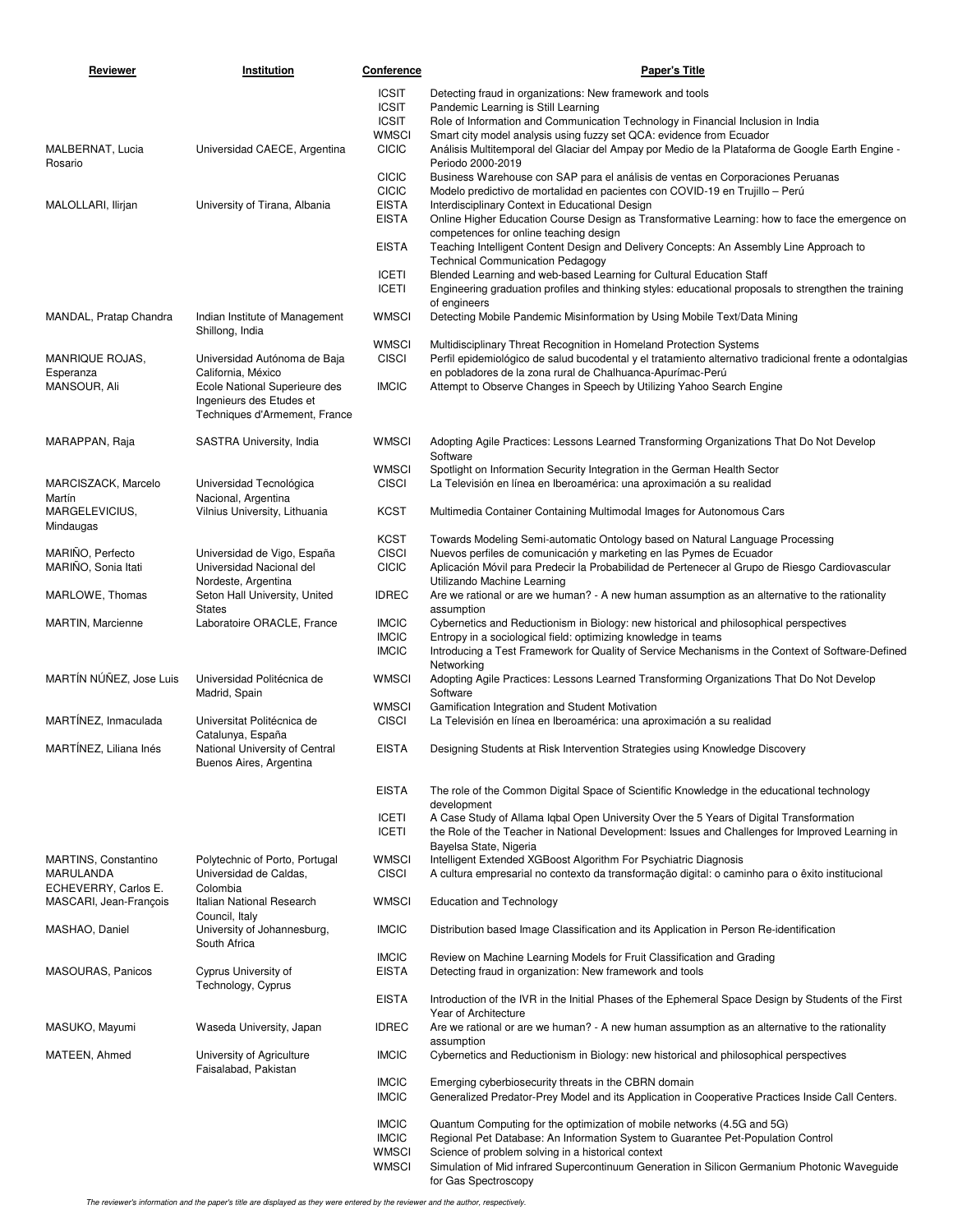| Reviewer | Institution | Conference | Paper's Title |
|---|---|---|---|
| | | ICSIT | Detecting fraud in organizations: New framework and tools |
| | | ICSIT | Pandemic Learning is Still Learning |
| | | ICSIT | Role of Information and Communication Technology in Financial Inclusion in India |
| | | WMSCI | Smart city model analysis using fuzzy set QCA: evidence from Ecuador |
| MALBERNAT, Lucia Rosario | Universidad CAECE, Argentina | CICIC | Análisis Multitemporal del Glaciar del Ampay por Medio de la Plataforma de Google Earth Engine - Periodo 2000-2019 |
| | | CICIC | Business Warehouse con SAP para el análisis de ventas en Corporaciones Peruanas |
| | | CICIC | Modelo predictivo de mortalidad en pacientes con COVID-19 en Trujillo – Perú |
| MALOLLARI, Ilirjan | University of Tirana, Albania | EISTA | Interdisciplinary Context in Educational Design |
| | | EISTA | Online Higher Education Course Design as Transformative Learning: how to face the emergence on competences for online teaching design |
| | | EISTA | Teaching Intelligent Content Design and Delivery Concepts: An Assembly Line Approach to Technical Communication Pedagogy |
| | | ICETI | Blended Learning and web-based Learning for Cultural Education Staff |
| | | ICETI | Engineering graduation profiles and thinking styles: educational proposals to strengthen the training of engineers |
| MANDAL, Pratap Chandra | Indian Institute of Management Shillong, India | WMSCI | Detecting Mobile Pandemic Misinformation by Using Mobile Text/Data Mining |
| | | WMSCI | Multidisciplinary Threat Recognition in Homeland Protection Systems |
| MANRIQUE ROJAS, Esperanza | Universidad Autónoma de Baja California, México | CISCI | Perfil epidemiológico de salud bucodental y el tratamiento alternativo tradicional frente a odontalgias en pobladores de la zona rural de Chalhuanca-Apurímac-Perú |
| MANSOUR, Ali | Ecole National Superieure des Ingenieurs des Etudes et Techniques d'Armement, France | IMCIC | Attempt to Observe Changes in Speech by Utilizing Yahoo Search Engine |
| MARAPPAN, Raja | SASTRA University, India | WMSCI | Adopting Agile Practices: Lessons Learned Transforming Organizations That Do Not Develop Software |
| | | WMSCI | Spotlight on Information Security Integration in the German Health Sector |
| MARCISZACK, Marcelo Martín | Universidad Tecnológica Nacional, Argentina | CISCI | La Televisión en línea en Iberoamérica: una aproximación a su realidad |
| MARGELEVICIUS, Mindaugas | Vilnius University, Lithuania | KCST | Multimedia Container Containing Multimodal Images for Autonomous Cars |
| | | KCST | Towards Modeling Semi-automatic Ontology based on Natural Language Processing |
| MARIÑO, Perfecto | Universidad de Vigo, España | CISCI | Nuevos perfiles de comunicación y marketing en las Pymes de Ecuador |
| MARIÑO, Sonia Itati | Universidad Nacional del Nordeste, Argentina | CICIC | Aplicación Móvil para Predecir la Probabilidad de Pertenecer al Grupo de Riesgo Cardiovascular Utilizando Machine Learning |
| MARLOWE, Thomas | Seton Hall University, United States | IDREC | Are we rational or are we human? - A new human assumption as an alternative to the rationality assumption |
| MARTIN, Marcienne | Laboratoire ORACLE, France | IMCIC | Cybernetics and Reductionism in Biology: new historical and philosophical perspectives |
| | | IMCIC | Entropy in a sociological field: optimizing knowledge in teams |
| | | IMCIC | Introducing a Test Framework for Quality of Service Mechanisms in the Context of Software-Defined Networking |
| MARTÍN NÚÑEZ, Jose Luis | Universidad Politécnica de Madrid, Spain | WMSCI | Adopting Agile Practices: Lessons Learned Transforming Organizations That Do Not Develop Software |
| | | WMSCI | Gamification Integration and Student Motivation |
| MARTÍNEZ, Inmaculada | Universitat Politécnica de Catalunya, España | CISCI | La Televisión en línea en Iberoamérica: una aproximación a su realidad |
| MARTÍNEZ, Liliana Inés | National University of Central Buenos Aires, Argentina | EISTA | Designing Students at Risk Intervention Strategies using Knowledge Discovery |
| | | EISTA | The role of the Common Digital Space of Scientific Knowledge in the educational technology development |
| | | ICETI | A Case Study of Allama Iqbal Open University Over the 5 Years of Digital Transformation |
| | | ICETI | the Role of the Teacher in National Development: Issues and Challenges for Improved Learning in Bayelsa State, Nigeria |
| MARTINS, Constantino | Polytechnic of Porto, Portugal | WMSCI | Intelligent Extended XGBoost Algorithm For Psychiatric Diagnosis |
| MARULANDA ECHEVERRY, Carlos E. | Universidad de Caldas, Colombia | CISCI | A cultura empresarial no contexto da transformação digital: o caminho para o êxito institucional |
| MASCARI, Jean-François | Italian National Research Council, Italy | WMSCI | Education and Technology |
| MASHAO, Daniel | University of Johannesburg, South Africa | IMCIC | Distribution based Image Classification and its Application in Person Re-identification |
| | | IMCIC | Review on Machine Learning Models for Fruit Classification and Grading |
| MASOURAS, Panicos | Cyprus University of Technology, Cyprus | EISTA | Detecting fraud in organization: New framework and tools |
| | | EISTA | Introduction of the IVR in the Initial Phases of the Ephemeral Space Design by Students of the First Year of Architecture |
| MASUKO, Mayumi | Waseda University, Japan | IDREC | Are we rational or are we human? - A new human assumption as an alternative to the rationality assumption |
| MATEEN, Ahmed | University of Agriculture Faisalabad, Pakistan | IMCIC | Cybernetics and Reductionism in Biology: new historical and philosophical perspectives |
| | | IMCIC | Emerging cyberbiosecurity threats in the CBRN domain |
| | | IMCIC | Generalized Predator-Prey Model and its Application in Cooperative Practices Inside Call Centers. |
| | | IMCIC | Quantum Computing for the optimization of mobile networks (4.5G and 5G) |
| | | IMCIC | Regional Pet Database: An Information System to Guarantee Pet-Population Control |
| | | WMSCI | Science of problem solving in a historical context |
| | | WMSCI | Simulation of Mid infrared Supercontinuum Generation in Silicon Germanium Photonic Waveguide for Gas Spectroscopy |

*The reviewer's information and the paper's title are displayed as they were entered by the reviewer and the author, respectively.*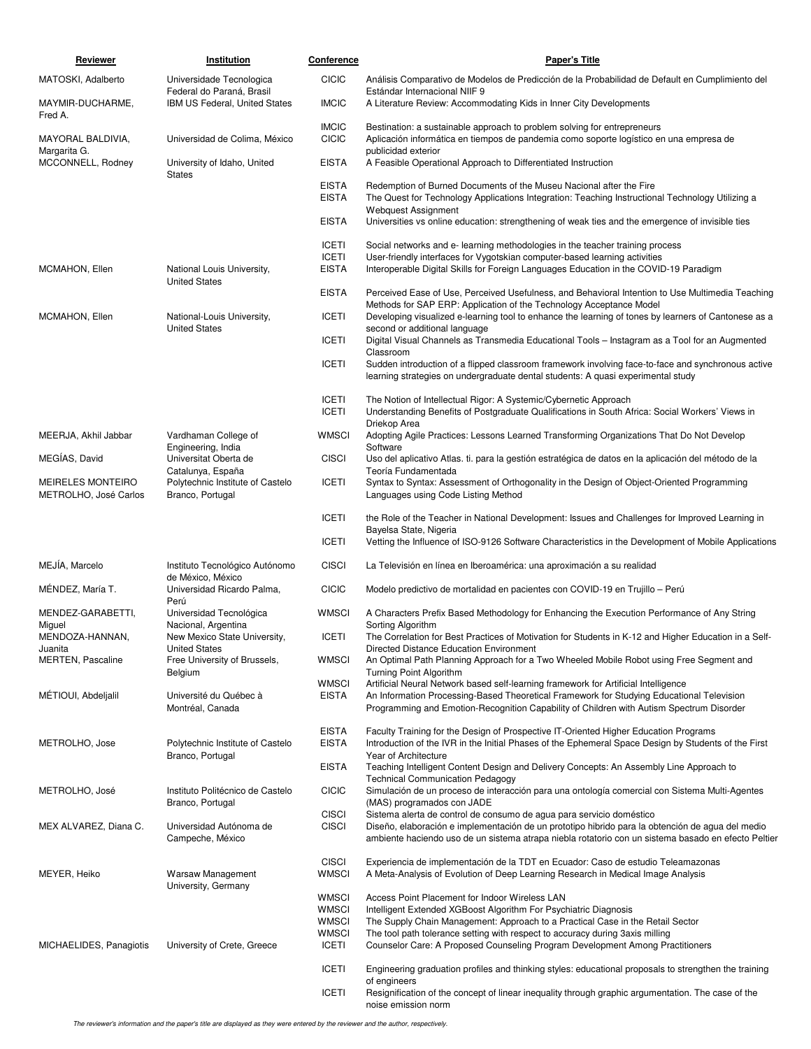| Reviewer | Institution | Conference | Paper's Title |
|---|---|---|---|
| MATOSKI, Adalberto | Universidade Tecnologica Federal do Paraná, Brasil | CICIC | Análisis Comparativo de Modelos de Predicción de la Probabilidad de Default en Cumplimiento del Estándar Internacional NIIF 9 |
| MAYMIR-DUCHARME, Fred A. | IBM US Federal, United States | IMCIC | A Literature Review: Accommodating Kids in Inner City Developments |
| | | IMCIC | Bestination: a sustainable approach to problem solving for entrepreneurs |
| MAYORAL BALDIVIA, Margarita G. | Universidad de Colima, México | CICIC | Aplicación informática en tiempos de pandemia como soporte logístico en una empresa de publicidad exterior |
| MCCONNELL, Rodney | University of Idaho, United States | EISTA | A Feasible Operational Approach to Differentiated Instruction |
| | | EISTA | Redemption of Burned Documents of the Museu Nacional after the Fire |
| | | EISTA | The Quest for Technology Applications Integration: Teaching Instructional Technology Utilizing a Webquest Assignment |
| | | EISTA | Universities vs online education: strengthening of weak ties and the emergence of invisible ties |
| | | ICETI | Social networks and e- learning methodologies in the teacher training process |
| | | ICETI | User-friendly interfaces for Vygotskian computer-based learning activities |
| MCMAHON, Ellen | National Louis University, United States | EISTA | Interoperable Digital Skills for Foreign Languages Education in the COVID-19 Paradigm |
| | | EISTA | Perceived Ease of Use, Perceived Usefulness, and Behavioral Intention to Use Multimedia Teaching Methods for SAP ERP: Application of the Technology Acceptance Model |
| MCMAHON, Ellen | National-Louis University, United States | ICETI | Developing visualized e-learning tool to enhance the learning of tones by learners of Cantonese as a second or additional language |
| | | ICETI | Digital Visual Channels as Transmedia Educational Tools – Instagram as a Tool for an Augmented Classroom |
| | | ICETI | Sudden introduction of a flipped classroom framework involving face-to-face and synchronous active learning strategies on undergraduate dental students: A quasi experimental study |
| | | ICETI | The Notion of Intellectual Rigor: A Systemic/Cybernetic Approach |
| | | ICETI | Understanding Benefits of Postgraduate Qualifications in South Africa: Social Workers' Views in Driekop Area |
| MEERJA, Akhil Jabbar | Vardhaman College of Engineering, India | WMSCI | Adopting Agile Practices: Lessons Learned Transforming Organizations That Do Not Develop Software |
| MEGÍAS, David | Universitat Oberta de Catalunya, España | CISCI | Uso del aplicativo Atlas. ti. para la gestión estratégica de datos en la aplicación del método de la Teoría Fundamentada |
| MEIRELES MONTEIRO METROLHO, José Carlos | Polytechnic Institute of Castelo Branco, Portugal | ICETI | Syntax to Syntax: Assessment of Orthogonality in the Design of Object-Oriented Programming Languages using Code Listing Method |
| | | ICETI | the Role of the Teacher in National Development: Issues and Challenges for Improved Learning in Bayelsa State, Nigeria |
| | | ICETI | Vetting the Influence of ISO-9126 Software Characteristics in the Development of Mobile Applications |
| MEJÍA, Marcelo | Instituto Tecnológico Autónomo de México, México | CISCI | La Televisión en línea en Iberoamérica: una aproximación a su realidad |
| MÉNDEZ, María T. | Universidad Ricardo Palma, Perú | CICIC | Modelo predictivo de mortalidad en pacientes con COVID-19 en Trujillo – Perú |
| MENDEZ-GARABETTI, Miguel | Universidad Tecnológica Nacional, Argentina | WMSCI | A Characters Prefix Based Methodology for Enhancing the Execution Performance of Any String Sorting Algorithm |
| MENDOZA-HANNAN, Juanita | New Mexico State University, United States | ICETI | The Correlation for Best Practices of Motivation for Students in K-12 and Higher Education in a Self-Directed Distance Education Environment |
| MERTEN, Pascaline | Free University of Brussels, Belgium | WMSCI | An Optimal Path Planning Approach for a Two Wheeled Mobile Robot using Free Segment and Turning Point Algorithm |
| | | WMSCI | Artificial Neural Network based self-learning framework for Artificial Intelligence |
| MÉTIOUI, Abdeljalil | Université du Québec à Montréal, Canada | EISTA | An Information Processing-Based Theoretical Framework for Studying Educational Television Programming and Emotion-Recognition Capability of Children with Autism Spectrum Disorder |
| | | EISTA | Faculty Training for the Design of Prospective IT-Oriented Higher Education Programs |
| METROLHO, Jose | Polytechnic Institute of Castelo Branco, Portugal | EISTA | Introduction of the IVR in the Initial Phases of the Ephemeral Space Design by Students of the First Year of Architecture |
| | | EISTA | Teaching Intelligent Content Design and Delivery Concepts: An Assembly Line Approach to Technical Communication Pedagogy |
| METROLHO, José | Instituto Politécnico de Castelo Branco, Portugal | CICIC | Simulación de un proceso de interacción para una ontología comercial con Sistema Multi-Agentes (MAS) programados con JADE |
| | | CISCI | Sistema alerta de control de consumo de agua para servicio doméstico |
| MEX ALVAREZ, Diana C. | Universidad Autónoma de Campeche, México | CISCI | Diseño, elaboración e implementación de un prototipo hibrido para la obtención de agua del medio ambiente haciendo uso de un sistema atrapa niebla rotatorio con un sistema basado en efecto Peltier |
| | | CISCI | Experiencia de implementación de la TDT en Ecuador: Caso de estudio Teleamazonas |
| MEYER, Heiko | Warsaw Management University, Germany | WMSCI | A Meta-Analysis of Evolution of Deep Learning Research in Medical Image Analysis |
| | | WMSCI | Access Point Placement for Indoor Wireless LAN |
| | | WMSCI | Intelligent Extended XGBoost Algorithm For Psychiatric Diagnosis |
| | | WMSCI | The Supply Chain Management: Approach to a Practical Case in the Retail Sector |
| | | WMSCI | The tool path tolerance setting with respect to accuracy during 3axis milling |
| MICHAELIDES, Panagiotis | University of Crete, Greece | ICETI | Counselor Care: A Proposed Counseling Program Development Among Practitioners |
| | | ICETI | Engineering graduation profiles and thinking styles: educational proposals to strengthen the training of engineers |
| | | ICETI | Resignification of the concept of linear inequality through graphic argumentation. The case of the noise emission norm |

*The reviewer's information and the paper's title are displayed as they were entered by the reviewer and the author, respectively.*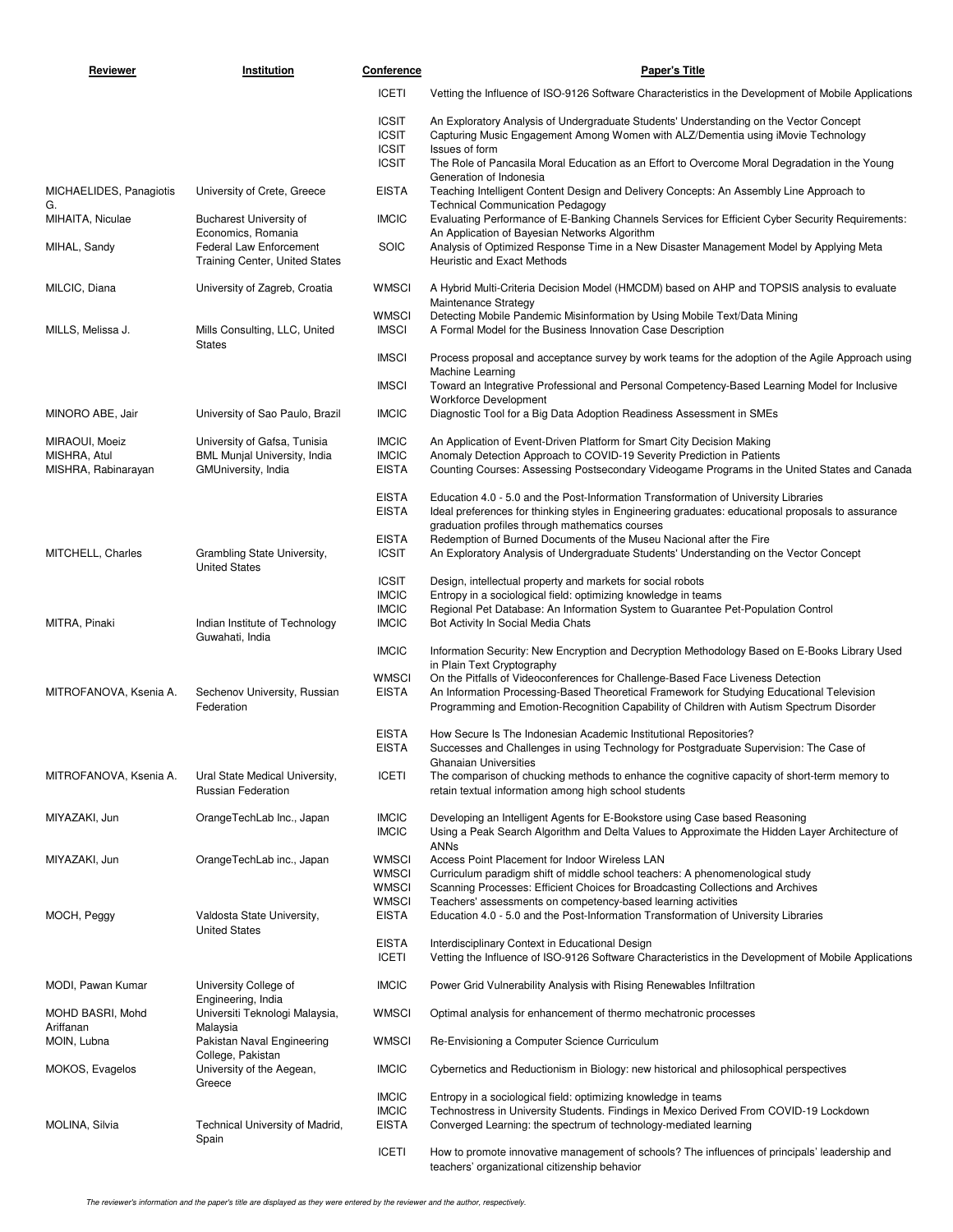| Reviewer | Institution | Conference | Paper's Title |
|---|---|---|---|
| | | ICETI | Vetting the Influence of ISO-9126 Software Characteristics in the Development of Mobile Applications |
| | | ICSIT | An Exploratory Analysis of Undergraduate Students' Understanding on the Vector Concept |
| | | ICSIT | Capturing Music Engagement Among Women with ALZ/Dementia using iMovie Technology |
| | | ICSIT | Issues of form |
| | | ICSIT | The Role of Pancasila Moral Education as an Effort to Overcome Moral Degradation in the Young Generation of Indonesia |
| MICHAELIDES, Panagiotis G. | University of Crete, Greece | EISTA | Teaching Intelligent Content Design and Delivery Concepts: An Assembly Line Approach to Technical Communication Pedagogy |
| MIHAITA, Niculae | Bucharest University of Economics, Romania | IMCIC | Evaluating Performance of E-Banking Channels Services for Efficient Cyber Security Requirements: An Application of Bayesian Networks Algorithm |
| MIHAL, Sandy | Federal Law Enforcement Training Center, United States | SOIC | Analysis of Optimized Response Time in a New Disaster Management Model by Applying Meta Heuristic and Exact Methods |
| MILCIC, Diana | University of Zagreb, Croatia | WMSCI | A Hybrid Multi-Criteria Decision Model (HMCDM) based on AHP and TOPSIS analysis to evaluate Maintenance Strategy |
| | | WMSCI | Detecting Mobile Pandemic Misinformation by Using Mobile Text/Data Mining |
| MILLS, Melissa J. | Mills Consulting, LLC, United States | IMSCI | A Formal Model for the Business Innovation Case Description |
| | | IMSCI | Process proposal and acceptance survey by work teams for the adoption of the Agile Approach using Machine Learning |
| | | IMSCI | Toward an Integrative Professional and Personal Competency-Based Learning Model for Inclusive Workforce Development |
| MINORO ABE, Jair | University of Sao Paulo, Brazil | IMCIC | Diagnostic Tool for a Big Data Adoption Readiness Assessment in SMEs |
| MIRAOUI, Moeiz | University of Gafsa, Tunisia | IMCIC | An Application of Event-Driven Platform for Smart City Decision Making |
| MISHRA, Atul | BML Munjal University, India | IMCIC | Anomaly Detection Approach to COVID-19 Severity Prediction in Patients |
| MISHRA, Rabinarayan | GMUniversity, India | EISTA | Counting Courses: Assessing Postsecondary Videogame Programs in the United States and Canada |
| | | EISTA | Education 4.0 - 5.0 and the Post-Information Transformation of University Libraries |
| | | EISTA | Ideal preferences for thinking styles in Engineering graduates: educational proposals to assurance graduation profiles through mathematics courses |
| | | EISTA | Redemption of Burned Documents of the Museu Nacional after the Fire |
| MITCHELL, Charles | Grambling State University, United States | ICSIT | An Exploratory Analysis of Undergraduate Students' Understanding on the Vector Concept |
| | | ICSIT | Design, intellectual property and markets for social robots |
| | | IMCIC | Entropy in a sociological field: optimizing knowledge in teams |
| | | IMCIC | Regional Pet Database: An Information System to Guarantee Pet-Population Control |
| MITRA, Pinaki | Indian Institute of Technology Guwahati, India | IMCIC | Bot Activity In Social Media Chats |
| | | IMCIC | Information Security: New Encryption and Decryption Methodology Based on E-Books Library Used in Plain Text Cryptography |
| | | WMSCI | On the Pitfalls of Videoconferences for Challenge-Based Face Liveness Detection |
| MITROFANOVA, Ksenia A. | Sechenov University, Russian Federation | EISTA | An Information Processing-Based Theoretical Framework for Studying Educational Television Programming and Emotion-Recognition Capability of Children with Autism Spectrum Disorder |
| | | EISTA | How Secure Is The Indonesian Academic Institutional Repositories? |
| | | EISTA | Successes and Challenges in using Technology for Postgraduate Supervision: The Case of Ghanaian Universities |
| MITROFANOVA, Ksenia A. | Ural State Medical University, Russian Federation | ICETI | The comparison of chucking methods to enhance the cognitive capacity of short-term memory to retain textual information among high school students |
| MIYAZAKI, Jun | OrangeTechLab Inc., Japan | IMCIC | Developing an Intelligent Agents for E-Bookstore using Case based Reasoning |
| | | IMCIC | Using a Peak Search Algorithm and Delta Values to Approximate the Hidden Layer Architecture of ANNs |
| MIYAZAKI, Jun | OrangeTechLab inc., Japan | WMSCI | Access Point Placement for Indoor Wireless LAN |
| | | WMSCI | Curriculum paradigm shift of middle school teachers: A phenomenological study |
| | | WMSCI | Scanning Processes: Efficient Choices for Broadcasting Collections and Archives |
| | | WMSCI | Teachers' assessments on competency-based learning activities |
| MOCH, Peggy | Valdosta State University, United States | EISTA | Education 4.0 - 5.0 and the Post-Information Transformation of University Libraries |
| | | EISTA | Interdisciplinary Context in Educational Design |
| | | ICETI | Vetting the Influence of ISO-9126 Software Characteristics in the Development of Mobile Applications |
| MODI, Pawan Kumar | University College of Engineering, India | IMCIC | Power Grid Vulnerability Analysis with Rising Renewables Infiltration |
| MOHD BASRI, Mohd Ariffanan | Universiti Teknologi Malaysia, Malaysia | WMSCI | Optimal analysis for enhancement of thermo mechatronic processes |
| MOIN, Lubna | Pakistan Naval Engineering College, Pakistan | WMSCI | Re-Envisioning a Computer Science Curriculum |
| MOKOS, Evagelos | University of the Aegean, Greece | IMCIC | Cybernetics and Reductionism in Biology: new historical and philosophical perspectives |
| | | IMCIC | Entropy in a sociological field: optimizing knowledge in teams |
| | | IMCIC | Technostress in University Students. Findings in Mexico Derived From COVID-19 Lockdown |
| MOLINA, Silvia | Technical University of Madrid, Spain | EISTA | Converged Learning: the spectrum of technology-mediated learning |
| | | ICETI | How to promote innovative management of schools? The influences of principals' leadership and teachers' organizational citizenship behavior |

*The reviewer's information and the paper's title are displayed as they were entered by the reviewer and the author, respectively.*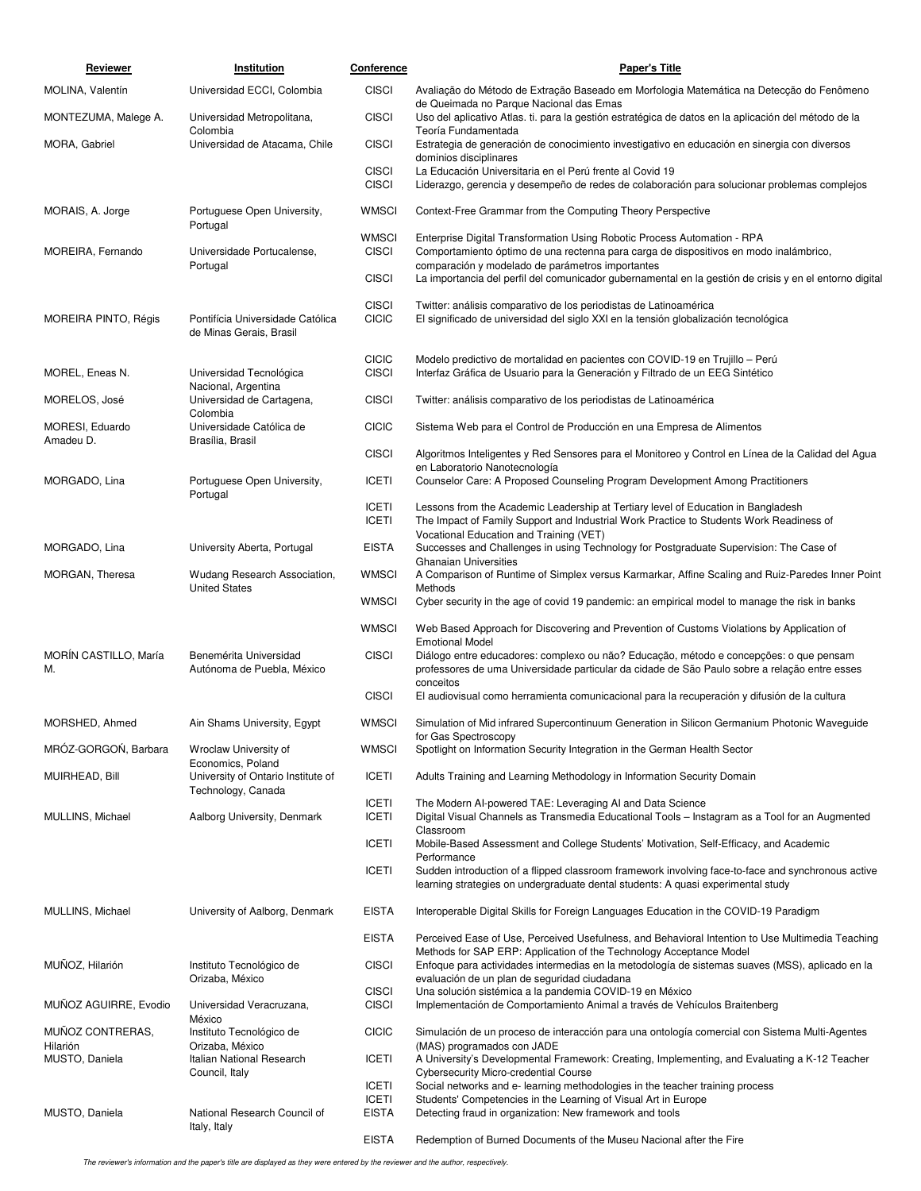| Reviewer | Institution | Conference | Paper's Title |
|---|---|---|---|
| MOLINA, Valentín | Universidad ECCI, Colombia | CISCI | Avaliação do Método de Extração Baseado em Morfologia Matemática na Detecção do Fenômeno de Queimada no Parque Nacional das Emas |
| MONTEZUMA, Malege A. | Universidad Metropolitana, Colombia | CISCI | Uso del aplicativo Atlas. ti. para la gestión estratégica de datos en la aplicación del método de la Teoría Fundamentada |
| MORA, Gabriel | Universidad de Atacama, Chile | CISCI | Estrategia de generación de conocimiento investigativo en educación en sinergia con diversos dominios disciplinares |
| | | CISCI | La Educación Universitaria en el Perú frente al Covid 19 |
| | | CISCI | Liderazgo, gerencia y desempeño de redes de colaboración para solucionar problemas complejos |
| MORAIS, A. Jorge | Portuguese Open University, Portugal | WMSCI | Context-Free Grammar from the Computing Theory Perspective |
| | | WMSCI | Enterprise Digital Transformation Using Robotic Process Automation - RPA |
| MOREIRA, Fernando | Universidade Portucalense, Portugal | CISCI | Comportamiento óptimo de una rectenna para carga de dispositivos en modo inalámbrico, comparación y modelado de parámetros importantes |
| | | CISCI | La importancia del perfil del comunicador gubernamental en la gestión de crisis y en el entorno digital |
| | | CISCI | Twitter: análisis comparativo de los periodistas de Latinoamérica |
| MOREIRA PINTO, Régis | Pontifícia Universidade Católica de Minas Gerais, Brasil | CICIC | El significado de universidad del siglo XXI en la tensión globalización tecnológica |
| | | CICIC | Modelo predictivo de mortalidad en pacientes con COVID-19 en Trujillo – Perú |
| MOREL, Eneas N. | Universidad Tecnológica Nacional, Argentina | CISCI | Interfaz Gráfica de Usuario para la Generación y Filtrado de un EEG Sintético |
| MORELOS, José | Universidad de Cartagena, Colombia | CISCI | Twitter: análisis comparativo de los periodistas de Latinoamérica |
| MORESI, Eduardo Amadeu D. | Universidade Católica de Brasília, Brasil | CICIC | Sistema Web para el Control de Producción en una Empresa de Alimentos |
| | | CISCI | Algoritmos Inteligentes y Red Sensores para el Monitoreo y Control en Línea de la Calidad del Agua en Laboratorio Nanotecnología |
| MORGADO, Lina | Portuguese Open University, Portugal | ICETI | Counselor Care: A Proposed Counseling Program Development Among Practitioners |
| | | ICETI | Lessons from the Academic Leadership at Tertiary level of Education in Bangladesh |
| | | ICETI | The Impact of Family Support and Industrial Work Practice to Students Work Readiness of Vocational Education and Training (VET) |
| MORGADO, Lina | University Aberta, Portugal | EISTA | Successes and Challenges in using Technology for Postgraduate Supervision: The Case of Ghanaian Universities |
| MORGAN, Theresa | Wudang Research Association, United States | WMSCI | A Comparison of Runtime of Simplex versus Karmarkar, Affine Scaling and Ruiz-Paredes Inner Point Methods |
| | | WMSCI | Cyber security in the age of covid 19 pandemic: an empirical model to manage the risk in banks |
| | | WMSCI | Web Based Approach for Discovering and Prevention of Customs Violations by Application of Emotional Model |
| MORÍN CASTILLO, María M. | Benemérita Universidad Autónoma de Puebla, México | CISCI | Diálogo entre educadores: complexo ou não? Educação, método e concepções: o que pensam professores de uma Universidade particular da cidade de São Paulo sobre a relação entre esses conceitos |
| | | CISCI | El audiovisual como herramienta comunicacional para la recuperación y difusión de la cultura |
| MORSHED, Ahmed | Ain Shams University, Egypt | WMSCI | Simulation of Mid infrared Supercontinuum Generation in Silicon Germanium Photonic Waveguide for Gas Spectroscopy |
| MRÓZ-GORGOŃ, Barbara | Wroclaw University of Economics, Poland | WMSCI | Spotlight on Information Security Integration in the German Health Sector |
| MUIRHEAD, Bill | University of Ontario Institute of Technology, Canada | ICETI | Adults Training and Learning Methodology in Information Security Domain |
| | | ICETI | The Modern AI-powered TAE: Leveraging AI and Data Science |
| MULLINS, Michael | Aalborg University, Denmark | ICETI | Digital Visual Channels as Transmedia Educational Tools – Instagram as a Tool for an Augmented Classroom |
| | | ICETI | Mobile-Based Assessment and College Students' Motivation, Self-Efficacy, and Academic Performance |
| | | ICETI | Sudden introduction of a flipped classroom framework involving face-to-face and synchronous active learning strategies on undergraduate dental students: A quasi experimental study |
| MULLINS, Michael | University of Aalborg, Denmark | EISTA | Interoperable Digital Skills for Foreign Languages Education in the COVID-19 Paradigm |
| | | EISTA | Perceived Ease of Use, Perceived Usefulness, and Behavioral Intention to Use Multimedia Teaching Methods for SAP ERP: Application of the Technology Acceptance Model |
| MUÑOZ, Hilarión | Instituto Tecnológico de Orizaba, México | CISCI | Enfoque para actividades intermedias en la metodología de sistemas suaves (MSS), aplicado en la evaluación de un plan de seguridad ciudadana |
| | | CISCI | Una solución sistémica a la pandemia COVID-19 en México |
| MUÑOZ AGUIRRE, Evodio | Universidad Veracruzana, México | CISCI | Implementación de Comportamiento Animal a través de Vehículos Braitenberg |
| MUÑOZ CONTRERAS, Hilarión | Instituto Tecnológico de Orizaba, México | CICIC | Simulación de un proceso de interacción para una ontología comercial con Sistema Multi-Agentes (MAS) programados con JADE |
| MUSTO, Daniela | Italian National Research Council, Italy | ICETI | A University's Developmental Framework: Creating, Implementing, and Evaluating a K-12 Teacher Cybersecurity Micro-credential Course |
| | | ICETI | Social networks and e- learning methodologies in the teacher training process |
| | | ICETI | Students' Competencies in the Learning of Visual Art in Europe |
| MUSTO, Daniela | National Research Council of Italy, Italy | EISTA | Detecting fraud in organization: New framework and tools |
| | | EISTA | Redemption of Burned Documents of the Museu Nacional after the Fire |

*The reviewer's information and the paper's title are displayed as they were entered by the reviewer and the author, respectively.*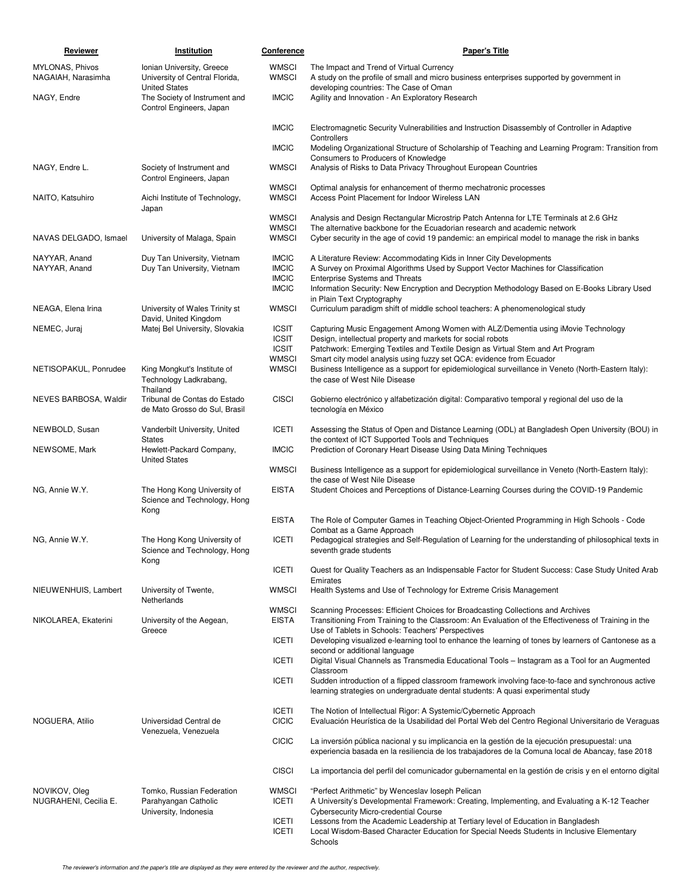| Reviewer | Institution | Conference | Paper's Title |
|---|---|---|---|
| MYLONAS, Phivos | Ionian University, Greece | WMSCI | The Impact and Trend of Virtual Currency |
| NAGAIAH, Narasimha | University of Central Florida, United States | WMSCI | A study on the profile of small and micro business enterprises supported by government in developing countries: The Case of Oman |
| NAGY, Endre | The Society of Instrument and Control Engineers, Japan | IMCIC | Agility and Innovation - An Exploratory Research |
| | | IMCIC | Electromagnetic Security Vulnerabilities and Instruction Disassembly of Controller in Adaptive Controllers |
| | | IMCIC | Modeling Organizational Structure of Scholarship of Teaching and Learning Program: Transition from Consumers to Producers of Knowledge |
| NAGY, Endre L. | Society of Instrument and Control Engineers, Japan | WMSCI | Analysis of Risks to Data Privacy Throughout European Countries |
| | | WMSCI | Optimal analysis for enhancement of thermo mechatronic processes |
| NAITO, Katsuhiro | Aichi Institute of Technology, Japan | WMSCI | Access Point Placement for Indoor Wireless LAN |
| | | WMSCI | Analysis and Design Rectangular Microstrip Patch Antenna for LTE Terminals at 2.6 GHz |
| | | WMSCI | The alternative backbone for the Ecuadorian research and academic network |
| NAVAS DELGADO, Ismael | University of Malaga, Spain | WMSCI | Cyber security in the age of covid 19 pandemic: an empirical model to manage the risk in banks |
| NAYYAR, Anand | Duy Tan University, Vietnam | IMCIC | A Literature Review: Accommodating Kids in Inner City Developments |
| NAYYAR, Anand | Duy Tan University, Vietnam | IMCIC | A Survey on Proximal Algorithms Used by Support Vector Machines for Classification |
| | | IMCIC | Enterprise Systems and Threats |
| | | IMCIC | Information Security: New Encryption and Decryption Methodology Based on E-Books Library Used in Plain Text Cryptography |
| NEAGA, Elena Irina | University of Wales Trinity st David, United Kingdom | WMSCI | Curriculum paradigm shift of middle school teachers: A phenomenological study |
| NEMEC, Juraj | Matej Bel University, Slovakia | ICSIT | Capturing Music Engagement Among Women with ALZ/Dementia using iMovie Technology |
| | | ICSIT | Design, intellectual property and markets for social robots |
| | | ICSIT | Patchwork: Emerging Textiles and Textile Design as Virtual Stem and Art Program |
| | | WMSCI | Smart city model analysis using fuzzy set QCA: evidence from Ecuador |
| NETISOPAKUL, Ponrudee | King Mongkut's Institute of Technology Ladkrabang, Thailand | WMSCI | Business Intelligence as a support for epidemiological surveillance in Veneto (North-Eastern Italy): the case of West Nile Disease |
| NEVES BARBOSA, Waldir | Tribunal de Contas do Estado de Mato Grosso do Sul, Brasil | CISCI | Gobierno electrónico y alfabetización digital: Comparativo temporal y regional del uso de la tecnología en México |
| NEWBOLD, Susan | Vanderbilt University, United States | ICETI | Assessing the Status of Open and Distance Learning (ODL) at Bangladesh Open University (BOU) in the context of ICT Supported Tools and Techniques |
| NEWSOME, Mark | Hewlett-Packard Company, United States | IMCIC | Prediction of Coronary Heart Disease Using Data Mining Techniques |
| | | WMSCI | Business Intelligence as a support for epidemiological surveillance in Veneto (North-Eastern Italy): the case of West Nile Disease |
| NG, Annie W.Y. | The Hong Kong University of Science and Technology, Hong Kong | EISTA | Student Choices and Perceptions of Distance-Learning Courses during the COVID-19 Pandemic |
| | | EISTA | The Role of Computer Games in Teaching Object-Oriented Programming in High Schools - Code Combat as a Game Approach |
| NG, Annie W.Y. | The Hong Kong University of Science and Technology, Hong Kong | ICETI | Pedagogical strategies and Self-Regulation of Learning for the understanding of philosophical texts in seventh grade students |
| | | ICETI | Quest for Quality Teachers as an Indispensable Factor for Student Success: Case Study United Arab Emirates |
| NIEUWENHUIS, Lambert | University of Twente, Netherlands | WMSCI | Health Systems and Use of Technology for Extreme Crisis Management |
| | | WMSCI | Scanning Processes: Efficient Choices for Broadcasting Collections and Archives |
| NIKOLAREA, Ekaterini | University of the Aegean, Greece | EISTA | Transitioning From Training to the Classroom: An Evaluation of the Effectiveness of Training in the Use of Tablets in Schools: Teachers' Perspectives |
| | | ICETI | Developing visualized e-learning tool to enhance the learning of tones by learners of Cantonese as a second or additional language |
| | | ICETI | Digital Visual Channels as Transmedia Educational Tools – Instagram as a Tool for an Augmented Classroom |
| | | ICETI | Sudden introduction of a flipped classroom framework involving face-to-face and synchronous active learning strategies on undergraduate dental students: A quasi experimental study |
| | | ICETI | The Notion of Intellectual Rigor: A Systemic/Cybernetic Approach |
| NOGUERA, Atilio | Universidad Central de Venezuela, Venezuela | CICIC | Evaluación Heurística de la Usabilidad del Portal Web del Centro Regional Universitario de Veraguas |
| | | CICIC | La inversión pública nacional y su implicancia en la gestión de la ejecución presupuestal: una experiencia basada en la resiliencia de los trabajadores de la Comuna local de Abancay, fase 2018 |
| | | CISCI | La importancia del perfil del comunicador gubernamental en la gestión de crisis y en el entorno digital |
| NOVIKOV, Oleg | Tomko, Russian Federation | WMSCI | "Perfect Arithmetic" by Wenceslav Ioseph Pelican |
| NUGRAHENI, Cecilia E. | Parahyangan Catholic University, Indonesia | ICETI | A University's Developmental Framework: Creating, Implementing, and Evaluating a K-12 Teacher Cybersecurity Micro-credential Course |
| | | ICETI | Lessons from the Academic Leadership at Tertiary level of Education in Bangladesh |
| | | ICETI | Local Wisdom-Based Character Education for Special Needs Students in Inclusive Elementary Schools |

*The reviewer's information and the paper's title are displayed as they were entered by the reviewer and the author, respectively.*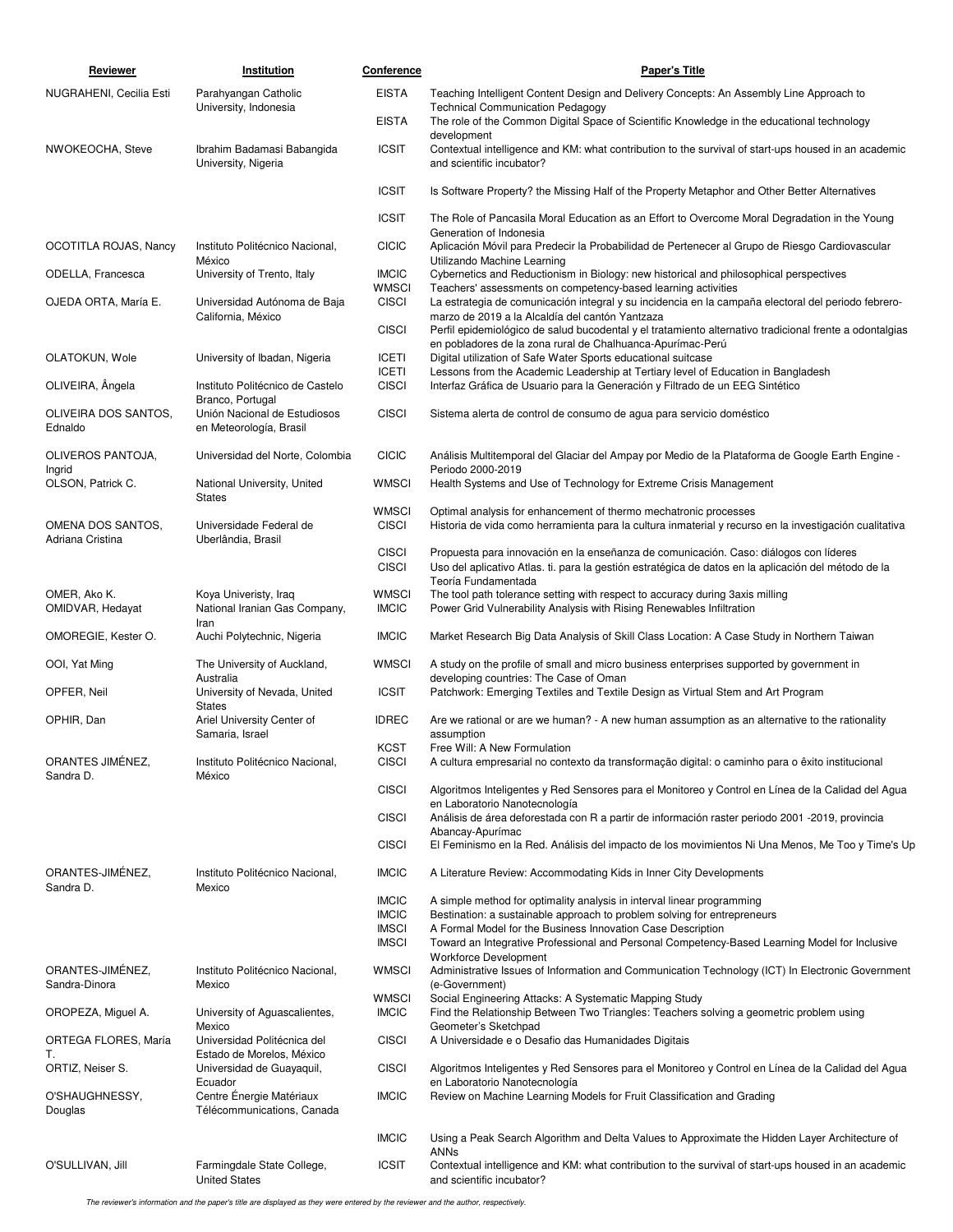| Reviewer | Institution | Conference | Paper's Title |
|---|---|---|---|
| NUGRAHENI, Cecilia Esti | Parahyangan Catholic University, Indonesia | EISTA | Teaching Intelligent Content Design and Delivery Concepts: An Assembly Line Approach to Technical Communication Pedagogy |
| | | EISTA | The role of the Common Digital Space of Scientific Knowledge in the educational technology development |
| NWOKEOCHA, Steve | Ibrahim Badamasi Babangida University, Nigeria | ICSIT | Contextual intelligence and KM: what contribution to the survival of start-ups housed in an academic and scientific incubator? |
| | | ICSIT | Is Software Property? the Missing Half of the Property Metaphor and Other Better Alternatives |
| | | ICSIT | The Role of Pancasila Moral Education as an Effort to Overcome Moral Degradation in the Young Generation of Indonesia |
| OCOTITLA ROJAS, Nancy | Instituto Politécnico Nacional, México | CICIC | Aplicación Móvil para Predecir la Probabilidad de Pertenecer al Grupo de Riesgo Cardiovascular Utilizando Machine Learning |
| ODELLA, Francesca | University of Trento, Italy | IMCIC | Cybernetics and Reductionism in Biology: new historical and philosophical perspectives |
| | | WMSCI | Teachers' assessments on competency-based learning activities |
| OJEDA ORTA, María E. | Universidad Autónoma de Baja California, México | CISCI | La estrategia de comunicación integral y su incidencia en la campaña electoral del periodo febrero-marzo de 2019 a la Alcaldía del cantón Yantzaza |
| | | CISCI | Perfil epidemiológico de salud bucodental y el tratamiento alternativo tradicional frente a odontalgias en pobladores de la zona rural de Chalhuanca-Apurímac-Perú |
| OLATOKUN, Wole | University of Ibadan, Nigeria | ICETI | Digital utilization of Safe Water Sports educational suitcase |
| | | ICETI | Lessons from the Academic Leadership at Tertiary level of Education in Bangladesh |
| OLIVEIRA, Ângela | Instituto Politécnico de Castelo Branco, Portugal | CISCI | Interfaz Gráfica de Usuario para la Generación y Filtrado de un EEG Sintético |
| OLIVEIRA DOS SANTOS, Ednaldo | Unión Nacional de Estudiosos en Meteorología, Brasil | CISCI | Sistema alerta de control de consumo de agua para servicio doméstico |
| OLIVEROS PANTOJA, Ingrid | Universidad del Norte, Colombia | CICIC | Análisis Multitemporal del Glaciar del Ampay por Medio de la Plataforma de Google Earth Engine - Periodo 2000-2019 |
| OLSON, Patrick C. | National University, United States | WMSCI | Health Systems and Use of Technology for Extreme Crisis Management |
| | | WMSCI | Optimal analysis for enhancement of thermo mechatronic processes |
| OMENA DOS SANTOS, Adriana Cristina | Universidade Federal de Uberlândia, Brasil | CISCI | Historia de vida como herramienta para la cultura inmaterial y recurso en la investigación cualitativa |
| | | CISCI | Propuesta para innovación en la enseñanza de comunicación. Caso: diálogos con líderes |
| | | CISCI | Uso del aplicativo Atlas. ti. para la gestión estratégica de datos en la aplicación del método de la Teoría Fundamentada |
| OMER, Ako K. | Koya Univeristy, Iraq | WMSCI | The tool path tolerance setting with respect to accuracy during 3axis milling |
| OMIDVAR, Hedayat | National Iranian Gas Company, Iran | IMCIC | Power Grid Vulnerability Analysis with Rising Renewables Infiltration |
| OMOREGIE, Kester O. | Auchi Polytechnic, Nigeria | IMCIC | Market Research Big Data Analysis of Skill Class Location: A Case Study in Northern Taiwan |
| OOI, Yat Ming | The University of Auckland, Australia | WMSCI | A study on the profile of small and micro business enterprises supported by government in developing countries: The Case of Oman |
| OPFER, Neil | University of Nevada, United States | ICSIT | Patchwork: Emerging Textiles and Textile Design as Virtual Stem and Art Program |
| OPHIR, Dan | Ariel University Center of Samaria, Israel | IDREC | Are we rational or are we human? - A new human assumption as an alternative to the rationality assumption |
| | | KCST | Free Will: A New Formulation |
| ORANTES JIMÉNEZ, Sandra D. | Instituto Politécnico Nacional, México | CISCI | A cultura empresarial no contexto da transformação digital: o caminho para o êxito institucional |
| | | CISCI | Algoritmos Inteligentes y Red Sensores para el Monitoreo y Control en Línea de la Calidad del Agua en Laboratorio Nanotecnología |
| | | CISCI | Análisis de área deforestada con R a partir de información raster periodo 2001 -2019, provincia Abancay-Apurímac |
| | | CISCI | El Feminismo en la Red. Análisis del impacto de los movimientos Ni Una Menos, Me Too y Time's Up |
| ORANTES-JIMÉNEZ, Sandra D. | Instituto Politécnico Nacional, Mexico | IMCIC | A Literature Review: Accommodating Kids in Inner City Developments |
| | | IMCIC | A simple method for optimality analysis in interval linear programming |
| | | IMCIC | Bestination: a sustainable approach to problem solving for entrepreneurs |
| | | IMSCI | A Formal Model for the Business Innovation Case Description |
| | | IMSCI | Toward an Integrative Professional and Personal Competency-Based Learning Model for Inclusive Workforce Development |
| ORANTES-JIMÉNEZ, Sandra-Dinora | Instituto Politécnico Nacional, Mexico | WMSCI | Administrative Issues of Information and Communication Technology (ICT) In Electronic Government (e-Government) |
| | | WMSCI | Social Engineering Attacks: A Systematic Mapping Study |
| OROPEZA, Miguel A. | University of Aguascalientes, Mexico | IMCIC | Find the Relationship Between Two Triangles: Teachers solving a geometric problem using Geometer's Sketchpad |
| ORTEGA FLORES, María T. | Universidad Politécnica del Estado de Morelos, México | CISCI | A Universidade e o Desafio das Humanidades Digitais |
| ORTIZ, Neiser S. | Universidad de Guayaquil, Ecuador | CISCI | Algoritmos Inteligentes y Red Sensores para el Monitoreo y Control en Línea de la Calidad del Agua en Laboratorio Nanotecnología |
| O'SHAUGHNESSY, Douglas | Centre Énergie Matériaux Télécommunications, Canada | IMCIC | Review on Machine Learning Models for Fruit Classification and Grading |
| | | IMCIC | Using a Peak Search Algorithm and Delta Values to Approximate the Hidden Layer Architecture of ANNs |
| O'SULLIVAN, Jill | Farmingdale State College, United States | ICSIT | Contextual intelligence and KM: what contribution to the survival of start-ups housed in an academic and scientific incubator? |

*The reviewer's information and the paper's title are displayed as they were entered by the reviewer and the author, respectively.*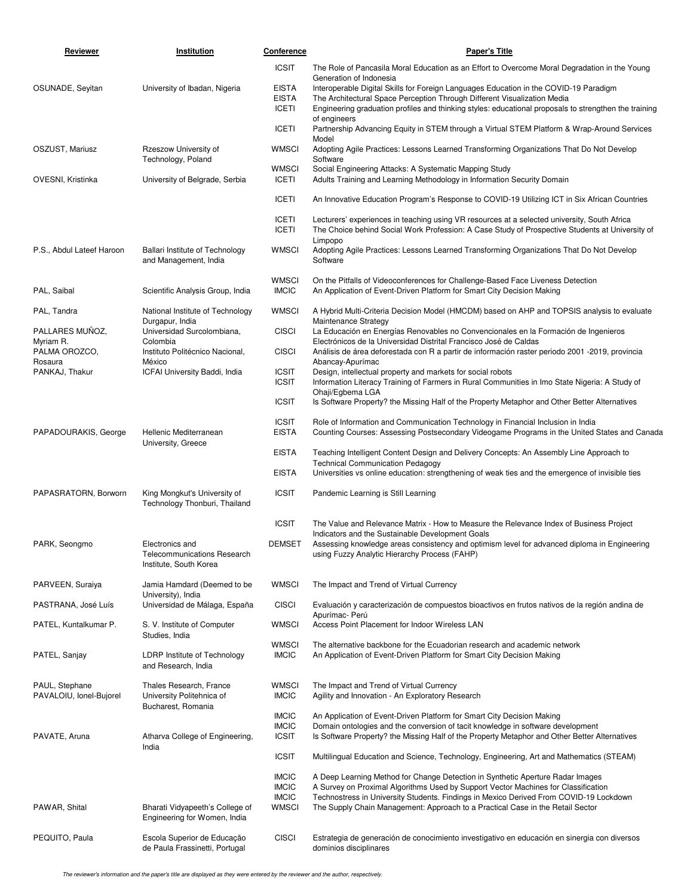| Reviewer | Institution | Conference | Paper's Title |
| --- | --- | --- | --- |
| | | ICSIT | The Role of Pancasila Moral Education as an Effort to Overcome Moral Degradation in the Young Generation of Indonesia |
| OSUNADE, Seyitan | University of Ibadan, Nigeria | EISTA | Interoperable Digital Skills for Foreign Languages Education in the COVID-19 Paradigm |
| | | EISTA | The Architectural Space Perception Through Different Visualization Media |
| | | ICETI | Engineering graduation profiles and thinking styles: educational proposals to strengthen the training of engineers |
| | | ICETI | Partnership Advancing Equity in STEM through a Virtual STEM Platform & Wrap-Around Services Model |
| OSZUST, Mariusz | Rzeszow University of Technology, Poland | WMSCI | Adopting Agile Practices: Lessons Learned Transforming Organizations That Do Not Develop Software |
| | | WMSCI | Social Engineering Attacks: A Systematic Mapping Study |
| OVESNI, Kristinka | University of Belgrade, Serbia | ICETI | Adults Training and Learning Methodology in Information Security Domain |
| | | ICETI | An Innovative Education Program's Response to COVID-19 Utilizing ICT in Six African Countries |
| | | ICETI | Lecturers' experiences in teaching using VR resources at a selected university, South Africa |
| | | ICETI | The Choice behind Social Work Profession: A Case Study of Prospective Students at University of Limpopo |
| P.S., Abdul Lateef Haroon | Ballari Institute of Technology and Management, India | WMSCI | Adopting Agile Practices: Lessons Learned Transforming Organizations That Do Not Develop Software |
| | | WMSCI | On the Pitfalls of Videoconferences for Challenge-Based Face Liveness Detection |
| PAL, Saibal | Scientific Analysis Group, India | IMCIC | An Application of Event-Driven Platform for Smart City Decision Making |
| PAL, Tandra | National Institute of Technology Durgapur, India | WMSCI | A Hybrid Multi-Criteria Decision Model (HMCDM) based on AHP and TOPSIS analysis to evaluate Maintenance Strategy |
| PALLARES MUÑOZ, Myriam R. | Universidad Surcolombiana, Colombia | CISCI | La Educación en Energías Renovables no Convencionales en la Formación de Ingenieros Electrónicos de la Universidad Distrital Francisco José de Caldas |
| PALMA OROZCO, Rosaura | Instituto Politécnico Nacional, México | CISCI | Análisis de área deforestada con R a partir de información raster periodo 2001 -2019, provincia Abancay-Apurímac |
| PANKAJ, Thakur | ICFAI University Baddi, India | ICSIT | Design, intellectual property and markets for social robots |
| | | ICSIT | Information Literacy Training of Farmers in Rural Communities in Imo State Nigeria: A Study of Ohaji/Egbema LGA |
| | | ICSIT | Is Software Property? the Missing Half of the Property Metaphor and Other Better Alternatives |
| | | ICSIT | Role of Information and Communication Technology in Financial Inclusion in India |
| PAPADOURAKIS, George | Hellenic Mediterranean University, Greece | EISTA | Counting Courses: Assessing Postsecondary Videogame Programs in the United States and Canada |
| | | EISTA | Teaching Intelligent Content Design and Delivery Concepts: An Assembly Line Approach to Technical Communication Pedagogy |
| | | EISTA | Universities vs online education: strengthening of weak ties and the emergence of invisible ties |
| PAPASRATORN, Borworn | King Mongkut's University of Technology Thonburi, Thailand | ICSIT | Pandemic Learning is Still Learning |
| | | ICSIT | The Value and Relevance Matrix - How to Measure the Relevance Index of Business Project Indicators and the Sustainable Development Goals |
| PARK, Seongmo | Electronics and Telecommunications Research Institute, South Korea | DEMSET | Assessing knowledge areas consistency and optimism level for advanced diploma in Engineering using Fuzzy Analytic Hierarchy Process (FAHP) |
| PARVEEN, Suraiya | Jamia Hamdard (Deemed to be University), India | WMSCI | The Impact and Trend of Virtual Currency |
| PASTRANA, José Luís | Universidad de Málaga, España | CISCI | Evaluación y caracterización de compuestos bioactivos en frutos nativos de la región andina de Apurímac- Perú |
| PATEL, Kuntalkumar P. | S. V. Institute of Computer Studies, India | WMSCI | Access Point Placement for Indoor Wireless LAN |
| | | WMSCI | The alternative backbone for the Ecuadorian research and academic network |
| PATEL, Sanjay | LDRP Institute of Technology and Research, India | IMCIC | An Application of Event-Driven Platform for Smart City Decision Making |
| PAUL, Stephane | Thales Research, France | WMSCI | The Impact and Trend of Virtual Currency |
| PAVALOIU, Ionel-Bujorel | University Politehnica of Bucharest, Romania | IMCIC | Agility and Innovation - An Exploratory Research |
| | | IMCIC | An Application of Event-Driven Platform for Smart City Decision Making |
| | | IMCIC | Domain ontologies and the conversion of tacit knowledge in software development |
| PAVATE, Aruna | Atharva College of Engineering, India | ICSIT | Is Software Property? the Missing Half of the Property Metaphor and Other Better Alternatives |
| | | ICSIT | Multilingual Education and Science, Technology, Engineering, Art and Mathematics (STEAM) |
| | | IMCIC | A Deep Learning Method for Change Detection in Synthetic Aperture Radar Images |
| | | IMCIC | A Survey on Proximal Algorithms Used by Support Vector Machines for Classification |
| | | IMCIC | Technostress in University Students. Findings in Mexico Derived From COVID-19 Lockdown |
| PAWAR, Shital | Bharati Vidyapeeth's College of Engineering for Women, India | WMSCI | The Supply Chain Management: Approach to a Practical Case in the Retail Sector |
| PEQUITO, Paula | Escola Superior de Educação de Paula Frassinetti, Portugal | CISCI | Estrategia de generación de conocimiento investigativo en educación en sinergia con diversos dominios disciplinares |

*The reviewer's information and the paper's title are displayed as they were entered by the reviewer and the author, respectively.*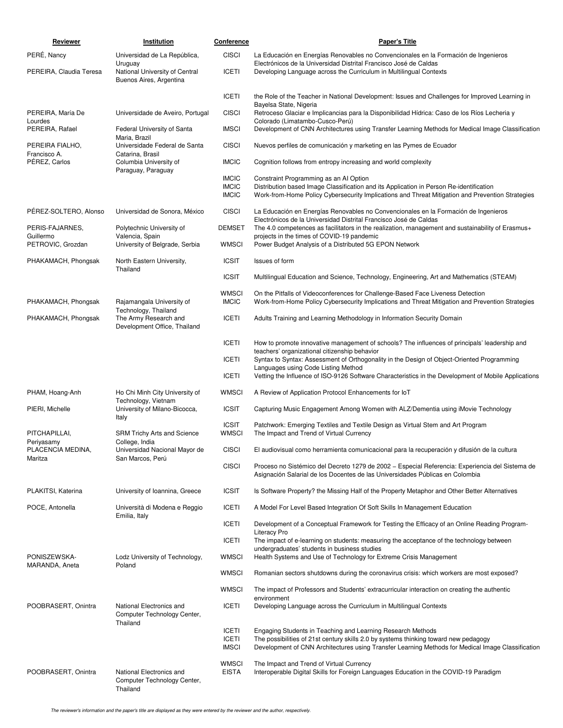| Reviewer | Institution | Conference | Paper's Title |
|---|---|---|---|
| PERÉ, Nancy | Universidad de La República, Uruguay | CISCI | La Educación en Energías Renovables no Convencionales en la Formación de Ingenieros Electrónicos de la Universidad Distrital Francisco José de Caldas |
| PEREIRA, Claudia Teresa | National University of Central Buenos Aires, Argentina | ICETI | Developing Language across the Curriculum in Multilingual Contexts |
| | | ICETI | the Role of the Teacher in National Development: Issues and Challenges for Improved Learning in Bayelsa State, Nigeria |
| PEREIRA, María De Lourdes | Universidade de Aveiro, Portugal | CISCI | Retroceso Glaciar e Implicancias para la Disponibilidad Hídrica: Caso de los Ríos Lecheria y Colorado (Limatambo-Cusco-Perú) |
| PEREIRA, Rafael | Federal University of Santa Maria, Brazil | IMSCI | Development of CNN Architectures using Transfer Learning Methods for Medical Image Classification |
| PEREIRA FIALHO, Francisco A. | Universidade Federal de Santa Catarina, Brasil | CISCI | Nuevos perfiles de comunicación y marketing en las Pymes de Ecuador |
| PÉREZ, Carlos | Columbia University of Paraguay, Paraguay | IMCIC | Cognition follows from entropy increasing and world complexity |
| | | IMCIC | Constraint Programming as an AI Option |
| | | IMCIC | Distribution based Image Classification and its Application in Person Re-identification |
| | | IMCIC | Work-from-Home Policy Cybersecurity Implications and Threat Mitigation and Prevention Strategies |
| PÉREZ-SOLTERO, Alonso | Universidad de Sonora, México | CISCI | La Educación en Energías Renovables no Convencionales en la Formación de Ingenieros Electrónicos de la Universidad Distrital Francisco José de Caldas |
| PERIS-FAJARNES, Guillermo | Polytechnic University of Valencia, Spain | DEMSET | The 4.0 competences as facilitators in the realization, management and sustainability of Erasmus+ projects in the times of COVID-19 pandemic |
| PETROVIC, Grozdan | University of Belgrade, Serbia | WMSCI | Power Budget Analysis of a Distributed 5G EPON Network |
| PHAKAMACH, Phongsak | North Eastern University, Thailand | ICSIT | Issues of form |
| | | ICSIT | Multilingual Education and Science, Technology, Engineering, Art and Mathematics (STEAM) |
| | | WMSCI | On the Pitfalls of Videoconferences for Challenge-Based Face Liveness Detection |
| PHAKAMACH, Phongsak | Rajamangala University of Technology, Thailand | IMCIC | Work-from-Home Policy Cybersecurity Implications and Threat Mitigation and Prevention Strategies |
| PHAKAMACH, Phongsak | The Army Research and Development Office, Thailand | ICETI | Adults Training and Learning Methodology in Information Security Domain |
| | | ICETI | How to promote innovative management of schools? The influences of principals' leadership and teachers' organizational citizenship behavior |
| | | ICETI | Syntax to Syntax: Assessment of Orthogonality in the Design of Object-Oriented Programming Languages using Code Listing Method |
| | | ICETI | Vetting the Influence of ISO-9126 Software Characteristics in the Development of Mobile Applications |
| PHAM, Hoang-Anh | Ho Chi Minh City University of Technology, Vietnam | WMSCI | A Review of Application Protocol Enhancements for IoT |
| PIERI, Michelle | University of Milano-Bicocca, Italy | ICSIT | Capturing Music Engagement Among Women with ALZ/Dementia using iMovie Technology |
| | | ICSIT | Patchwork: Emerging Textiles and Textile Design as Virtual Stem and Art Program |
| PITCHAPILLAI, Periyasamy | SRM Trichy Arts and Science College, India | WMSCI | The Impact and Trend of Virtual Currency |
| PLACENCIA MEDINA, Maritza | Universidad Nacional Mayor de San Marcos, Perú | CISCI | El audiovisual como herramienta comunicacional para la recuperación y difusión de la cultura |
| | | CISCI | Proceso no Sistémico del Decreto 1279 de 2002 – Especial Referencia: Experiencia del Sistema de Asignación Salarial de los Docentes de las Universidades Públicas en Colombia |
| PLAKITSI, Katerina | University of Ioannina, Greece | ICSIT | Is Software Property? the Missing Half of the Property Metaphor and Other Better Alternatives |
| POCE, Antonella | Università di Modena e Reggio Emilia, Italy | ICETI | A Model For Level Based Integration Of Soft Skills In Management Education |
| | | ICETI | Development of a Conceptual Framework for Testing the Efficacy of an Online Reading Program-Literacy Pro |
| | | ICETI | The impact of e-learning on students: measuring the acceptance of the technology between undergraduates' students in business studies |
| PONISZEWSKA-MARANDA, Aneta | Lodz University of Technology, Poland | WMSCI | Health Systems and Use of Technology for Extreme Crisis Management |
| | | WMSCI | Romanian sectors shutdowns during the coronavirus crisis: which workers are most exposed? |
| | | WMSCI | The impact of Professors and Students' extracurricular interaction on creating the authentic environment |
| POOBRASERT, Onintra | National Electronics and Computer Technology Center, Thailand | ICETI | Developing Language across the Curriculum in Multilingual Contexts |
| | | ICETI | Engaging Students in Teaching and Learning Research Methods |
| | | ICETI | The possibilities of 21st century skills 2.0 by systems thinking toward new pedagogy |
| | | IMSCI | Development of CNN Architectures using Transfer Learning Methods for Medical Image Classification |
| | | WMSCI | The Impact and Trend of Virtual Currency |
| POOBRASERT, Onintra | National Electronics and Computer Technology Center, Thailand | EISTA | Interoperable Digital Skills for Foreign Languages Education in the COVID-19 Paradigm |

*The reviewer's information and the paper's title are displayed as they were entered by the reviewer and the author, respectively.*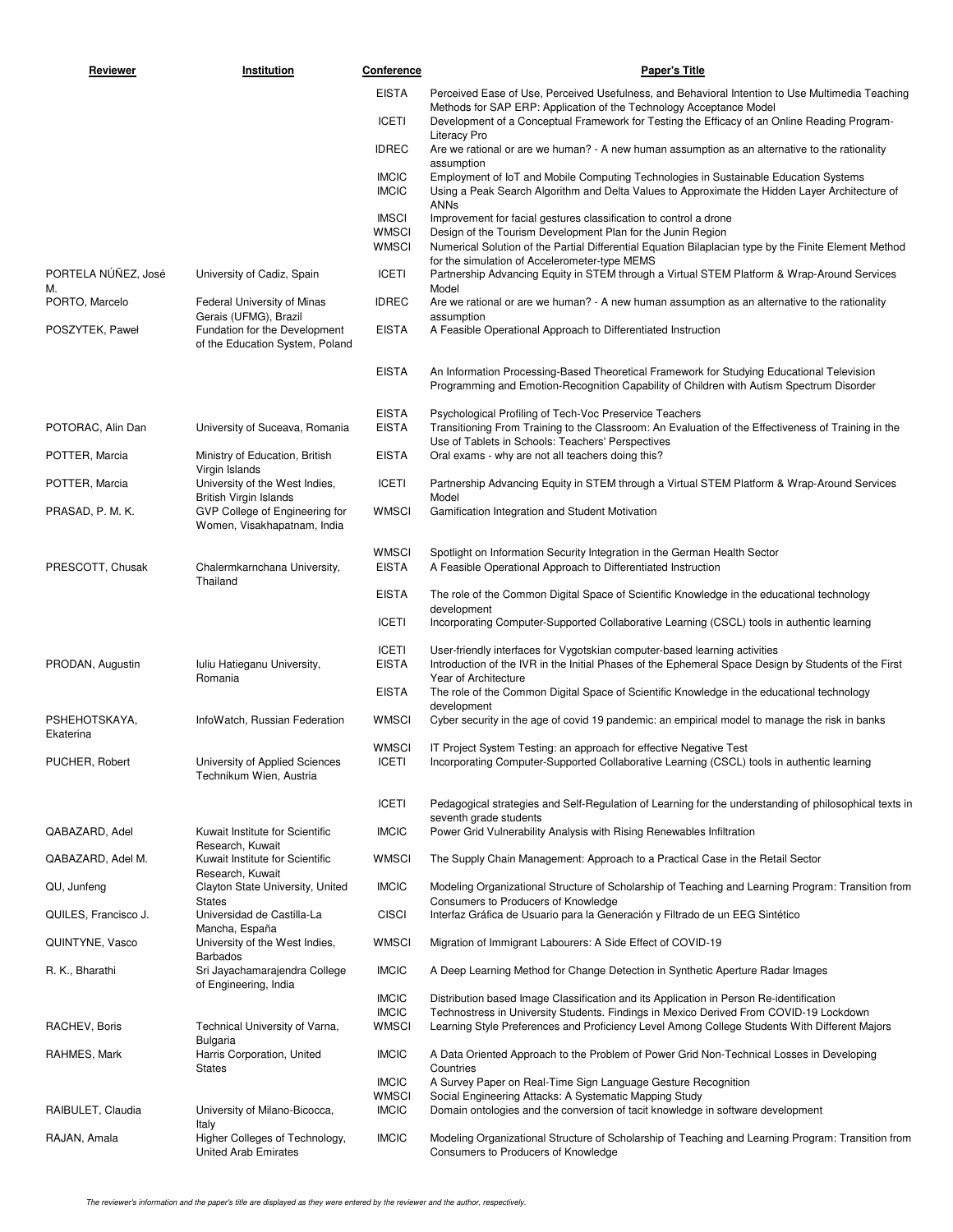| Reviewer | Institution | Conference | Paper's Title |
|---|---|---|---|
| | | EISTA | Perceived Ease of Use, Perceived Usefulness, and Behavioral Intention to Use Multimedia Teaching Methods for SAP ERP: Application of the Technology Acceptance Model |
| | | ICETI | Development of a Conceptual Framework for Testing the Efficacy of an Online Reading Program-Literacy Pro |
| | | IDREC | Are we rational or are we human? - A new human assumption as an alternative to the rationality assumption |
| | | IMCIC | Employment of IoT and Mobile Computing Technologies in Sustainable Education Systems |
| | | IMCIC | Using a Peak Search Algorithm and Delta Values to Approximate the Hidden Layer Architecture of ANNs |
| | | IMSCI | Improvement for facial gestures classification to control a drone |
| | | WMSCI | Design of the Tourism Development Plan for the Junin Region |
| | | WMSCI | Numerical Solution of the Partial Differential Equation Bilaplacian type by the Finite Element Method for the simulation of Accelerometer-type MEMS |
| PORTELA NÚÑEZ, José M. | University of Cadiz, Spain | ICETI | Partnership Advancing Equity in STEM through a Virtual STEM Platform & Wrap-Around Services Model |
| PORTO, Marcelo | Federal University of Minas Gerais (UFMG), Brazil | IDREC | Are we rational or are we human? - A new human assumption as an alternative to the rationality assumption |
| POSZYTEK, Paweł | Fundation for the Development of the Education System, Poland | EISTA | A Feasible Operational Approach to Differentiated Instruction |
| | | EISTA | An Information Processing-Based Theoretical Framework for Studying Educational Television Programming and Emotion-Recognition Capability of Children with Autism Spectrum Disorder |
| | | EISTA | Psychological Profiling of Tech-Voc Preservice Teachers |
| POTORAC, Alin Dan | University of Suceava, Romania | EISTA | Transitioning From Training to the Classroom: An Evaluation of the Effectiveness of Training in the Use of Tablets in Schools: Teachers' Perspectives |
| POTTER, Marcia | Ministry of Education, British Virgin Islands | EISTA | Oral exams - why are not all teachers doing this? |
| POTTER, Marcia | University of the West Indies, British Virgin Islands | ICETI | Partnership Advancing Equity in STEM through a Virtual STEM Platform & Wrap-Around Services Model |
| PRASAD, P. M. K. | GVP College of Engineering for Women, Visakhapatnam, India | WMSCI | Gamification Integration and Student Motivation |
| | | WMSCI | Spotlight on Information Security Integration in the German Health Sector |
| PRESCOTT, Chusak | Chalermkarnchana University, Thailand | EISTA | A Feasible Operational Approach to Differentiated Instruction |
| | | EISTA | The role of the Common Digital Space of Scientific Knowledge in the educational technology development |
| | | ICETI | Incorporating Computer-Supported Collaborative Learning (CSCL) tools in authentic learning |
| | | ICETI | User-friendly interfaces for Vygotskian computer-based learning activities |
| PRODAN, Augustin | Iuliu Hatieganu University, Romania | EISTA | Introduction of the IVR in the Initial Phases of the Ephemeral Space Design by Students of the First Year of Architecture |
| | | EISTA | The role of the Common Digital Space of Scientific Knowledge in the educational technology development |
| PSHEHOTSKAYA, Ekaterina | InfoWatch, Russian Federation | WMSCI | Cyber security in the age of covid 19 pandemic: an empirical model to manage the risk in banks |
| | | WMSCI | IT Project System Testing: an approach for effective Negative Test |
| PUCHER, Robert | University of Applied Sciences Technikum Wien, Austria | ICETI | Incorporating Computer-Supported Collaborative Learning (CSCL) tools in authentic learning |
| | | ICETI | Pedagogical strategies and Self-Regulation of Learning for the understanding of philosophical texts in seventh grade students |
| QABAZARD, Adel | Kuwait Institute for Scientific Research, Kuwait | IMCIC | Power Grid Vulnerability Analysis with Rising Renewables Infiltration |
| QABAZARD, Adel M. | Kuwait Institute for Scientific Research, Kuwait | WMSCI | The Supply Chain Management: Approach to a Practical Case in the Retail Sector |
| QU, Junfeng | Clayton State University, United States | IMCIC | Modeling Organizational Structure of Scholarship of Teaching and Learning Program: Transition from Consumers to Producers of Knowledge |
| QUILES, Francisco J. | Universidad de Castilla-La Mancha, España | CISCI | Interfaz Gráfica de Usuario para la Generación y Filtrado de un EEG Sintético |
| QUINTYNE, Vasco | University of the West Indies, Barbados | WMSCI | Migration of Immigrant Labourers: A Side Effect of COVID-19 |
| R. K., Bharathi | Sri Jayachamarajendra College of Engineering, India | IMCIC | A Deep Learning Method for Change Detection in Synthetic Aperture Radar Images |
| | | IMCIC | Distribution based Image Classification and its Application in Person Re-identification |
| | | IMCIC | Technostress in University Students. Findings in Mexico Derived From COVID-19 Lockdown |
| RACHEV, Boris | Technical University of Varna, Bulgaria | WMSCI | Learning Style Preferences and Proficiency Level Among College Students With Different Majors |
| RAHMES, Mark | Harris Corporation, United States | IMCIC | A Data Oriented Approach to the Problem of Power Grid Non-Technical Losses in Developing Countries |
| | | IMCIC | A Survey Paper on Real-Time Sign Language Gesture Recognition |
| | | WMSCI | Social Engineering Attacks: A Systematic Mapping Study |
| RAIBULET, Claudia | University of Milano-Bicocca, Italy | IMCIC | Domain ontologies and the conversion of tacit knowledge in software development |
| RAJAN, Amala | Higher Colleges of Technology, United Arab Emirates | IMCIC | Modeling Organizational Structure of Scholarship of Teaching and Learning Program: Transition from Consumers to Producers of Knowledge |

*The reviewer's information and the paper's title are displayed as they were entered by the reviewer and the author, respectively.*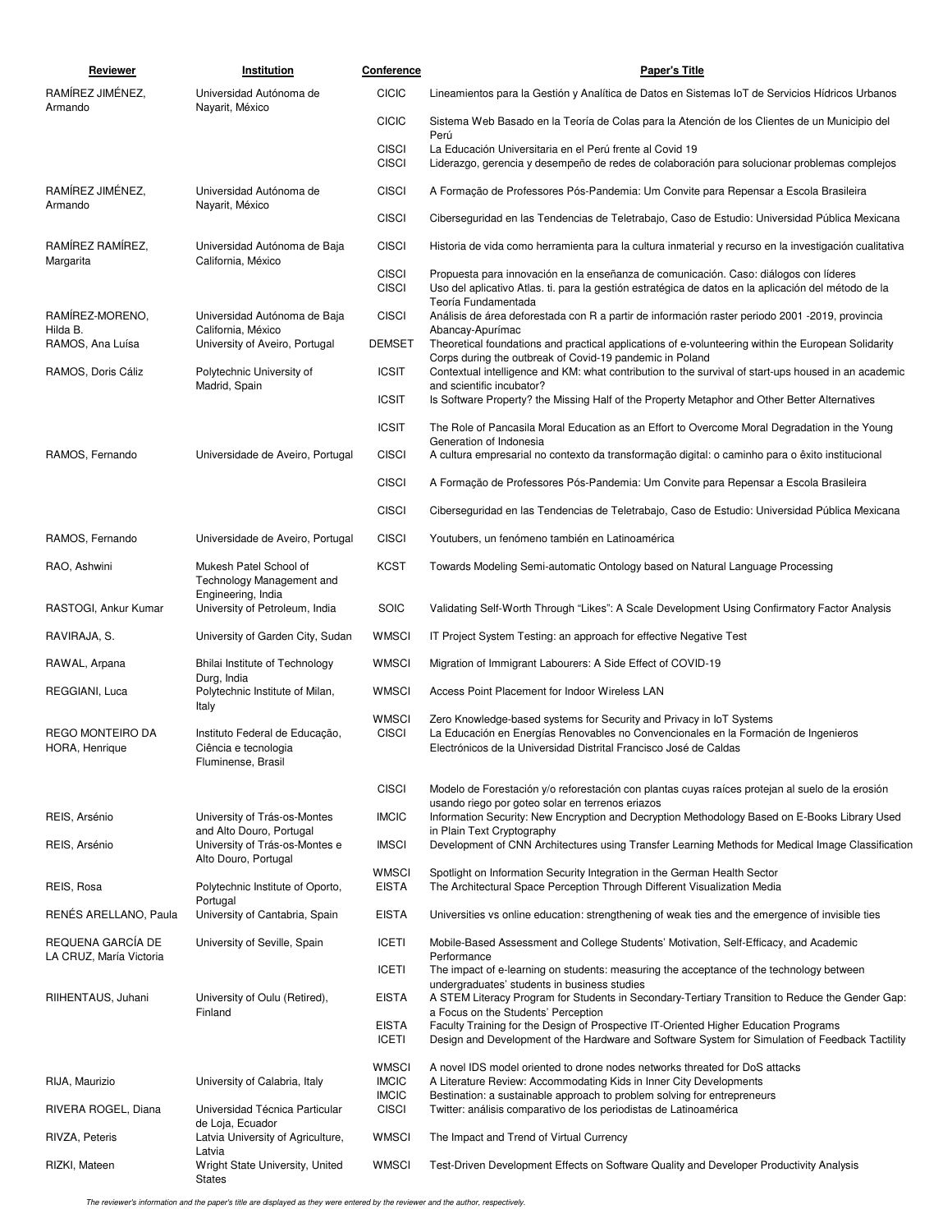| Reviewer | Institution | Conference | Paper's Title |
|---|---|---|---|
| RAMÍREZ JIMÉNEZ, Armando | Universidad Autónoma de Nayarit, México | CICIC | Lineamientos para la Gestión y Analítica de Datos en Sistemas IoT de Servicios Hídricos Urbanos |
| | | CICIC | Sistema Web Basado en la Teoría de Colas para la Atención de los Clientes de un Municipio del Perú |
| | | CISCI | La Educación Universitaria en el Perú frente al Covid 19 |
| | | CISCI | Liderazgo, gerencia y desempeño de redes de colaboración para solucionar problemas complejos |
| RAMÍREZ JIMÉNEZ, Armando | Universidad Autónoma de Nayarit, México | CISCI | A Formação de Professores Pós-Pandemia: Um Convite para Repensar a Escola Brasileira |
| | | CISCI | Ciberseguridad en las Tendencias de Teletrabajo, Caso de Estudio: Universidad Pública Mexicana |
| RAMÍREZ RAMÍREZ, Margarita | Universidad Autónoma de Baja California, México | CISCI | Historia de vida como herramienta para la cultura inmaterial y recurso en la investigación cualitativa |
| | | CISCI | Propuesta para innovación en la enseñanza de comunicación. Caso: diálogos con líderes |
| | | CISCI | Uso del aplicativo Atlas. ti. para la gestión estratégica de datos en la aplicación del método de la Teoría Fundamentada |
| RAMÍREZ-MORENO, Hilda B. | Universidad Autónoma de Baja California, México | CISCI | Análisis de área deforestada con R a partir de información raster periodo 2001 -2019, provincia Abancay-Apurímac |
| RAMOS, Ana Luísa | University of Aveiro, Portugal | DEMSET | Theoretical foundations and practical applications of e-volunteering within the European Solidarity Corps during the outbreak of Covid-19 pandemic in Poland |
| RAMOS, Doris Cáliz | Polytechnic University of Madrid, Spain | ICSIT | Contextual intelligence and KM: what contribution to the survival of start-ups housed in an academic and scientific incubator? |
| | | ICSIT | Is Software Property? the Missing Half of the Property Metaphor and Other Better Alternatives |
| | | ICSIT | The Role of Pancasila Moral Education as an Effort to Overcome Moral Degradation in the Young Generation of Indonesia |
| RAMOS, Fernando | Universidade de Aveiro, Portugal | CISCI | A cultura empresarial no contexto da transformação digital: o caminho para o êxito institucional |
| | | CISCI | A Formação de Professores Pós-Pandemia: Um Convite para Repensar a Escola Brasileira |
| | | CISCI | Ciberseguridad en las Tendencias de Teletrabajo, Caso de Estudio: Universidad Pública Mexicana |
| RAMOS, Fernando | Universidade de Aveiro, Portugal | CISCI | Youtubers, un fenómeno también en Latinoamérica |
| RAO, Ashwini | Mukesh Patel School of Technology Management and Engineering, India | KCST | Towards Modeling Semi-automatic Ontology based on Natural Language Processing |
| RASTOGI, Ankur Kumar | University of Petroleum, India | SOIC | Validating Self-Worth Through “Likes”: A Scale Development Using Confirmatory Factor Analysis |
| RAVIRAJA, S. | University of Garden City, Sudan | WMSCI | IT Project System Testing: an approach for effective Negative Test |
| RAWAL, Arpana | Bhilai Institute of Technology Durg, India | WMSCI | Migration of Immigrant Labourers: A Side Effect of COVID-19 |
| REGGIANI, Luca | Polytechnic Institute of Milan, Italy | WMSCI | Access Point Placement for Indoor Wireless LAN |
| | | WMSCI | Zero Knowledge-based systems for Security and Privacy in IoT Systems |
| REGO MONTEIRO DA HORA, Henrique | Instituto Federal de Educação, Ciência e tecnologia Fluminense, Brasil | CISCI | La Educación en Energías Renovables no Convencionales en la Formación de Ingenieros Electrónicos de la Universidad Distrital Francisco José de Caldas |
| | | CISCI | Modelo de Forestación y/o reforestación con plantas cuyas raíces protejan al suelo de la erosión usando riego por goteo solar en terrenos eriazos |
| REIS, Arsénio | University of Trás-os-Montes and Alto Douro, Portugal | IMCIC | Information Security: New Encryption and Decryption Methodology Based on E-Books Library Used in Plain Text Cryptography |
| REIS, Arsénio | University of Trás-os-Montes e Alto Douro, Portugal | IMSCI | Development of CNN Architectures using Transfer Learning Methods for Medical Image Classification |
| | | WMSCI | Spotlight on Information Security Integration in the German Health Sector |
| REIS, Rosa | Polytechnic Institute of Oporto, Portugal | EISTA | The Architectural Space Perception Through Different Visualization Media |
| RENÉS ARELLANO, Paula | University of Cantabria, Spain | EISTA | Universities vs online education: strengthening of weak ties and the emergence of invisible ties |
| REQUENA GARCÍA DE LA CRUZ, María Victoria | University of Seville, Spain | ICETI | Mobile-Based Assessment and College Students' Motivation, Self-Efficacy, and Academic Performance |
| | | ICETI | The impact of e-learning on students: measuring the acceptance of the technology between undergraduates' students in business studies |
| RIIHENTAUS, Juhani | University of Oulu (Retired), Finland | EISTA | A STEM Literacy Program for Students in Secondary-Tertiary Transition to Reduce the Gender Gap: a Focus on the Students' Perception |
| | | EISTA | Faculty Training for the Design of Prospective IT-Oriented Higher Education Programs |
| | | ICETI | Design and Development of the Hardware and Software System for Simulation of Feedback Tactility |
| | | WMSCI | A novel IDS model oriented to drone nodes networks threated for DoS attacks |
| RIJA, Maurizio | University of Calabria, Italy | IMCIC | A Literature Review: Accommodating Kids in Inner City Developments |
| | | IMCIC | Bestination: a sustainable approach to problem solving for entrepreneurs |
| RIVERA ROGEL, Diana | Universidad Técnica Particular de Loja, Ecuador | CISCI | Twitter: análisis comparativo de los periodistas de Latinoamérica |
| RIVZA, Peteris | Latvia University of Agriculture, Latvia | WMSCI | The Impact and Trend of Virtual Currency |
| RIZKI, Mateen | Wright State University, United States | WMSCI | Test-Driven Development Effects on Software Quality and Developer Productivity Analysis |

*The reviewer's information and the paper's title are displayed as they were entered by the reviewer and the author, respectively.*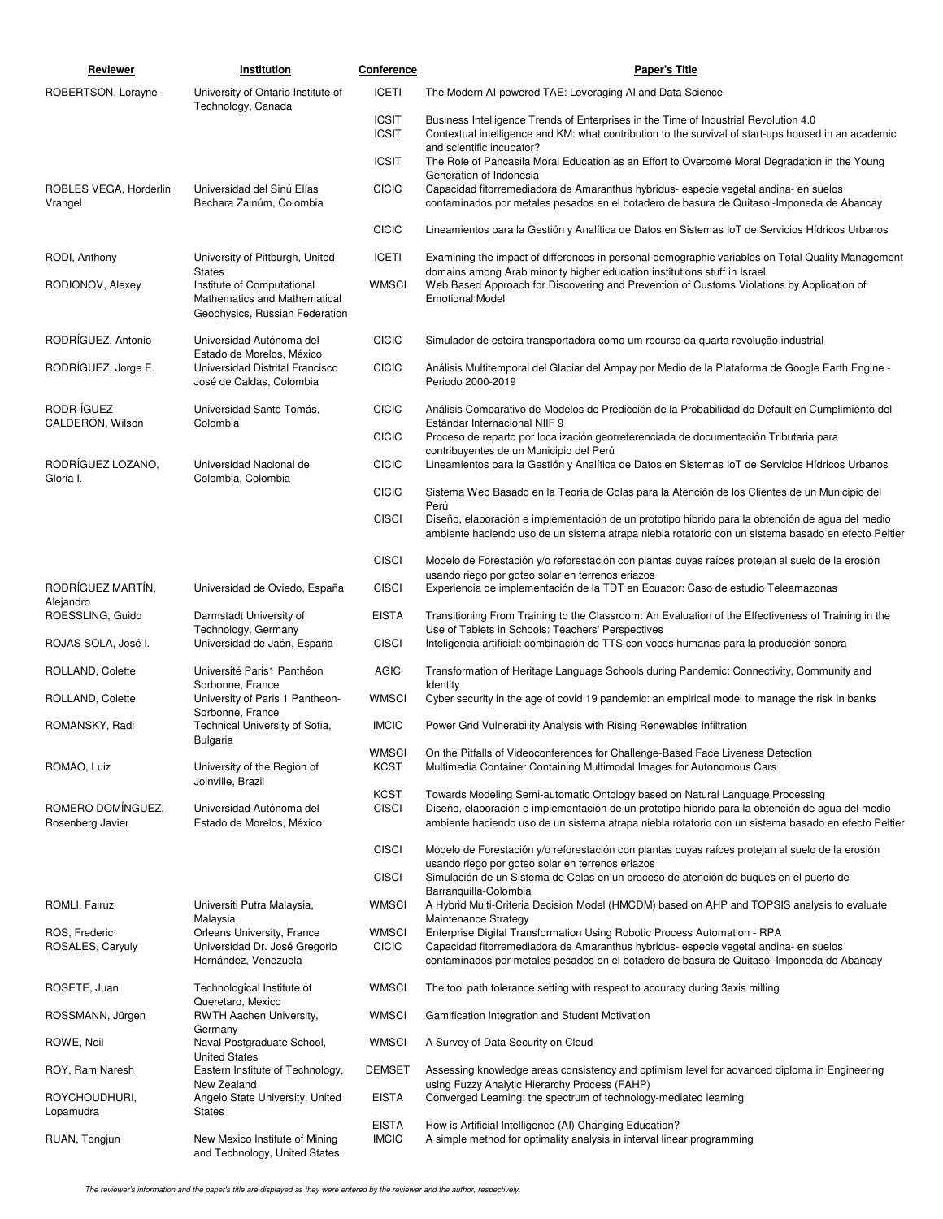| Reviewer | Institution | Conference | Paper's Title |
| --- | --- | --- | --- |
| ROBERTSON, Lorayne | University of Ontario Institute of Technology, Canada | ICETI | The Modern AI-powered TAE: Leveraging AI and Data Science |
| | | ICSIT | Business Intelligence Trends of Enterprises in the Time of Industrial Revolution 4.0 |
| | | ICSIT | Contextual intelligence and KM: what contribution to the survival of start-ups housed in an academic and scientific incubator? |
| | | ICSIT | The Role of Pancasila Moral Education as an Effort to Overcome Moral Degradation in the Young Generation of Indonesia |
| ROBLES VEGA, Horderlin Vrangel | Universidad del Sinú Elías Bechara Zainúm, Colombia | CICIC | Capacidad fitorremediadora de Amaranthus hybridus- especie vegetal andina- en suelos contaminados por metales pesados en el botadero de basura de Quitasol-Imponeda de Abancay |
| | | CICIC | Lineamientos para la Gestión y Analítica de Datos en Sistemas IoT de Servicios Hídricos Urbanos |
| RODI, Anthony | University of Pittburgh, United States | ICETI | Examining the impact of differences in personal-demographic variables on Total Quality Management domains among Arab minority higher education institutions stuff in Israel |
| RODIONOV, Alexey | Institute of Computational Mathematics and Mathematical Geophysics, Russian Federation | WMSCI | Web Based Approach for Discovering and Prevention of Customs Violations by Application of Emotional Model |
| RODRÍGUEZ, Antonio | Universidad Autónoma del Estado de Morelos, México | CICIC | Simulador de esteira transportadora como um recurso da quarta revolução industrial |
| RODRÍGUEZ, Jorge E. | Universidad Distrital Francisco José de Caldas, Colombia | CICIC | Análisis Multitemporal del Glaciar del Ampay por Medio de la Plataforma de Google Earth Engine - Periodo 2000-2019 |
| RODR-ÍGUEZ CALDERÓN, Wilson | Universidad Santo Tomás, Colombia | CICIC | Análisis Comparativo de Modelos de Predicción de la Probabilidad de Default en Cumplimiento del Estándar Internacional NIIF 9 |
| | | CICIC | Proceso de reparto por localización georreferenciada de documentación Tributaria para contribuyentes de un Municipio del Perú |
| RODRÍGUEZ LOZANO, Gloria I. | Universidad Nacional de Colombia, Colombia | CICIC | Lineamientos para la Gestión y Analítica de Datos en Sistemas IoT de Servicios Hídricos Urbanos |
| | | CICIC | Sistema Web Basado en la Teoría de Colas para la Atención de los Clientes de un Municipio del Perú |
| | | CISCI | Diseño, elaboración e implementación de un prototipo hibrido para la obtención de agua del medio ambiente haciendo uso de un sistema atrapa niebla rotatorio con un sistema basado en efecto Peltier |
| | | CISCI | Modelo de Forestación y/o reforestación con plantas cuyas raíces protejan al suelo de la erosión usando riego por goteo solar en terrenos eriazos |
| RODRÍGUEZ MARTÍN, Alejandro | Universidad de Oviedo, España | CISCI | Experiencia de implementación de la TDT en Ecuador: Caso de estudio Teleamazonas |
| ROESSLING, Guido | Darmstadt University of Technology, Germany | EISTA | Transitioning From Training to the Classroom: An Evaluation of the Effectiveness of Training in the Use of Tablets in Schools: Teachers' Perspectives |
| ROJAS SOLA, José I. | Universidad de Jaén, España | CISCI | Inteligencia artificial: combinación de TTS con voces humanas para la producción sonora |
| ROLLAND, Colette | Université Paris1 Panthéon Sorbonne, France | AGIC | Transformation of Heritage Language Schools during Pandemic: Connectivity, Community and Identity |
| ROLLAND, Colette | University of Paris 1 Pantheon-Sorbonne, France | WMSCI | Cyber security in the age of covid 19 pandemic: an empirical model to manage the risk in banks |
| ROMANSKY, Radi | Technical University of Sofia, Bulgaria | IMCIC | Power Grid Vulnerability Analysis with Rising Renewables Infiltration |
| | | WMSCI | On the Pitfalls of Videoconferences for Challenge-Based Face Liveness Detection |
| ROMÃO, Luiz | University of the Region of Joinville, Brazil | KCST | Multimedia Container Containing Multimodal Images for Autonomous Cars |
| | | KCST | Towards Modeling Semi-automatic Ontology based on Natural Language Processing |
| ROMERO DOMÍNGUEZ, Rosenberg Javier | Universidad Autónoma del Estado de Morelos, México | CISCI | Diseño, elaboración e implementación de un prototipo hibrido para la obtención de agua del medio ambiente haciendo uso de un sistema atrapa niebla rotatorio con un sistema basado en efecto Peltier |
| | | CISCI | Modelo de Forestación y/o reforestación con plantas cuyas raíces protejan al suelo de la erosión usando riego por goteo solar en terrenos eriazos |
| | | CISCI | Simulación de un Sistema de Colas en un proceso de atención de buques en el puerto de Barranquilla-Colombia |
| ROMLI, Fairuz | Universiti Putra Malaysia, Malaysia | WMSCI | A Hybrid Multi-Criteria Decision Model (HMCDM) based on AHP and TOPSIS analysis to evaluate Maintenance Strategy |
| ROS, Frederic | Orleans University, France | WMSCI | Enterprise Digital Transformation Using Robotic Process Automation - RPA |
| ROSALES, Caryuly | Universidad Dr. José Gregorio Hernández, Venezuela | CICIC | Capacidad fitorremediadora de Amaranthus hybridus- especie vegetal andina- en suelos contaminados por metales pesados en el botadero de basura de Quitasol-Imponeda de Abancay |
| ROSETE, Juan | Technological Institute of Queretaro, Mexico | WMSCI | The tool path tolerance setting with respect to accuracy during 3axis milling |
| ROSSMANN, Jürgen | RWTH Aachen University, Germany | WMSCI | Gamification Integration and Student Motivation |
| ROWE, Neil | Naval Postgraduate School, United States | WMSCI | A Survey of Data Security on Cloud |
| ROY, Ram Naresh | Eastern Institute of Technology, New Zealand | DEMSET | Assessing knowledge areas consistency and optimism level for advanced diploma in Engineering using Fuzzy Analytic Hierarchy Process (FAHP) |
| ROYCHOUDHURI, Lopamudra | Angelo State University, United States | EISTA | Converged Learning: the spectrum of technology-mediated learning |
| | | EISTA | How is Artificial Intelligence (AI) Changing Education? |
| RUAN, Tongjun | New Mexico Institute of Mining and Technology, United States | IMCIC | A simple method for optimality analysis in interval linear programming |

*The reviewer's information and the paper's title are displayed as they were entered by the reviewer and the author, respectively.*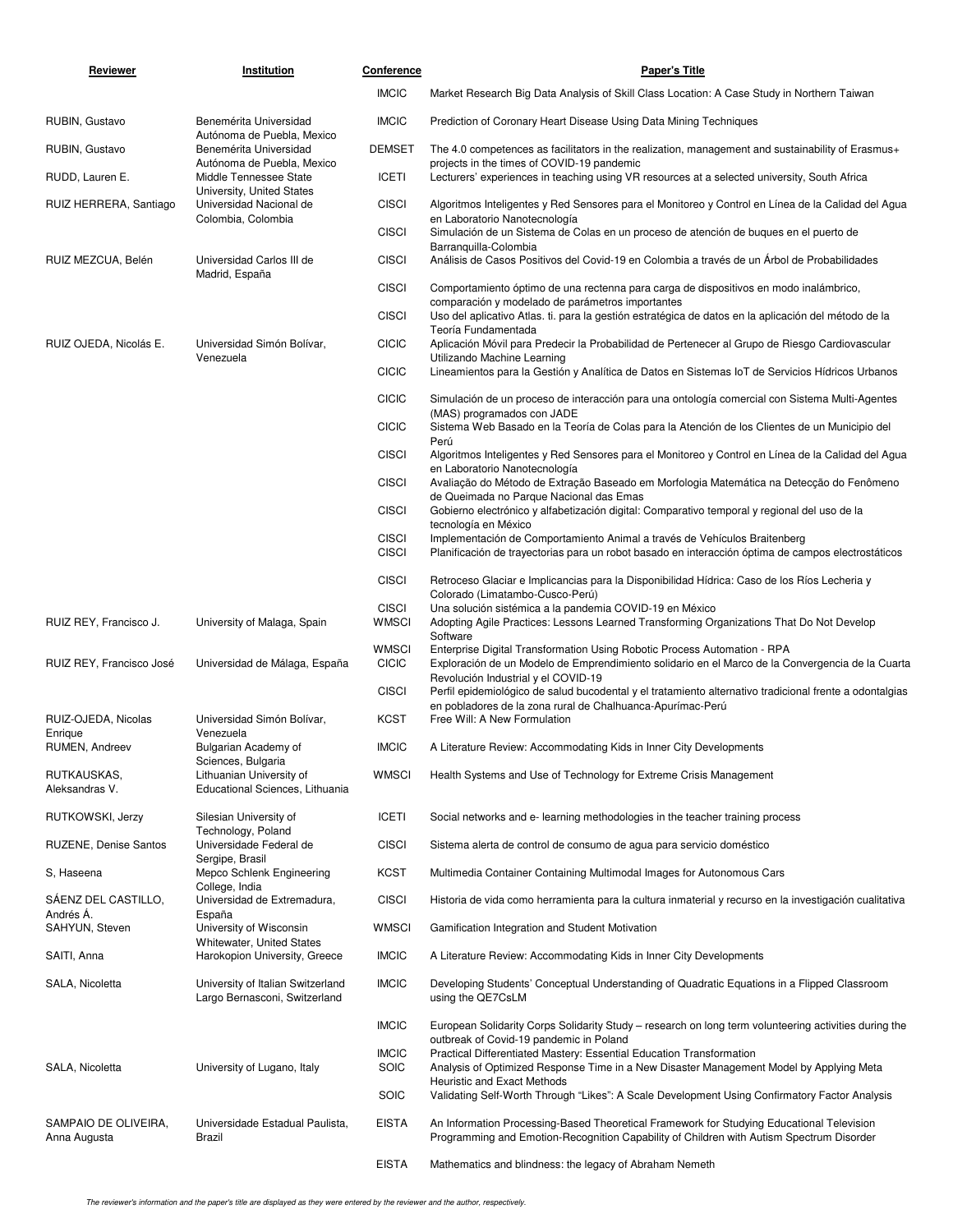| Reviewer | Institution | Conference | Paper's Title |
|---|---|---|---|
| | | IMCIC | Market Research Big Data Analysis of Skill Class Location: A Case Study in Northern Taiwan |
| RUBIN, Gustavo | Benemérita Universidad Autónoma de Puebla, Mexico | IMCIC | Prediction of Coronary Heart Disease Using Data Mining Techniques |
| RUBIN, Gustavo | Benemérita Universidad Autónoma de Puebla, Mexico | DEMSET | The 4.0 competences as facilitators in the realization, management and sustainability of Erasmus+ projects in the times of COVID-19 pandemic |
| RUDD, Lauren E. | Middle Tennessee State University, United States | ICETI | Lecturers' experiences in teaching using VR resources at a selected university, South Africa |
| RUIZ HERRERA, Santiago | Universidad Nacional de Colombia, Colombia | CISCI | Algoritmos Inteligentes y Red Sensores para el Monitoreo y Control en Línea de la Calidad del Agua en Laboratorio Nanotecnología |
| | | CISCI | Simulación de un Sistema de Colas en un proceso de atención de buques en el puerto de Barranquilla-Colombia |
| RUIZ MEZCUA, Belén | Universidad Carlos III de Madrid, España | CISCI | Análisis de Casos Positivos del Covid-19 en Colombia a través de un Árbol de Probabilidades |
| | | CISCI | Comportamiento óptimo de una rectenna para carga de dispositivos en modo inalámbrico, comparación y modelado de parámetros importantes |
| | | CISCI | Uso del aplicativo Atlas. ti. para la gestión estratégica de datos en la aplicación del método de la Teoría Fundamentada |
| RUIZ OJEDA, Nicolás E. | Universidad Simón Bolívar, Venezuela | CICIC | Aplicación Móvil para Predecir la Probabilidad de Pertenecer al Grupo de Riesgo Cardiovascular Utilizando Machine Learning |
| | | CICIC | Lineamientos para la Gestión y Analítica de Datos en Sistemas IoT de Servicios Hídricos Urbanos |
| | | CICIC | Simulación de un proceso de interacción para una ontología comercial con Sistema Multi-Agentes (MAS) programados con JADE |
| | | CICIC | Sistema Web Basado en la Teoría de Colas para la Atención de los Clientes de un Municipio del Perú |
| | | CISCI | Algoritmos Inteligentes y Red Sensores para el Monitoreo y Control en Línea de la Calidad del Agua en Laboratorio Nanotecnología |
| | | CISCI | Avaliação do Método de Extração Baseado em Morfologia Matemática na Detecção do Fenômeno de Queimada no Parque Nacional das Emas |
| | | CISCI | Gobierno electrónico y alfabetización digital: Comparativo temporal y regional del uso de la tecnología en México |
| | | CISCI | Implementación de Comportamiento Animal a través de Vehículos Braitenberg |
| | | CISCI | Planificación de trayectorias para un robot basado en interacción óptima de campos electrostáticos |
| | | CISCI | Retroceso Glaciar e Implicancias para la Disponibilidad Hídrica: Caso de los Ríos Lecheria y Colorado (Limatambo-Cusco-Perú) |
| | | CISCI | Una solución sistémica a la pandemia COVID-19 en México |
| RUIZ REY, Francisco J. | University of Malaga, Spain | WMSCI | Adopting Agile Practices: Lessons Learned Transforming Organizations That Do Not Develop Software |
| | | WMSCI | Enterprise Digital Transformation Using Robotic Process Automation - RPA |
| RUIZ REY, Francisco José | Universidad de Málaga, España | CICIC | Exploración de un Modelo de Emprendimiento solidario en el Marco de la Convergencia de la Cuarta Revolución Industrial y el COVID-19 |
| | | CISCI | Perfil epidemiológico de salud bucodental y el tratamiento alternativo tradicional frente a odontalgias en pobladores de la zona rural de Chalhuanca-Apurímac-Perú |
| RUIZ-OJEDA, Nicolas Enrique | Universidad Simón Bolívar, Venezuela | KCST | Free Will: A New Formulation |
| RUMEN, Andreev | Bulgarian Academy of Sciences, Bulgaria | IMCIC | A Literature Review: Accommodating Kids in Inner City Developments |
| RUTKAUSKAS, Aleksandras V. | Lithuanian University of Educational Sciences, Lithuania | WMSCI | Health Systems and Use of Technology for Extreme Crisis Management |
| RUTKOWSKI, Jerzy | Silesian University of Technology, Poland | ICETI | Social networks and e- learning methodologies in the teacher training process |
| RUZENE, Denise Santos | Universidade Federal de Sergipe, Brasil | CISCI | Sistema alerta de control de consumo de agua para servicio doméstico |
| S, Haseena | Mepco Schlenk Engineering College, India | KCST | Multimedia Container Containing Multimodal Images for Autonomous Cars |
| SÁENZ DEL CASTILLO, Andrés Á. | Universidad de Extremadura, España | CISCI | Historia de vida como herramienta para la cultura inmaterial y recurso en la investigación cualitativa |
| SAHYUN, Steven | University of Wisconsin Whitewater, United States | WMSCI | Gamification Integration and Student Motivation |
| SAITI, Anna | Harokopion University, Greece | IMCIC | A Literature Review: Accommodating Kids in Inner City Developments |
| SALA, Nicoletta | University of Italian Switzerland Largo Bernasconi, Switzerland | IMCIC | Developing Students' Conceptual Understanding of Quadratic Equations in a Flipped Classroom using the QE7CsLM |
| | | IMCIC | European Solidarity Corps Solidarity Study – research on long term volunteering activities during the outbreak of Covid-19 pandemic in Poland |
| | | IMCIC | Practical Differentiated Mastery: Essential Education Transformation |
| SALA, Nicoletta | University of Lugano, Italy | SOIC | Analysis of Optimized Response Time in a New Disaster Management Model by Applying Meta Heuristic and Exact Methods |
| | | SOIC | Validating Self-Worth Through "Likes": A Scale Development Using Confirmatory Factor Analysis |
| SAMPAIO DE OLIVEIRA, Anna Augusta | Universidade Estadual Paulista, Brazil | EISTA | An Information Processing-Based Theoretical Framework for Studying Educational Television Programming and Emotion-Recognition Capability of Children with Autism Spectrum Disorder |
| | | EISTA | Mathematics and blindness: the legacy of Abraham Nemeth |

*The reviewer's information and the paper's title are displayed as they were entered by the reviewer and the author, respectively.*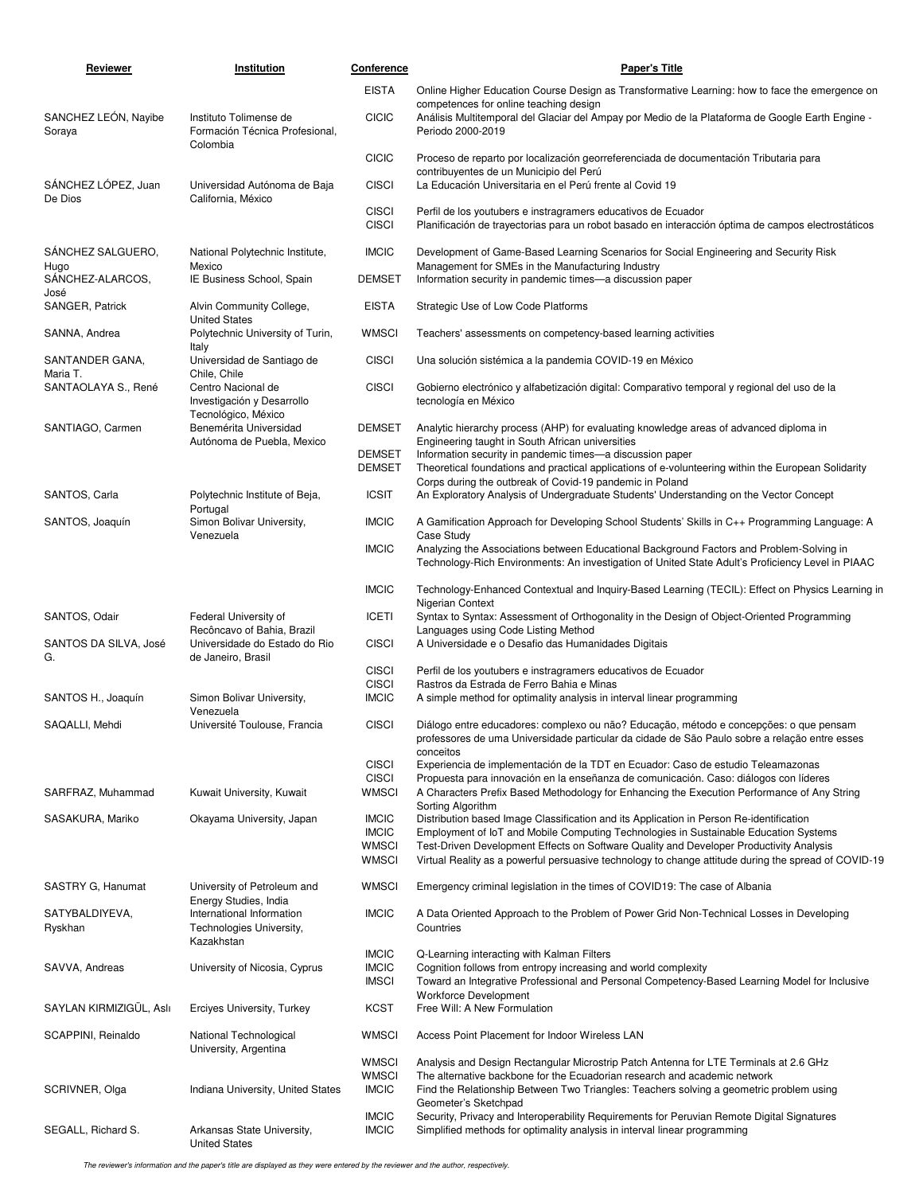| Reviewer | Institution | Conference | Paper's Title |
|---|---|---|---|
| | | EISTA | Online Higher Education Course Design as Transformative Learning: how to face the emergence on competences for online teaching design |
| SANCHEZ LEÓN, Nayibe Soraya | Instituto Tolimense de Formación Técnica Profesional, Colombia | CICIC | Análisis Multitemporal del Glaciar del Ampay por Medio de la Plataforma de Google Earth Engine - Periodo 2000-2019 |
| | | CICIC | Proceso de reparto por localización georreferenciada de documentación Tributaria para contribuyentes de un Municipio del Perú |
| SÁNCHEZ LÓPEZ, Juan De Dios | Universidad Autónoma de Baja California, México | CISCI | La Educación Universitaria en el Perú frente al Covid 19 |
| | | CISCI | Perfil de los youtubers e instragramers educativos de Ecuador |
| | | CISCI | Planificación de trayectorias para un robot basado en interacción óptima de campos electrostáticos |
| SÁNCHEZ SALGUERO, Hugo | National Polytechnic Institute, Mexico | IMCIC | Development of Game-Based Learning Scenarios for Social Engineering and Security Risk Management for SMEs in the Manufacturing Industry |
| SÁNCHEZ-ALARCOS, José | IE Business School, Spain | DEMSET | Information security in pandemic times—a discussion paper |
| SANGER, Patrick | Alvin Community College, United States | EISTA | Strategic Use of Low Code Platforms |
| SANNA, Andrea | Polytechnic University of Turin, Italy | WMSCI | Teachers' assessments on competency-based learning activities |
| SANTANDER GANA, Maria T. | Universidad de Santiago de Chile, Chile | CISCI | Una solución sistémica a la pandemia COVID-19 en México |
| SANTAOLAYA S., René | Centro Nacional de Investigación y Desarrollo Tecnológico, México | CISCI | Gobierno electrónico y alfabetización digital: Comparativo temporal y regional del uso de la tecnología en México |
| SANTIAGO, Carmen | Benemérita Universidad Autónoma de Puebla, Mexico | DEMSET | Analytic hierarchy process (AHP) for evaluating knowledge areas of advanced diploma in Engineering taught in South African universities |
| | | DEMSET | Information security in pandemic times—a discussion paper |
| | | DEMSET | Theoretical foundations and practical applications of e-volunteering within the European Solidarity Corps during the outbreak of Covid-19 pandemic in Poland |
| SANTOS, Carla | Polytechnic Institute of Beja, Portugal | ICSIT | An Exploratory Analysis of Undergraduate Students' Understanding on the Vector Concept |
| SANTOS, Joaquín | Simon Bolivar University, Venezuela | IMCIC | A Gamification Approach for Developing School Students' Skills in C++ Programming Language: A Case Study |
| | | IMCIC | Analyzing the Associations between Educational Background Factors and Problem-Solving in Technology-Rich Environments: An investigation of United State Adult's Proficiency Level in PIAAC |
| | | IMCIC | Technology-Enhanced Contextual and Inquiry-Based Learning (TECIL): Effect on Physics Learning in Nigerian Context |
| SANTOS, Odair | Federal University of Recôncavo of Bahia, Brazil | ICETI | Syntax to Syntax: Assessment of Orthogonality in the Design of Object-Oriented Programming Languages using Code Listing Method |
| SANTOS DA SILVA, José G. | Universidade do Estado do Rio de Janeiro, Brasil | CISCI | A Universidade e o Desafio das Humanidades Digitais |
| | | CISCI | Perfil de los youtubers e instragramers educativos de Ecuador |
| | | CISCI | Rastros da Estrada de Ferro Bahia e Minas |
| SANTOS H., Joaquín | Simon Bolivar University, Venezuela | IMCIC | A simple method for optimality analysis in interval linear programming |
| SAQALLI, Mehdi | Université Toulouse, Francia | CISCI | Diálogo entre educadores: complexo ou não? Educação, método e concepções: o que pensam professores de uma Universidade particular da cidade de São Paulo sobre a relação entre esses conceitos |
| | | CISCI | Experiencia de implementación de la TDT en Ecuador: Caso de estudio Teleamazonas |
| | | CISCI | Propuesta para innovación en la enseñanza de comunicación. Caso: diálogos con líderes |
| SARFRAZ, Muhammad | Kuwait University, Kuwait | WMSCI | A Characters Prefix Based Methodology for Enhancing the Execution Performance of Any String Sorting Algorithm |
| SASAKURA, Mariko | Okayama University, Japan | IMCIC | Distribution based Image Classification and its Application in Person Re-identification |
| | | IMCIC | Employment of IoT and Mobile Computing Technologies in Sustainable Education Systems |
| | | WMSCI | Test-Driven Development Effects on Software Quality and Developer Productivity Analysis |
| | | WMSCI | Virtual Reality as a powerful persuasive technology to change attitude during the spread of COVID-19 |
| SASTRY G, Hanumat | University of Petroleum and Energy Studies, India | WMSCI | Emergency criminal legislation in the times of COVID19: The case of Albania |
| SATYBALDIYEVA, Ryskhan | International Information Technologies University, Kazakhstan | IMCIC | A Data Oriented Approach to the Problem of Power Grid Non-Technical Losses in Developing Countries |
| | | IMCIC | Q-Learning interacting with Kalman Filters |
| SAVVA, Andreas | University of Nicosia, Cyprus | IMCIC | Cognition follows from entropy increasing and world complexity |
| | | IMSCI | Toward an Integrative Professional and Personal Competency-Based Learning Model for Inclusive Workforce Development |
| SAYLAN KIRMIZIGÜL, Aslı | Erciyes University, Turkey | KCST | Free Will: A New Formulation |
| SCAPPINI, Reinaldo | National Technological University, Argentina | WMSCI | Access Point Placement for Indoor Wireless LAN |
| | | WMSCI | Analysis and Design Rectangular Microstrip Patch Antenna for LTE Terminals at 2.6 GHz |
| | | WMSCI | The alternative backbone for the Ecuadorian research and academic network |
| SCRIVNER, Olga | Indiana University, United States | IMCIC | Find the Relationship Between Two Triangles: Teachers solving a geometric problem using Geometer's Sketchpad |
| | | IMCIC | Security, Privacy and Interoperability Requirements for Peruvian Remote Digital Signatures |
| SEGALL, Richard S. | Arkansas State University, United States | IMCIC | Simplified methods for optimality analysis in interval linear programming |

*The reviewer's information and the paper's title are displayed as they were entered by the reviewer and the author, respectively.*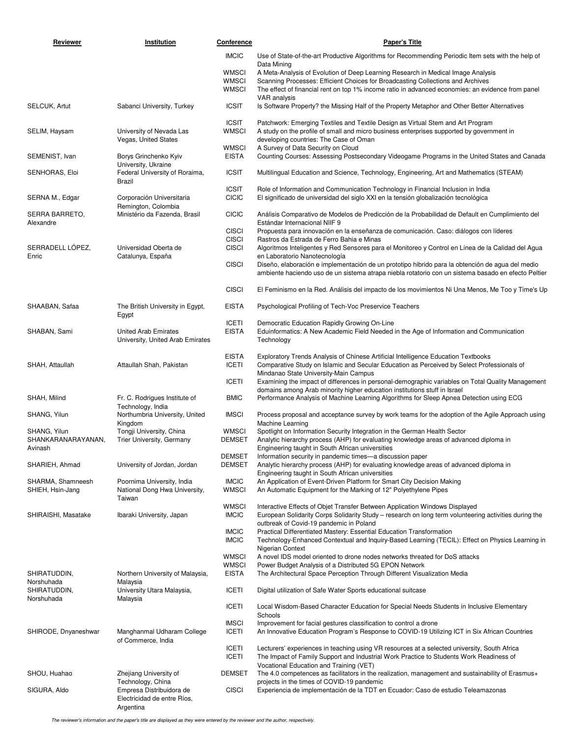| **Reviewer** | **Institution** | **Conference** | **Paper's Title** |
|---|---|---|---|
| | | IMCIC | Use of State-of-the-art Productive Algorithms for Recommending Periodic Item sets with the help of Data Mining |
| | | WMSCI | A Meta-Analysis of Evolution of Deep Learning Research in Medical Image Analysis |
| | | WMSCI | Scanning Processes: Efficient Choices for Broadcasting Collections and Archives |
| | | WMSCI | The effect of financial rent on top 1% income ratio in advanced economies: an evidence from panel VAR analysis |
| SELCUK, Artut | Sabanci University, Turkey | ICSIT | Is Software Property? the Missing Half of the Property Metaphor and Other Better Alternatives |
| | | ICSIT | Patchwork: Emerging Textiles and Textile Design as Virtual Stem and Art Program |
| SELIM, Haysam | University of Nevada Las Vegas, United States | WMSCI | A study on the profile of small and micro business enterprises supported by government in developing countries: The Case of Oman |
| | | WMSCI | A Survey of Data Security on Cloud |
| SEMENIST, Ivan | Borys Grinchenko Kyiv University, Ukraine | EISTA | Counting Courses: Assessing Postsecondary Videogame Programs in the United States and Canada |
| SENHORAS, Eloi | Federal University of Roraima, Brazil | ICSIT | Multilingual Education and Science, Technology, Engineering, Art and Mathematics (STEAM) |
| | | ICSIT | Role of Information and Communication Technology in Financial Inclusion in India |
| SERNA M., Edgar | Corporación Universitaria Remington, Colombia | CICIC | El significado de universidad del siglo XXI en la tensión globalización tecnológica |
| SERRA BARRETO, Alexandre | Ministério da Fazenda, Brasil | CICIC | Análisis Comparativo de Modelos de Predicción de la Probabilidad de Default en Cumplimiento del Estándar Internacional NIIF 9 |
| | | CISCI | Propuesta para innovación en la enseñanza de comunicación. Caso: diálogos con líderes |
| | | CISCI | Rastros da Estrada de Ferro Bahia e Minas |
| SERRADELL LÓPEZ, Enric | Universidad Oberta de Catalunya, España | CISCI | Algoritmos Inteligentes y Red Sensores para el Monitoreo y Control en Línea de la Calidad del Agua en Laboratorio Nanotecnología |
| | | CISCI | Diseño, elaboración e implementación de un prototipo hibrido para la obtención de agua del medio ambiente haciendo uso de un sistema atrapa niebla rotatorio con un sistema basado en efecto Peltier |
| | | CISCI | El Feminismo en la Red. Análisis del impacto de los movimientos Ni Una Menos, Me Too y Time's Up |
| SHAABAN, Safaa | The British University in Egypt, Egypt | EISTA | Psychological Profiling of Tech-Voc Preservice Teachers |
| | | ICETI | Democratic Education Rapidly Growing On-Line |
| SHABAN, Sami | United Arab Emirates University, United Arab Emirates | EISTA | Eduinformatics: A New Academic Field Needed in the Age of Information and Communication Technology |
| | | EISTA | Exploratory Trends Analysis of Chinese Artificial Intelligence Education Textbooks |
| SHAH, Attaullah | Attaullah Shah, Pakistan | ICETI | Comparative Study on Islamic and Secular Education as Perceived by Select Professionals of Mindanao State University-Main Campus |
| | | ICETI | Examining the impact of differences in personal-demographic variables on Total Quality Management domains among Arab minority higher education institutions stuff in Israel |
| SHAH, Milind | Fr. C. Rodrigues Institute of Technology, India | BMIC | Performance Analysis of Machine Learning Algorithms for Sleep Apnea Detection using ECG |
| SHANG, Yilun | Northumbria University, United Kingdom | IMSCI | Process proposal and acceptance survey by work teams for the adoption of the Agile Approach using Machine Learning |
| SHANG, Yilun | Tongji University, China | WMSCI | Spotlight on Information Security Integration in the German Health Sector |
| SHANKARANARAYANAN, Avinash | Trier University, Germany | DEMSET | Analytic hierarchy process (AHP) for evaluating knowledge areas of advanced diploma in Engineering taught in South African universities |
| | | DEMSET | Information security in pandemic times—a discussion paper |
| SHARIEH, Ahmad | University of Jordan, Jordan | DEMSET | Analytic hierarchy process (AHP) for evaluating knowledge areas of advanced diploma in Engineering taught in South African universities |
| SHARMA, Shamneesh | Poornima University, India | IMCIC | An Application of Event-Driven Platform for Smart City Decision Making |
| SHIEH, Hsin-Jang | National Dong Hwa University, Taiwan | WMSCI | An Automatic Equipment for the Marking of 12" Polyethylene Pipes |
| | | WMSCI | Interactive Effects of Objet Transfer Between Application Windows Displayed |
| SHIRAISHI, Masatake | Ibaraki University, Japan | IMCIC | European Solidarity Corps Solidarity Study – research on long term volunteering activities during the outbreak of Covid-19 pandemic in Poland |
| | | IMCIC | Practical Differentiated Mastery: Essential Education Transformation |
| | | IMCIC | Technology-Enhanced Contextual and Inquiry-Based Learning (TECIL): Effect on Physics Learning in Nigerian Context |
| | | WMSCI | A novel IDS model oriented to drone nodes networks threated for DoS attacks |
| | | WMSCI | Power Budget Analysis of a Distributed 5G EPON Network |
| SHIRATUDDIN, Norshuhada | Northern University of Malaysia, Malaysia | EISTA | The Architectural Space Perception Through Different Visualization Media |
| SHIRATUDDIN, Norshuhada | University Utara Malaysia, Malaysia | ICETI | Digital utilization of Safe Water Sports educational suitcase |
| | | ICETI | Local Wisdom-Based Character Education for Special Needs Students in Inclusive Elementary Schools |
| | | IMSCI | Improvement for facial gestures classification to control a drone |
| SHIRODE, Dnyaneshwar | Manghanmal Udharam College of Commerce, India | ICETI | An Innovative Education Program's Response to COVID-19 Utilizing ICT in Six African Countries |
| | | ICETI | Lecturers' experiences in teaching using VR resources at a selected university, South Africa |
| | | ICETI | The Impact of Family Support and Industrial Work Practice to Students Work Readiness of Vocational Education and Training (VET) |
| SHOU, Huahao | Zhejiang University of Technology, China | DEMSET | The 4.0 competences as facilitators in the realization, management and sustainability of Erasmus+ projects in the times of COVID-19 pandemic |
| SIGURA, Aldo | Empresa Distribuidora de Electricidad de entre Ríos, Argentina | CISCI | Experiencia de implementación de la TDT en Ecuador: Caso de estudio Teleamazonas |

*The reviewer's information and the paper's title are displayed as they were entered by the reviewer and the author, respectively.*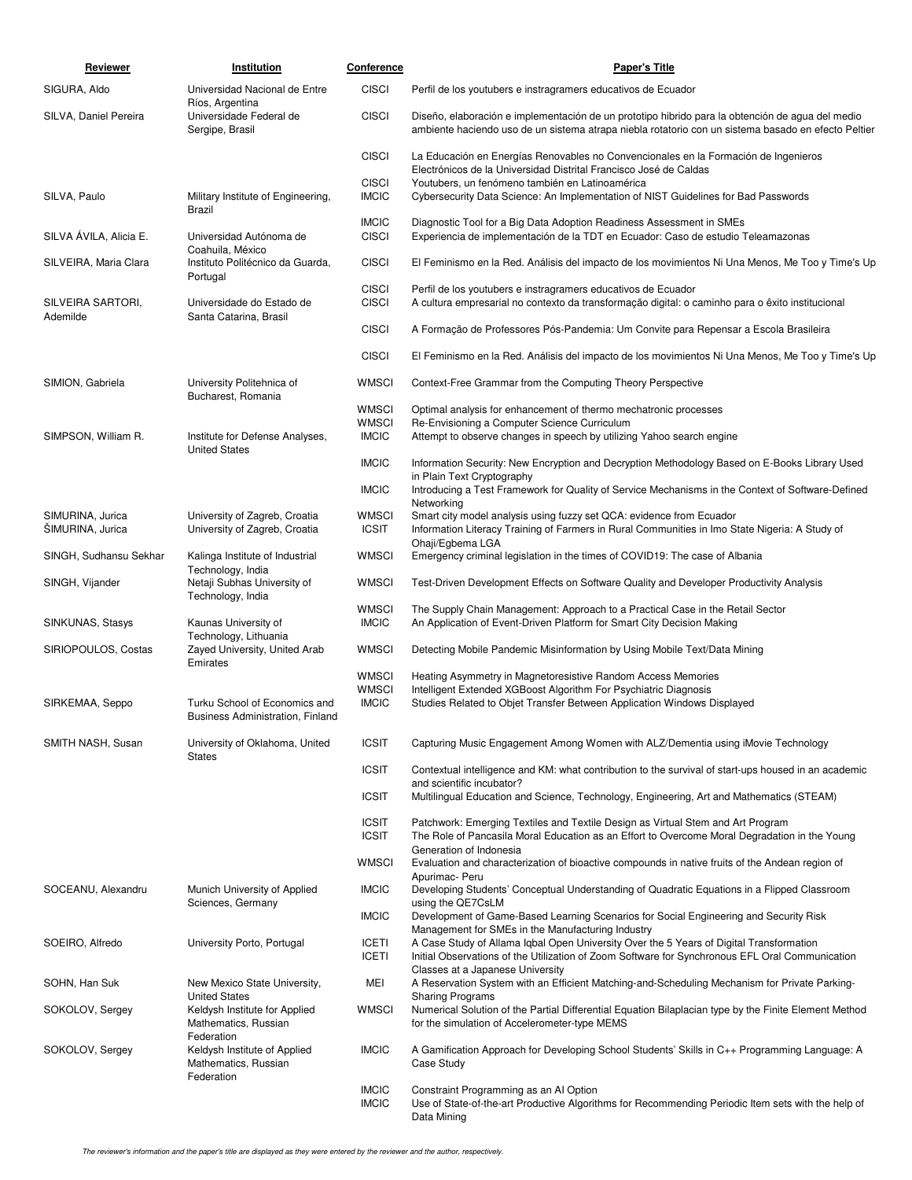| Reviewer | Institution | Conference | Paper's Title |
|---|---|---|---|
| SIGURA, Aldo | Universidad Nacional de Entre Ríos, Argentina | CISCI | Perfil de los youtubers e instragramers educativos de Ecuador |
| SILVA, Daniel Pereira | Universidade Federal de Sergipe, Brasil | CISCI | Diseño, elaboración e implementación de un prototipo hibrido para la obtención de agua del medio ambiente haciendo uso de un sistema atrapa niebla rotatorio con un sistema basado en efecto Peltier |
| | | CISCI | La Educación en Energías Renovables no Convencionales en la Formación de Ingenieros Electrónicos de la Universidad Distrital Francisco José de Caldas |
| | | CISCI | Youtubers, un fenómeno también en Latinoamérica |
| SILVA, Paulo | Military Institute of Engineering, Brazil | IMCIC | Cybersecurity Data Science: An Implementation of NIST Guidelines for Bad Passwords |
| | | IMCIC | Diagnostic Tool for a Big Data Adoption Readiness Assessment in SMEs |
| SILVA ÁVILA, Alicia E. | Universidad Autónoma de Coahuila, México | CISCI | Experiencia de implementación de la TDT en Ecuador: Caso de estudio Teleamazonas |
| SILVEIRA, Maria Clara | Instituto Politécnico da Guarda, Portugal | CISCI | El Feminismo en la Red. Análisis del impacto de los movimientos Ni Una Menos, Me Too y Time's Up |
| | | CISCI | Perfil de los youtubers e instragramers educativos de Ecuador |
| SILVEIRA SARTORI, Ademilde | Universidade do Estado de Santa Catarina, Brasil | CISCI | A cultura empresarial no contexto da transformação digital: o caminho para o êxito institucional |
| | | CISCI | A Formação de Professores Pós-Pandemia: Um Convite para Repensar a Escola Brasileira |
| | | CISCI | El Feminismo en la Red. Análisis del impacto de los movimientos Ni Una Menos, Me Too y Time's Up |
| SIMION, Gabriela | University Politehnica of Bucharest, Romania | WMSCI | Context-Free Grammar from the Computing Theory Perspective |
| | | WMSCI | Optimal analysis for enhancement of thermo mechatronic processes |
| | | WMSCI | Re-Envisioning a Computer Science Curriculum |
| SIMPSON, William R. | Institute for Defense Analyses, United States | IMCIC | Attempt to observe changes in speech by utilizing Yahoo search engine |
| | | IMCIC | Information Security: New Encryption and Decryption Methodology Based on E-Books Library Used in Plain Text Cryptography |
| | | IMCIC | Introducing a Test Framework for Quality of Service Mechanisms in the Context of Software-Defined Networking |
| SIMURINA, Jurica | University of Zagreb, Croatia | WMSCI | Smart city model analysis using fuzzy set QCA: evidence from Ecuador |
| ŠIMURINA, Jurica | University of Zagreb, Croatia | ICSIT | Information Literacy Training of Farmers in Rural Communities in Imo State Nigeria: A Study of Ohaji/Egbema LGA |
| SINGH, Sudhansu Sekhar | Kalinga Institute of Industrial Technology, India | WMSCI | Emergency criminal legislation in the times of COVID19: The case of Albania |
| SINGH, Vijander | Netaji Subhas University of Technology, India | WMSCI | Test-Driven Development Effects on Software Quality and Developer Productivity Analysis |
| | | WMSCI | The Supply Chain Management: Approach to a Practical Case in the Retail Sector |
| SINKUNAS, Stasys | Kaunas University of Technology, Lithuania | IMCIC | An Application of Event-Driven Platform for Smart City Decision Making |
| SIRIOPOULOS, Costas | Zayed University, United Arab Emirates | WMSCI | Detecting Mobile Pandemic Misinformation by Using Mobile Text/Data Mining |
| | | WMSCI | Heating Asymmetry in Magnetoresistive Random Access Memories |
| | | WMSCI | Intelligent Extended XGBoost Algorithm For Psychiatric Diagnosis |
| SIRKEMAA, Seppo | Turku School of Economics and Business Administration, Finland | IMCIC | Studies Related to Objet Transfer Between Application Windows Displayed |
| SMITH NASH, Susan | University of Oklahoma, United States | ICSIT | Capturing Music Engagement Among Women with ALZ/Dementia using iMovie Technology |
| | | ICSIT | Contextual intelligence and KM: what contribution to the survival of start-ups housed in an academic and scientific incubator? |
| | | ICSIT | Multilingual Education and Science, Technology, Engineering, Art and Mathematics (STEAM) |
| | | ICSIT | Patchwork: Emerging Textiles and Textile Design as Virtual Stem and Art Program |
| | | ICSIT | The Role of Pancasila Moral Education as an Effort to Overcome Moral Degradation in the Young Generation of Indonesia |
| | | WMSCI | Evaluation and characterization of bioactive compounds in native fruits of the Andean region of Apurimac- Peru |
| SOCEANU, Alexandru | Munich University of Applied Sciences, Germany | IMCIC | Developing Students' Conceptual Understanding of Quadratic Equations in a Flipped Classroom using the QE7CsLM |
| | | IMCIC | Development of Game-Based Learning Scenarios for Social Engineering and Security Risk Management for SMEs in the Manufacturing Industry |
| SOEIRO, Alfredo | University Porto, Portugal | ICETI | A Case Study of Allama Iqbal Open University Over the 5 Years of Digital Transformation |
| | | ICETI | Initial Observations of the Utilization of Zoom Software for Synchronous EFL Oral Communication Classes at a Japanese University |
| SOHN, Han Suk | New Mexico State University, United States | MEI | A Reservation System with an Efficient Matching-and-Scheduling Mechanism for Private Parking-Sharing Programs |
| SOKOLOV, Sergey | Keldysh Institute for Applied Mathematics, Russian Federation | WMSCI | Numerical Solution of the Partial Differential Equation Bilaplacian type by the Finite Element Method for the simulation of Accelerometer-type MEMS |
| SOKOLOV, Sergey | Keldysh Institute of Applied Mathematics, Russian Federation | IMCIC | A Gamification Approach for Developing School Students' Skills in C++ Programming Language: A Case Study |
| | | IMCIC | Constraint Programming as an AI Option |
| | | IMCIC | Use of State-of-the-art Productive Algorithms for Recommending Periodic Item sets with the help of Data Mining |

*The reviewer's information and the paper's title are displayed as they were entered by the reviewer and the author, respectively.*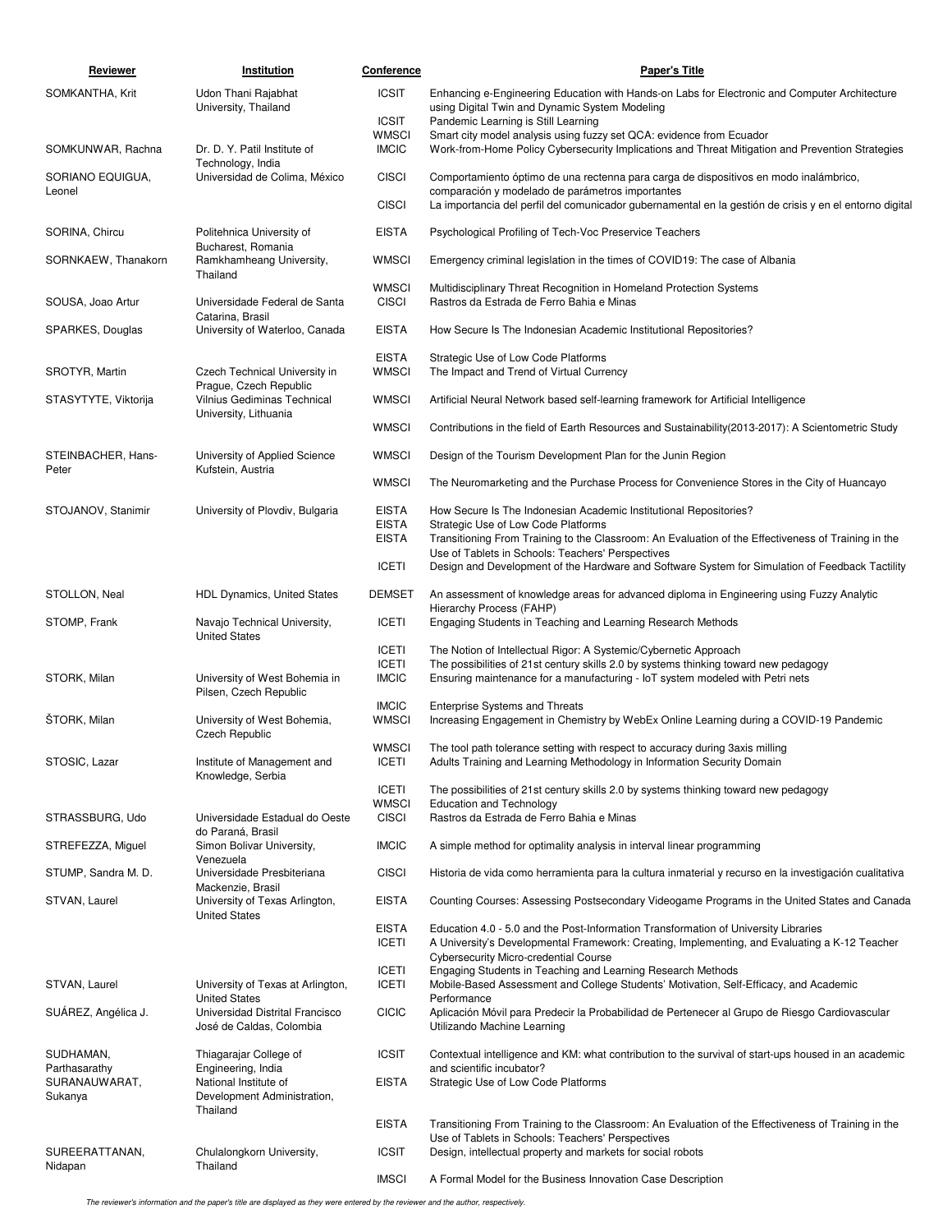| Reviewer | Institution | Conference | Paper's Title |
|---|---|---|---|
| SOMKANTHA, Krit | Udon Thani Rajabhat University, Thailand | ICSIT | Enhancing e-Engineering Education with Hands-on Labs for Electronic and Computer Architecture using Digital Twin and Dynamic System Modeling |
| | | ICSIT | Pandemic Learning is Still Learning |
| | | WMSCI | Smart city model analysis using fuzzy set QCA: evidence from Ecuador |
| SOMKUNWAR, Rachna | Dr. D. Y. Patil Institute of Technology, India | IMCIC | Work-from-Home Policy Cybersecurity Implications and Threat Mitigation and Prevention Strategies |
| SORIANO EQUIGUA, Leonel | Universidad de Colima, México | CISCI | Comportamiento óptimo de una rectenna para carga de dispositivos en modo inalámbrico, comparación y modelado de parámetros importantes |
| | | CISCI | La importancia del perfil del comunicador gubernamental en la gestión de crisis y en el entorno digital |
| SORINA, Chircu | Politehnica University of Bucharest, Romania | EISTA | Psychological Profiling of Tech-Voc Preservice Teachers |
| SORNKAEW, Thanakorn | Ramkhamheang University, Thailand | WMSCI | Emergency criminal legislation in the times of COVID19: The case of Albania |
| | | WMSCI | Multidisciplinary Threat Recognition in Homeland Protection Systems |
| SOUSA, Joao Artur | Universidade Federal de Santa Catarina, Brasil | CISCI | Rastros da Estrada de Ferro Bahia e Minas |
| SPARKES, Douglas | University of Waterloo, Canada | EISTA | How Secure Is The Indonesian Academic Institutional Repositories? |
| | | EISTA | Strategic Use of Low Code Platforms |
| SROTYR, Martin | Czech Technical University in Prague, Czech Republic | WMSCI | The Impact and Trend of Virtual Currency |
| STASYTYTE, Viktorija | Vilnius Gediminas Technical University, Lithuania | WMSCI | Artificial Neural Network based self-learning framework for Artificial Intelligence |
| | | WMSCI | Contributions in the field of Earth Resources and Sustainability(2013-2017): A Scientometric Study |
| STEINBACHER, Hans-Peter | University of Applied Science Kufstein, Austria | WMSCI | Design of the Tourism Development Plan for the Junin Region |
| | | WMSCI | The Neuromarketing and the Purchase Process for Convenience Stores in the City of Huancayo |
| STOJANOV, Stanimir | University of Plovdiv, Bulgaria | EISTA | How Secure Is The Indonesian Academic Institutional Repositories? |
| | | EISTA | Strategic Use of Low Code Platforms |
| | | EISTA | Transitioning From Training to the Classroom: An Evaluation of the Effectiveness of Training in the Use of Tablets in Schools: Teachers' Perspectives |
| | | ICETI | Design and Development of the Hardware and Software System for Simulation of Feedback Tactility |
| STOLLON, Neal | HDL Dynamics, United States | DEMSET | An assessment of knowledge areas for advanced diploma in Engineering using Fuzzy Analytic Hierarchy Process (FAHP) |
| STOMP, Frank | Navajo Technical University, United States | ICETI | Engaging Students in Teaching and Learning Research Methods |
| | | ICETI | The Notion of Intellectual Rigor: A Systemic/Cybernetic Approach |
| | | ICETI | The possibilities of 21st century skills 2.0 by systems thinking toward new pedagogy |
| STORK, Milan | University of West Bohemia in Pilsen, Czech Republic | IMCIC | Ensuring maintenance for a manufacturing - IoT system modeled with Petri nets |
| | | IMCIC | Enterprise Systems and Threats |
| ŠTORK, Milan | University of West Bohemia, Czech Republic | WMSCI | Increasing Engagement in Chemistry by WebEx Online Learning during a COVID-19 Pandemic |
| | | WMSCI | The tool path tolerance setting with respect to accuracy during 3axis milling |
| STOSIC, Lazar | Institute of Management and Knowledge, Serbia | ICETI | Adults Training and Learning Methodology in Information Security Domain |
| | | ICETI | The possibilities of 21st century skills 2.0 by systems thinking toward new pedagogy |
| | | WMSCI | Education and Technology |
| STRASSBURG, Udo | Universidade Estadual do Oeste do Paraná, Brasil | CISCI | Rastros da Estrada de Ferro Bahia e Minas |
| STREFEZZA, Miguel | Simon Bolivar University, Venezuela | IMCIC | A simple method for optimality analysis in interval linear programming |
| STUMP, Sandra M. D. | Universidade Presbiteriana Mackenzie, Brasil | CISCI | Historia de vida como herramienta para la cultura inmaterial y recurso en la investigación cualitativa |
| STVAN, Laurel | University of Texas Arlington, United States | EISTA | Counting Courses: Assessing Postsecondary Videogame Programs in the United States and Canada |
| | | EISTA | Education 4.0 - 5.0 and the Post-Information Transformation of University Libraries |
| | | ICETI | A University's Developmental Framework: Creating, Implementing, and Evaluating a K-12 Teacher Cybersecurity Micro-credential Course |
| | | ICETI | Engaging Students in Teaching and Learning Research Methods |
| STVAN, Laurel | University of Texas at Arlington, United States | ICETI | Mobile-Based Assessment and College Students' Motivation, Self-Efficacy, and Academic Performance |
| SUÁREZ, Angélica J. | Universidad Distrital Francisco José de Caldas, Colombia | CICIC | Aplicación Móvil para Predecir la Probabilidad de Pertenecer al Grupo de Riesgo Cardiovascular Utilizando Machine Learning |
| SUDHAMAN, Parthasarathy | Thiagarajar College of Engineering, India | ICSIT | Contextual intelligence and KM: what contribution to the survival of start-ups housed in an academic and scientific incubator? |
| SURANAUWARAT, Sukanya | National Institute of Development Administration, Thailand | EISTA | Strategic Use of Low Code Platforms |
| | | EISTA | Transitioning From Training to the Classroom: An Evaluation of the Effectiveness of Training in the Use of Tablets in Schools: Teachers' Perspectives |
| SUREERATTANAN, Nidapan | Chulalongkorn University, Thailand | ICSIT | Design, intellectual property and markets for social robots |
| | | IMSCI | A Formal Model for the Business Innovation Case Description |

*The reviewer's information and the paper's title are displayed as they were entered by the reviewer and the author, respectively.*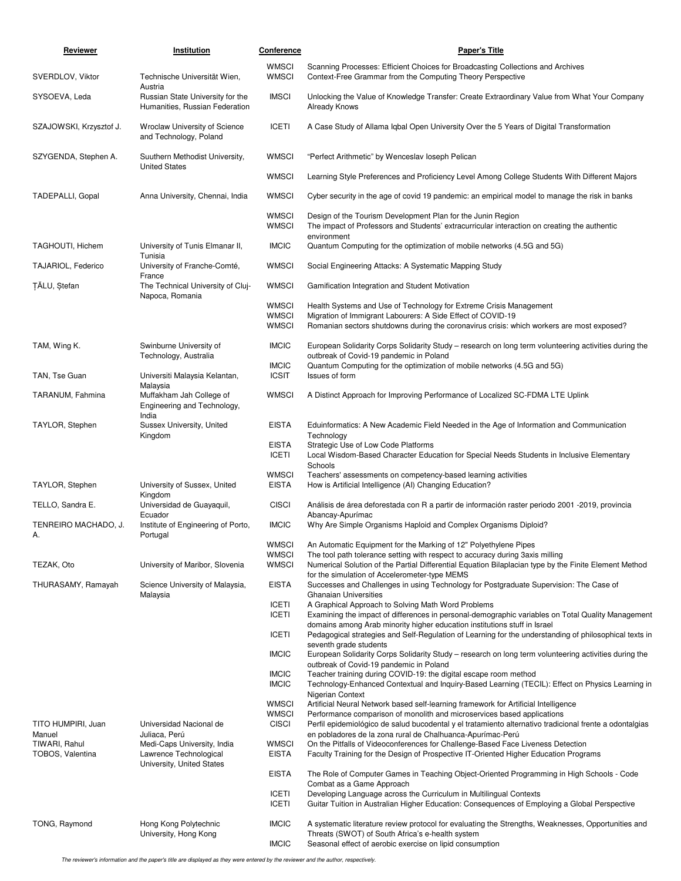| Reviewer | Institution | Conference | Paper's Title |
|---|---|---|---|
| | | WMSCI | Scanning Processes: Efficient Choices for Broadcasting Collections and Archives |
| SVERDLOV, Viktor | Technische Universität Wien, Austria | WMSCI | Context-Free Grammar from the Computing Theory Perspective |
| SYSOEVA, Leda | Russian State University for the Humanities, Russian Federation | IMSCI | Unlocking the Value of Knowledge Transfer: Create Extraordinary Value from What Your Company Already Knows |
| SZAJOWSKI, Krzysztof J. | Wroclaw University of Science and Technology, Poland | ICETI | A Case Study of Allama Iqbal Open University Over the 5 Years of Digital Transformation |
| SZYGENDA, Stephen A. | Suuthern Methodist University, United States | WMSCI | "Perfect Arithmetic" by Wenceslav Ioseph Pelican |
| | | WMSCI | Learning Style Preferences and Proficiency Level Among College Students With Different Majors |
| TADEPALLI, Gopal | Anna University, Chennai, India | WMSCI | Cyber security in the age of covid 19 pandemic: an empirical model to manage the risk in banks |
| | | WMSCI | Design of the Tourism Development Plan for the Junin Region |
| | | WMSCI | The impact of Professors and Students' extracurricular interaction on creating the authentic environment |
| TAGHOUTI, Hichem | University of Tunis Elmanar II, Tunisia | IMCIC | Quantum Computing for the optimization of mobile networks (4.5G and 5G) |
| TAJARIOL, Federico | University of Franche-Comté, France | WMSCI | Social Engineering Attacks: A Systematic Mapping Study |
| ȚĂLU, Ștefan | The Technical University of Cluj-Napoca, Romania | WMSCI | Gamification Integration and Student Motivation |
| | | WMSCI | Health Systems and Use of Technology for Extreme Crisis Management |
| | | WMSCI | Migration of Immigrant Labourers: A Side Effect of COVID-19 |
| | | WMSCI | Romanian sectors shutdowns during the coronavirus crisis: which workers are most exposed? |
| TAM, Wing K. | Swinburne University of Technology, Australia | IMCIC | European Solidarity Corps Solidarity Study – research on long term volunteering activities during the outbreak of Covid-19 pandemic in Poland |
| | | IMCIC | Quantum Computing for the optimization of mobile networks (4.5G and 5G) |
| TAN, Tse Guan | Universiti Malaysia Kelantan, Malaysia | ICSIT | Issues of form |
| TARANUM, Fahmina | Muffakham Jah College of Engineering and Technology, India | WMSCI | A Distinct Approach for Improving Performance of Localized SC-FDMA LTE Uplink |
| TAYLOR, Stephen | Sussex University, United Kingdom | EISTA | Eduinformatics: A New Academic Field Needed in the Age of Information and Communication Technology |
| | | EISTA | Strategic Use of Low Code Platforms |
| | | ICETI | Local Wisdom-Based Character Education for Special Needs Students in Inclusive Elementary Schools |
| | | WMSCI | Teachers' assessments on competency-based learning activities |
| TAYLOR, Stephen | University of Sussex, United Kingdom | EISTA | How is Artificial Intelligence (AI) Changing Education? |
| TELLO, Sandra E. | Universidad de Guayaquil, Ecuador | CISCI | Análisis de área deforestada con R a partir de información raster periodo 2001 -2019, provincia Abancay-Apurímac |
| TENREIRO MACHADO, J. A. | Institute of Engineering of Porto, Portugal | IMCIC | Why Are Simple Organisms Haploid and Complex Organisms Diploid? |
| | | WMSCI | An Automatic Equipment for the Marking of 12" Polyethylene Pipes |
| | | WMSCI | The tool path tolerance setting with respect to accuracy during 3axis milling |
| TEZAK, Oto | University of Maribor, Slovenia | WMSCI | Numerical Solution of the Partial Differential Equation Bilaplacian type by the Finite Element Method for the simulation of Accelerometer-type MEMS |
| THURASAMY, Ramayah | Science University of Malaysia, Malaysia | EISTA | Successes and Challenges in using Technology for Postgraduate Supervision: The Case of Ghanaian Universities |
| | | ICETI | A Graphical Approach to Solving Math Word Problems |
| | | ICETI | Examining the impact of differences in personal-demographic variables on Total Quality Management domains among Arab minority higher education institutions stuff in Israel |
| | | ICETI | Pedagogical strategies and Self-Regulation of Learning for the understanding of philosophical texts in seventh grade students |
| | | IMCIC | European Solidarity Corps Solidarity Study – research on long term volunteering activities during the outbreak of Covid-19 pandemic in Poland |
| | | IMCIC | Teacher training during COVID-19: the digital escape room method |
| | | IMCIC | Technology-Enhanced Contextual and Inquiry-Based Learning (TECIL): Effect on Physics Learning in Nigerian Context |
| | | WMSCI | Artificial Neural Network based self-learning framework for Artificial Intelligence |
| | | WMSCI | Performance comparison of monolith and microservices based applications |
| TITO HUMPIRI, Juan Manuel | Universidad Nacional de Juliaca, Perú | CISCI | Perfil epidemiológico de salud bucodental y el tratamiento alternativo tradicional frente a odontalgias en pobladores de la zona rural de Chalhuanca-Apurímac-Perú |
| TIWARI, Rahul | Medi-Caps University, India | WMSCI | On the Pitfalls of Videoconferences for Challenge-Based Face Liveness Detection |
| TOBOS, Valentina | Lawrence Technological University, United States | EISTA | Faculty Training for the Design of Prospective IT-Oriented Higher Education Programs |
| | | EISTA | The Role of Computer Games in Teaching Object-Oriented Programming in High Schools - Code Combat as a Game Approach |
| | | ICETI | Developing Language across the Curriculum in Multilingual Contexts |
| | | ICETI | Guitar Tuition in Australian Higher Education: Consequences of Employing a Global Perspective |
| TONG, Raymond | Hong Kong Polytechnic University, Hong Kong | IMCIC | A systematic literature review protocol for evaluating the Strengths, Weaknesses, Opportunities and Threats (SWOT) of South Africa's e-health system |
| | | IMCIC | Seasonal effect of aerobic exercise on lipid consumption |

*The reviewer's information and the paper's title are displayed as they were entered by the reviewer and the author, respectively.*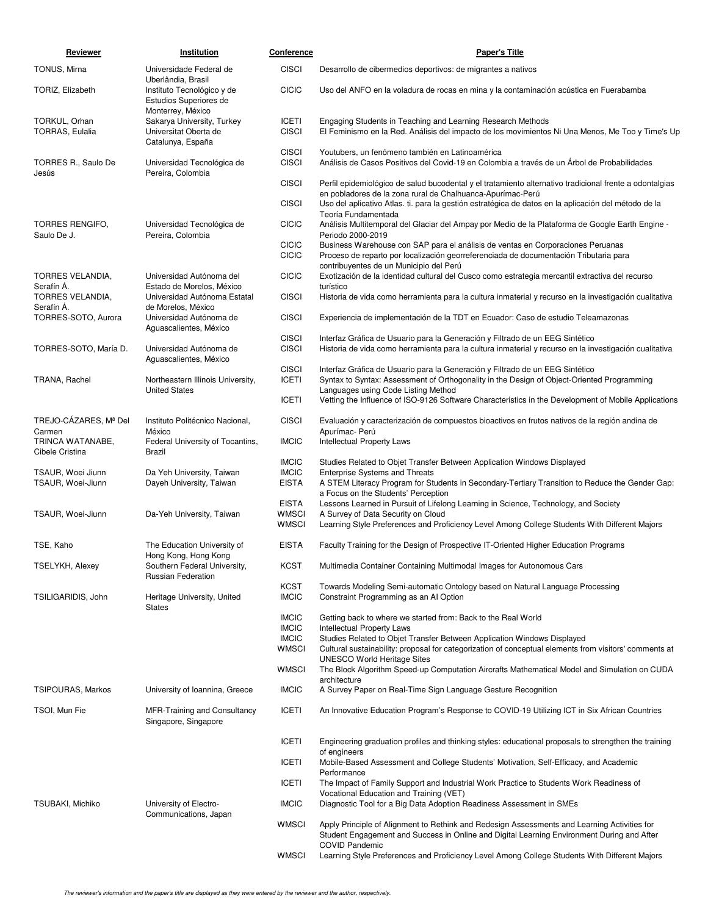| Reviewer | Institution | Conference | Paper's Title |
|---|---|---|---|
| TONUS, Mirna | Universidade Federal de Uberlândia, Brasil | CISCI | Desarrollo de cibermedios deportivos: de migrantes a nativos |
| TORIZ, Elizabeth | Instituto Tecnológico y de Estudios Superiores de Monterrey, México | CICIC | Uso del ANFO en la voladura de rocas en mina y la contaminación acústica en Fuerabamba |
| TORKUL, Orhan | Sakarya University, Turkey | ICETI | Engaging Students in Teaching and Learning Research Methods |
| TORRAS, Eulalia | Universitat Oberta de Catalunya, España | CISCI | El Feminismo en la Red. Análisis del impacto de los movimientos Ni Una Menos, Me Too y Time's Up |
| | | CISCI | Youtubers, un fenómeno también en Latinoamérica |
| TORRES R., Saulo De Jesús | Universidad Tecnológica de Pereira, Colombia | CISCI | Análisis de Casos Positivos del Covid-19 en Colombia a través de un Árbol de Probabilidades |
| | | CISCI | Perfil epidemiológico de salud bucodental y el tratamiento alternativo tradicional frente a odontalgias en pobladores de la zona rural de Chalhuanca-Apurímac-Perú |
| | | CISCI | Uso del aplicativo Atlas. ti. para la gestión estratégica de datos en la aplicación del método de la Teoría Fundamentada |
| TORRES RENGIFO, Saulo De J. | Universidad Tecnológica de Pereira, Colombia | CICIC | Análisis Multitemporal del Glaciar del Ampay por Medio de la Plataforma de Google Earth Engine - Periodo 2000-2019 |
| | | CICIC | Business Warehouse con SAP para el análisis de ventas en Corporaciones Peruanas |
| | | CICIC | Proceso de reparto por localización georreferenciada de documentación Tributaria para contribuyentes de un Municipio del Perú |
| TORRES VELANDIA, Serafín Á. | Universidad Autónoma del Estado de Morelos, México | CICIC | Exotización de la identidad cultural del Cusco como estrategia mercantil extractiva del recurso turístico |
| TORRES VELANDIA, Serafín Á. | Universidad Autónoma Estatal de Morelos, México | CISCI | Historia de vida como herramienta para la cultura inmaterial y recurso en la investigación cualitativa |
| TORRES-SOTO, Aurora | Universidad Autónoma de Aguascalientes, México | CISCI | Experiencia de implementación de la TDT en Ecuador: Caso de estudio Teleamazonas |
| | | CISCI | Interfaz Gráfica de Usuario para la Generación y Filtrado de un EEG Sintético |
| TORRES-SOTO, María D. | Universidad Autónoma de Aguascalientes, México | CISCI | Historia de vida como herramienta para la cultura inmaterial y recurso en la investigación cualitativa |
| | | CISCI | Interfaz Gráfica de Usuario para la Generación y Filtrado de un EEG Sintético |
| TRANA, Rachel | Northeastern Illinois University, United States | ICETI | Syntax to Syntax: Assessment of Orthogonality in the Design of Object-Oriented Programming Languages using Code Listing Method |
| | | ICETI | Vetting the Influence of ISO-9126 Software Characteristics in the Development of Mobile Applications |
| TREJO-CÁZARES, Mª Del Carmen | Instituto Politécnico Nacional, México | CISCI | Evaluación y caracterización de compuestos bioactivos en frutos nativos de la región andina de Apurímac- Perú |
| TRINCA WATANABE, Cibele Cristina | Federal University of Tocantins, Brazil | IMCIC | Intellectual Property Laws |
| | | IMCIC | Studies Related to Objet Transfer Between Application Windows Displayed |
| TSAUR, Woei Jiunn | Da Yeh University, Taiwan | IMCIC | Enterprise Systems and Threats |
| TSAUR, Woei-Jiunn | Dayeh University, Taiwan | EISTA | A STEM Literacy Program for Students in Secondary-Tertiary Transition to Reduce the Gender Gap: a Focus on the Students' Perception |
| | | EISTA | Lessons Learned in Pursuit of Lifelong Learning in Science, Technology, and Society |
| TSAUR, Woei-Jiunn | Da-Yeh University, Taiwan | WMSCI | A Survey of Data Security on Cloud |
| | | WMSCI | Learning Style Preferences and Proficiency Level Among College Students With Different Majors |
| TSE, Kaho | The Education University of Hong Kong, Hong Kong | EISTA | Faculty Training for the Design of Prospective IT-Oriented Higher Education Programs |
| TSELYKH, Alexey | Southern Federal University, Russian Federation | KCST | Multimedia Container Containing Multimodal Images for Autonomous Cars |
| | | KCST | Towards Modeling Semi-automatic Ontology based on Natural Language Processing |
| TSILIGARIDIS, John | Heritage University, United States | IMCIC | Constraint Programming as an AI Option |
| | | IMCIC | Getting back to where we started from: Back to the Real World |
| | | IMCIC | Intellectual Property Laws |
| | | IMCIC | Studies Related to Objet Transfer Between Application Windows Displayed |
| | | WMSCI | Cultural sustainability: proposal for categorization of conceptual elements from visitors' comments at UNESCO World Heritage Sites |
| | | WMSCI | The Block Algorithm Speed-up Computation Aircrafts Mathematical Model and Simulation on CUDA architecture |
| TSIPOURAS, Markos | University of Ioannina, Greece | IMCIC | A Survey Paper on Real-Time Sign Language Gesture Recognition |
| TSOI, Mun Fie | MFR-Training and Consultancy Singapore, Singapore | ICETI | An Innovative Education Program's Response to COVID-19 Utilizing ICT in Six African Countries |
| | | ICETI | Engineering graduation profiles and thinking styles: educational proposals to strengthen the training of engineers |
| | | ICETI | Mobile-Based Assessment and College Students' Motivation, Self-Efficacy, and Academic Performance |
| | | ICETI | The Impact of Family Support and Industrial Work Practice to Students Work Readiness of Vocational Education and Training (VET) |
| TSUBAKI, Michiko | University of Electro-Communications, Japan | IMCIC | Diagnostic Tool for a Big Data Adoption Readiness Assessment in SMEs |
| | | WMSCI | Apply Principle of Alignment to Rethink and Redesign Assessments and Learning Activities for Student Engagement and Success in Online and Digital Learning Environment During and After COVID Pandemic |
| | | WMSCI | Learning Style Preferences and Proficiency Level Among College Students With Different Majors |

*The reviewer's information and the paper's title are displayed as they were entered by the reviewer and the author, respectively.*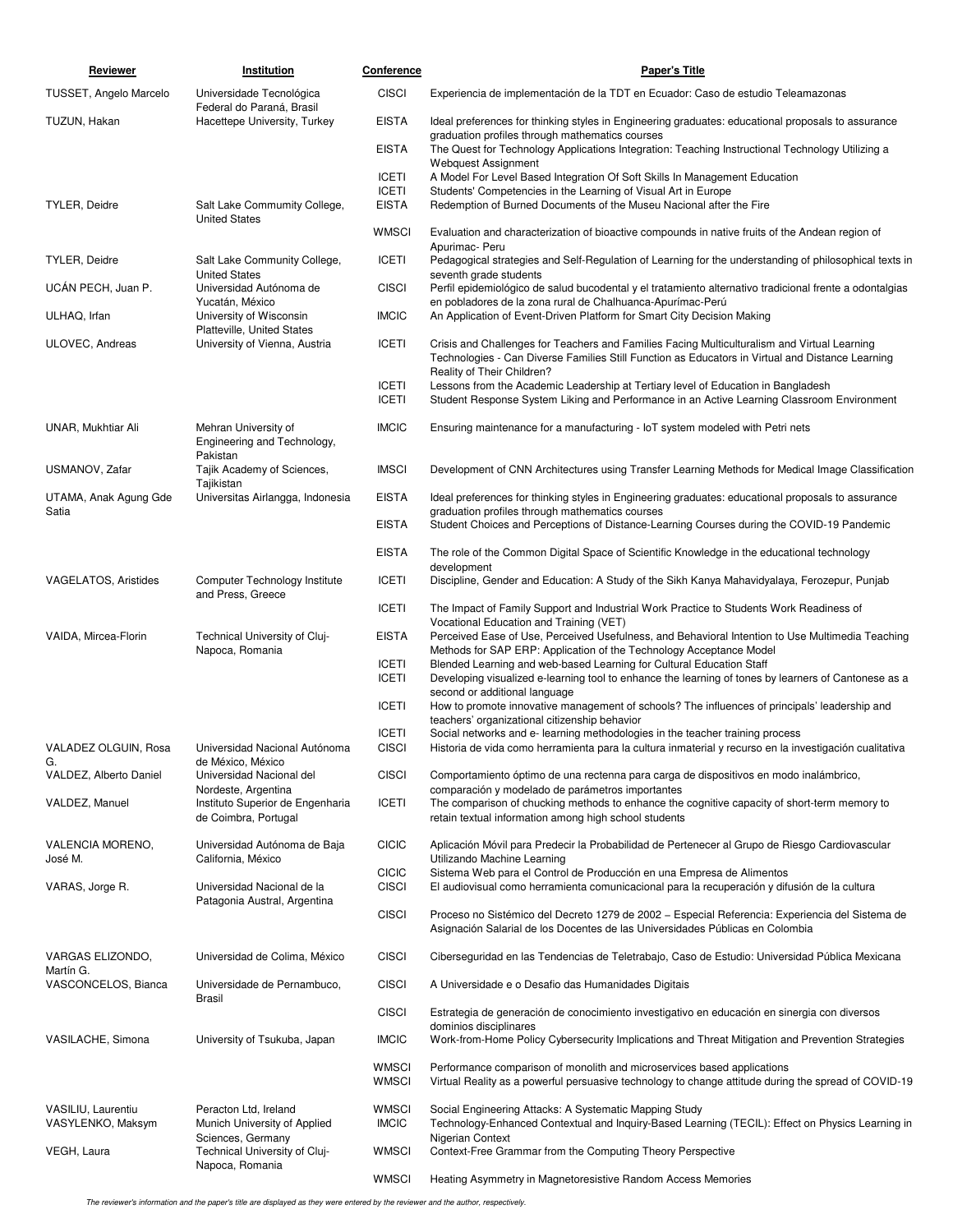| Reviewer | Institution | Conference | Paper's Title |
|---|---|---|---|
| TUSSET, Angelo Marcelo | Universidade Tecnológica Federal do Paraná, Brasil | CISCI | Experiencia de implementación de la TDT en Ecuador: Caso de estudio Teleamazonas |
| TUZUN, Hakan | Hacettepe University, Turkey | EISTA | Ideal preferences for thinking styles in Engineering graduates: educational proposals to assurance graduation profiles through mathematics courses |
| | | EISTA | The Quest for Technology Applications Integration: Teaching Instructional Technology Utilizing a Webquest Assignment |
| | | ICETI | A Model For Level Based Integration Of Soft Skills In Management Education |
| | | ICETI | Students' Competencies in the Learning of Visual Art in Europe |
| TYLER, Deidre | Salt Lake Commmunity College, United States | EISTA | Redemption of Burned Documents of the Museu Nacional after the Fire |
| | | WMSCI | Evaluation and characterization of bioactive compounds in native fruits of the Andean region of Apurimac- Peru |
| TYLER, Deidre | Salt Lake Community College, United States | ICETI | Pedagogical strategies and Self-Regulation of Learning for the understanding of philosophical texts in seventh grade students |
| UCÁN PECH, Juan P. | Universidad Autónoma de Yucatán, México | CISCI | Perfil epidemiológico de salud bucodental y el tratamiento alternativo tradicional frente a odontalgias en pobladores de la zona rural de Chalhuanca-Apurímac-Perú |
| ULHAQ, Irfan | University of Wisconsin Platteville, United States | IMCIC | An Application of Event-Driven Platform for Smart City Decision Making |
| ULOVEC, Andreas | University of Vienna, Austria | ICETI | Crisis and Challenges for Teachers and Families Facing Multiculturalism and Virtual Learning Technologies - Can Diverse Families Still Function as Educators in Virtual and Distance Learning Reality of Their Children? |
| | | ICETI | Lessons from the Academic Leadership at Tertiary level of Education in Bangladesh |
| | | ICETI | Student Response System Liking and Performance in an Active Learning Classroom Environment |
| UNAR, Mukhtiar Ali | Mehran University of Engineering and Technology, Pakistan | IMCIC | Ensuring maintenance for a manufacturing - IoT system modeled with Petri nets |
| USMANOV, Zafar | Tajik Academy of Sciences, Tajikistan | IMSCI | Development of CNN Architectures using Transfer Learning Methods for Medical Image Classification |
| UTAMA, Anak Agung Gde Satia | Universitas Airlangga, Indonesia | EISTA | Ideal preferences for thinking styles in Engineering graduates: educational proposals to assurance graduation profiles through mathematics courses |
| | | EISTA | Student Choices and Perceptions of Distance-Learning Courses during the COVID-19 Pandemic |
| | | EISTA | The role of the Common Digital Space of Scientific Knowledge in the educational technology development |
| VAGELATOS, Aristides | Computer Technology Institute and Press, Greece | ICETI | Discipline, Gender and Education: A Study of the Sikh Kanya Mahavidyalaya, Ferozepur, Punjab |
| | | ICETI | The Impact of Family Support and Industrial Work Practice to Students Work Readiness of Vocational Education and Training (VET) |
| VAIDA, Mircea-Florin | Technical University of Cluj-Napoca, Romania | EISTA | Perceived Ease of Use, Perceived Usefulness, and Behavioral Intention to Use Multimedia Teaching Methods for SAP ERP: Application of the Technology Acceptance Model |
| | | ICETI | Blended Learning and web-based Learning for Cultural Education Staff |
| | | ICETI | Developing visualized e-learning tool to enhance the learning of tones by learners of Cantonese as a second or additional language |
| | | ICETI | How to promote innovative management of schools? The influences of principals' leadership and teachers' organizational citizenship behavior |
| | | ICETI | Social networks and e- learning methodologies in the teacher training process |
| VALADEZ OLGUIN, Rosa G. | Universidad Nacional Autónoma de México, México | CISCI | Historia de vida como herramienta para la cultura inmaterial y recurso en la investigación cualitativa |
| VALDEZ, Alberto Daniel | Universidad Nacional del Nordeste, Argentina | CISCI | Comportamiento óptimo de una rectenna para carga de dispositivos en modo inalámbrico, comparación y modelado de parámetros importantes |
| VALDEZ, Manuel | Instituto Superior de Engenharia de Coimbra, Portugal | ICETI | The comparison of chucking methods to enhance the cognitive capacity of short-term memory to retain textual information among high school students |
| VALENCIA MORENO, José M. | Universidad Autónoma de Baja California, México | CICIC | Aplicación Móvil para Predecir la Probabilidad de Pertenecer al Grupo de Riesgo Cardiovascular Utilizando Machine Learning |
| | | CICIC | Sistema Web para el Control de Producción en una Empresa de Alimentos |
| VARAS, Jorge R. | Universidad Nacional de la Patagonia Austral, Argentina | CISCI | El audiovisual como herramienta comunicacional para la recuperación y difusión de la cultura |
| | | CISCI | Proceso no Sistémico del Decreto 1279 de 2002 – Especial Referencia: Experiencia del Sistema de Asignación Salarial de los Docentes de las Universidades Públicas en Colombia |
| VARGAS ELIZONDO, Martín G. | Universidad de Colima, México | CISCI | Ciberseguridad en las Tendencias de Teletrabajo, Caso de Estudio: Universidad Pública Mexicana |
| VASCONCELOS, Bianca | Universidade de Pernambuco, Brasil | CISCI | A Universidade e o Desafio das Humanidades Digitais |
| | | CISCI | Estrategia de generación de conocimiento investigativo en educación en sinergia con diversos dominios disciplinares |
| VASILACHE, Simona | University of Tsukuba, Japan | IMCIC | Work-from-Home Policy Cybersecurity Implications and Threat Mitigation and Prevention Strategies |
| | | WMSCI | Performance comparison of monolith and microservices based applications |
| | | WMSCI | Virtual Reality as a powerful persuasive technology to change attitude during the spread of COVID-19 |
| VASILIU, Laurentiu | Peracton Ltd, Ireland | WMSCI | Social Engineering Attacks: A Systematic Mapping Study |
| VASYLENKO, Maksym | Munich University of Applied Sciences, Germany | IMCIC | Technology-Enhanced Contextual and Inquiry-Based Learning (TECIL): Effect on Physics Learning in Nigerian Context |
| VEGH, Laura | Technical University of Cluj-Napoca, Romania | WMSCI | Context-Free Grammar from the Computing Theory Perspective |
| | | WMSCI | Heating Asymmetry in Magnetoresistive Random Access Memories |

*The reviewer's information and the paper's title are displayed as they were entered by the reviewer and the author, respectively.*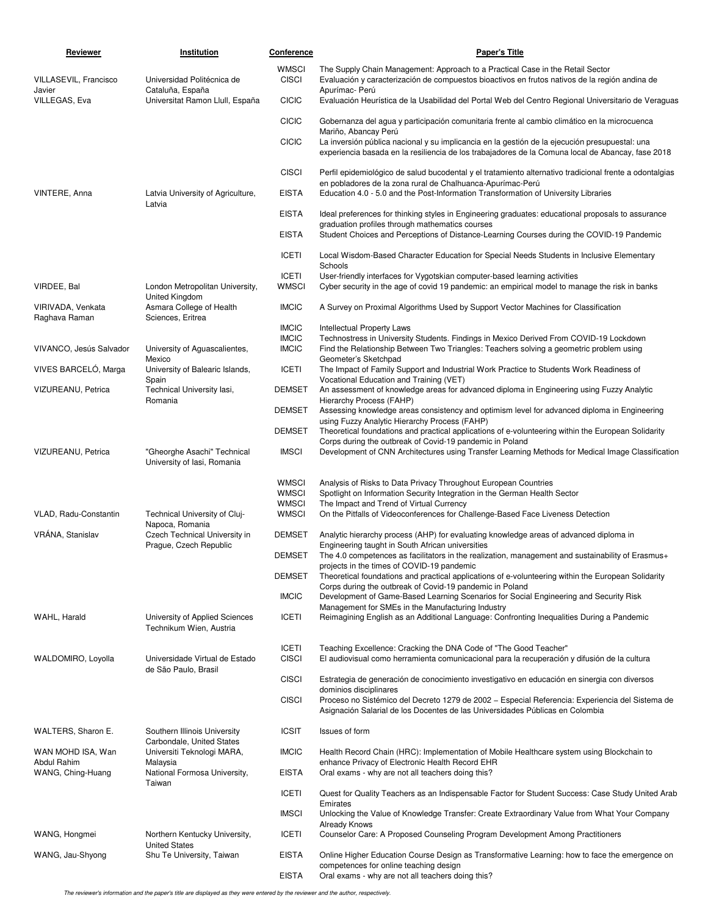| Reviewer | Institution | Conference | Paper's Title |
|---|---|---|---|
| | | WMSCI | The Supply Chain Management: Approach to a Practical Case in the Retail Sector |
| VILLASEVIL, Francisco Javier | Universidad Politécnica de Cataluña, España | CISCI | Evaluación y caracterización de compuestos bioactivos en frutos nativos de la región andina de Apurímac- Perú |
| VILLEGAS, Eva | Universitat Ramon Llull, España | CICIC | Evaluación Heurística de la Usabilidad del Portal Web del Centro Regional Universitario de Veraguas |
| | | CICIC | Gobernanza del agua y participación comunitaria frente al cambio climático en la microcuenca Mariño, Abancay Perú |
| | | CICIC | La inversión pública nacional y su implicancia en la gestión de la ejecución presupuestal: una experiencia basada en la resiliencia de los trabajadores de la Comuna local de Abancay, fase 2018 |
| | | CISCI | Perfil epidemiológico de salud bucodental y el tratamiento alternativo tradicional frente a odontalgias en pobladores de la zona rural de Chalhuanca-Apurímac-Perú |
| VINTERE, Anna | Latvia University of Agriculture, Latvia | EISTA | Education 4.0 - 5.0 and the Post-Information Transformation of University Libraries |
| | | EISTA | Ideal preferences for thinking styles in Engineering graduates: educational proposals to assurance graduation profiles through mathematics courses |
| | | EISTA | Student Choices and Perceptions of Distance-Learning Courses during the COVID-19 Pandemic |
| | | ICETI | Local Wisdom-Based Character Education for Special Needs Students in Inclusive Elementary Schools |
| | | ICETI | User-friendly interfaces for Vygotskian computer-based learning activities |
| VIRDEE, Bal | London Metropolitan University, United Kingdom | WMSCI | Cyber security in the age of covid 19 pandemic: an empirical model to manage the risk in banks |
| VIRIVADA, Venkata Raghava Raman | Asmara College of Health Sciences, Eritrea | IMCIC | A Survey on Proximal Algorithms Used by Support Vector Machines for Classification |
| | | IMCIC | Intellectual Property Laws |
| | | IMCIC | Technostress in University Students. Findings in Mexico Derived From COVID-19 Lockdown |
| VIVANCO, Jesús Salvador | University of Aguascalientes, Mexico | IMCIC | Find the Relationship Between Two Triangles: Teachers solving a geometric problem using Geometer's Sketchpad |
| VIVES BARCELÓ, Marga | University of Balearic Islands, Spain | ICETI | The Impact of Family Support and Industrial Work Practice to Students Work Readiness of Vocational Education and Training (VET) |
| VIZUREANU, Petrica | Technical University Iasi, Romania | DEMSET | An assessment of knowledge areas for advanced diploma in Engineering using Fuzzy Analytic Hierarchy Process (FAHP) |
| | | DEMSET | Assessing knowledge areas consistency and optimism level for advanced diploma in Engineering using Fuzzy Analytic Hierarchy Process (FAHP) |
| | | DEMSET | Theoretical foundations and practical applications of e-volunteering within the European Solidarity Corps during the outbreak of Covid-19 pandemic in Poland |
| VIZUREANU, Petrica | "Gheorghe Asachi" Technical University of Iasi, Romania | IMSCI | Development of CNN Architectures using Transfer Learning Methods for Medical Image Classification |
| | | WMSCI | Analysis of Risks to Data Privacy Throughout European Countries |
| | | WMSCI | Spotlight on Information Security Integration in the German Health Sector |
| | | WMSCI | The Impact and Trend of Virtual Currency |
| VLAD, Radu-Constantin | Technical University of Cluj-Napoca, Romania | WMSCI | On the Pitfalls of Videoconferences for Challenge-Based Face Liveness Detection |
| VRÁNA, Stanislav | Czech Technical University in Prague, Czech Republic | DEMSET | Analytic hierarchy process (AHP) for evaluating knowledge areas of advanced diploma in Engineering taught in South African universities |
| | | DEMSET | The 4.0 competences as facilitators in the realization, management and sustainability of Erasmus+ projects in the times of COVID-19 pandemic |
| | | DEMSET | Theoretical foundations and practical applications of e-volunteering within the European Solidarity Corps during the outbreak of Covid-19 pandemic in Poland |
| | | IMCIC | Development of Game-Based Learning Scenarios for Social Engineering and Security Risk Management for SMEs in the Manufacturing Industry |
| WAHL, Harald | University of Applied Sciences Technikum Wien, Austria | ICETI | Reimagining English as an Additional Language: Confronting Inequalities During a Pandemic |
| | | ICETI | Teaching Excellence: Cracking the DNA Code of "The Good Teacher" |
| WALDOMIRO, Loyolla | Universidade Virtual de Estado de São Paulo, Brasil | CISCI | El audiovisual como herramienta comunicacional para la recuperación y difusión de la cultura |
| | | CISCI | Estrategia de generación de conocimiento investigativo en educación en sinergia con diversos dominios disciplinares |
| | | CISCI | Proceso no Sistémico del Decreto 1279 de 2002 – Especial Referencia: Experiencia del Sistema de Asignación Salarial de los Docentes de las Universidades Públicas en Colombia |
| WALTERS, Sharon E. | Southern Illinois University Carbondale, United States | ICSIT | Issues of form |
| WAN MOHD ISA, Wan Abdul Rahim | Universiti Teknologi MARA, Malaysia | IMCIC | Health Record Chain (HRC): Implementation of Mobile Healthcare system using Blockchain to enhance Privacy of Electronic Health Record EHR |
| WANG, Ching-Huang | National Formosa University, Taiwan | EISTA | Oral exams - why are not all teachers doing this? |
| | | ICETI | Quest for Quality Teachers as an Indispensable Factor for Student Success: Case Study United Arab Emirates |
| | | IMSCI | Unlocking the Value of Knowledge Transfer: Create Extraordinary Value from What Your Company Already Knows |
| WANG, Hongmei | Northern Kentucky University, United States | ICETI | Counselor Care: A Proposed Counseling Program Development Among Practitioners |
| WANG, Jau-Shyong | Shu Te University, Taiwan | EISTA | Online Higher Education Course Design as Transformative Learning: how to face the emergence on competences for online teaching design |
| | | EISTA | Oral exams - why are not all teachers doing this? |

*The reviewer's information and the paper's title are displayed as they were entered by the reviewer and the author, respectively.*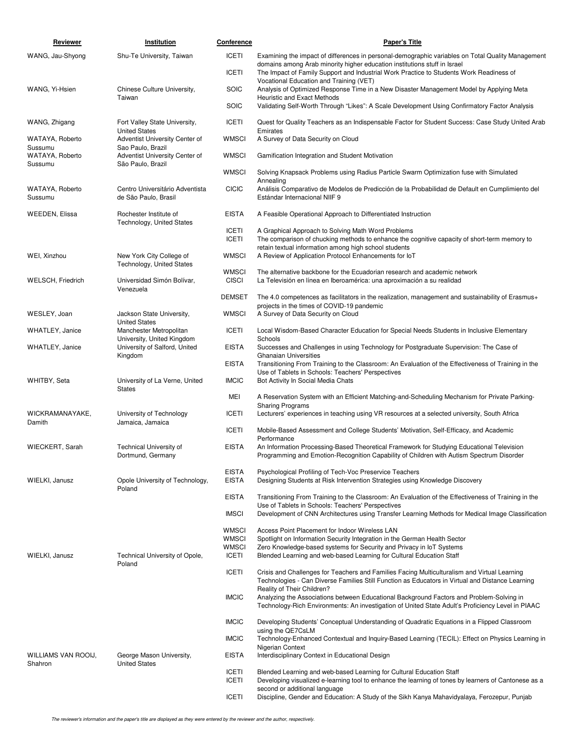| Reviewer | Institution | Conference | Paper's Title |
| --- | --- | --- | --- |
| WANG, Jau-Shyong | Shu-Te University, Taiwan | ICETI | Examining the impact of differences in personal-demographic variables on Total Quality Management domains among Arab minority higher education institutions stuff in Israel |
| | | ICETI | The Impact of Family Support and Industrial Work Practice to Students Work Readiness of Vocational Education and Training (VET) |
| WANG, Yi-Hsien | Chinese Culture University, Taiwan | SOIC | Analysis of Optimized Response Time in a New Disaster Management Model by Applying Meta Heuristic and Exact Methods |
| | | SOIC | Validating Self-Worth Through “Likes”: A Scale Development Using Confirmatory Factor Analysis |
| WANG, Zhigang | Fort Valley State University, United States | ICETI | Quest for Quality Teachers as an Indispensable Factor for Student Success: Case Study United Arab Emirates |
| WATAYA, Roberto Sussumu | Adventist University Center of Sao Paulo, Brazil | WMSCI | A Survey of Data Security on Cloud |
| WATAYA, Roberto Sussumu | Adventist University Center of São Paulo, Brazil | WMSCI | Gamification Integration and Student Motivation |
| | | WMSCI | Solving Knapsack Problems using Radius Particle Swarm Optimization fuse with Simulated Annealing |
| WATAYA, Roberto Sussumu | Centro Universitário Adventista de São Paulo, Brasil | CICIC | Análisis Comparativo de Modelos de Predicción de la Probabilidad de Default en Cumplimiento del Estándar Internacional NIIF 9 |
| WEEDEN, Elissa | Rochester Institute of Technology, United States | EISTA | A Feasible Operational Approach to Differentiated Instruction |
| | | ICETI | A Graphical Approach to Solving Math Word Problems |
| | | ICETI | The comparison of chucking methods to enhance the cognitive capacity of short-term memory to retain textual information among high school students |
| WEI, Xinzhou | New York City College of Technology, United States | WMSCI | A Review of Application Protocol Enhancements for IoT |
| | | WMSCI | The alternative backbone for the Ecuadorian research and academic network |
| WELSCH, Friedrich | Universidad Simón Bolívar, Venezuela | CISCI | La Televisión en línea en Iberoamérica: una aproximación a su realidad |
| | | DEMSET | The 4.0 competences as facilitators in the realization, management and sustainability of Erasmus+ projects in the times of COVID-19 pandemic |
| WESLEY, Joan | Jackson State University, United States | WMSCI | A Survey of Data Security on Cloud |
| WHATLEY, Janice | Manchester Metropolitan University, United Kingdom | ICETI | Local Wisdom-Based Character Education for Special Needs Students in Inclusive Elementary Schools |
| WHATLEY, Janice | University of Salford, United Kingdom | EISTA | Successes and Challenges in using Technology for Postgraduate Supervision: The Case of Ghanaian Universities |
| | | EISTA | Transitioning From Training to the Classroom: An Evaluation of the Effectiveness of Training in the Use of Tablets in Schools: Teachers' Perspectives |
| WHITBY, Seta | University of La Verne, United States | IMCIC | Bot Activity In Social Media Chats |
| | | MEI | A Reservation System with an Efficient Matching-and-Scheduling Mechanism for Private Parking-Sharing Programs |
| WICKRAMANAYAKE, Damith | University of Technology Jamaica, Jamaica | ICETI | Lecturers' experiences in teaching using VR resources at a selected university, South Africa |
| | | ICETI | Mobile-Based Assessment and College Students' Motivation, Self-Efficacy, and Academic Performance |
| WIECKERT, Sarah | Technical University of Dortmund, Germany | EISTA | An Information Processing-Based Theoretical Framework for Studying Educational Television Programming and Emotion-Recognition Capability of Children with Autism Spectrum Disorder |
| | | EISTA | Psychological Profiling of Tech-Voc Preservice Teachers |
| WIELKI, Janusz | Opole University of Technology, Poland | EISTA | Designing Students at Risk Intervention Strategies using Knowledge Discovery |
| | | EISTA | Transitioning From Training to the Classroom: An Evaluation of the Effectiveness of Training in the Use of Tablets in Schools: Teachers' Perspectives |
| | | IMSCI | Development of CNN Architectures using Transfer Learning Methods for Medical Image Classification |
| | | WMSCI | Access Point Placement for Indoor Wireless LAN |
| | | WMSCI | Spotlight on Information Security Integration in the German Health Sector |
| | | WMSCI | Zero Knowledge-based systems for Security and Privacy in IoT Systems |
| WIELKI, Janusz | Technical University of Opole, Poland | ICETI | Blended Learning and web-based Learning for Cultural Education Staff |
| | | ICETI | Crisis and Challenges for Teachers and Families Facing Multiculturalism and Virtual Learning Technologies - Can Diverse Families Still Function as Educators in Virtual and Distance Learning Reality of Their Children? |
| | | IMCIC | Analyzing the Associations between Educational Background Factors and Problem-Solving in Technology-Rich Environments: An investigation of United State Adult's Proficiency Level in PIAAC |
| | | IMCIC | Developing Students' Conceptual Understanding of Quadratic Equations in a Flipped Classroom using the QE7CsLM |
| | | IMCIC | Technology-Enhanced Contextual and Inquiry-Based Learning (TECIL): Effect on Physics Learning in Nigerian Context |
| WILLIAMS VAN ROOIJ, Shahron | George Mason University, United States | EISTA | Interdisciplinary Context in Educational Design |
| | | ICETI | Blended Learning and web-based Learning for Cultural Education Staff |
| | | ICETI | Developing visualized e-learning tool to enhance the learning of tones by learners of Cantonese as a second or additional language |
| | | ICETI | Discipline, Gender and Education: A Study of the Sikh Kanya Mahavidyalaya, Ferozepur, Punjab |

*The reviewer's information and the paper's title are displayed as they were entered by the reviewer and the author, respectively.*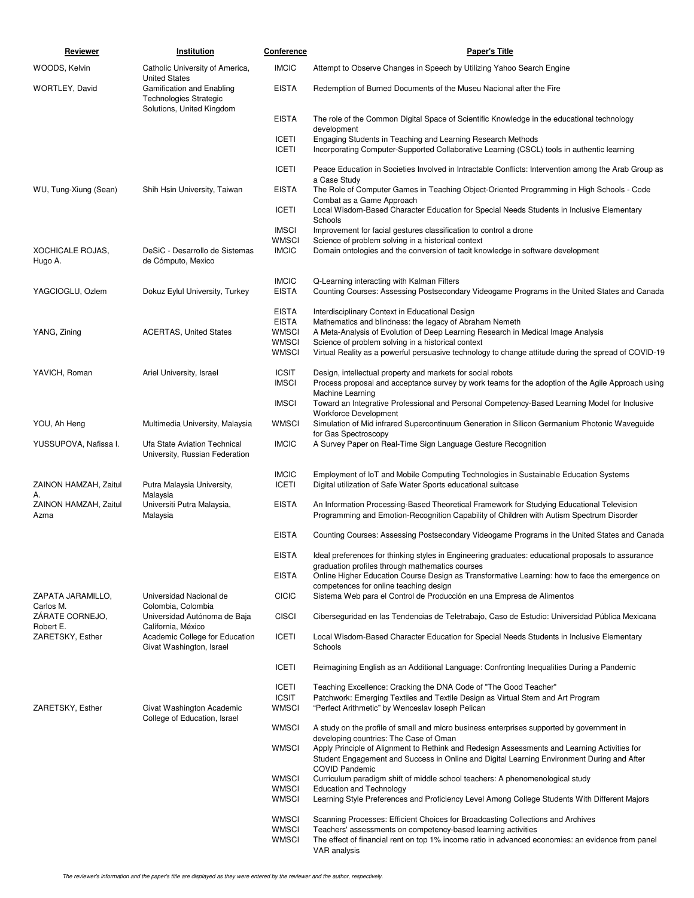| Reviewer | Institution | Conference | Paper's Title |
|---|---|---|---|
| WOODS, Kelvin | Catholic University of America, United States | IMCIC | Attempt to Observe Changes in Speech by Utilizing Yahoo Search Engine |
| WORTLEY, David | Gamification and Enabling Technologies Strategic Solutions, United Kingdom | EISTA | Redemption of Burned Documents of the Museu Nacional after the Fire |
| | | EISTA | The role of the Common Digital Space of Scientific Knowledge in the educational technology development |
| | | ICETI | Engaging Students in Teaching and Learning Research Methods |
| | | ICETI | Incorporating Computer-Supported Collaborative Learning (CSCL) tools in authentic learning |
| | | ICETI | Peace Education in Societies Involved in Intractable Conflicts: Intervention among the Arab Group as a Case Study |
| WU, Tung-Xiung (Sean) | Shih Hsin University, Taiwan | EISTA | The Role of Computer Games in Teaching Object-Oriented Programming in High Schools - Code Combat as a Game Approach |
| | | ICETI | Local Wisdom-Based Character Education for Special Needs Students in Inclusive Elementary Schools |
| | | IMSCI | Improvement for facial gestures classification to control a drone |
| | | WMSCI | Science of problem solving in a historical context |
| XOCHICALE ROJAS, Hugo A. | DeSiC - Desarrollo de Sistemas de Cómputo, Mexico | IMCIC | Domain ontologies and the conversion of tacit knowledge in software development |
| | | IMCIC | Q-Learning interacting with Kalman Filters |
| YAGCIOGLU, Ozlem | Dokuz Eylul University, Turkey | EISTA | Counting Courses: Assessing Postsecondary Videogame Programs in the United States and Canada |
| | | EISTA | Interdisciplinary Context in Educational Design |
| | | EISTA | Mathematics and blindness: the legacy of Abraham Nemeth |
| YANG, Zining | ACERTAS, United States | WMSCI | A Meta-Analysis of Evolution of Deep Learning Research in Medical Image Analysis |
| | | WMSCI | Science of problem solving in a historical context |
| | | WMSCI | Virtual Reality as a powerful persuasive technology to change attitude during the spread of COVID-19 |
| YAVICH, Roman | Ariel University, Israel | ICSIT | Design, intellectual property and markets for social robots |
| | | IMSCI | Process proposal and acceptance survey by work teams for the adoption of the Agile Approach using Machine Learning |
| | | IMSCI | Toward an Integrative Professional and Personal Competency-Based Learning Model for Inclusive Workforce Development |
| YOU, Ah Heng | Multimedia University, Malaysia | WMSCI | Simulation of Mid infrared Supercontinuum Generation in Silicon Germanium Photonic Waveguide for Gas Spectroscopy |
| YUSSUPOVA, Nafissa I. | Ufa State Aviation Technical University, Russian Federation | IMCIC | A Survey Paper on Real-Time Sign Language Gesture Recognition |
| | | IMCIC | Employment of IoT and Mobile Computing Technologies in Sustainable Education Systems |
| ZAINON HAMZAH, Zaitul A. | Putra Malaysia University, Malaysia | ICETI | Digital utilization of Safe Water Sports educational suitcase |
| ZAINON HAMZAH, Zaitul Azma | Universiti Putra Malaysia, Malaysia | EISTA | An Information Processing-Based Theoretical Framework for Studying Educational Television Programming and Emotion-Recognition Capability of Children with Autism Spectrum Disorder |
| | | EISTA | Counting Courses: Assessing Postsecondary Videogame Programs in the United States and Canada |
| | | EISTA | Ideal preferences for thinking styles in Engineering graduates: educational proposals to assurance graduation profiles through mathematics courses |
| | | EISTA | Online Higher Education Course Design as Transformative Learning: how to face the emergence on competences for online teaching design |
| ZAPATA JARAMILLO, Carlos M. | Universidad Nacional de Colombia, Colombia | CICIC | Sistema Web para el Control de Producción en una Empresa de Alimentos |
| ZÁRATE CORNEJO, Robert E. | Universidad Autónoma de Baja California, México | CISCI | Ciberseguridad en las Tendencias de Teletrabajo, Caso de Estudio: Universidad Pública Mexicana |
| ZARETSKY, Esther | Academic College for Education Givat Washington, Israel | ICETI | Local Wisdom-Based Character Education for Special Needs Students in Inclusive Elementary Schools |
| | | ICETI | Reimagining English as an Additional Language: Confronting Inequalities During a Pandemic |
| | | ICETI | Teaching Excellence: Cracking the DNA Code of "The Good Teacher" |
| | | ICSIT | Patchwork: Emerging Textiles and Textile Design as Virtual Stem and Art Program |
| ZARETSKY, Esther | Givat Washington Academic College of Education, Israel | WMSCI | “Perfect Arithmetic” by Wenceslav Ioseph Pelican |
| | | WMSCI | A study on the profile of small and micro business enterprises supported by government in developing countries: The Case of Oman |
| | | WMSCI | Apply Principle of Alignment to Rethink and Redesign Assessments and Learning Activities for Student Engagement and Success in Online and Digital Learning Environment During and After COVID Pandemic |
| | | WMSCI | Curriculum paradigm shift of middle school teachers: A phenomenological study |
| | | WMSCI | Education and Technology |
| | | WMSCI | Learning Style Preferences and Proficiency Level Among College Students With Different Majors |
| | | WMSCI | Scanning Processes: Efficient Choices for Broadcasting Collections and Archives |
| | | WMSCI | Teachers' assessments on competency-based learning activities |
| | | WMSCI | The effect of financial rent on top 1% income ratio in advanced economies: an evidence from panel VAR analysis |

*The reviewer's information and the paper's title are displayed as they were entered by the reviewer and the author, respectively.*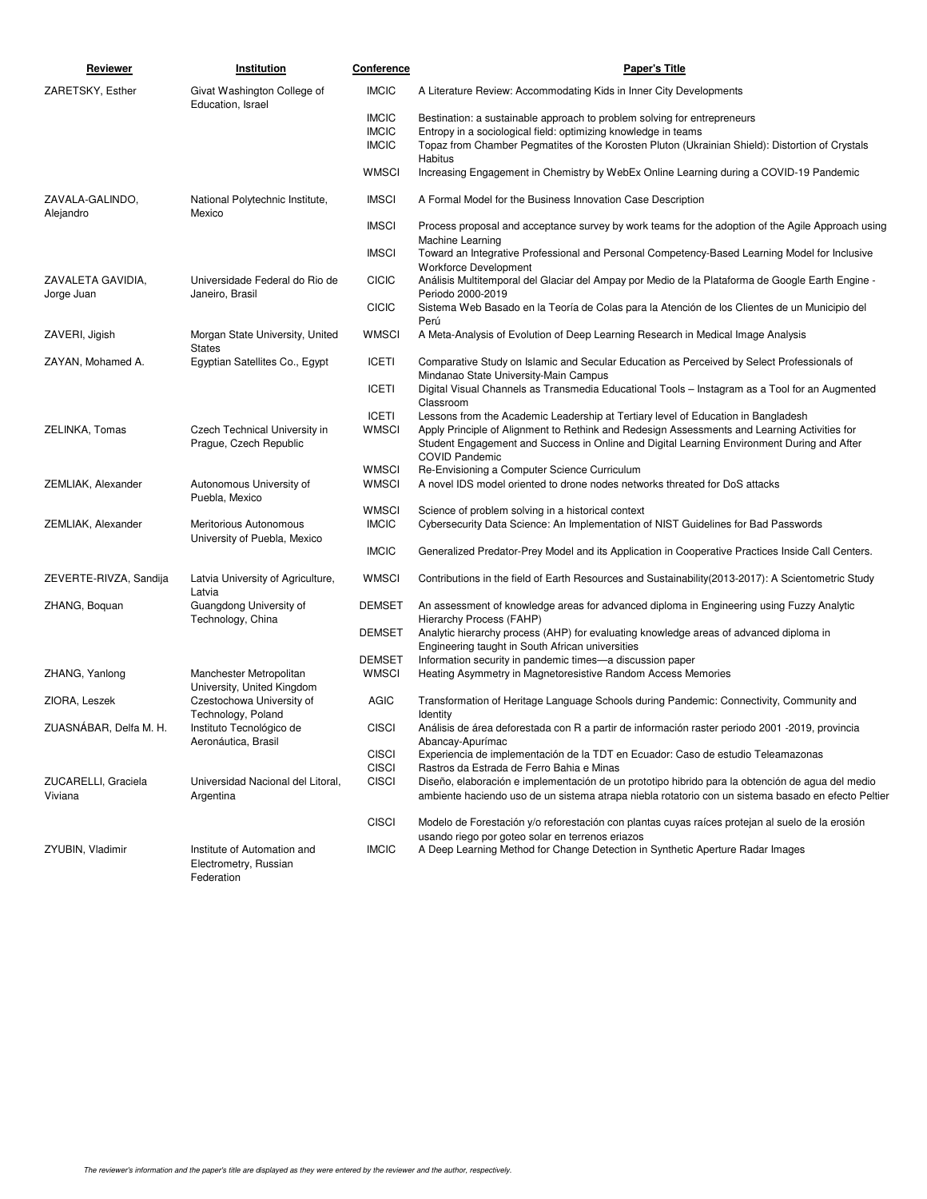| Reviewer | Institution | Conference | Paper's Title |
| --- | --- | --- | --- |
| ZARETSKY, Esther | Givat Washington College of Education, Israel | IMCIC | A Literature Review: Accommodating Kids in Inner City Developments |
| | | IMCIC | Bestination: a sustainable approach to problem solving for entrepreneurs |
| | | IMCIC | Entropy in a sociological field: optimizing knowledge in teams |
| | | IMCIC | Topaz from Chamber Pegmatites of the Korosten Pluton (Ukrainian Shield): Distortion of Crystals Habitus |
| | | WMSCI | Increasing Engagement in Chemistry by WebEx Online Learning during a COVID-19 Pandemic |
| ZAVALA-GALINDO, Alejandro | National Polytechnic Institute, Mexico | IMSCI | A Formal Model for the Business Innovation Case Description |
| | | IMSCI | Process proposal and acceptance survey by work teams for the adoption of the Agile Approach using Machine Learning |
| | | IMSCI | Toward an Integrative Professional and Personal Competency-Based Learning Model for Inclusive Workforce Development |
| ZAVALETA GAVIDIA, Jorge Juan | Universidade Federal do Rio de Janeiro, Brasil | CICIC | Análisis Multitemporal del Glaciar del Ampay por Medio de la Plataforma de Google Earth Engine - Periodo 2000-2019 |
| | | CICIC | Sistema Web Basado en la Teoría de Colas para la Atención de los Clientes de un Municipio del Perú |
| ZAVERI, Jigish | Morgan State University, United States | WMSCI | A Meta-Analysis of Evolution of Deep Learning Research in Medical Image Analysis |
| ZAYAN, Mohamed A. | Egyptian Satellites Co., Egypt | ICETI | Comparative Study on Islamic and Secular Education as Perceived by Select Professionals of Mindanao State University-Main Campus |
| | | ICETI | Digital Visual Channels as Transmedia Educational Tools – Instagram as a Tool for an Augmented Classroom |
| | | ICETI | Lessons from the Academic Leadership at Tertiary level of Education in Bangladesh |
| ZELINKA, Tomas | Czech Technical University in Prague, Czech Republic | WMSCI | Apply Principle of Alignment to Rethink and Redesign Assessments and Learning Activities for Student Engagement and Success in Online and Digital Learning Environment During and After COVID Pandemic |
| | | WMSCI | Re-Envisioning a Computer Science Curriculum |
| ZEMLIAK, Alexander | Autonomous University of Puebla, Mexico | WMSCI | A novel IDS model oriented to drone nodes networks threated for DoS attacks |
| | | WMSCI | Science of problem solving in a historical context |
| ZEMLIAK, Alexander | Meritorious Autonomous University of Puebla, Mexico | IMCIC | Cybersecurity Data Science: An Implementation of NIST Guidelines for Bad Passwords |
| | | IMCIC | Generalized Predator-Prey Model and its Application in Cooperative Practices Inside Call Centers. |
| ZEVERTE-RIVZA, Sandija | Latvia University of Agriculture, Latvia | WMSCI | Contributions in the field of Earth Resources and Sustainability(2013-2017): A Scientometric Study |
| ZHANG, Boquan | Guangdong University of Technology, China | DEMSET | An assessment of knowledge areas for advanced diploma in Engineering using Fuzzy Analytic Hierarchy Process (FAHP) |
| | | DEMSET | Analytic hierarchy process (AHP) for evaluating knowledge areas of advanced diploma in Engineering taught in South African universities |
| | | DEMSET | Information security in pandemic times—a discussion paper |
| ZHANG, Yanlong | Manchester Metropolitan University, United Kingdom | WMSCI | Heating Asymmetry in Magnetoresistive Random Access Memories |
| ZIORA, Leszek | Czestochowa University of Technology, Poland | AGIC | Transformation of Heritage Language Schools during Pandemic: Connectivity, Community and Identity |
| ZUASNÁBAR, Delfa M. H. | Instituto Tecnológico de Aeronáutica, Brasil | CISCI | Análisis de área deforestada con R a partir de información raster periodo 2001 -2019, provincia Abancay-Apurímac |
| | | CISCI | Experiencia de implementación de la TDT en Ecuador: Caso de estudio Teleamazonas |
| | | CISCI | Rastros da Estrada de Ferro Bahia e Minas |
| ZUCARELLI, Graciela Viviana | Universidad Nacional del Litoral, Argentina | CISCI | Diseño, elaboración e implementación de un prototipo hibrido para la obtención de agua del medio ambiente haciendo uso de un sistema atrapa niebla rotatorio con un sistema basado en efecto Peltier |
| | | CISCI | Modelo de Forestación y/o reforestación con plantas cuyas raíces protejan al suelo de la erosión usando riego por goteo solar en terrenos eriazos |
| ZYUBIN, Vladimir | Institute of Automation and Electrometry, Russian Federation | IMCIC | A Deep Learning Method for Change Detection in Synthetic Aperture Radar Images |

*The reviewer's information and the paper's title are displayed as they were entered by the reviewer and the author, respectively.*